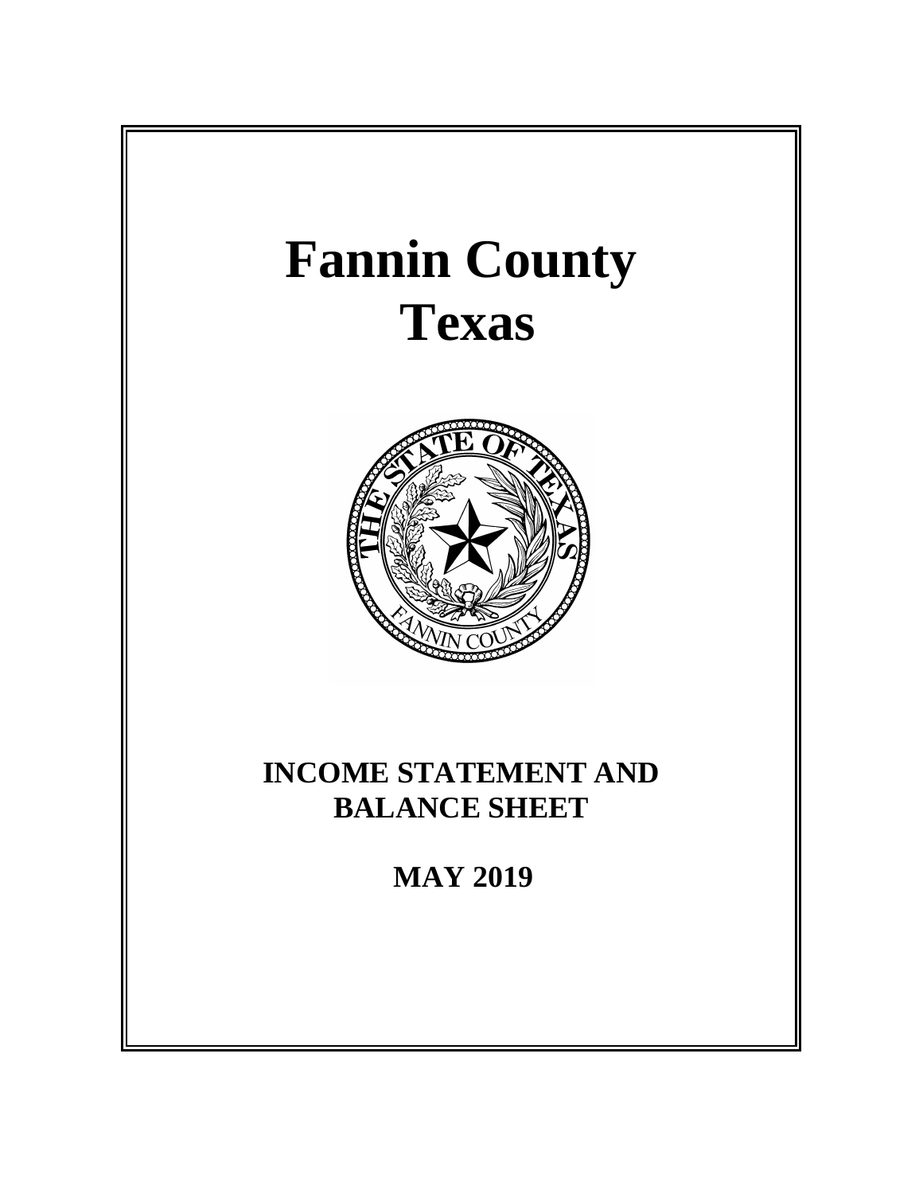# Fannin County
# Texas

## INCOME STATEMENT AND BALANCE SHEET

## MAY 2019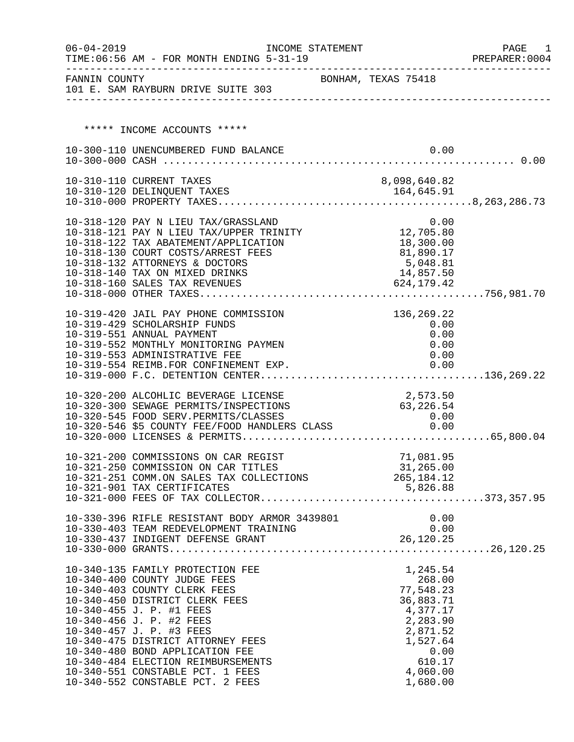INCOME STATEMENT

TIME:06:56 AM - FOR MONTH ENDING 5-31-19

FANNIN COUNTY — BONHAM, TEXAS 75418

101 E. SAM RAYBURN DRIVE SUITE 303

***** INCOME ACCOUNTS *****

| Account | Description | Amount | Total |
|---|---|---|---|
| 10-300-110 | UNENCUMBERED FUND BALANCE | 0.00 | |
| 10-300-000 | CASH | | 0.00 |
| 10-310-110 | CURRENT TAXES | 8,098,640.82 | |
| 10-310-120 | DELINQUENT TAXES | 164,645.91 | |
| 10-310-000 | PROPERTY TAXES | | 8,263,286.73 |
| 10-318-120 | PAY N LIEU TAX/GRASSLAND | 0.00 | |
| 10-318-121 | PAY N LIEU TAX/UPPER TRINITY | 12,705.80 | |
| 10-318-122 | TAX ABATEMENT/APPLICATION | 18,300.00 | |
| 10-318-130 | COURT COSTS/ARREST FEES | 81,890.17 | |
| 10-318-132 | ATTORNEYS & DOCTORS | 5,048.81 | |
| 10-318-140 | TAX ON MIXED DRINKS | 14,857.50 | |
| 10-318-160 | SALES TAX REVENUES | 624,179.42 | |
| 10-318-000 | OTHER TAXES | | 756,981.70 |
| 10-319-420 | JAIL PAY PHONE COMMISSION | 136,269.22 | |
| 10-319-429 | SCHOLARSHIP FUNDS | 0.00 | |
| 10-319-551 | ANNUAL PAYMENT | 0.00 | |
| 10-319-552 | MONTHLY MONITORING PAYMEN | 0.00 | |
| 10-319-553 | ADMINISTRATIVE FEE | 0.00 | |
| 10-319-554 | REIMB.FOR CONFINEMENT EXP. | 0.00 | |
| 10-319-000 | F.C. DETENTION CENTER | | 136,269.22 |
| 10-320-200 | ALCOHLIC BEVERAGE LICENSE | 2,573.50 | |
| 10-320-300 | SEWAGE PERMITS/INSPECTIONS | 63,226.54 | |
| 10-320-545 | FOOD SERV.PERMITS/CLASSES | 0.00 | |
| 10-320-546 | $5 COUNTY FEE/FOOD HANDLERS CLASS | 0.00 | |
| 10-320-000 | LICENSES & PERMITS | | 65,800.04 |
| 10-321-200 | COMMISSIONS ON CAR REGIST | 71,081.95 | |
| 10-321-250 | COMMISSION ON CAR TITLES | 31,265.00 | |
| 10-321-251 | COMM.ON SALES TAX COLLECTIONS | 265,184.12 | |
| 10-321-901 | TAX CERTIFICATES | 5,826.88 | |
| 10-321-000 | FEES OF TAX COLLECTOR | | 373,357.95 |
| 10-330-396 | RIFLE RESISTANT BODY ARMOR 3439801 | 0.00 | |
| 10-330-403 | TEAM REDEVELOPMENT TRAINING | 0.00 | |
| 10-330-437 | INDIGENT DEFENSE GRANT | 26,120.25 | |
| 10-330-000 | GRANTS | | 26,120.25 |
| 10-340-135 | FAMILY PROTECTION FEE | 1,245.54 | |
| 10-340-400 | COUNTY JUDGE FEES | 268.00 | |
| 10-340-403 | COUNTY CLERK FEES | 77,548.23 | |
| 10-340-450 | DISTRICT CLERK FEES | 36,883.71 | |
| 10-340-455 | J. P. #1 FEES | 4,377.17 | |
| 10-340-456 | J. P. #2 FEES | 2,283.90 | |
| 10-340-457 | J. P. #3 FEES | 2,871.52 | |
| 10-340-475 | DISTRICT ATTORNEY FEES | 1,527.64 | |
| 10-340-480 | BOND APPLICATION FEE | 0.00 | |
| 10-340-484 | ELECTION REIMBURSEMENTS | 610.17 | |
| 10-340-551 | CONSTABLE PCT. 1 FEES | 4,060.00 | |
| 10-340-552 | CONSTABLE PCT. 2 FEES | 1,680.00 | |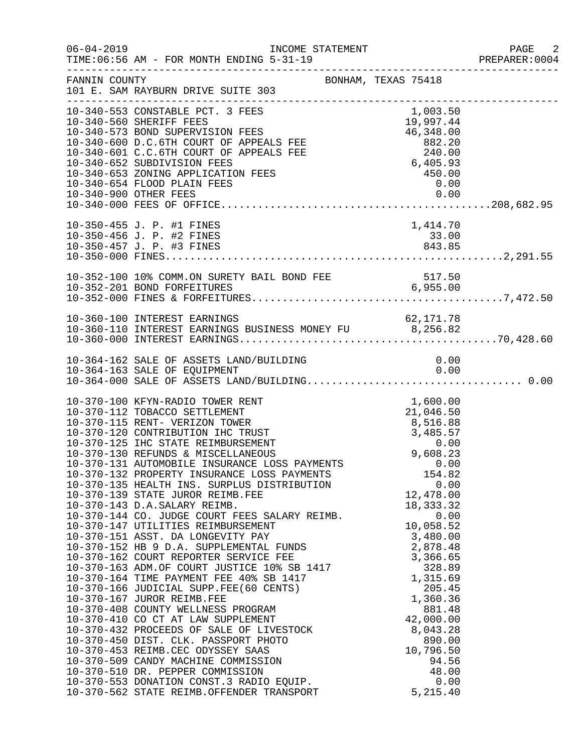FANNIN COUNTY BONHAM, TEXAS 75418
101 E. SAM RAYBURN DRIVE SUITE 303

INCOME STATEMENT — FOR MONTH ENDING 5-31-19

| Account | Description | Amount | Total |
|---|---|---|---|
| 10-340-553 | CONSTABLE PCT. 3 FEES | 1,003.50 | |
| 10-340-560 | SHERIFF FEES | 19,997.44 | |
| 10-340-573 | BOND SUPERVISION FEES | 46,348.00 | |
| 10-340-600 | D.C.6TH COURT OF APPEALS FEE | 882.20 | |
| 10-340-601 | C.C.6TH COURT OF APPEALS FEE | 240.00 | |
| 10-340-652 | SUBDIVISION FEES | 6,405.93 | |
| 10-340-653 | ZONING APPLICATION FEES | 450.00 | |
| 10-340-654 | FLOOD PLAIN FEES | 0.00 | |
| 10-340-900 | OTHER FEES | 0.00 | |
| 10-340-000 | FEES OF OFFICE | | 208,682.95 |
| 10-350-455 | J. P. #1 FINES | 1,414.70 | |
| 10-350-456 | J. P. #2 FINES | 33.00 | |
| 10-350-457 | J. P. #3 FINES | 843.85 | |
| 10-350-000 | FINES | | 2,291.55 |
| 10-352-100 | 10% COMM.ON SURETY BAIL BOND FEE | 517.50 | |
| 10-352-201 | BOND FORFEITURES | 6,955.00 | |
| 10-352-000 | FINES & FORFEITURES | | 7,472.50 |
| 10-360-100 | INTEREST EARNINGS | 62,171.78 | |
| 10-360-110 | INTEREST EARNINGS BUSINESS MONEY FU | 8,256.82 | |
| 10-360-000 | INTEREST EARNINGS | | 70,428.60 |
| 10-364-162 | SALE OF ASSETS LAND/BUILDING | 0.00 | |
| 10-364-163 | SALE OF EQUIPMENT | 0.00 | |
| 10-364-000 | SALE OF ASSETS LAND/BUILDING | | 0.00 |
| 10-370-100 | KFYN-RADIO TOWER RENT | 1,600.00 | |
| 10-370-112 | TOBACCO SETTLEMENT | 21,046.50 | |
| 10-370-115 | RENT- VERIZON TOWER | 8,516.88 | |
| 10-370-120 | CONTRIBUTION IHC TRUST | 3,485.57 | |
| 10-370-125 | IHC STATE REIMBURSEMENT | 0.00 | |
| 10-370-130 | REFUNDS & MISCELLANEOUS | 9,608.23 | |
| 10-370-131 | AUTOMOBILE INSURANCE LOSS PAYMENTS | 0.00 | |
| 10-370-132 | PROPERTY INSURANCE LOSS PAYMENTS | 154.82 | |
| 10-370-135 | HEALTH INS. SURPLUS DISTRIBUTION | 0.00 | |
| 10-370-139 | STATE JUROR REIMB.FEE | 12,478.00 | |
| 10-370-143 | D.A.SALARY REIMB. | 18,333.32 | |
| 10-370-144 | CO. JUDGE COURT FEES SALARY REIMB. | 0.00 | |
| 10-370-147 | UTILITIES REIMBURSEMENT | 10,058.52 | |
| 10-370-151 | ASST. DA LONGEVITY PAY | 3,480.00 | |
| 10-370-152 | HB 9 D.A. SUPPLEMENTAL FUNDS | 2,878.48 | |
| 10-370-162 | COURT REPORTER SERVICE FEE | 3,366.65 | |
| 10-370-163 | ADM.OF COURT JUSTICE 10% SB 1417 | 328.89 | |
| 10-370-164 | TIME PAYMENT FEE 40% SB 1417 | 1,315.69 | |
| 10-370-166 | JUDICIAL SUPP.FEE(60 CENTS) | 205.45 | |
| 10-370-167 | JUROR REIMB.FEE | 1,360.36 | |
| 10-370-408 | COUNTY WELLNESS PROGRAM | 881.48 | |
| 10-370-410 | CO CT AT LAW SUPPLEMENT | 42,000.00 | |
| 10-370-432 | PROCEEDS OF SALE OF LIVESTOCK | 8,043.28 | |
| 10-370-450 | DIST. CLK. PASSPORT PHOTO | 890.00 | |
| 10-370-453 | REIMB.CEC ODYSSEY SAAS | 10,796.50 | |
| 10-370-509 | CANDY MACHINE COMMISSION | 94.56 | |
| 10-370-510 | DR. PEPPER COMMISSION | 48.00 | |
| 10-370-553 | DONATION CONST.3 RADIO EQUIP. | 0.00 | |
| 10-370-562 | STATE REIMB.OFFENDER TRANSPORT | 5,215.40 | |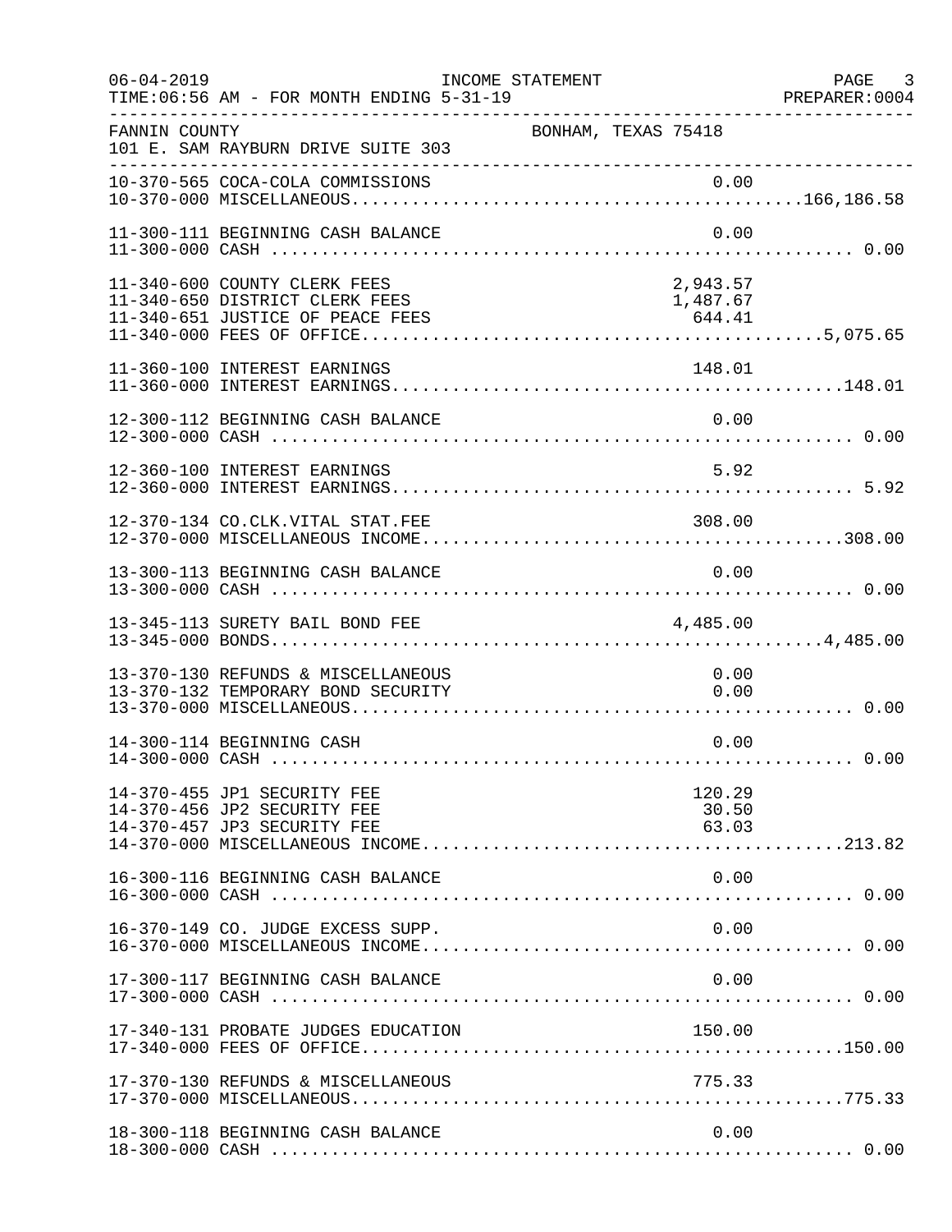06-04-2019 INCOME STATEMENT PAGE 3
TIME:06:56 AM - FOR MONTH ENDING 5-31-19 PREPARER:0004

FANNIN COUNTY BONHAM, TEXAS 75418
101 E. SAM RAYBURN DRIVE SUITE 303

| Account | Description | Amount | Total |
|---|---|---|---|
| 10-370-565 | COCA-COLA COMMISSIONS | 0.00 | |
| 10-370-000 | MISCELLANEOUS | | 166,186.58 |
| 11-300-111 | BEGINNING CASH BALANCE | 0.00 | |
| 11-300-000 | CASH | | 0.00 |
| 11-340-600 | COUNTY CLERK FEES | 2,943.57 | |
| 11-340-650 | DISTRICT CLERK FEES | 1,487.67 | |
| 11-340-651 | JUSTICE OF PEACE FEES | 644.41 | |
| 11-340-000 | FEES OF OFFICE | | 5,075.65 |
| 11-360-100 | INTEREST EARNINGS | 148.01 | |
| 11-360-000 | INTEREST EARNINGS | | 148.01 |
| 12-300-112 | BEGINNING CASH BALANCE | 0.00 | |
| 12-300-000 | CASH | | 0.00 |
| 12-360-100 | INTEREST EARNINGS | 5.92 | |
| 12-360-000 | INTEREST EARNINGS | | 5.92 |
| 12-370-134 | CO.CLK.VITAL STAT.FEE | 308.00 | |
| 12-370-000 | MISCELLANEOUS INCOME | | 308.00 |
| 13-300-113 | BEGINNING CASH BALANCE | 0.00 | |
| 13-300-000 | CASH | | 0.00 |
| 13-345-113 | SURETY BAIL BOND FEE | 4,485.00 | |
| 13-345-000 | BONDS | | 4,485.00 |
| 13-370-130 | REFUNDS & MISCELLANEOUS | 0.00 | |
| 13-370-132 | TEMPORARY BOND SECURITY | 0.00 | |
| 13-370-000 | MISCELLANEOUS | | 0.00 |
| 14-300-114 | BEGINNING CASH | 0.00 | |
| 14-300-000 | CASH | | 0.00 |
| 14-370-455 | JP1 SECURITY FEE | 120.29 | |
| 14-370-456 | JP2 SECURITY FEE | 30.50 | |
| 14-370-457 | JP3 SECURITY FEE | 63.03 | |
| 14-370-000 | MISCELLANEOUS INCOME | | 213.82 |
| 16-300-116 | BEGINNING CASH BALANCE | 0.00 | |
| 16-300-000 | CASH | | 0.00 |
| 16-370-149 | CO. JUDGE EXCESS SUPP. | 0.00 | |
| 16-370-000 | MISCELLANEOUS INCOME | | 0.00 |
| 17-300-117 | BEGINNING CASH BALANCE | 0.00 | |
| 17-300-000 | CASH | | 0.00 |
| 17-340-131 | PROBATE JUDGES EDUCATION | 150.00 | |
| 17-340-000 | FEES OF OFFICE | | 150.00 |
| 17-370-130 | REFUNDS & MISCELLANEOUS | 775.33 | |
| 17-370-000 | MISCELLANEOUS | | 775.33 |
| 18-300-118 | BEGINNING CASH BALANCE | 0.00 | |
| 18-300-000 | CASH | | 0.00 |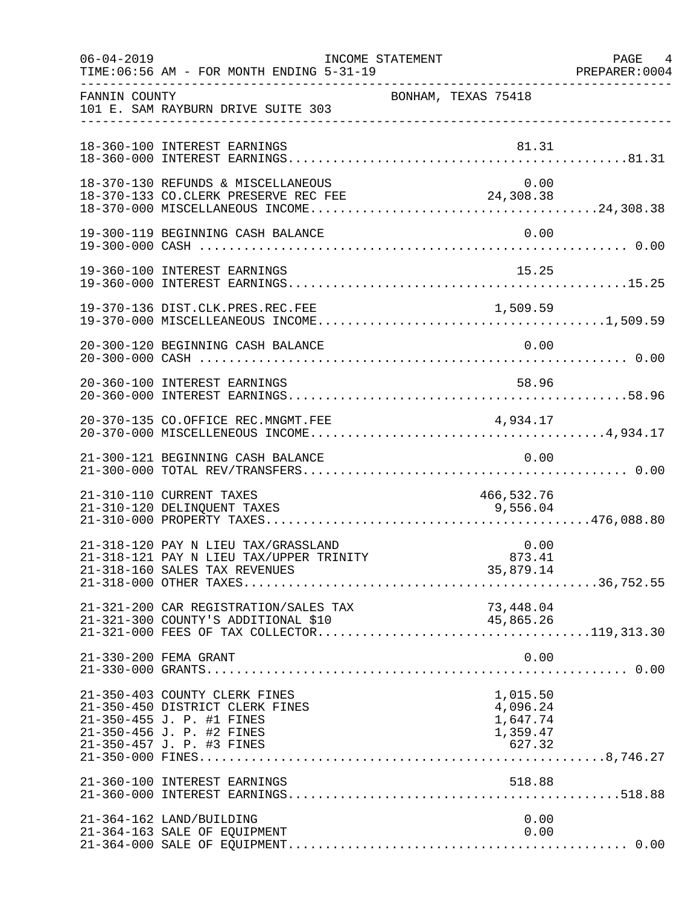06-04-2019 INCOME STATEMENT
TIME:06:56 AM - FOR MONTH ENDING 5-31-19 PREPARER:0004

FANNIN COUNTY BONHAM, TEXAS 75418
101 E. SAM RAYBURN DRIVE SUITE 303

| Account | Description | Amount | Total |
|---|---|---|---|
| 18-360-100 | INTEREST EARNINGS | 81.31 | |
| 18-360-000 | INTEREST EARNINGS | | 81.31 |
| 18-370-130 | REFUNDS & MISCELLANEOUS | 0.00 | |
| 18-370-133 | CO.CLERK PRESERVE REC FEE | 24,308.38 | |
| 18-370-000 | MISCELLANEOUS INCOME | | 24,308.38 |
| 19-300-119 | BEGINNING CASH BALANCE | 0.00 | |
| 19-300-000 | CASH | | 0.00 |
| 19-360-100 | INTEREST EARNINGS | 15.25 | |
| 19-360-000 | INTEREST EARNINGS | | 15.25 |
| 19-370-136 | DIST.CLK.PRES.REC.FEE | 1,509.59 | |
| 19-370-000 | MISCELLEANEOUS INCOME | | 1,509.59 |
| 20-300-120 | BEGINNING CASH BALANCE | 0.00 | |
| 20-300-000 | CASH | | 0.00 |
| 20-360-100 | INTEREST EARNINGS | 58.96 | |
| 20-360-000 | INTEREST EARNINGS | | 58.96 |
| 20-370-135 | CO.OFFICE REC.MNGMT.FEE | 4,934.17 | |
| 20-370-000 | MISCELLENEOUS INCOME | | 4,934.17 |
| 21-300-121 | BEGINNING CASH BALANCE | 0.00 | |
| 21-300-000 | TOTAL REV/TRANSFERS | | 0.00 |
| 21-310-110 | CURRENT TAXES | 466,532.76 | |
| 21-310-120 | DELINQUENT TAXES | 9,556.04 | |
| 21-310-000 | PROPERTY TAXES | | 476,088.80 |
| 21-318-120 | PAY N LIEU TAX/GRASSLAND | 0.00 | |
| 21-318-121 | PAY N LIEU TAX/UPPER TRINITY | 873.41 | |
| 21-318-160 | SALES TAX REVENUES | 35,879.14 | |
| 21-318-000 | OTHER TAXES | | 36,752.55 |
| 21-321-200 | CAR REGISTRATION/SALES TAX | 73,448.04 | |
| 21-321-300 | COUNTY'S ADDITIONAL $10 | 45,865.26 | |
| 21-321-000 | FEES OF TAX COLLECTOR | | 119,313.30 |
| 21-330-200 | FEMA GRANT | 0.00 | |
| 21-330-000 | GRANTS | | 0.00 |
| 21-350-403 | COUNTY CLERK FINES | 1,015.50 | |
| 21-350-450 | DISTRICT CLERK FINES | 4,096.24 | |
| 21-350-455 | J. P. #1 FINES | 1,647.74 | |
| 21-350-456 | J. P. #2 FINES | 1,359.47 | |
| 21-350-457 | J. P. #3 FINES | 627.32 | |
| 21-350-000 | FINES | | 8,746.27 |
| 21-360-100 | INTEREST EARNINGS | 518.88 | |
| 21-360-000 | INTEREST EARNINGS | | 518.88 |
| 21-364-162 | LAND/BUILDING | 0.00 | |
| 21-364-163 | SALE OF EQUIPMENT | 0.00 | |
| 21-364-000 | SALE OF EQUIPMENT | | 0.00 |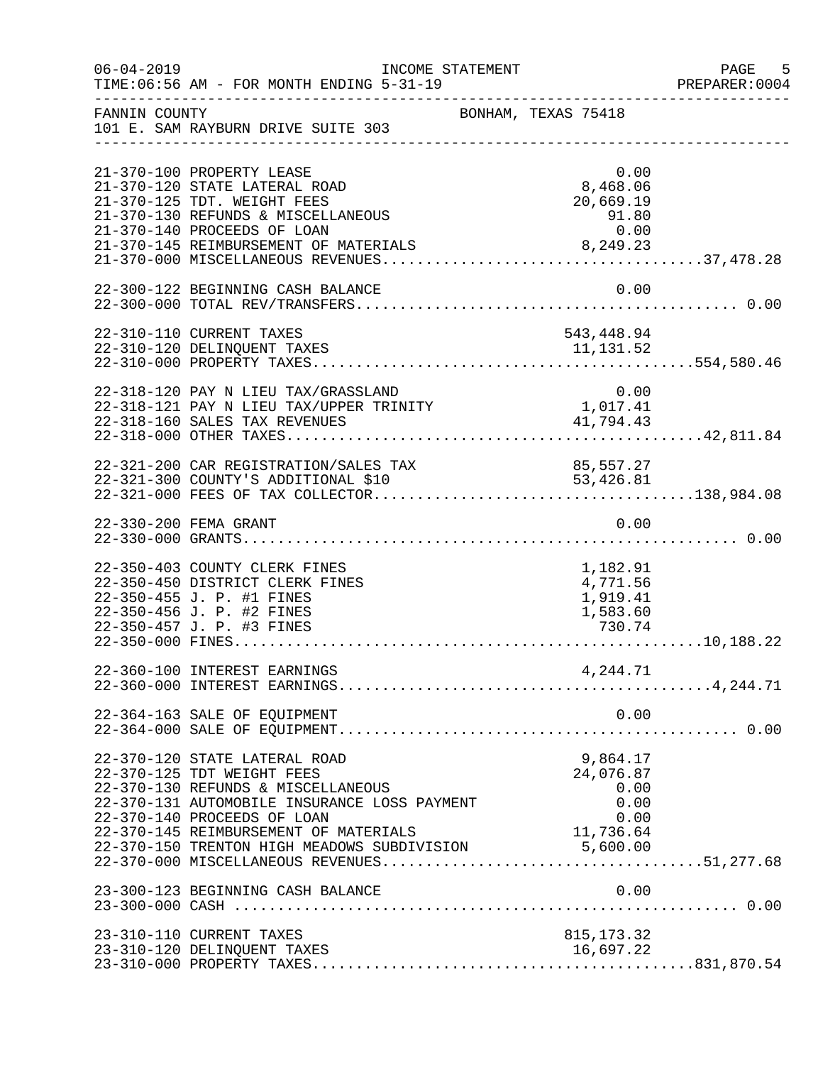INCOME STATEMENT

TIME:06:56 AM - FOR MONTH ENDING 5-31-19

FANNIN COUNTY — BONHAM, TEXAS 75418

101 E. SAM RAYBURN DRIVE SUITE 303

| Account | Description | Amount | Total |
|---|---|---|---|
| 21-370-100 | PROPERTY LEASE | 0.00 | |
| 21-370-120 | STATE LATERAL ROAD | 8,468.06 | |
| 21-370-125 | TDT. WEIGHT FEES | 20,669.19 | |
| 21-370-130 | REFUNDS & MISCELLANEOUS | 91.80 | |
| 21-370-140 | PROCEEDS OF LOAN | 0.00 | |
| 21-370-145 | REIMBURSEMENT OF MATERIALS | 8,249.23 | |
| 21-370-000 | MISCELLANEOUS REVENUES | | 37,478.28 |
| 22-300-122 | BEGINNING CASH BALANCE | 0.00 | |
| 22-300-000 | TOTAL REV/TRANSFERS | | 0.00 |
| 22-310-110 | CURRENT TAXES | 543,448.94 | |
| 22-310-120 | DELINQUENT TAXES | 11,131.52 | |
| 22-310-000 | PROPERTY TAXES | | 554,580.46 |
| 22-318-120 | PAY N LIEU TAX/GRASSLAND | 0.00 | |
| 22-318-121 | PAY N LIEU TAX/UPPER TRINITY | 1,017.41 | |
| 22-318-160 | SALES TAX REVENUES | 41,794.43 | |
| 22-318-000 | OTHER TAXES | | 42,811.84 |
| 22-321-200 | CAR REGISTRATION/SALES TAX | 85,557.27 | |
| 22-321-300 | COUNTY'S ADDITIONAL $10 | 53,426.81 | |
| 22-321-000 | FEES OF TAX COLLECTOR | | 138,984.08 |
| 22-330-200 | FEMA GRANT | 0.00 | |
| 22-330-000 | GRANTS | | 0.00 |
| 22-350-403 | COUNTY CLERK FINES | 1,182.91 | |
| 22-350-450 | DISTRICT CLERK FINES | 4,771.56 | |
| 22-350-455 | J. P. #1 FINES | 1,919.41 | |
| 22-350-456 | J. P. #2 FINES | 1,583.60 | |
| 22-350-457 | J. P. #3 FINES | 730.74 | |
| 22-350-000 | FINES | | 10,188.22 |
| 22-360-100 | INTEREST EARNINGS | 4,244.71 | |
| 22-360-000 | INTEREST EARNINGS | | 4,244.71 |
| 22-364-163 | SALE OF EQUIPMENT | 0.00 | |
| 22-364-000 | SALE OF EQUIPMENT | | 0.00 |
| 22-370-120 | STATE LATERAL ROAD | 9,864.17 | |
| 22-370-125 | TDT WEIGHT FEES | 24,076.87 | |
| 22-370-130 | REFUNDS & MISCELLANEOUS | 0.00 | |
| 22-370-131 | AUTOMOBILE INSURANCE LOSS PAYMENT | 0.00 | |
| 22-370-140 | PROCEEDS OF LOAN | 0.00 | |
| 22-370-145 | REIMBURSEMENT OF MATERIALS | 11,736.64 | |
| 22-370-150 | TRENTON HIGH MEADOWS SUBDIVISION | 5,600.00 | |
| 22-370-000 | MISCELLANEOUS REVENUES | | 51,277.68 |
| 23-300-123 | BEGINNING CASH BALANCE | 0.00 | |
| 23-300-000 | CASH | | 0.00 |
| 23-310-110 | CURRENT TAXES | 815,173.32 | |
| 23-310-120 | DELINQUENT TAXES | 16,697.22 | |
| 23-310-000 | PROPERTY TAXES | | 831,870.54 |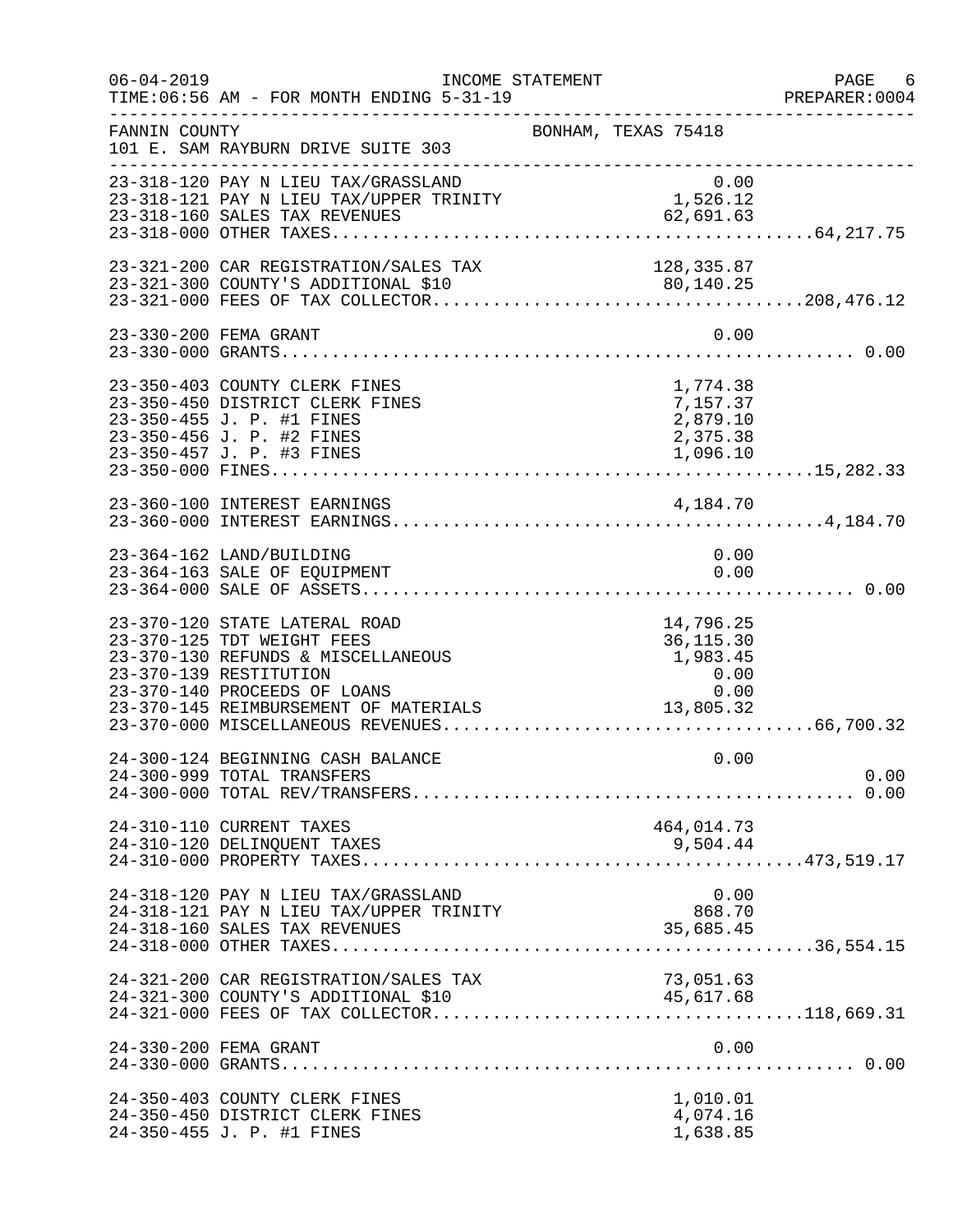FANNIN COUNTY BONHAM, TEXAS 75418
101 E. SAM RAYBURN DRIVE SUITE 303

INCOME STATEMENT — TIME:06:56 AM - FOR MONTH ENDING 5-31-19

| Account | Description | Amount | Total |
|---|---|---|---|
| 23-318-120 | PAY N LIEU TAX/GRASSLAND | 0.00 | |
| 23-318-121 | PAY N LIEU TAX/UPPER TRINITY | 1,526.12 | |
| 23-318-160 | SALES TAX REVENUES | 62,691.63 | |
| 23-318-000 | OTHER TAXES | | 64,217.75 |
| 23-321-200 | CAR REGISTRATION/SALES TAX | 128,335.87 | |
| 23-321-300 | COUNTY'S ADDITIONAL $10 | 80,140.25 | |
| 23-321-000 | FEES OF TAX COLLECTOR | | 208,476.12 |
| 23-330-200 | FEMA GRANT | 0.00 | |
| 23-330-000 | GRANTS | | 0.00 |
| 23-350-403 | COUNTY CLERK FINES | 1,774.38 | |
| 23-350-450 | DISTRICT CLERK FINES | 7,157.37 | |
| 23-350-455 | J. P. #1 FINES | 2,879.10 | |
| 23-350-456 | J. P. #2 FINES | 2,375.38 | |
| 23-350-457 | J. P. #3 FINES | 1,096.10 | |
| 23-350-000 | FINES | | 15,282.33 |
| 23-360-100 | INTEREST EARNINGS | 4,184.70 | |
| 23-360-000 | INTEREST EARNINGS | | 4,184.70 |
| 23-364-162 | LAND/BUILDING | 0.00 | |
| 23-364-163 | SALE OF EQUIPMENT | 0.00 | |
| 23-364-000 | SALE OF ASSETS | | 0.00 |
| 23-370-120 | STATE LATERAL ROAD | 14,796.25 | |
| 23-370-125 | TDT WEIGHT FEES | 36,115.30 | |
| 23-370-130 | REFUNDS & MISCELLANEOUS | 1,983.45 | |
| 23-370-139 | RESTITUTION | 0.00 | |
| 23-370-140 | PROCEEDS OF LOANS | 0.00 | |
| 23-370-145 | REIMBURSEMENT OF MATERIALS | 13,805.32 | |
| 23-370-000 | MISCELLANEOUS REVENUES | | 66,700.32 |
| 24-300-124 | BEGINNING CASH BALANCE | 0.00 | |
| 24-300-999 | TOTAL TRANSFERS | | 0.00 |
| 24-300-000 | TOTAL REV/TRANSFERS | | 0.00 |
| 24-310-110 | CURRENT TAXES | 464,014.73 | |
| 24-310-120 | DELINQUENT TAXES | 9,504.44 | |
| 24-310-000 | PROPERTY TAXES | | 473,519.17 |
| 24-318-120 | PAY N LIEU TAX/GRASSLAND | 0.00 | |
| 24-318-121 | PAY N LIEU TAX/UPPER TRINITY | 868.70 | |
| 24-318-160 | SALES TAX REVENUES | 35,685.45 | |
| 24-318-000 | OTHER TAXES | | 36,554.15 |
| 24-321-200 | CAR REGISTRATION/SALES TAX | 73,051.63 | |
| 24-321-300 | COUNTY'S ADDITIONAL $10 | 45,617.68 | |
| 24-321-000 | FEES OF TAX COLLECTOR | | 118,669.31 |
| 24-330-200 | FEMA GRANT | 0.00 | |
| 24-330-000 | GRANTS | | 0.00 |
| 24-350-403 | COUNTY CLERK FINES | 1,010.01 | |
| 24-350-450 | DISTRICT CLERK FINES | 4,074.16 | |
| 24-350-455 | J. P. #1 FINES | 1,638.85 | |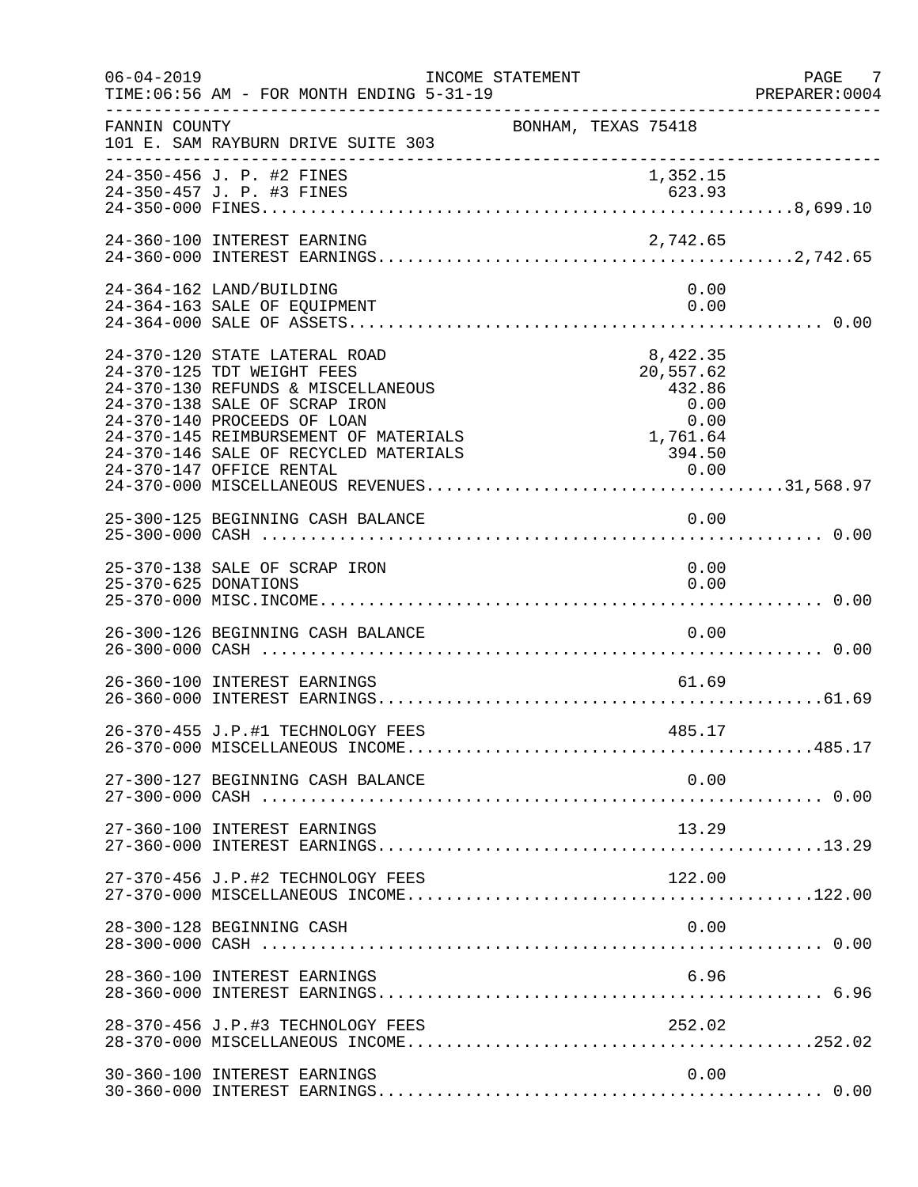06-04-2019 INCOME STATEMENT
TIME:06:56 AM - FOR MONTH ENDING 5-31-19 PREPARER:0004

FANNIN COUNTY BONHAM, TEXAS 75418
101 E. SAM RAYBURN DRIVE SUITE 303

| Account | Description | Amount | Total |
|---|---|---|---|
| 24-350-456 | J. P. #2 FINES | 1,352.15 | |
| 24-350-457 | J. P. #3 FINES | 623.93 | |
| 24-350-000 | FINES | | 8,699.10 |
| 24-360-100 | INTEREST EARNING | 2,742.65 | |
| 24-360-000 | INTEREST EARNINGS | | 2,742.65 |
| 24-364-162 | LAND/BUILDING | 0.00 | |
| 24-364-163 | SALE OF EQUIPMENT | 0.00 | |
| 24-364-000 | SALE OF ASSETS | | 0.00 |
| 24-370-120 | STATE LATERAL ROAD | 8,422.35 | |
| 24-370-125 | TDT WEIGHT FEES | 20,557.62 | |
| 24-370-130 | REFUNDS & MISCELLANEOUS | 432.86 | |
| 24-370-138 | SALE OF SCRAP IRON | 0.00 | |
| 24-370-140 | PROCEEDS OF LOAN | 0.00 | |
| 24-370-145 | REIMBURSEMENT OF MATERIALS | 1,761.64 | |
| 24-370-146 | SALE OF RECYCLED MATERIALS | 394.50 | |
| 24-370-147 | OFFICE RENTAL | 0.00 | |
| 24-370-000 | MISCELLANEOUS REVENUES | | 31,568.97 |
| 25-300-125 | BEGINNING CASH BALANCE | 0.00 | |
| 25-300-000 | CASH | | 0.00 |
| 25-370-138 | SALE OF SCRAP IRON | 0.00 | |
| 25-370-625 | DONATIONS | 0.00 | |
| 25-370-000 | MISC.INCOME | | 0.00 |
| 26-300-126 | BEGINNING CASH BALANCE | 0.00 | |
| 26-300-000 | CASH | | 0.00 |
| 26-360-100 | INTEREST EARNINGS | 61.69 | |
| 26-360-000 | INTEREST EARNINGS | | 61.69 |
| 26-370-455 | J.P.#1 TECHNOLOGY FEES | 485.17 | |
| 26-370-000 | MISCELLANEOUS INCOME | | 485.17 |
| 27-300-127 | BEGINNING CASH BALANCE | 0.00 | |
| 27-300-000 | CASH | | 0.00 |
| 27-360-100 | INTEREST EARNINGS | 13.29 | |
| 27-360-000 | INTEREST EARNINGS | | 13.29 |
| 27-370-456 | J.P.#2 TECHNOLOGY FEES | 122.00 | |
| 27-370-000 | MISCELLANEOUS INCOME | | 122.00 |
| 28-300-128 | BEGINNING CASH | 0.00 | |
| 28-300-000 | CASH | | 0.00 |
| 28-360-100 | INTEREST EARNINGS | 6.96 | |
| 28-360-000 | INTEREST EARNINGS | | 6.96 |
| 28-370-456 | J.P.#3 TECHNOLOGY FEES | 252.02 | |
| 28-370-000 | MISCELLANEOUS INCOME | | 252.02 |
| 30-360-100 | INTEREST EARNINGS | 0.00 | |
| 30-360-000 | INTEREST EARNINGS | | 0.00 |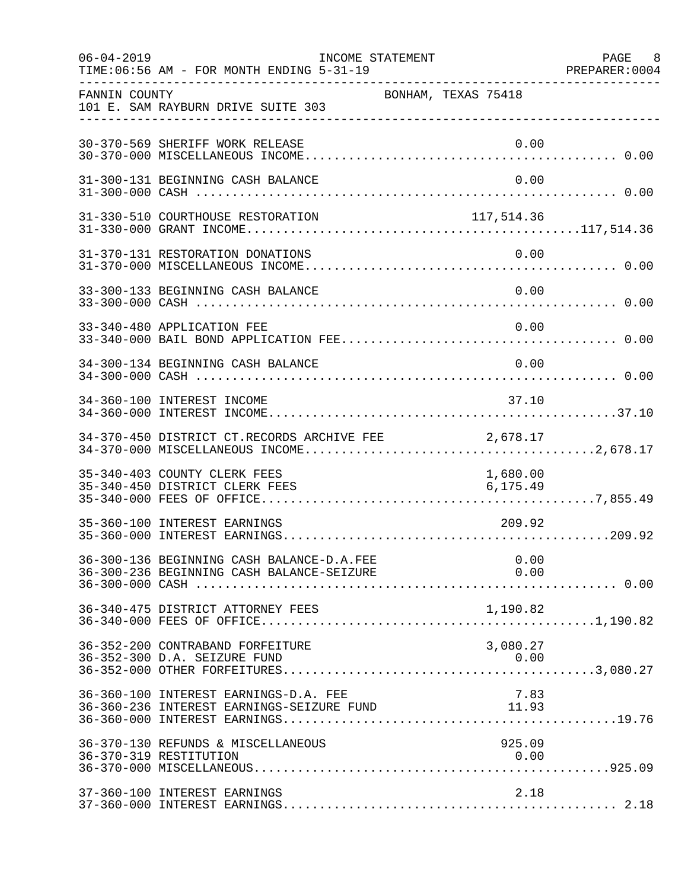06-04-2019 INCOME STATEMENT
TIME:06:56 AM - FOR MONTH ENDING 5-31-19 PREPARER:0004

FANNIN COUNTY BONHAM, TEXAS 75418
101 E. SAM RAYBURN DRIVE SUITE 303

| Account | Description | Amount | Total |
|---|---|---|---|
| 30-370-569 | SHERIFF WORK RELEASE | 0.00 | |
| 30-370-000 | MISCELLANEOUS INCOME | | 0.00 |
| 31-300-131 | BEGINNING CASH BALANCE | 0.00 | |
| 31-300-000 | CASH | | 0.00 |
| 31-330-510 | COURTHOUSE RESTORATION | 117,514.36 | |
| 31-330-000 | GRANT INCOME | | 117,514.36 |
| 31-370-131 | RESTORATION DONATIONS | 0.00 | |
| 31-370-000 | MISCELLANEOUS INCOME | | 0.00 |
| 33-300-133 | BEGINNING CASH BALANCE | 0.00 | |
| 33-300-000 | CASH | | 0.00 |
| 33-340-480 | APPLICATION FEE | 0.00 | |
| 33-340-000 | BAIL BOND APPLICATION FEE | | 0.00 |
| 34-300-134 | BEGINNING CASH BALANCE | 0.00 | |
| 34-300-000 | CASH | | 0.00 |
| 34-360-100 | INTEREST INCOME | 37.10 | |
| 34-360-000 | INTEREST INCOME | | 37.10 |
| 34-370-450 | DISTRICT CT.RECORDS ARCHIVE FEE | 2,678.17 | |
| 34-370-000 | MISCELLANEOUS INCOME | | 2,678.17 |
| 35-340-403 | COUNTY CLERK FEES | 1,680.00 | |
| 35-340-450 | DISTRICT CLERK FEES | 6,175.49 | |
| 35-340-000 | FEES OF OFFICE | | 7,855.49 |
| 35-360-100 | INTEREST EARNINGS | 209.92 | |
| 35-360-000 | INTEREST EARNINGS | | 209.92 |
| 36-300-136 | BEGINNING CASH BALANCE-D.A.FEE | 0.00 | |
| 36-300-236 | BEGINNING CASH BALANCE-SEIZURE | 0.00 | |
| 36-300-000 | CASH | | 0.00 |
| 36-340-475 | DISTRICT ATTORNEY FEES | 1,190.82 | |
| 36-340-000 | FEES OF OFFICE | | 1,190.82 |
| 36-352-200 | CONTRABAND FORFEITURE | 3,080.27 | |
| 36-352-300 | D.A. SEIZURE FUND | 0.00 | |
| 36-352-000 | OTHER FORFEITURES | | 3,080.27 |
| 36-360-100 | INTEREST EARNINGS-D.A. FEE | 7.83 | |
| 36-360-236 | INTEREST EARNINGS-SEIZURE FUND | 11.93 | |
| 36-360-000 | INTEREST EARNINGS | | 19.76 |
| 36-370-130 | REFUNDS & MISCELLANEOUS | 925.09 | |
| 36-370-319 | RESTITUTION | 0.00 | |
| 36-370-000 | MISCELLANEOUS | | 925.09 |
| 37-360-100 | INTEREST EARNINGS | 2.18 | |
| 37-360-000 | INTEREST EARNINGS | | 2.18 |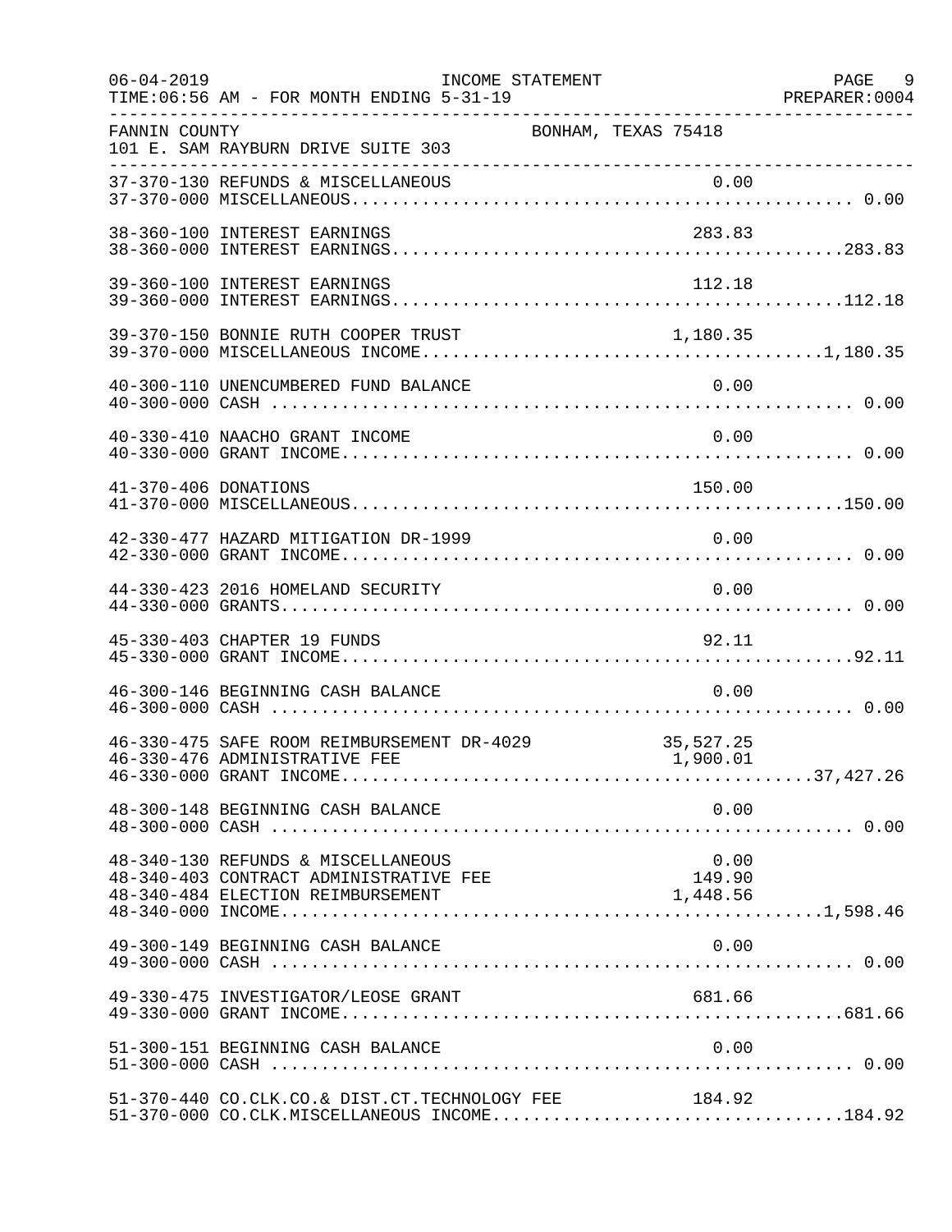FANNIN COUNTY BONHAM, TEXAS 75418

101 E. SAM RAYBURN DRIVE SUITE 303

INCOME STATEMENT

TIME:06:56 AM - FOR MONTH ENDING 5-31-19

| Account | Description | Amount | Total |
|---|---|---|---|
| 37-370-130 | REFUNDS & MISCELLANEOUS | 0.00 | |
| 37-370-000 | MISCELLANEOUS | | 0.00 |
| 38-360-100 | INTEREST EARNINGS | 283.83 | |
| 38-360-000 | INTEREST EARNINGS | | 283.83 |
| 39-360-100 | INTEREST EARNINGS | 112.18 | |
| 39-360-000 | INTEREST EARNINGS | | 112.18 |
| 39-370-150 | BONNIE RUTH COOPER TRUST | 1,180.35 | |
| 39-370-000 | MISCELLANEOUS INCOME | | 1,180.35 |
| 40-300-110 | UNENCUMBERED FUND BALANCE | 0.00 | |
| 40-300-000 | CASH | | 0.00 |
| 40-330-410 | NAACHO GRANT INCOME | 0.00 | |
| 40-330-000 | GRANT INCOME | | 0.00 |
| 41-370-406 | DONATIONS | 150.00 | |
| 41-370-000 | MISCELLANEOUS | | 150.00 |
| 42-330-477 | HAZARD MITIGATION DR-1999 | 0.00 | |
| 42-330-000 | GRANT INCOME | | 0.00 |
| 44-330-423 | 2016 HOMELAND SECURITY | 0.00 | |
| 44-330-000 | GRANTS | | 0.00 |
| 45-330-403 | CHAPTER 19 FUNDS | 92.11 | |
| 45-330-000 | GRANT INCOME | | 92.11 |
| 46-300-146 | BEGINNING CASH BALANCE | 0.00 | |
| 46-300-000 | CASH | | 0.00 |
| 46-330-475 | SAFE ROOM REIMBURSEMENT DR-4029 | 35,527.25 | |
| 46-330-476 | ADMINISTRATIVE FEE | 1,900.01 | |
| 46-330-000 | GRANT INCOME | | 37,427.26 |
| 48-300-148 | BEGINNING CASH BALANCE | 0.00 | |
| 48-300-000 | CASH | | 0.00 |
| 48-340-130 | REFUNDS & MISCELLANEOUS | 0.00 | |
| 48-340-403 | CONTRACT ADMINISTRATIVE FEE | 149.90 | |
| 48-340-484 | ELECTION REIMBURSEMENT | 1,448.56 | |
| 48-340-000 | INCOME | | 1,598.46 |
| 49-300-149 | BEGINNING CASH BALANCE | 0.00 | |
| 49-300-000 | CASH | | 0.00 |
| 49-330-475 | INVESTIGATOR/LEOSE GRANT | 681.66 | |
| 49-330-000 | GRANT INCOME | | 681.66 |
| 51-300-151 | BEGINNING CASH BALANCE | 0.00 | |
| 51-300-000 | CASH | | 0.00 |
| 51-370-440 | CO.CLK.CO.& DIST.CT.TECHNOLOGY FEE | 184.92 | |
| 51-370-000 | CO.CLK.MISCELLANEOUS INCOME | | 184.92 |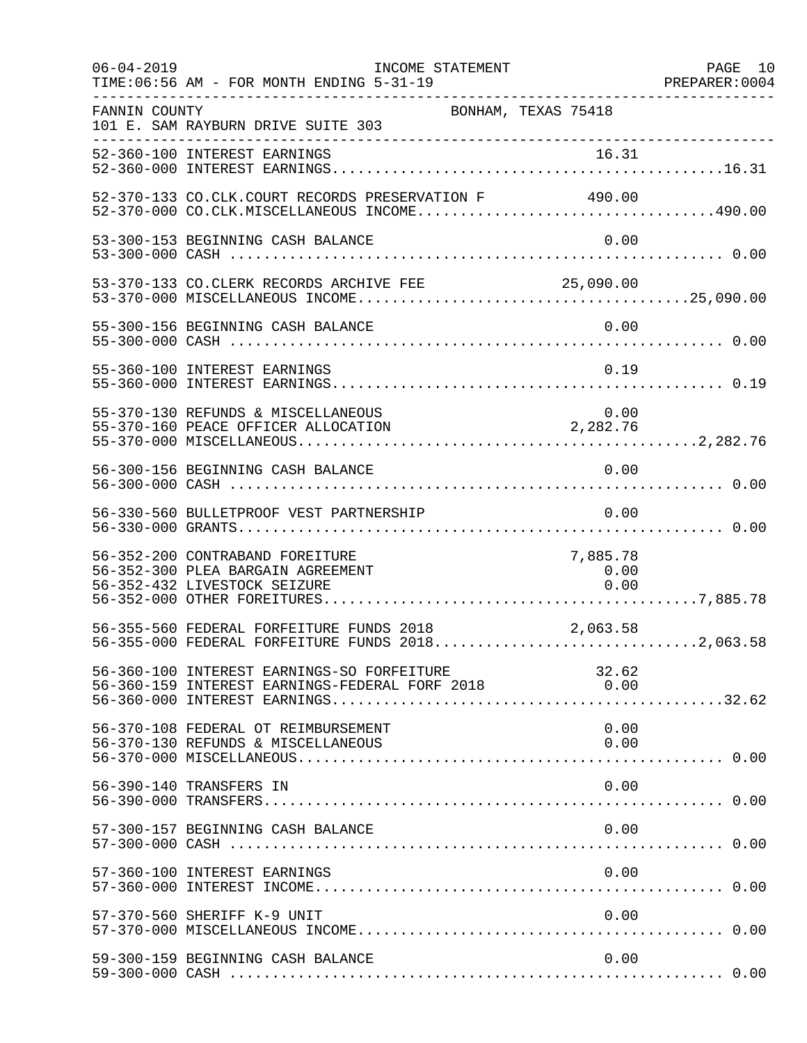FANNIN COUNTY BONHAM, TEXAS 75418
101 E. SAM RAYBURN DRIVE SUITE 303

| Account | Description | Amount | Total |
|---|---|---|---|
| 52-360-100 | INTEREST EARNINGS | 16.31 | |
| 52-360-000 | INTEREST EARNINGS | | 16.31 |
| 52-370-133 | CO.CLK.COURT RECORDS PRESERVATION F | 490.00 | |
| 52-370-000 | CO.CLK.MISCELLANEOUS INCOME | | 490.00 |
| 53-300-153 | BEGINNING CASH BALANCE | 0.00 | |
| 53-300-000 | CASH | | 0.00 |
| 53-370-133 | CO.CLERK RECORDS ARCHIVE FEE | 25,090.00 | |
| 53-370-000 | MISCELLANEOUS INCOME | | 25,090.00 |
| 55-300-156 | BEGINNING CASH BALANCE | 0.00 | |
| 55-300-000 | CASH | | 0.00 |
| 55-360-100 | INTEREST EARNINGS | 0.19 | |
| 55-360-000 | INTEREST EARNINGS | | 0.19 |
| 55-370-130 | REFUNDS & MISCELLANEOUS | 0.00 | |
| 55-370-160 | PEACE OFFICER ALLOCATION | 2,282.76 | |
| 55-370-000 | MISCELLANEOUS | | 2,282.76 |
| 56-300-156 | BEGINNING CASH BALANCE | 0.00 | |
| 56-300-000 | CASH | | 0.00 |
| 56-330-560 | BULLETPROOF VEST PARTNERSHIP | 0.00 | |
| 56-330-000 | GRANTS | | 0.00 |
| 56-352-200 | CONTRABAND FOREITURE | 7,885.78 | |
| 56-352-300 | PLEA BARGAIN AGREEMENT | 0.00 | |
| 56-352-432 | LIVESTOCK SEIZURE | 0.00 | |
| 56-352-000 | OTHER FOREITURES | | 7,885.78 |
| 56-355-560 | FEDERAL FORFEITURE FUNDS 2018 | 2,063.58 | |
| 56-355-000 | FEDERAL FORFEITURE FUNDS 2018 | | 2,063.58 |
| 56-360-100 | INTEREST EARNINGS-SO FORFEITURE | 32.62 | |
| 56-360-159 | INTEREST EARNINGS-FEDERAL FORF 2018 | 0.00 | |
| 56-360-000 | INTEREST EARNINGS | | 32.62 |
| 56-370-108 | FEDERAL OT REIMBURSEMENT | 0.00 | |
| 56-370-130 | REFUNDS & MISCELLANEOUS | 0.00 | |
| 56-370-000 | MISCELLANEOUS | | 0.00 |
| 56-390-140 | TRANSFERS IN | 0.00 | |
| 56-390-000 | TRANSFERS | | 0.00 |
| 57-300-157 | BEGINNING CASH BALANCE | 0.00 | |
| 57-300-000 | CASH | | 0.00 |
| 57-360-100 | INTEREST EARNINGS | 0.00 | |
| 57-360-000 | INTEREST INCOME | | 0.00 |
| 57-370-560 | SHERIFF K-9 UNIT | 0.00 | |
| 57-370-000 | MISCELLANEOUS INCOME | | 0.00 |
| 59-300-159 | BEGINNING CASH BALANCE | 0.00 | |
| 59-300-000 | CASH | | 0.00 |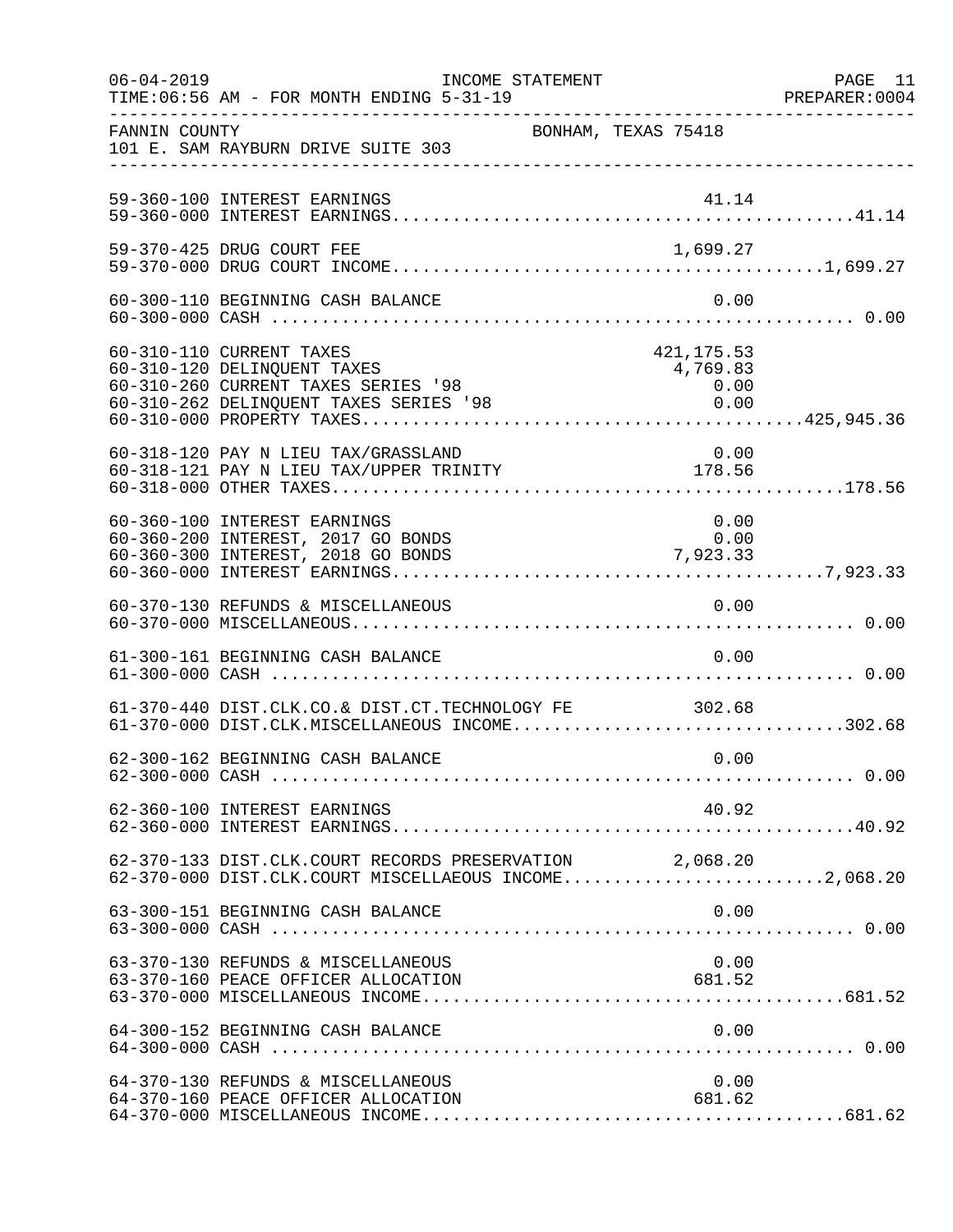FANNIN COUNTY BONHAM, TEXAS 75418
101 E. SAM RAYBURN DRIVE SUITE 303

INCOME STATEMENT
TIME:06:56 AM - FOR MONTH ENDING 5-31-19

| Account | Description | Amount | Total |
|---|---|---|---|
| 59-360-100 | INTEREST EARNINGS | 41.14 | |
| 59-360-000 | INTEREST EARNINGS | | 41.14 |
| 59-370-425 | DRUG COURT FEE | 1,699.27 | |
| 59-370-000 | DRUG COURT INCOME | | 1,699.27 |
| 60-300-110 | BEGINNING CASH BALANCE | 0.00 | |
| 60-300-000 | CASH | | 0.00 |
| 60-310-110 | CURRENT TAXES | 421,175.53 | |
| 60-310-120 | DELINQUENT TAXES | 4,769.83 | |
| 60-310-260 | CURRENT TAXES SERIES '98 | 0.00 | |
| 60-310-262 | DELINQUENT TAXES SERIES '98 | 0.00 | |
| 60-310-000 | PROPERTY TAXES | | 425,945.36 |
| 60-318-120 | PAY N LIEU TAX/GRASSLAND | 0.00 | |
| 60-318-121 | PAY N LIEU TAX/UPPER TRINITY | 178.56 | |
| 60-318-000 | OTHER TAXES | | 178.56 |
| 60-360-100 | INTEREST EARNINGS | 0.00 | |
| 60-360-200 | INTEREST, 2017 GO BONDS | 0.00 | |
| 60-360-300 | INTEREST, 2018 GO BONDS | 7,923.33 | |
| 60-360-000 | INTEREST EARNINGS | | 7,923.33 |
| 60-370-130 | REFUNDS & MISCELLANEOUS | 0.00 | |
| 60-370-000 | MISCELLANEOUS | | 0.00 |
| 61-300-161 | BEGINNING CASH BALANCE | 0.00 | |
| 61-300-000 | CASH | | 0.00 |
| 61-370-440 | DIST.CLK.CO.& DIST.CT.TECHNOLOGY FE | 302.68 | |
| 61-370-000 | DIST.CLK.MISCELLANEOUS INCOME | | 302.68 |
| 62-300-162 | BEGINNING CASH BALANCE | 0.00 | |
| 62-300-000 | CASH | | 0.00 |
| 62-360-100 | INTEREST EARNINGS | 40.92 | |
| 62-360-000 | INTEREST EARNINGS | | 40.92 |
| 62-370-133 | DIST.CLK.COURT RECORDS PRESERVATION | 2,068.20 | |
| 62-370-000 | DIST.CLK.COURT MISCELLAEOUS INCOME | | 2,068.20 |
| 63-300-151 | BEGINNING CASH BALANCE | 0.00 | |
| 63-300-000 | CASH | | 0.00 |
| 63-370-130 | REFUNDS & MISCELLANEOUS | 0.00 | |
| 63-370-160 | PEACE OFFICER ALLOCATION | 681.52 | |
| 63-370-000 | MISCELLANEOUS INCOME | | 681.52 |
| 64-300-152 | BEGINNING CASH BALANCE | 0.00 | |
| 64-300-000 | CASH | | 0.00 |
| 64-370-130 | REFUNDS & MISCELLANEOUS | 0.00 | |
| 64-370-160 | PEACE OFFICER ALLOCATION | 681.62 | |
| 64-370-000 | MISCELLANEOUS INCOME | | 681.62 |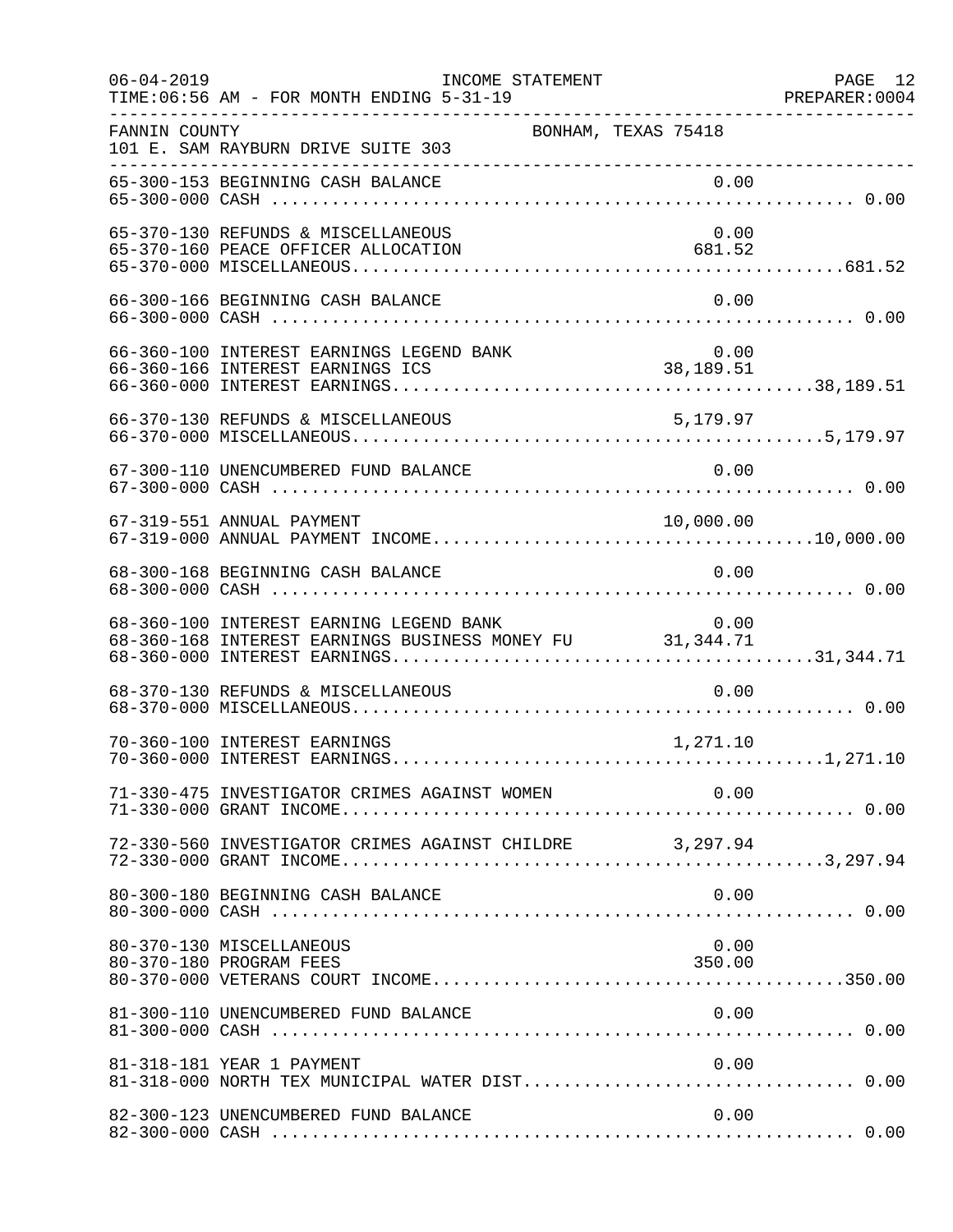FANNIN COUNTY — BONHAM, TEXAS 75418
101 E. SAM RAYBURN DRIVE SUITE 303

INCOME STATEMENT — FOR MONTH ENDING 5-31-19

| Account | Description | Detail | Total |
|---|---|---|---|
| 65-300-153 | BEGINNING CASH BALANCE | 0.00 | |
| 65-300-000 | CASH | | 0.00 |
| 65-370-130 | REFUNDS & MISCELLANEOUS | 0.00 | |
| 65-370-160 | PEACE OFFICER ALLOCATION | 681.52 | |
| 65-370-000 | MISCELLANEOUS | | 681.52 |
| 66-300-166 | BEGINNING CASH BALANCE | 0.00 | |
| 66-300-000 | CASH | | 0.00 |
| 66-360-100 | INTEREST EARNINGS LEGEND BANK | 0.00 | |
| 66-360-166 | INTEREST EARNINGS ICS | 38,189.51 | |
| 66-360-000 | INTEREST EARNINGS | | 38,189.51 |
| 66-370-130 | REFUNDS & MISCELLANEOUS | 5,179.97 | |
| 66-370-000 | MISCELLANEOUS | | 5,179.97 |
| 67-300-110 | UNENCUMBERED FUND BALANCE | 0.00 | |
| 67-300-000 | CASH | | 0.00 |
| 67-319-551 | ANNUAL PAYMENT | 10,000.00 | |
| 67-319-000 | ANNUAL PAYMENT INCOME | | 10,000.00 |
| 68-300-168 | BEGINNING CASH BALANCE | 0.00 | |
| 68-300-000 | CASH | | 0.00 |
| 68-360-100 | INTEREST EARNING LEGEND BANK | 0.00 | |
| 68-360-168 | INTEREST EARNINGS BUSINESS MONEY FU | 31,344.71 | |
| 68-360-000 | INTEREST EARNINGS | | 31,344.71 |
| 68-370-130 | REFUNDS & MISCELLANEOUS | 0.00 | |
| 68-370-000 | MISCELLANEOUS | | 0.00 |
| 70-360-100 | INTEREST EARNINGS | 1,271.10 | |
| 70-360-000 | INTEREST EARNINGS | | 1,271.10 |
| 71-330-475 | INVESTIGATOR CRIMES AGAINST WOMEN | 0.00 | |
| 71-330-000 | GRANT INCOME | | 0.00 |
| 72-330-560 | INVESTIGATOR CRIMES AGAINST CHILDRE | 3,297.94 | |
| 72-330-000 | GRANT INCOME | | 3,297.94 |
| 80-300-180 | BEGINNING CASH BALANCE | 0.00 | |
| 80-300-000 | CASH | | 0.00 |
| 80-370-130 | MISCELLANEOUS | 0.00 | |
| 80-370-180 | PROGRAM FEES | 350.00 | |
| 80-370-000 | VETERANS COURT INCOME | | 350.00 |
| 81-300-110 | UNENCUMBERED FUND BALANCE | 0.00 | |
| 81-300-000 | CASH | | 0.00 |
| 81-318-181 | YEAR 1 PAYMENT | 0.00 | |
| 81-318-000 | NORTH TEX MUNICIPAL WATER DIST | | 0.00 |
| 82-300-123 | UNENCUMBERED FUND BALANCE | 0.00 | |
| 82-300-000 | CASH | | 0.00 |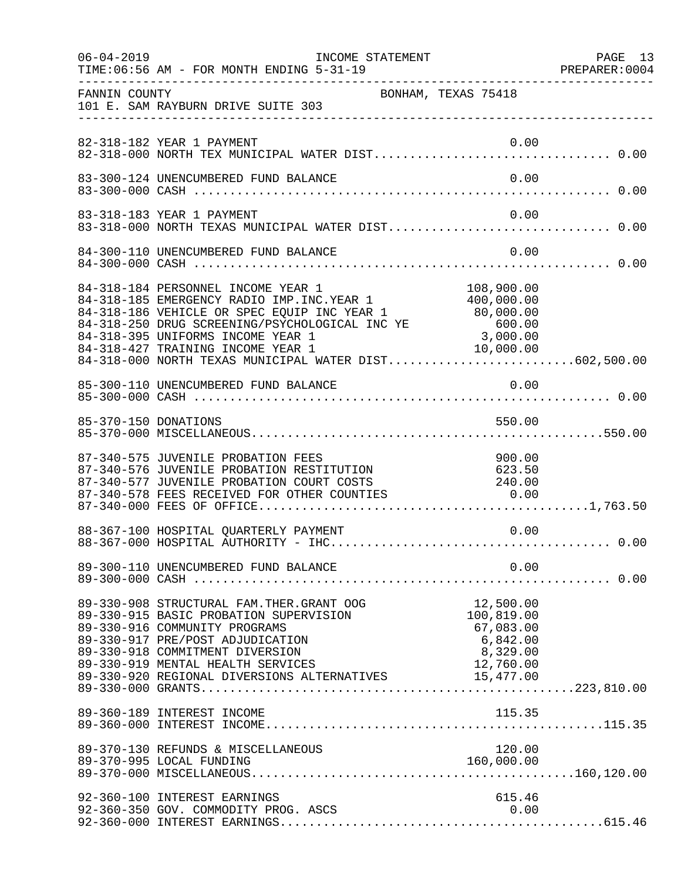FANNIN COUNTY BONHAM, TEXAS 75418
101 E. SAM RAYBURN DRIVE SUITE 303

| Account | Description | Amount | Total |
|---|---|---|---|
| 82-318-182 | YEAR 1 PAYMENT | 0.00 | |
| 82-318-000 | NORTH TEX MUNICIPAL WATER DIST | | 0.00 |
| 83-300-124 | UNENCUMBERED FUND BALANCE | 0.00 | |
| 83-300-000 | CASH | | 0.00 |
| 83-318-183 | YEAR 1 PAYMENT | 0.00 | |
| 83-318-000 | NORTH TEXAS MUNICIPAL WATER DIST | | 0.00 |
| 84-300-110 | UNENCUMBERED FUND BALANCE | 0.00 | |
| 84-300-000 | CASH | | 0.00 |
| 84-318-184 | PERSONNEL INCOME YEAR 1 | 108,900.00 | |
| 84-318-185 | EMERGENCY RADIO IMP.INC.YEAR 1 | 400,000.00 | |
| 84-318-186 | VEHICLE OR SPEC EQUIP INC YEAR 1 | 80,000.00 | |
| 84-318-250 | DRUG SCREENING/PSYCHOLOGICAL INC YE | 600.00 | |
| 84-318-395 | UNIFORMS INCOME YEAR 1 | 3,000.00 | |
| 84-318-427 | TRAINING INCOME YEAR 1 | 10,000.00 | |
| 84-318-000 | NORTH TEXAS MUNICIPAL WATER DIST | | 602,500.00 |
| 85-300-110 | UNENCUMBERED FUND BALANCE | 0.00 | |
| 85-300-000 | CASH | | 0.00 |
| 85-370-150 | DONATIONS | 550.00 | |
| 85-370-000 | MISCELLANEOUS | | 550.00 |
| 87-340-575 | JUVENILE PROBATION FEES | 900.00 | |
| 87-340-576 | JUVENILE PROBATION RESTITUTION | 623.50 | |
| 87-340-577 | JUVENILE PROBATION COURT COSTS | 240.00 | |
| 87-340-578 | FEES RECEIVED FOR OTHER COUNTIES | 0.00 | |
| 87-340-000 | FEES OF OFFICE | | 1,763.50 |
| 88-367-100 | HOSPITAL QUARTERLY PAYMENT | 0.00 | |
| 88-367-000 | HOSPITAL AUTHORITY - IHC | | 0.00 |
| 89-300-110 | UNENCUMBERED FUND BALANCE | 0.00 | |
| 89-300-000 | CASH | | 0.00 |
| 89-330-908 | STRUCTURAL FAM.THER.GRANT OOG | 12,500.00 | |
| 89-330-915 | BASIC PROBATION SUPERVISION | 100,819.00 | |
| 89-330-916 | COMMUNITY PROGRAMS | 67,083.00 | |
| 89-330-917 | PRE/POST ADJUDICATION | 6,842.00 | |
| 89-330-918 | COMMITMENT DIVERSION | 8,329.00 | |
| 89-330-919 | MENTAL HEALTH SERVICES | 12,760.00 | |
| 89-330-920 | REGIONAL DIVERSIONS ALTERNATIVES | 15,477.00 | |
| 89-330-000 | GRANTS | | 223,810.00 |
| 89-360-189 | INTEREST INCOME | 115.35 | |
| 89-360-000 | INTEREST INCOME | | 115.35 |
| 89-370-130 | REFUNDS & MISCELLANEOUS | 120.00 | |
| 89-370-995 | LOCAL FUNDING | 160,000.00 | |
| 89-370-000 | MISCELLANEOUS | | 160,120.00 |
| 92-360-100 | INTEREST EARNINGS | 615.46 | |
| 92-360-350 | GOV. COMMODITY PROG. ASCS | 0.00 | |
| 92-360-000 | INTEREST EARNINGS | | 615.46 |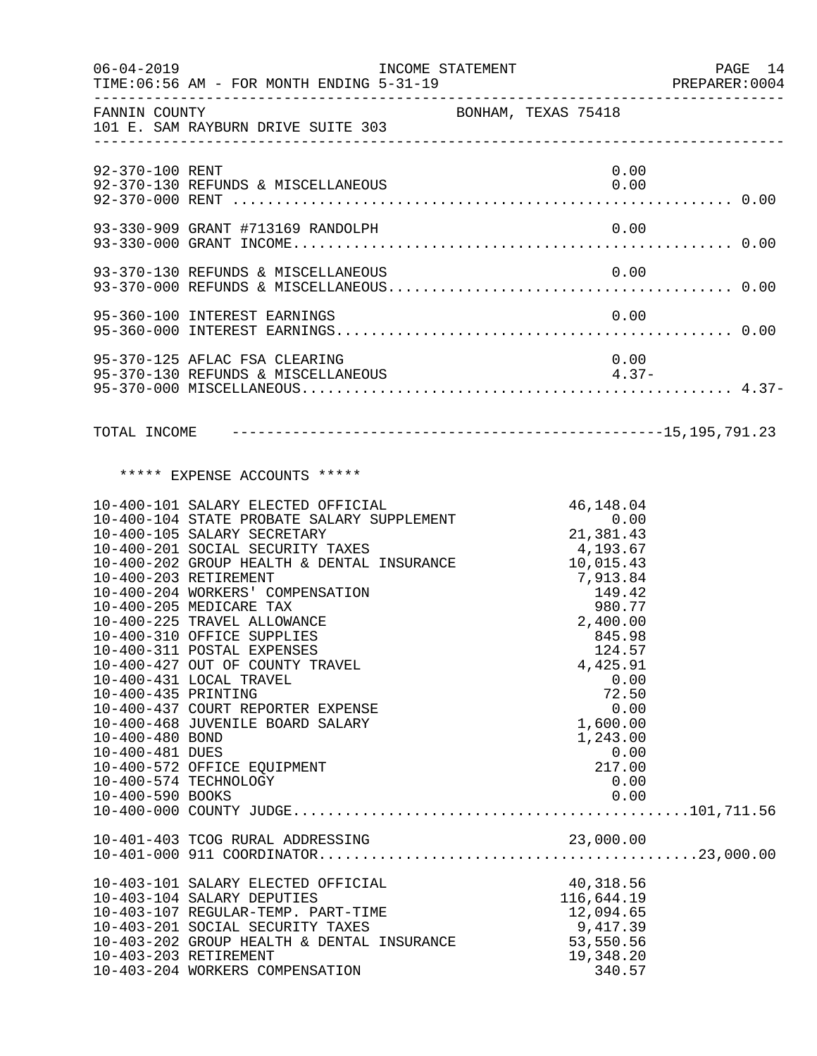FANNIN COUNTY — BONHAM, TEXAS 75418
101 E. SAM RAYBURN DRIVE SUITE 303

INCOME STATEMENT
FOR MONTH ENDING 5-31-19

| Account | Description | Amount | Total |
|---|---|---|---|
| 92-370-100 | RENT | 0.00 | |
| 92-370-130 | REFUNDS & MISCELLANEOUS | 0.00 | |
| 92-370-000 | RENT | | 0.00 |
| 93-330-909 | GRANT #713169 RANDOLPH | 0.00 | |
| 93-330-000 | GRANT INCOME | | 0.00 |
| 93-370-130 | REFUNDS & MISCELLANEOUS | 0.00 | |
| 93-370-000 | REFUNDS & MISCELLANEOUS | | 0.00 |
| 95-360-100 | INTEREST EARNINGS | 0.00 | |
| 95-360-000 | INTEREST EARNINGS | | 0.00 |
| 95-370-125 | AFLAC FSA CLEARING | 0.00 | |
| 95-370-130 | REFUNDS & MISCELLANEOUS | 4.37- | |
| 95-370-000 | MISCELLANEOUS | | 4.37- |

TOTAL INCOME ---- 15,195,791.23

## ***** EXPENSE ACCOUNTS *****

| Account | Description | Amount | Total |
|---|---|---|---|
| 10-400-101 | SALARY ELECTED OFFICIAL | 46,148.04 | |
| 10-400-104 | STATE PROBATE SALARY SUPPLEMENT | 0.00 | |
| 10-400-105 | SALARY SECRETARY | 21,381.43 | |
| 10-400-201 | SOCIAL SECURITY TAXES | 4,193.67 | |
| 10-400-202 | GROUP HEALTH & DENTAL INSURANCE | 10,015.43 | |
| 10-400-203 | RETIREMENT | 7,913.84 | |
| 10-400-204 | WORKERS' COMPENSATION | 149.42 | |
| 10-400-205 | MEDICARE TAX | 980.77 | |
| 10-400-225 | TRAVEL ALLOWANCE | 2,400.00 | |
| 10-400-310 | OFFICE SUPPLIES | 845.98 | |
| 10-400-311 | POSTAL EXPENSES | 124.57 | |
| 10-400-427 | OUT OF COUNTY TRAVEL | 4,425.91 | |
| 10-400-431 | LOCAL TRAVEL | 0.00 | |
| 10-400-435 | PRINTING | 72.50 | |
| 10-400-437 | COURT REPORTER EXPENSE | 0.00 | |
| 10-400-468 | JUVENILE BOARD SALARY | 1,600.00 | |
| 10-400-480 | BOND | 1,243.00 | |
| 10-400-481 | DUES | 0.00 | |
| 10-400-572 | OFFICE EQUIPMENT | 217.00 | |
| 10-400-574 | TECHNOLOGY | 0.00 | |
| 10-400-590 | BOOKS | 0.00 | |
| 10-400-000 | COUNTY JUDGE | | 101,711.56 |
| 10-401-403 | TCOG RURAL ADDRESSING | 23,000.00 | |
| 10-401-000 | 911 COORDINATOR | | 23,000.00 |
| 10-403-101 | SALARY ELECTED OFFICIAL | 40,318.56 | |
| 10-403-104 | SALARY DEPUTIES | 116,644.19 | |
| 10-403-107 | REGULAR-TEMP. PART-TIME | 12,094.65 | |
| 10-403-201 | SOCIAL SECURITY TAXES | 9,417.39 | |
| 10-403-202 | GROUP HEALTH & DENTAL INSURANCE | 53,550.56 | |
| 10-403-203 | RETIREMENT | 19,348.20 | |
| 10-403-204 | WORKERS COMPENSATION | 340.57 | |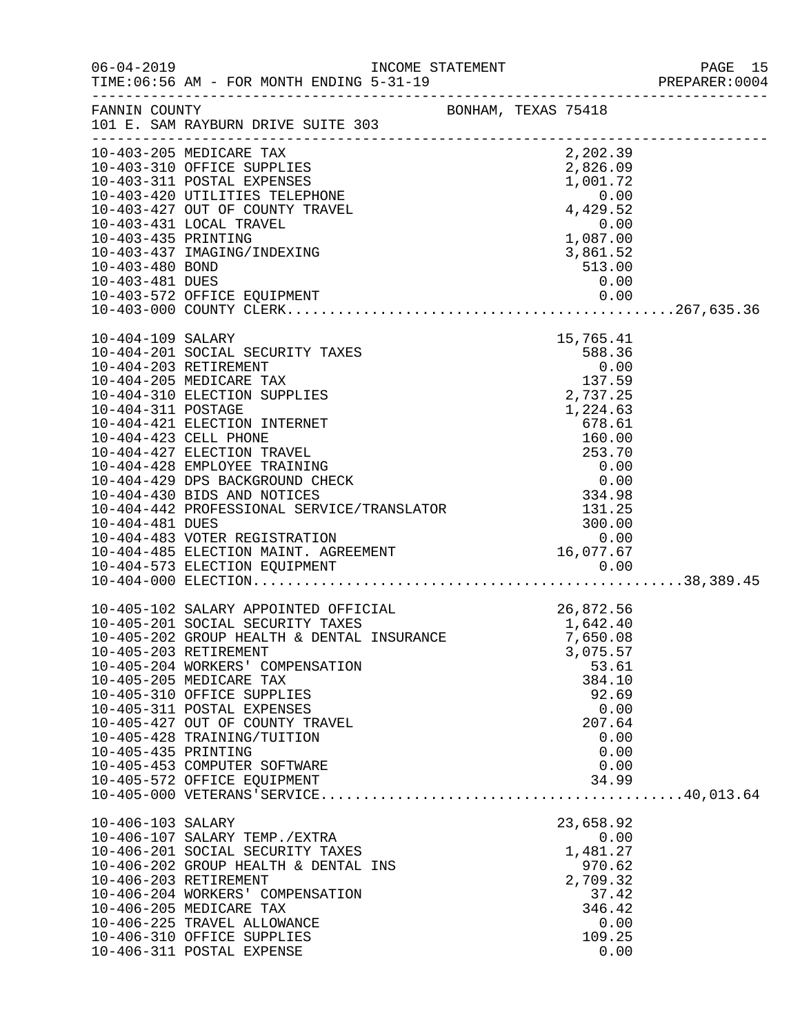FANNIN COUNTY  BONHAM, TEXAS 75418
101 E. SAM RAYBURN DRIVE SUITE 303

INCOME STATEMENT
TIME:06:56 AM - FOR MONTH ENDING 5-31-19

| Account | Description | Amount | Total |
|---|---|---|---|
| 10-403-205 | MEDICARE TAX | 2,202.39 | |
| 10-403-310 | OFFICE SUPPLIES | 2,826.09 | |
| 10-403-311 | POSTAL EXPENSES | 1,001.72 | |
| 10-403-420 | UTILITIES TELEPHONE | 0.00 | |
| 10-403-427 | OUT OF COUNTY TRAVEL | 4,429.52 | |
| 10-403-431 | LOCAL TRAVEL | 0.00 | |
| 10-403-435 | PRINTING | 1,087.00 | |
| 10-403-437 | IMAGING/INDEXING | 3,861.52 | |
| 10-403-480 | BOND | 513.00 | |
| 10-403-481 | DUES | 0.00 | |
| 10-403-572 | OFFICE EQUIPMENT | 0.00 | |
| 10-403-000 | COUNTY CLERK | | 267,635.36 |
| 10-404-109 | SALARY | 15,765.41 | |
| 10-404-201 | SOCIAL SECURITY TAXES | 588.36 | |
| 10-404-203 | RETIREMENT | 0.00 | |
| 10-404-205 | MEDICARE TAX | 137.59 | |
| 10-404-310 | ELECTION SUPPLIES | 2,737.25 | |
| 10-404-311 | POSTAGE | 1,224.63 | |
| 10-404-421 | ELECTION INTERNET | 678.61 | |
| 10-404-423 | CELL PHONE | 160.00 | |
| 10-404-427 | ELECTION TRAVEL | 253.70 | |
| 10-404-428 | EMPLOYEE TRAINING | 0.00 | |
| 10-404-429 | DPS BACKGROUND CHECK | 0.00 | |
| 10-404-430 | BIDS AND NOTICES | 334.98 | |
| 10-404-442 | PROFESSIONAL SERVICE/TRANSLATOR | 131.25 | |
| 10-404-481 | DUES | 300.00 | |
| 10-404-483 | VOTER REGISTRATION | 0.00 | |
| 10-404-485 | ELECTION MAINT. AGREEMENT | 16,077.67 | |
| 10-404-573 | ELECTION EQUIPMENT | 0.00 | |
| 10-404-000 | ELECTION | | 38,389.45 |
| 10-405-102 | SALARY APPOINTED OFFICIAL | 26,872.56 | |
| 10-405-201 | SOCIAL SECURITY TAXES | 1,642.40 | |
| 10-405-202 | GROUP HEALTH & DENTAL INSURANCE | 7,650.08 | |
| 10-405-203 | RETIREMENT | 3,075.57 | |
| 10-405-204 | WORKERS' COMPENSATION | 53.61 | |
| 10-405-205 | MEDICARE TAX | 384.10 | |
| 10-405-310 | OFFICE SUPPLIES | 92.69 | |
| 10-405-311 | POSTAL EXPENSES | 0.00 | |
| 10-405-427 | OUT OF COUNTY TRAVEL | 207.64 | |
| 10-405-428 | TRAINING/TUITION | 0.00 | |
| 10-405-435 | PRINTING | 0.00 | |
| 10-405-453 | COMPUTER SOFTWARE | 0.00 | |
| 10-405-572 | OFFICE EQUIPMENT | 34.99 | |
| 10-405-000 | VETERANS'SERVICE | | 40,013.64 |
| 10-406-103 | SALARY | 23,658.92 | |
| 10-406-107 | SALARY TEMP./EXTRA | 0.00 | |
| 10-406-201 | SOCIAL SECURITY TAXES | 1,481.27 | |
| 10-406-202 | GROUP HEALTH & DENTAL INS | 970.62 | |
| 10-406-203 | RETIREMENT | 2,709.32 | |
| 10-406-204 | WORKERS' COMPENSATION | 37.42 | |
| 10-406-205 | MEDICARE TAX | 346.42 | |
| 10-406-225 | TRAVEL ALLOWANCE | 0.00 | |
| 10-406-310 | OFFICE SUPPLIES | 109.25 | |
| 10-406-311 | POSTAL EXPENSE | 0.00 | |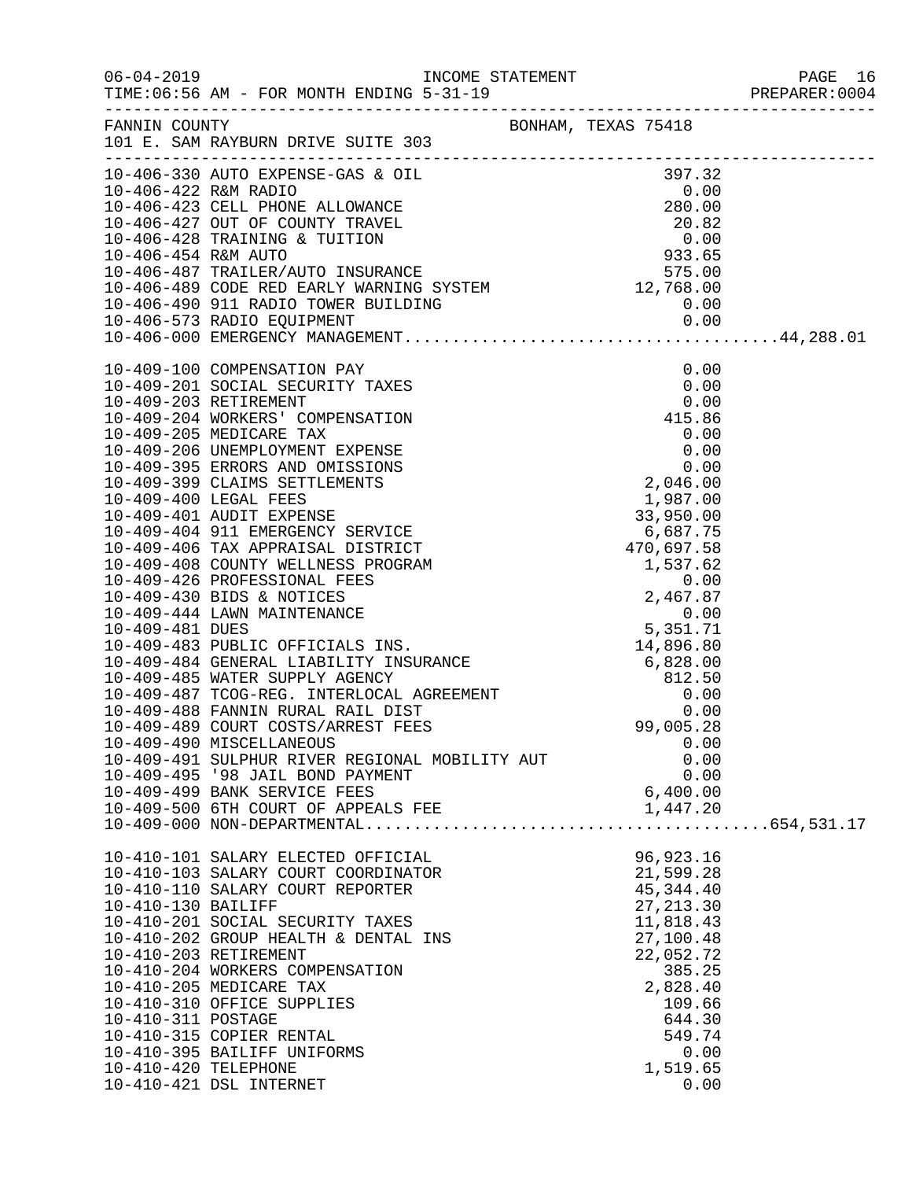06-04-2019 INCOME STATEMENT
TIME:06:56 AM - FOR MONTH ENDING 5-31-19 PREPARER:0004

FANNIN COUNTY BONHAM, TEXAS 75418
101 E. SAM RAYBURN DRIVE SUITE 303

| Account | Description | Amount | Total |
|---|---|---|---|
| 10-406-330 | AUTO EXPENSE-GAS & OIL | 397.32 | |
| 10-406-422 | R&M RADIO | 0.00 | |
| 10-406-423 | CELL PHONE ALLOWANCE | 280.00 | |
| 10-406-427 | OUT OF COUNTY TRAVEL | 20.82 | |
| 10-406-428 | TRAINING & TUITION | 0.00 | |
| 10-406-454 | R&M AUTO | 933.65 | |
| 10-406-487 | TRAILER/AUTO INSURANCE | 575.00 | |
| 10-406-489 | CODE RED EARLY WARNING SYSTEM | 12,768.00 | |
| 10-406-490 | 911 RADIO TOWER BUILDING | 0.00 | |
| 10-406-573 | RADIO EQUIPMENT | 0.00 | |
| 10-406-000 | EMERGENCY MANAGEMENT | | 44,288.01 |
| 10-409-100 | COMPENSATION PAY | 0.00 | |
| 10-409-201 | SOCIAL SECURITY TAXES | 0.00 | |
| 10-409-203 | RETIREMENT | 0.00 | |
| 10-409-204 | WORKERS' COMPENSATION | 415.86 | |
| 10-409-205 | MEDICARE TAX | 0.00 | |
| 10-409-206 | UNEMPLOYMENT EXPENSE | 0.00 | |
| 10-409-395 | ERRORS AND OMISSIONS | 0.00 | |
| 10-409-399 | CLAIMS SETTLEMENTS | 2,046.00 | |
| 10-409-400 | LEGAL FEES | 1,987.00 | |
| 10-409-401 | AUDIT EXPENSE | 33,950.00 | |
| 10-409-404 | 911 EMERGENCY SERVICE | 6,687.75 | |
| 10-409-406 | TAX APPRAISAL DISTRICT | 470,697.58 | |
| 10-409-408 | COUNTY WELLNESS PROGRAM | 1,537.62 | |
| 10-409-426 | PROFESSIONAL FEES | 0.00 | |
| 10-409-430 | BIDS & NOTICES | 2,467.87 | |
| 10-409-444 | LAWN MAINTENANCE | 0.00 | |
| 10-409-481 | DUES | 5,351.71 | |
| 10-409-483 | PUBLIC OFFICIALS INS. | 14,896.80 | |
| 10-409-484 | GENERAL LIABILITY INSURANCE | 6,828.00 | |
| 10-409-485 | WATER SUPPLY AGENCY | 812.50 | |
| 10-409-487 | TCOG-REG. INTERLOCAL AGREEMENT | 0.00 | |
| 10-409-488 | FANNIN RURAL RAIL DIST | 0.00 | |
| 10-409-489 | COURT COSTS/ARREST FEES | 99,005.28 | |
| 10-409-490 | MISCELLANEOUS | 0.00 | |
| 10-409-491 | SULPHUR RIVER REGIONAL MOBILITY AUT | 0.00 | |
| 10-409-495 | '98 JAIL BOND PAYMENT | 0.00 | |
| 10-409-499 | BANK SERVICE FEES | 6,400.00 | |
| 10-409-500 | 6TH COURT OF APPEALS FEE | 1,447.20 | |
| 10-409-000 | NON-DEPARTMENTAL | | 654,531.17 |
| 10-410-101 | SALARY ELECTED OFFICIAL | 96,923.16 | |
| 10-410-103 | SALARY COURT COORDINATOR | 21,599.28 | |
| 10-410-110 | SALARY COURT REPORTER | 45,344.40 | |
| 10-410-130 | BAILIFF | 27,213.30 | |
| 10-410-201 | SOCIAL SECURITY TAXES | 11,818.43 | |
| 10-410-202 | GROUP HEALTH & DENTAL INS | 27,100.48 | |
| 10-410-203 | RETIREMENT | 22,052.72 | |
| 10-410-204 | WORKERS COMPENSATION | 385.25 | |
| 10-410-205 | MEDICARE TAX | 2,828.40 | |
| 10-410-310 | OFFICE SUPPLIES | 109.66 | |
| 10-410-311 | POSTAGE | 644.30 | |
| 10-410-315 | COPIER RENTAL | 549.74 | |
| 10-410-395 | BAILIFF UNIFORMS | 0.00 | |
| 10-410-420 | TELEPHONE | 1,519.65 | |
| 10-410-421 | DSL INTERNET | 0.00 | |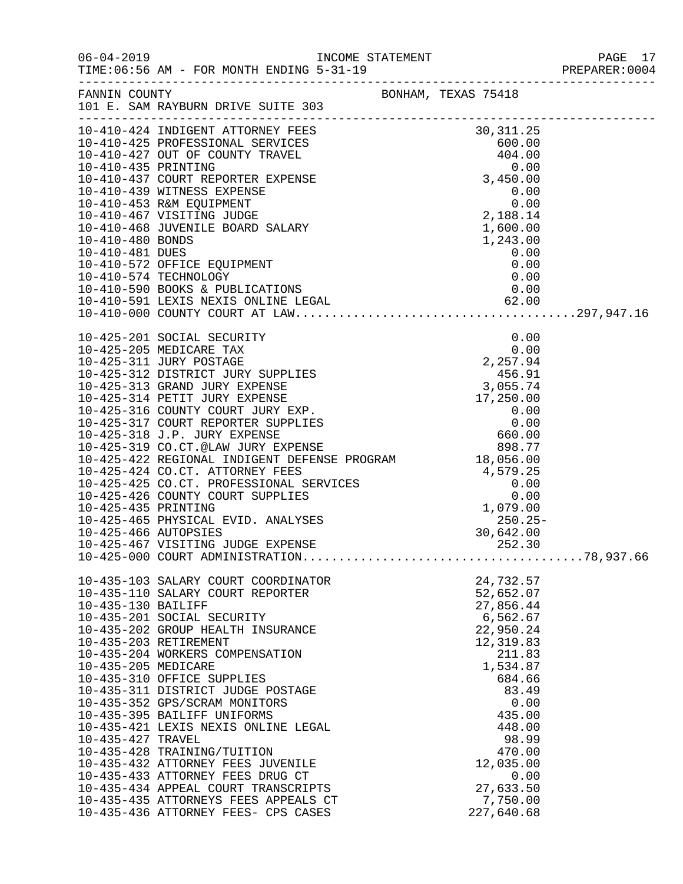INCOME STATEMENT

06-04-2019
TIME:06:56 AM - FOR MONTH ENDING 5-31-19

PREPARER:0004

FANNIN COUNTY
101 E. SAM RAYBURN DRIVE SUITE 303

BONHAM, TEXAS 75418

| Account | Description | Amount | Total |
|---|---|---|---|
| 10-410-424 | INDIGENT ATTORNEY FEES | 30,311.25 | |
| 10-410-425 | PROFESSIONAL SERVICES | 600.00 | |
| 10-410-427 | OUT OF COUNTY TRAVEL | 404.00 | |
| 10-410-435 | PRINTING | 0.00 | |
| 10-410-437 | COURT REPORTER EXPENSE | 3,450.00 | |
| 10-410-439 | WITNESS EXPENSE | 0.00 | |
| 10-410-453 | R&M EQUIPMENT | 0.00 | |
| 10-410-467 | VISITING JUDGE | 2,188.14 | |
| 10-410-468 | JUVENILE BOARD SALARY | 1,600.00 | |
| 10-410-480 | BONDS | 1,243.00 | |
| 10-410-481 | DUES | 0.00 | |
| 10-410-572 | OFFICE EQUIPMENT | 0.00 | |
| 10-410-574 | TECHNOLOGY | 0.00 | |
| 10-410-590 | BOOKS & PUBLICATIONS | 0.00 | |
| 10-410-591 | LEXIS NEXIS ONLINE LEGAL | 62.00 | |
| 10-410-000 | COUNTY COURT AT LAW | | 297,947.16 |
| 10-425-201 | SOCIAL SECURITY | 0.00 | |
| 10-425-205 | MEDICARE TAX | 0.00 | |
| 10-425-311 | JURY POSTAGE | 2,257.94 | |
| 10-425-312 | DISTRICT JURY SUPPLIES | 456.91 | |
| 10-425-313 | GRAND JURY EXPENSE | 3,055.74 | |
| 10-425-314 | PETIT JURY EXPENSE | 17,250.00 | |
| 10-425-316 | COUNTY COURT JURY EXP. | 0.00 | |
| 10-425-317 | COURT REPORTER SUPPLIES | 0.00 | |
| 10-425-318 | J.P. JURY EXPENSE | 660.00 | |
| 10-425-319 | CO.CT.@LAW JURY EXPENSE | 898.77 | |
| 10-425-422 | REGIONAL INDIGENT DEFENSE PROGRAM | 18,056.00 | |
| 10-425-424 | CO.CT. ATTORNEY FEES | 4,579.25 | |
| 10-425-425 | CO.CT. PROFESSIONAL SERVICES | 0.00 | |
| 10-425-426 | COUNTY COURT SUPPLIES | 0.00 | |
| 10-425-435 | PRINTING | 1,079.00 | |
| 10-425-465 | PHYSICAL EVID. ANALYSES | 250.25- | |
| 10-425-466 | AUTOPSIES | 30,642.00 | |
| 10-425-467 | VISITING JUDGE EXPENSE | 252.30 | |
| 10-425-000 | COURT ADMINISTRATION | | 78,937.66 |
| 10-435-103 | SALARY COURT COORDINATOR | 24,732.57 | |
| 10-435-110 | SALARY COURT REPORTER | 52,652.07 | |
| 10-435-130 | BAILIFF | 27,856.44 | |
| 10-435-201 | SOCIAL SECURITY | 6,562.67 | |
| 10-435-202 | GROUP HEALTH INSURANCE | 22,950.24 | |
| 10-435-203 | RETIREMENT | 12,319.83 | |
| 10-435-204 | WORKERS COMPENSATION | 211.83 | |
| 10-435-205 | MEDICARE | 1,534.87 | |
| 10-435-310 | OFFICE SUPPLIES | 684.66 | |
| 10-435-311 | DISTRICT JUDGE POSTAGE | 83.49 | |
| 10-435-352 | GPS/SCRAM MONITORS | 0.00 | |
| 10-435-395 | BAILIFF UNIFORMS | 435.00 | |
| 10-435-421 | LEXIS NEXIS ONLINE LEGAL | 448.00 | |
| 10-435-427 | TRAVEL | 98.99 | |
| 10-435-428 | TRAINING/TUITION | 470.00 | |
| 10-435-432 | ATTORNEY FEES JUVENILE | 12,035.00 | |
| 10-435-433 | ATTORNEY FEES DRUG CT | 0.00 | |
| 10-435-434 | APPEAL COURT TRANSCRIPTS | 27,633.50 | |
| 10-435-435 | ATTORNEYS FEES APPEALS CT | 7,750.00 | |
| 10-435-436 | ATTORNEY FEES- CPS CASES | 227,640.68 | |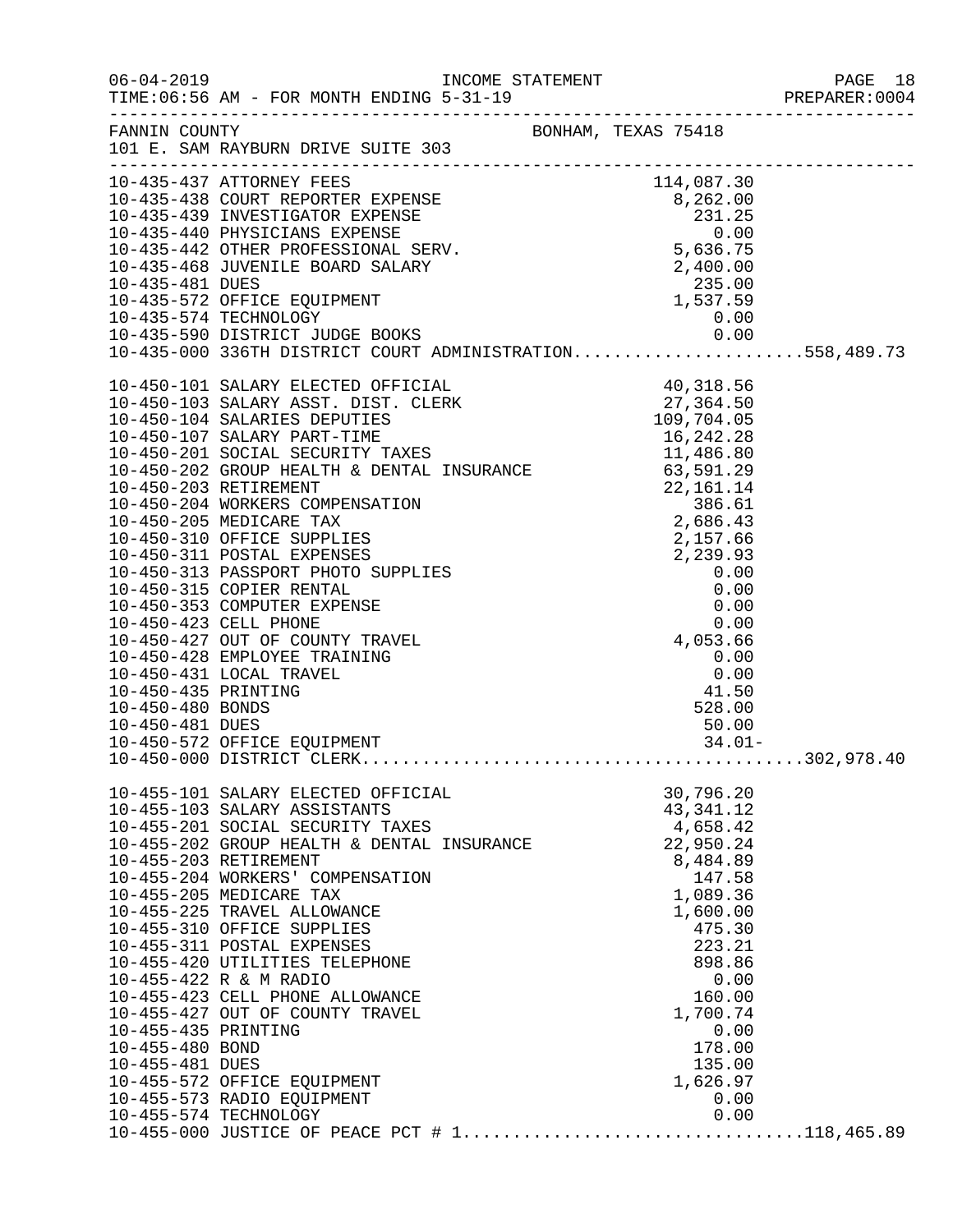FANNIN COUNTY — BONHAM, TEXAS 75418
101 E. SAM RAYBURN DRIVE SUITE 303

INCOME STATEMENT — FOR MONTH ENDING 5-31-19

| Account | Description | Amount | Total |
|---|---|---|---|
| 10-435-437 | ATTORNEY FEES | 114,087.30 | |
| 10-435-438 | COURT REPORTER EXPENSE | 8,262.00 | |
| 10-435-439 | INVESTIGATOR EXPENSE | 231.25 | |
| 10-435-440 | PHYSICIANS EXPENSE | 0.00 | |
| 10-435-442 | OTHER PROFESSIONAL SERV. | 5,636.75 | |
| 10-435-468 | JUVENILE BOARD SALARY | 2,400.00 | |
| 10-435-481 | DUES | 235.00 | |
| 10-435-572 | OFFICE EQUIPMENT | 1,537.59 | |
| 10-435-574 | TECHNOLOGY | 0.00 | |
| 10-435-590 | DISTRICT JUDGE BOOKS | 0.00 | |
| 10-435-000 | 336TH DISTRICT COURT ADMINISTRATION | | 558,489.73 |
| 10-450-101 | SALARY ELECTED OFFICIAL | 40,318.56 | |
| 10-450-103 | SALARY ASST. DIST. CLERK | 27,364.50 | |
| 10-450-104 | SALARIES DEPUTIES | 109,704.05 | |
| 10-450-107 | SALARY PART-TIME | 16,242.28 | |
| 10-450-201 | SOCIAL SECURITY TAXES | 11,486.80 | |
| 10-450-202 | GROUP HEALTH & DENTAL INSURANCE | 63,591.29 | |
| 10-450-203 | RETIREMENT | 22,161.14 | |
| 10-450-204 | WORKERS COMPENSATION | 386.61 | |
| 10-450-205 | MEDICARE TAX | 2,686.43 | |
| 10-450-310 | OFFICE SUPPLIES | 2,157.66 | |
| 10-450-311 | POSTAL EXPENSES | 2,239.93 | |
| 10-450-313 | PASSPORT PHOTO SUPPLIES | 0.00 | |
| 10-450-315 | COPIER RENTAL | 0.00 | |
| 10-450-353 | COMPUTER EXPENSE | 0.00 | |
| 10-450-423 | CELL PHONE | 0.00 | |
| 10-450-427 | OUT OF COUNTY TRAVEL | 4,053.66 | |
| 10-450-428 | EMPLOYEE TRAINING | 0.00 | |
| 10-450-431 | LOCAL TRAVEL | 0.00 | |
| 10-450-435 | PRINTING | 41.50 | |
| 10-450-480 | BONDS | 528.00 | |
| 10-450-481 | DUES | 50.00 | |
| 10-450-572 | OFFICE EQUIPMENT | 34.01- | |
| 10-450-000 | DISTRICT CLERK | | 302,978.40 |
| 10-455-101 | SALARY ELECTED OFFICIAL | 30,796.20 | |
| 10-455-103 | SALARY ASSISTANTS | 43,341.12 | |
| 10-455-201 | SOCIAL SECURITY TAXES | 4,658.42 | |
| 10-455-202 | GROUP HEALTH & DENTAL INSURANCE | 22,950.24 | |
| 10-455-203 | RETIREMENT | 8,484.89 | |
| 10-455-204 | WORKERS' COMPENSATION | 147.58 | |
| 10-455-205 | MEDICARE TAX | 1,089.36 | |
| 10-455-225 | TRAVEL ALLOWANCE | 1,600.00 | |
| 10-455-310 | OFFICE SUPPLIES | 475.30 | |
| 10-455-311 | POSTAL EXPENSES | 223.21 | |
| 10-455-420 | UTILITIES TELEPHONE | 898.86 | |
| 10-455-422 | R & M RADIO | 0.00 | |
| 10-455-423 | CELL PHONE ALLOWANCE | 160.00 | |
| 10-455-427 | OUT OF COUNTY TRAVEL | 1,700.74 | |
| 10-455-435 | PRINTING | 0.00 | |
| 10-455-480 | BOND | 178.00 | |
| 10-455-481 | DUES | 135.00 | |
| 10-455-572 | OFFICE EQUIPMENT | 1,626.97 | |
| 10-455-573 | RADIO EQUIPMENT | 0.00 | |
| 10-455-574 | TECHNOLOGY | 0.00 | |
| 10-455-000 | JUSTICE OF PEACE PCT # 1 | | 118,465.89 |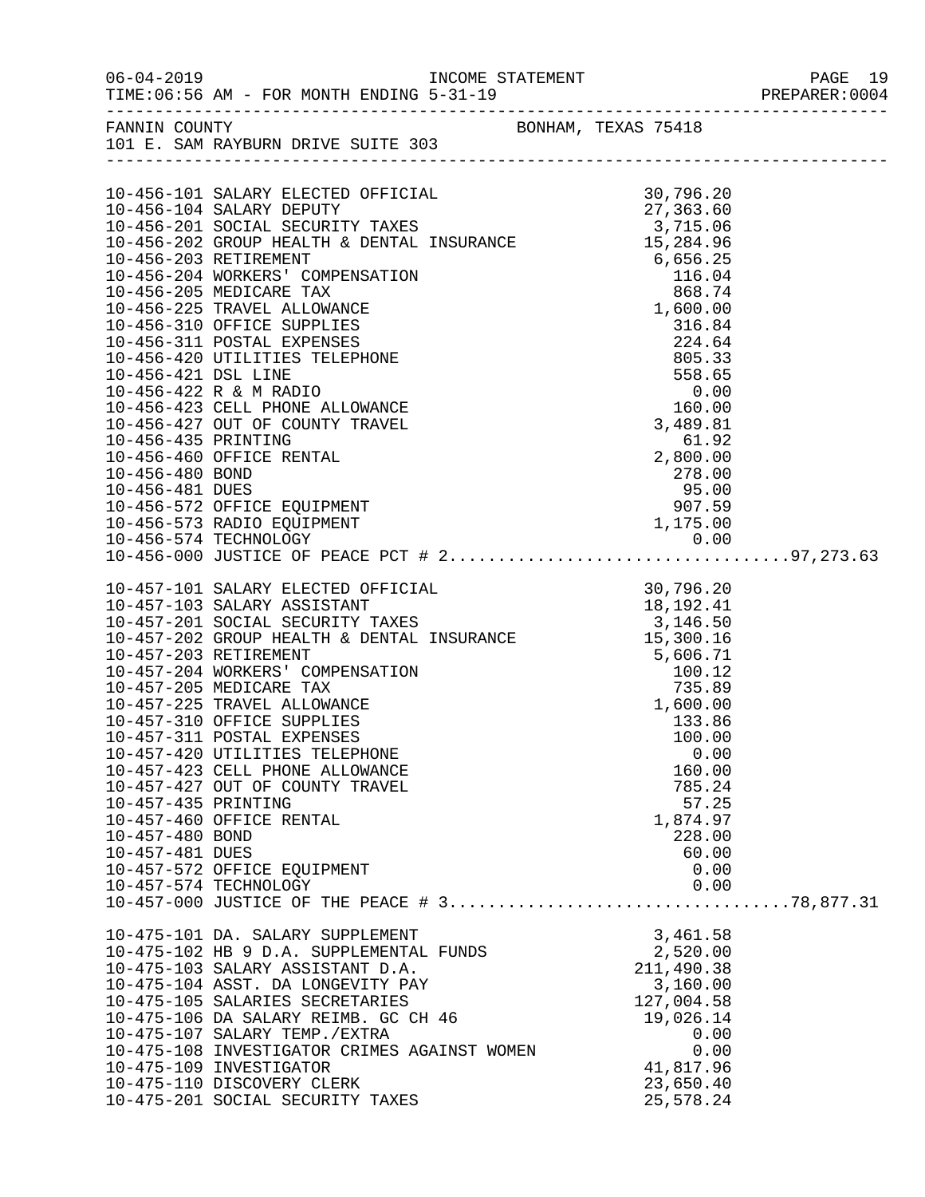FANNIN COUNTY BONHAM, TEXAS 75418
101 E. SAM RAYBURN DRIVE SUITE 303

| Account | Description | Amount | Total |
|---|---|---|---|
| 10-456-101 | SALARY ELECTED OFFICIAL | 30,796.20 | |
| 10-456-104 | SALARY DEPUTY | 27,363.60 | |
| 10-456-201 | SOCIAL SECURITY TAXES | 3,715.06 | |
| 10-456-202 | GROUP HEALTH & DENTAL INSURANCE | 15,284.96 | |
| 10-456-203 | RETIREMENT | 6,656.25 | |
| 10-456-204 | WORKERS' COMPENSATION | 116.04 | |
| 10-456-205 | MEDICARE TAX | 868.74 | |
| 10-456-225 | TRAVEL ALLOWANCE | 1,600.00 | |
| 10-456-310 | OFFICE SUPPLIES | 316.84 | |
| 10-456-311 | POSTAL EXPENSES | 224.64 | |
| 10-456-420 | UTILITIES TELEPHONE | 805.33 | |
| 10-456-421 | DSL LINE | 558.65 | |
| 10-456-422 | R & M RADIO | 0.00 | |
| 10-456-423 | CELL PHONE ALLOWANCE | 160.00 | |
| 10-456-427 | OUT OF COUNTY TRAVEL | 3,489.81 | |
| 10-456-435 | PRINTING | 61.92 | |
| 10-456-460 | OFFICE RENTAL | 2,800.00 | |
| 10-456-480 | BOND | 278.00 | |
| 10-456-481 | DUES | 95.00 | |
| 10-456-572 | OFFICE EQUIPMENT | 907.59 | |
| 10-456-573 | RADIO EQUIPMENT | 1,175.00 | |
| 10-456-574 | TECHNOLOGY | 0.00 | |
| 10-456-000 | JUSTICE OF PEACE PCT # 2 | | 97,273.63 |
| 10-457-101 | SALARY ELECTED OFFICIAL | 30,796.20 | |
| 10-457-103 | SALARY ASSISTANT | 18,192.41 | |
| 10-457-201 | SOCIAL SECURITY TAXES | 3,146.50 | |
| 10-457-202 | GROUP HEALTH & DENTAL INSURANCE | 15,300.16 | |
| 10-457-203 | RETIREMENT | 5,606.71 | |
| 10-457-204 | WORKERS' COMPENSATION | 100.12 | |
| 10-457-205 | MEDICARE TAX | 735.89 | |
| 10-457-225 | TRAVEL ALLOWANCE | 1,600.00 | |
| 10-457-310 | OFFICE SUPPLIES | 133.86 | |
| 10-457-311 | POSTAL EXPENSES | 100.00 | |
| 10-457-420 | UTILITIES TELEPHONE | 0.00 | |
| 10-457-423 | CELL PHONE ALLOWANCE | 160.00 | |
| 10-457-427 | OUT OF COUNTY TRAVEL | 785.24 | |
| 10-457-435 | PRINTING | 57.25 | |
| 10-457-460 | OFFICE RENTAL | 1,874.97 | |
| 10-457-480 | BOND | 228.00 | |
| 10-457-481 | DUES | 60.00 | |
| 10-457-572 | OFFICE EQUIPMENT | 0.00 | |
| 10-457-574 | TECHNOLOGY | 0.00 | |
| 10-457-000 | JUSTICE OF THE PEACE # 3 | | 78,877.31 |
| 10-475-101 | DA. SALARY SUPPLEMENT | 3,461.58 | |
| 10-475-102 | HB 9 D.A. SUPPLEMENTAL FUNDS | 2,520.00 | |
| 10-475-103 | SALARY ASSISTANT D.A. | 211,490.38 | |
| 10-475-104 | ASST. DA LONGEVITY PAY | 3,160.00 | |
| 10-475-105 | SALARIES SECRETARIES | 127,004.58 | |
| 10-475-106 | DA SALARY REIMB. GC CH 46 | 19,026.14 | |
| 10-475-107 | SALARY TEMP./EXTRA | 0.00 | |
| 10-475-108 | INVESTIGATOR CRIMES AGAINST WOMEN | 0.00 | |
| 10-475-109 | INVESTIGATOR | 41,817.96 | |
| 10-475-110 | DISCOVERY CLERK | 23,650.40 | |
| 10-475-201 | SOCIAL SECURITY TAXES | 25,578.24 | |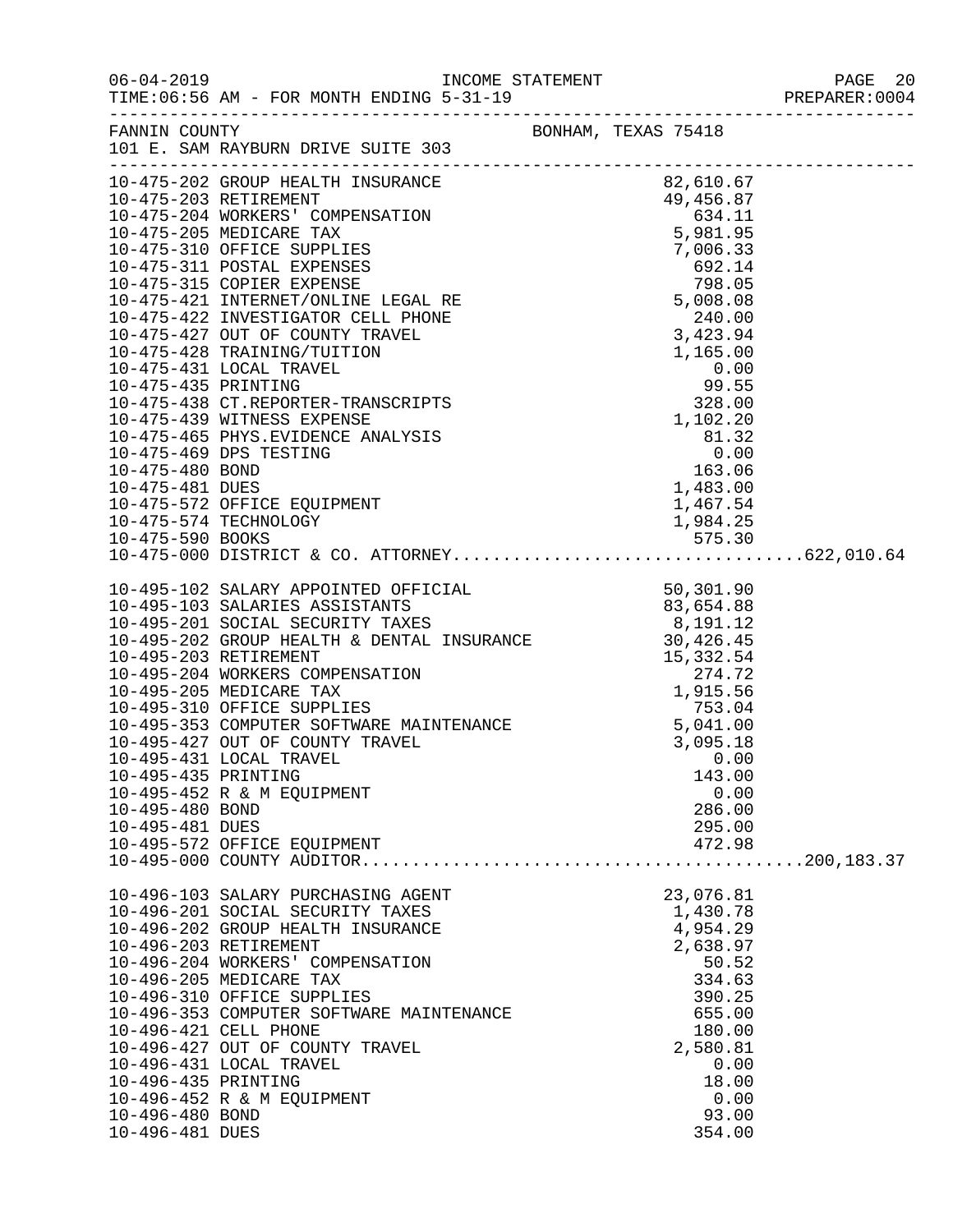FANNIN COUNTY — BONHAM, TEXAS 75418
101 E. SAM RAYBURN DRIVE SUITE 303

INCOME STATEMENT
06-04-2019 TIME:06:56 AM - FOR MONTH ENDING 5-31-19
PREPARER:0004

| Account | Description | Amount | Total |
|---|---|---|---|
| 10-475-202 | GROUP HEALTH INSURANCE | 82,610.67 | |
| 10-475-203 | RETIREMENT | 49,456.87 | |
| 10-475-204 | WORKERS' COMPENSATION | 634.11 | |
| 10-475-205 | MEDICARE TAX | 5,981.95 | |
| 10-475-310 | OFFICE SUPPLIES | 7,006.33 | |
| 10-475-311 | POSTAL EXPENSES | 692.14 | |
| 10-475-315 | COPIER EXPENSE | 798.05 | |
| 10-475-421 | INTERNET/ONLINE LEGAL RE | 5,008.08 | |
| 10-475-422 | INVESTIGATOR CELL PHONE | 240.00 | |
| 10-475-427 | OUT OF COUNTY TRAVEL | 3,423.94 | |
| 10-475-428 | TRAINING/TUITION | 1,165.00 | |
| 10-475-431 | LOCAL TRAVEL | 0.00 | |
| 10-475-435 | PRINTING | 99.55 | |
| 10-475-438 | CT.REPORTER-TRANSCRIPTS | 328.00 | |
| 10-475-439 | WITNESS EXPENSE | 1,102.20 | |
| 10-475-465 | PHYS.EVIDENCE ANALYSIS | 81.32 | |
| 10-475-469 | DPS TESTING | 0.00 | |
| 10-475-480 | BOND | 163.06 | |
| 10-475-481 | DUES | 1,483.00 | |
| 10-475-572 | OFFICE EQUIPMENT | 1,467.54 | |
| 10-475-574 | TECHNOLOGY | 1,984.25 | |
| 10-475-590 | BOOKS | 575.30 | |
| 10-475-000 | DISTRICT & CO. ATTORNEY | | 622,010.64 |
| 10-495-102 | SALARY APPOINTED OFFICIAL | 50,301.90 | |
| 10-495-103 | SALARIES ASSISTANTS | 83,654.88 | |
| 10-495-201 | SOCIAL SECURITY TAXES | 8,191.12 | |
| 10-495-202 | GROUP HEALTH & DENTAL INSURANCE | 30,426.45 | |
| 10-495-203 | RETIREMENT | 15,332.54 | |
| 10-495-204 | WORKERS COMPENSATION | 274.72 | |
| 10-495-205 | MEDICARE TAX | 1,915.56 | |
| 10-495-310 | OFFICE SUPPLIES | 753.04 | |
| 10-495-353 | COMPUTER SOFTWARE MAINTENANCE | 5,041.00 | |
| 10-495-427 | OUT OF COUNTY TRAVEL | 3,095.18 | |
| 10-495-431 | LOCAL TRAVEL | 0.00 | |
| 10-495-435 | PRINTING | 143.00 | |
| 10-495-452 | R & M EQUIPMENT | 0.00 | |
| 10-495-480 | BOND | 286.00 | |
| 10-495-481 | DUES | 295.00 | |
| 10-495-572 | OFFICE EQUIPMENT | 472.98 | |
| 10-495-000 | COUNTY AUDITOR | | 200,183.37 |
| 10-496-103 | SALARY PURCHASING AGENT | 23,076.81 | |
| 10-496-201 | SOCIAL SECURITY TAXES | 1,430.78 | |
| 10-496-202 | GROUP HEALTH INSURANCE | 4,954.29 | |
| 10-496-203 | RETIREMENT | 2,638.97 | |
| 10-496-204 | WORKERS' COMPENSATION | 50.52 | |
| 10-496-205 | MEDICARE TAX | 334.63 | |
| 10-496-310 | OFFICE SUPPLIES | 390.25 | |
| 10-496-353 | COMPUTER SOFTWARE MAINTENANCE | 655.00 | |
| 10-496-421 | CELL PHONE | 180.00 | |
| 10-496-427 | OUT OF COUNTY TRAVEL | 2,580.81 | |
| 10-496-431 | LOCAL TRAVEL | 0.00 | |
| 10-496-435 | PRINTING | 18.00 | |
| 10-496-452 | R & M EQUIPMENT | 0.00 | |
| 10-496-480 | BOND | 93.00 | |
| 10-496-481 | DUES | 354.00 | |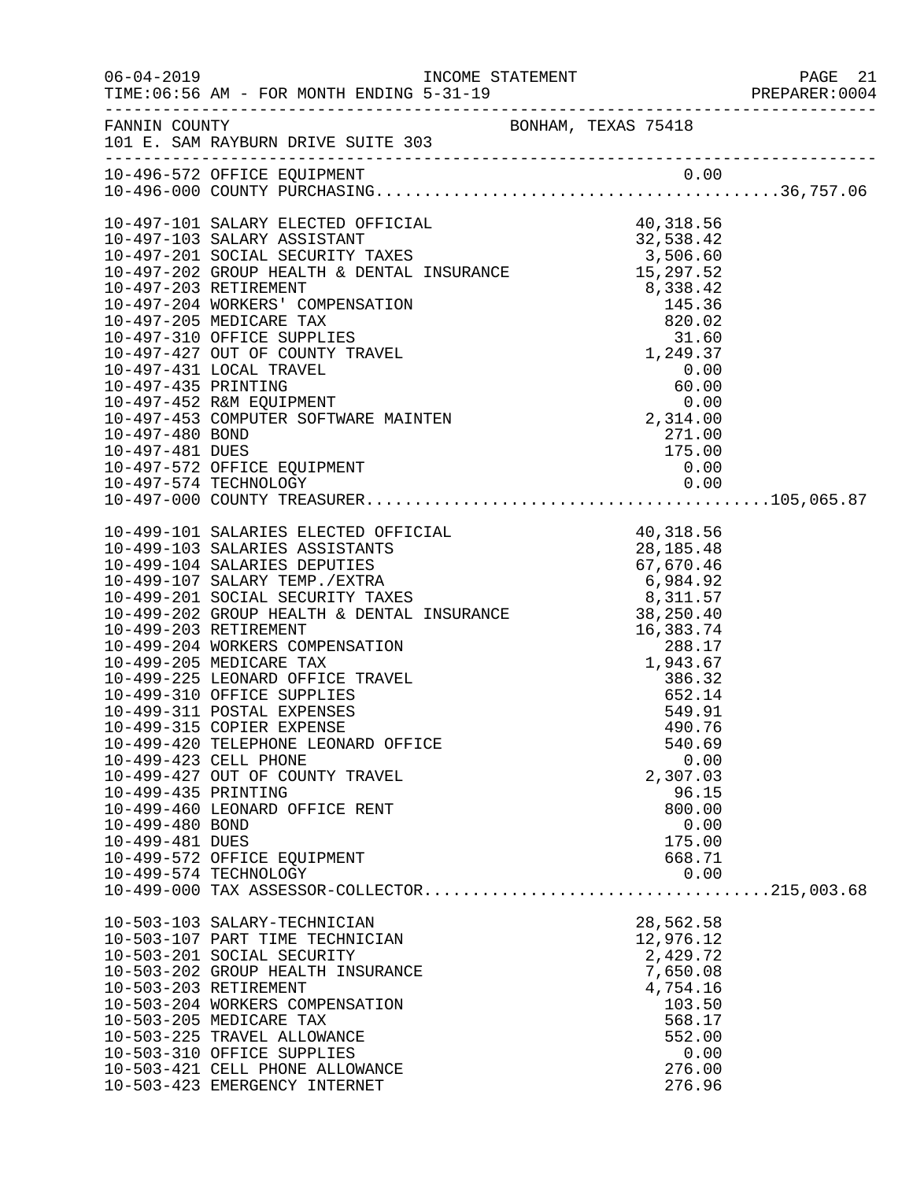INCOME STATEMENT

06-04-2019
TIME:06:56 AM - FOR MONTH ENDING 5-31-19

PREPARER:0004

FANNIN COUNTY — BONHAM, TEXAS 75418
101 E. SAM RAYBURN DRIVE SUITE 303

| Account | Description | Amount | Total |
|---|---|---|---|
| 10-496-572 | OFFICE EQUIPMENT | 0.00 | |
| 10-496-000 | COUNTY PURCHASING | | 36,757.06 |
| 10-497-101 | SALARY ELECTED OFFICIAL | 40,318.56 | |
| 10-497-103 | SALARY ASSISTANT | 32,538.42 | |
| 10-497-201 | SOCIAL SECURITY TAXES | 3,506.60 | |
| 10-497-202 | GROUP HEALTH & DENTAL INSURANCE | 15,297.52 | |
| 10-497-203 | RETIREMENT | 8,338.42 | |
| 10-497-204 | WORKERS' COMPENSATION | 145.36 | |
| 10-497-205 | MEDICARE TAX | 820.02 | |
| 10-497-310 | OFFICE SUPPLIES | 31.60 | |
| 10-497-427 | OUT OF COUNTY TRAVEL | 1,249.37 | |
| 10-497-431 | LOCAL TRAVEL | 0.00 | |
| 10-497-435 | PRINTING | 60.00 | |
| 10-497-452 | R&M EQUIPMENT | 0.00 | |
| 10-497-453 | COMPUTER SOFTWARE MAINTEN | 2,314.00 | |
| 10-497-480 | BOND | 271.00 | |
| 10-497-481 | DUES | 175.00 | |
| 10-497-572 | OFFICE EQUIPMENT | 0.00 | |
| 10-497-574 | TECHNOLOGY | 0.00 | |
| 10-497-000 | COUNTY TREASURER | | 105,065.87 |
| 10-499-101 | SALARIES ELECTED OFFICIAL | 40,318.56 | |
| 10-499-103 | SALARIES ASSISTANTS | 28,185.48 | |
| 10-499-104 | SALARIES DEPUTIES | 67,670.46 | |
| 10-499-107 | SALARY TEMP./EXTRA | 6,984.92 | |
| 10-499-201 | SOCIAL SECURITY TAXES | 8,311.57 | |
| 10-499-202 | GROUP HEALTH & DENTAL INSURANCE | 38,250.40 | |
| 10-499-203 | RETIREMENT | 16,383.74 | |
| 10-499-204 | WORKERS COMPENSATION | 288.17 | |
| 10-499-205 | MEDICARE TAX | 1,943.67 | |
| 10-499-225 | LEONARD OFFICE TRAVEL | 386.32 | |
| 10-499-310 | OFFICE SUPPLIES | 652.14 | |
| 10-499-311 | POSTAL EXPENSES | 549.91 | |
| 10-499-315 | COPIER EXPENSE | 490.76 | |
| 10-499-420 | TELEPHONE LEONARD OFFICE | 540.69 | |
| 10-499-423 | CELL PHONE | 0.00 | |
| 10-499-427 | OUT OF COUNTY TRAVEL | 2,307.03 | |
| 10-499-435 | PRINTING | 96.15 | |
| 10-499-460 | LEONARD OFFICE RENT | 800.00 | |
| 10-499-480 | BOND | 0.00 | |
| 10-499-481 | DUES | 175.00 | |
| 10-499-572 | OFFICE EQUIPMENT | 668.71 | |
| 10-499-574 | TECHNOLOGY | 0.00 | |
| 10-499-000 | TAX ASSESSOR-COLLECTOR | | 215,003.68 |
| 10-503-103 | SALARY-TECHNICIAN | 28,562.58 | |
| 10-503-107 | PART TIME TECHNICIAN | 12,976.12 | |
| 10-503-201 | SOCIAL SECURITY | 2,429.72 | |
| 10-503-202 | GROUP HEALTH INSURANCE | 7,650.08 | |
| 10-503-203 | RETIREMENT | 4,754.16 | |
| 10-503-204 | WORKERS COMPENSATION | 103.50 | |
| 10-503-205 | MEDICARE TAX | 568.17 | |
| 10-503-225 | TRAVEL ALLOWANCE | 552.00 | |
| 10-503-310 | OFFICE SUPPLIES | 0.00 | |
| 10-503-421 | CELL PHONE ALLOWANCE | 276.00 | |
| 10-503-423 | EMERGENCY INTERNET | 276.96 | |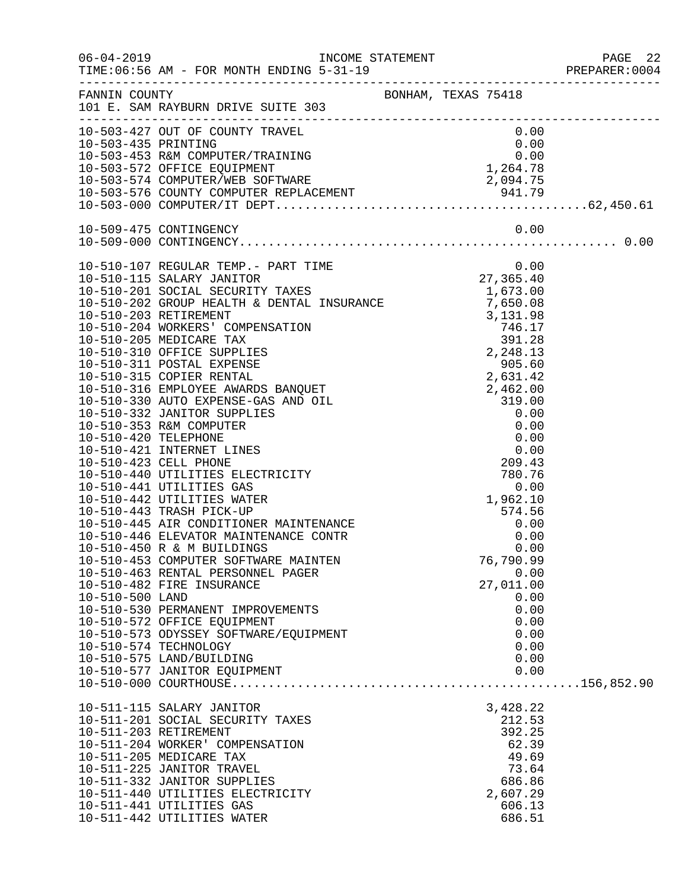FANNIN COUNTY BONHAM, TEXAS 75418
101 E. SAM RAYBURN DRIVE SUITE 303

| Account | Description | Amount | Total |
|---|---|---|---|
| 10-503-427 | OUT OF COUNTY TRAVEL | 0.00 | |
| 10-503-435 | PRINTING | 0.00 | |
| 10-503-453 | R&M COMPUTER/TRAINING | 0.00 | |
| 10-503-572 | OFFICE EQUIPMENT | 1,264.78 | |
| 10-503-574 | COMPUTER/WEB SOFTWARE | 2,094.75 | |
| 10-503-576 | COUNTY COMPUTER REPLACEMENT | 941.79 | |
| 10-503-000 | COMPUTER/IT DEPT. | | 62,450.61 |
| 10-509-475 | CONTINGENCY | 0.00 | |
| 10-509-000 | CONTINGENCY | | 0.00 |
| 10-510-107 | REGULAR TEMP.- PART TIME | 0.00 | |
| 10-510-115 | SALARY JANITOR | 27,365.40 | |
| 10-510-201 | SOCIAL SECURITY TAXES | 1,673.00 | |
| 10-510-202 | GROUP HEALTH & DENTAL INSURANCE | 7,650.08 | |
| 10-510-203 | RETIREMENT | 3,131.98 | |
| 10-510-204 | WORKERS' COMPENSATION | 746.17 | |
| 10-510-205 | MEDICARE TAX | 391.28 | |
| 10-510-310 | OFFICE SUPPLIES | 2,248.13 | |
| 10-510-311 | POSTAL EXPENSE | 905.60 | |
| 10-510-315 | COPIER RENTAL | 2,631.42 | |
| 10-510-316 | EMPLOYEE AWARDS BANQUET | 2,462.00 | |
| 10-510-330 | AUTO EXPENSE-GAS AND OIL | 319.00 | |
| 10-510-332 | JANITOR SUPPLIES | 0.00 | |
| 10-510-353 | R&M COMPUTER | 0.00 | |
| 10-510-420 | TELEPHONE | 0.00 | |
| 10-510-421 | INTERNET LINES | 0.00 | |
| 10-510-423 | CELL PHONE | 209.43 | |
| 10-510-440 | UTILITIES ELECTRICITY | 780.76 | |
| 10-510-441 | UTILITIES GAS | 0.00 | |
| 10-510-442 | UTILITIES WATER | 1,962.10 | |
| 10-510-443 | TRASH PICK-UP | 574.56 | |
| 10-510-445 | AIR CONDITIONER MAINTENANCE | 0.00 | |
| 10-510-446 | ELEVATOR MAINTENANCE CONTR | 0.00 | |
| 10-510-450 | R & M BUILDINGS | 0.00 | |
| 10-510-453 | COMPUTER SOFTWARE MAINTEN | 76,790.99 | |
| 10-510-463 | RENTAL PERSONNEL PAGER | 0.00 | |
| 10-510-482 | FIRE INSURANCE | 27,011.00 | |
| 10-510-500 | LAND | 0.00 | |
| 10-510-530 | PERMANENT IMPROVEMENTS | 0.00 | |
| 10-510-572 | OFFICE EQUIPMENT | 0.00 | |
| 10-510-573 | ODYSSEY SOFTWARE/EQUIPMENT | 0.00 | |
| 10-510-574 | TECHNOLOGY | 0.00 | |
| 10-510-575 | LAND/BUILDING | 0.00 | |
| 10-510-577 | JANITOR EQUIPMENT | 0.00 | |
| 10-510-000 | COURTHOUSE | | 156,852.90 |
| 10-511-115 | SALARY JANITOR | 3,428.22 | |
| 10-511-201 | SOCIAL SECURITY TAXES | 212.53 | |
| 10-511-203 | RETIREMENT | 392.25 | |
| 10-511-204 | WORKER' COMPENSATION | 62.39 | |
| 10-511-205 | MEDICARE TAX | 49.69 | |
| 10-511-225 | JANITOR TRAVEL | 73.64 | |
| 10-511-332 | JANITOR SUPPLIES | 686.86 | |
| 10-511-440 | UTILITIES ELECTRICITY | 2,607.29 | |
| 10-511-441 | UTILITIES GAS | 606.13 | |
| 10-511-442 | UTILITIES WATER | 686.51 | |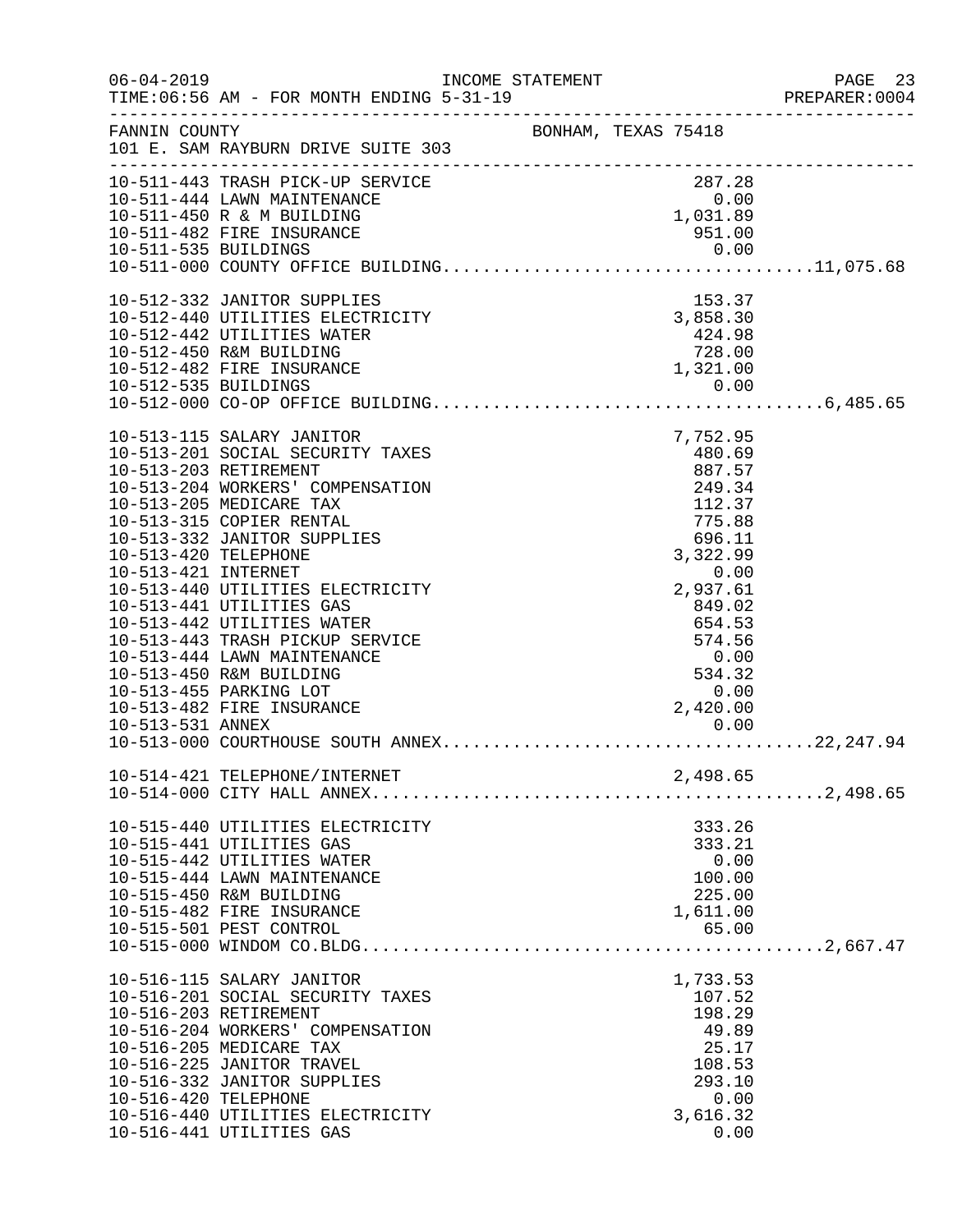FANNIN COUNTY BONHAM, TEXAS 75418
101 E. SAM RAYBURN DRIVE SUITE 303

INCOME STATEMENT
06-04-2019 TIME:06:56 AM - FOR MONTH ENDING 5-31-19

| Account | Amount | Total |
|---|---|---|
| 10-511-443 TRASH PICK-UP SERVICE | 287.28 | |
| 10-511-444 LAWN MAINTENANCE | 0.00 | |
| 10-511-450 R & M BUILDING | 1,031.89 | |
| 10-511-482 FIRE INSURANCE | 951.00 | |
| 10-511-535 BUILDINGS | 0.00 | |
| 10-511-000 COUNTY OFFICE BUILDING | | 11,075.68 |
| 10-512-332 JANITOR SUPPLIES | 153.37 | |
| 10-512-440 UTILITIES ELECTRICITY | 3,858.30 | |
| 10-512-442 UTILITIES WATER | 424.98 | |
| 10-512-450 R&M BUILDING | 728.00 | |
| 10-512-482 FIRE INSURANCE | 1,321.00 | |
| 10-512-535 BUILDINGS | 0.00 | |
| 10-512-000 CO-OP OFFICE BUILDING | | 6,485.65 |
| 10-513-115 SALARY JANITOR | 7,752.95 | |
| 10-513-201 SOCIAL SECURITY TAXES | 480.69 | |
| 10-513-203 RETIREMENT | 887.57 | |
| 10-513-204 WORKERS' COMPENSATION | 249.34 | |
| 10-513-205 MEDICARE TAX | 112.37 | |
| 10-513-315 COPIER RENTAL | 775.88 | |
| 10-513-332 JANITOR SUPPLIES | 696.11 | |
| 10-513-420 TELEPHONE | 3,322.99 | |
| 10-513-421 INTERNET | 0.00 | |
| 10-513-440 UTILITIES ELECTRICITY | 2,937.61 | |
| 10-513-441 UTILITIES GAS | 849.02 | |
| 10-513-442 UTILITIES WATER | 654.53 | |
| 10-513-443 TRASH PICKUP SERVICE | 574.56 | |
| 10-513-444 LAWN MAINTENANCE | 0.00 | |
| 10-513-450 R&M BUILDING | 534.32 | |
| 10-513-455 PARKING LOT | 0.00 | |
| 10-513-482 FIRE INSURANCE | 2,420.00 | |
| 10-513-531 ANNEX | 0.00 | |
| 10-513-000 COURTHOUSE SOUTH ANNEX | | 22,247.94 |
| 10-514-421 TELEPHONE/INTERNET | 2,498.65 | |
| 10-514-000 CITY HALL ANNEX | | 2,498.65 |
| 10-515-440 UTILITIES ELECTRICITY | 333.26 | |
| 10-515-441 UTILITIES GAS | 333.21 | |
| 10-515-442 UTILITIES WATER | 0.00 | |
| 10-515-444 LAWN MAINTENANCE | 100.00 | |
| 10-515-450 R&M BUILDING | 225.00 | |
| 10-515-482 FIRE INSURANCE | 1,611.00 | |
| 10-515-501 PEST CONTROL | 65.00 | |
| 10-515-000 WINDOM CO.BLDG. | | 2,667.47 |
| 10-516-115 SALARY JANITOR | 1,733.53 | |
| 10-516-201 SOCIAL SECURITY TAXES | 107.52 | |
| 10-516-203 RETIREMENT | 198.29 | |
| 10-516-204 WORKERS' COMPENSATION | 49.89 | |
| 10-516-205 MEDICARE TAX | 25.17 | |
| 10-516-225 JANITOR TRAVEL | 108.53 | |
| 10-516-332 JANITOR SUPPLIES | 293.10 | |
| 10-516-420 TELEPHONE | 0.00 | |
| 10-516-440 UTILITIES ELECTRICITY | 3,616.32 | |
| 10-516-441 UTILITIES GAS | 0.00 | |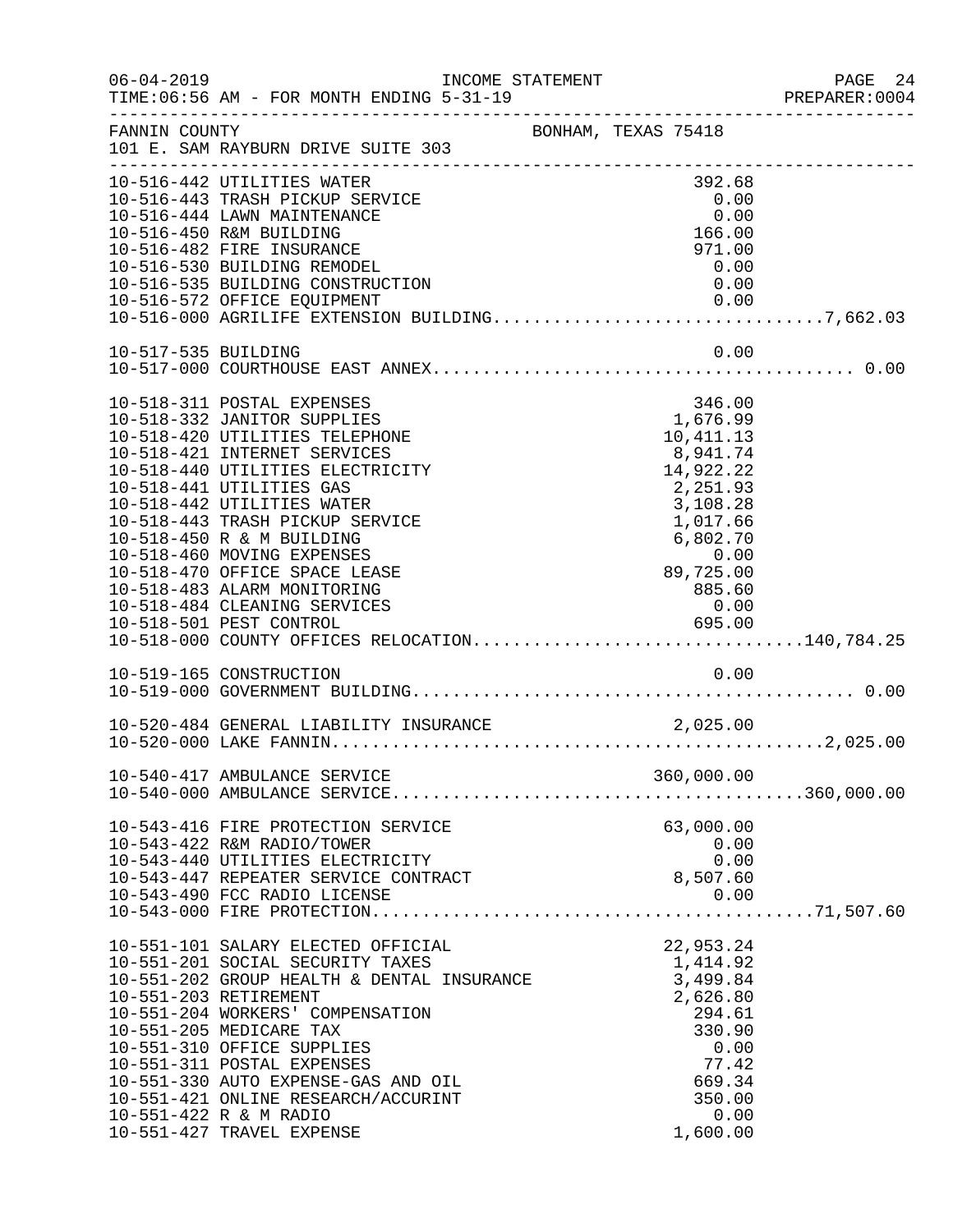FANNIN COUNTY — BONHAM, TEXAS 75418
101 E. SAM RAYBURN DRIVE SUITE 303

INCOME STATEMENT — TIME:06:56 AM - FOR MONTH ENDING 5-31-19

| Account | Description | Amount | Total |
|---|---|---|---|
| 10-516-442 | UTILITIES WATER | 392.68 | |
| 10-516-443 | TRASH PICKUP SERVICE | 0.00 | |
| 10-516-444 | LAWN MAINTENANCE | 0.00 | |
| 10-516-450 | R&M BUILDING | 166.00 | |
| 10-516-482 | FIRE INSURANCE | 971.00 | |
| 10-516-530 | BUILDING REMODEL | 0.00 | |
| 10-516-535 | BUILDING CONSTRUCTION | 0.00 | |
| 10-516-572 | OFFICE EQUIPMENT | 0.00 | |
| 10-516-000 | AGRILIFE EXTENSION BUILDING | | 7,662.03 |
| 10-517-535 | BUILDING | 0.00 | |
| 10-517-000 | COURTHOUSE EAST ANNEX | | 0.00 |
| 10-518-311 | POSTAL EXPENSES | 346.00 | |
| 10-518-332 | JANITOR SUPPLIES | 1,676.99 | |
| 10-518-420 | UTILITIES TELEPHONE | 10,411.13 | |
| 10-518-421 | INTERNET SERVICES | 8,941.74 | |
| 10-518-440 | UTILITIES ELECTRICITY | 14,922.22 | |
| 10-518-441 | UTILITIES GAS | 2,251.93 | |
| 10-518-442 | UTILITIES WATER | 3,108.28 | |
| 10-518-443 | TRASH PICKUP SERVICE | 1,017.66 | |
| 10-518-450 | R & M BUILDING | 6,802.70 | |
| 10-518-460 | MOVING EXPENSES | 0.00 | |
| 10-518-470 | OFFICE SPACE LEASE | 89,725.00 | |
| 10-518-483 | ALARM MONITORING | 885.60 | |
| 10-518-484 | CLEANING SERVICES | 0.00 | |
| 10-518-501 | PEST CONTROL | 695.00 | |
| 10-518-000 | COUNTY OFFICES RELOCATION | | 140,784.25 |
| 10-519-165 | CONSTRUCTION | 0.00 | |
| 10-519-000 | GOVERNMENT BUILDING | | 0.00 |
| 10-520-484 | GENERAL LIABILITY INSURANCE | 2,025.00 | |
| 10-520-000 | LAKE FANNIN | | 2,025.00 |
| 10-540-417 | AMBULANCE SERVICE | 360,000.00 | |
| 10-540-000 | AMBULANCE SERVICE | | 360,000.00 |
| 10-543-416 | FIRE PROTECTION SERVICE | 63,000.00 | |
| 10-543-422 | R&M RADIO/TOWER | 0.00 | |
| 10-543-440 | UTILITIES ELECTRICITY | 0.00 | |
| 10-543-447 | REPEATER SERVICE CONTRACT | 8,507.60 | |
| 10-543-490 | FCC RADIO LICENSE | 0.00 | |
| 10-543-000 | FIRE PROTECTION | | 71,507.60 |
| 10-551-101 | SALARY ELECTED OFFICIAL | 22,953.24 | |
| 10-551-201 | SOCIAL SECURITY TAXES | 1,414.92 | |
| 10-551-202 | GROUP HEALTH & DENTAL INSURANCE | 3,499.84 | |
| 10-551-203 | RETIREMENT | 2,626.80 | |
| 10-551-204 | WORKERS' COMPENSATION | 294.61 | |
| 10-551-205 | MEDICARE TAX | 330.90 | |
| 10-551-310 | OFFICE SUPPLIES | 0.00 | |
| 10-551-311 | POSTAL EXPENSES | 77.42 | |
| 10-551-330 | AUTO EXPENSE-GAS AND OIL | 669.34 | |
| 10-551-421 | ONLINE RESEARCH/ACCURINT | 350.00 | |
| 10-551-422 | R & M RADIO | 0.00 | |
| 10-551-427 | TRAVEL EXPENSE | 1,600.00 | |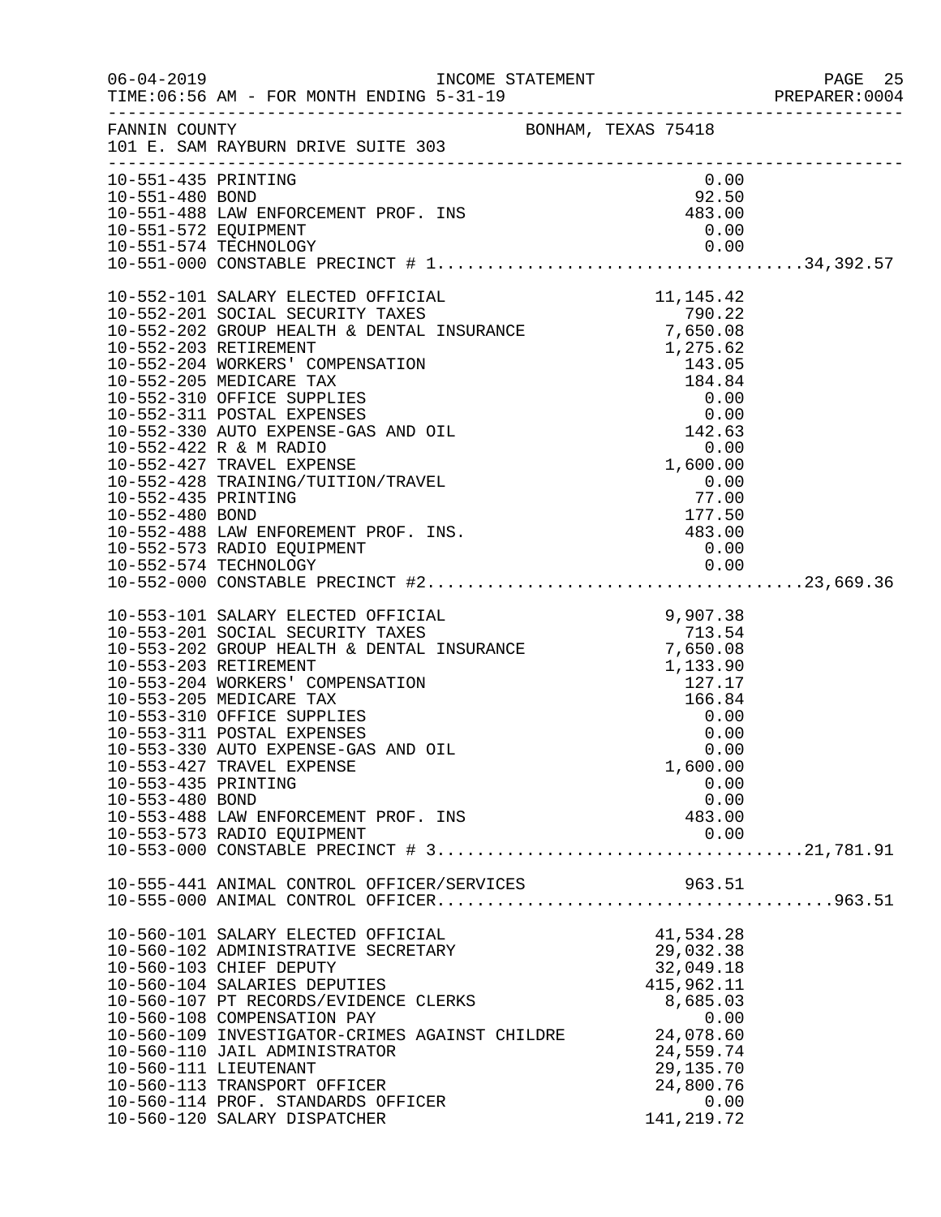06-04-2019 INCOME STATEMENT
TIME:06:56 AM - FOR MONTH ENDING 5-31-19 PREPARER:0004

FANNIN COUNTY BONHAM, TEXAS 75418
101 E. SAM RAYBURN DRIVE SUITE 303

| Account | Description | Amount | Total |
|---|---|---|---|
| 10-551-435 | PRINTING | 0.00 | |
| 10-551-480 | BOND | 92.50 | |
| 10-551-488 | LAW ENFORCEMENT PROF. INS | 483.00 | |
| 10-551-572 | EQUIPMENT | 0.00 | |
| 10-551-574 | TECHNOLOGY | 0.00 | |
| 10-551-000 | CONSTABLE PRECINCT # 1 | | 34,392.57 |
| 10-552-101 | SALARY ELECTED OFFICIAL | 11,145.42 | |
| 10-552-201 | SOCIAL SECURITY TAXES | 790.22 | |
| 10-552-202 | GROUP HEALTH & DENTAL INSURANCE | 7,650.08 | |
| 10-552-203 | RETIREMENT | 1,275.62 | |
| 10-552-204 | WORKERS' COMPENSATION | 143.05 | |
| 10-552-205 | MEDICARE TAX | 184.84 | |
| 10-552-310 | OFFICE SUPPLIES | 0.00 | |
| 10-552-311 | POSTAL EXPENSES | 0.00 | |
| 10-552-330 | AUTO EXPENSE-GAS AND OIL | 142.63 | |
| 10-552-422 | R & M RADIO | 0.00 | |
| 10-552-427 | TRAVEL EXPENSE | 1,600.00 | |
| 10-552-428 | TRAINING/TUITION/TRAVEL | 0.00 | |
| 10-552-435 | PRINTING | 77.00 | |
| 10-552-480 | BOND | 177.50 | |
| 10-552-488 | LAW ENFOREMENT PROF. INS. | 483.00 | |
| 10-552-573 | RADIO EQUIPMENT | 0.00 | |
| 10-552-574 | TECHNOLOGY | 0.00 | |
| 10-552-000 | CONSTABLE PRECINCT #2 | | 23,669.36 |
| 10-553-101 | SALARY ELECTED OFFICIAL | 9,907.38 | |
| 10-553-201 | SOCIAL SECURITY TAXES | 713.54 | |
| 10-553-202 | GROUP HEALTH & DENTAL INSURANCE | 7,650.08 | |
| 10-553-203 | RETIREMENT | 1,133.90 | |
| 10-553-204 | WORKERS' COMPENSATION | 127.17 | |
| 10-553-205 | MEDICARE TAX | 166.84 | |
| 10-553-310 | OFFICE SUPPLIES | 0.00 | |
| 10-553-311 | POSTAL EXPENSES | 0.00 | |
| 10-553-330 | AUTO EXPENSE-GAS AND OIL | 0.00 | |
| 10-553-427 | TRAVEL EXPENSE | 1,600.00 | |
| 10-553-435 | PRINTING | 0.00 | |
| 10-553-480 | BOND | 0.00 | |
| 10-553-488 | LAW ENFORCEMENT PROF. INS | 483.00 | |
| 10-553-573 | RADIO EQUIPMENT | 0.00 | |
| 10-553-000 | CONSTABLE PRECINCT # 3 | | 21,781.91 |
| 10-555-441 | ANIMAL CONTROL OFFICER/SERVICES | 963.51 | |
| 10-555-000 | ANIMAL CONTROL OFFICER | | 963.51 |
| 10-560-101 | SALARY ELECTED OFFICIAL | 41,534.28 | |
| 10-560-102 | ADMINISTRATIVE SECRETARY | 29,032.38 | |
| 10-560-103 | CHIEF DEPUTY | 32,049.18 | |
| 10-560-104 | SALARIES DEPUTIES | 415,962.11 | |
| 10-560-107 | PT RECORDS/EVIDENCE CLERKS | 8,685.03 | |
| 10-560-108 | COMPENSATION PAY | 0.00 | |
| 10-560-109 | INVESTIGATOR-CRIMES AGAINST CHILDRE | 24,078.60 | |
| 10-560-110 | JAIL ADMINISTRATOR | 24,559.74 | |
| 10-560-111 | LIEUTENANT | 29,135.70 | |
| 10-560-113 | TRANSPORT OFFICER | 24,800.76 | |
| 10-560-114 | PROF. STANDARDS OFFICER | 0.00 | |
| 10-560-120 | SALARY DISPATCHER | 141,219.72 | |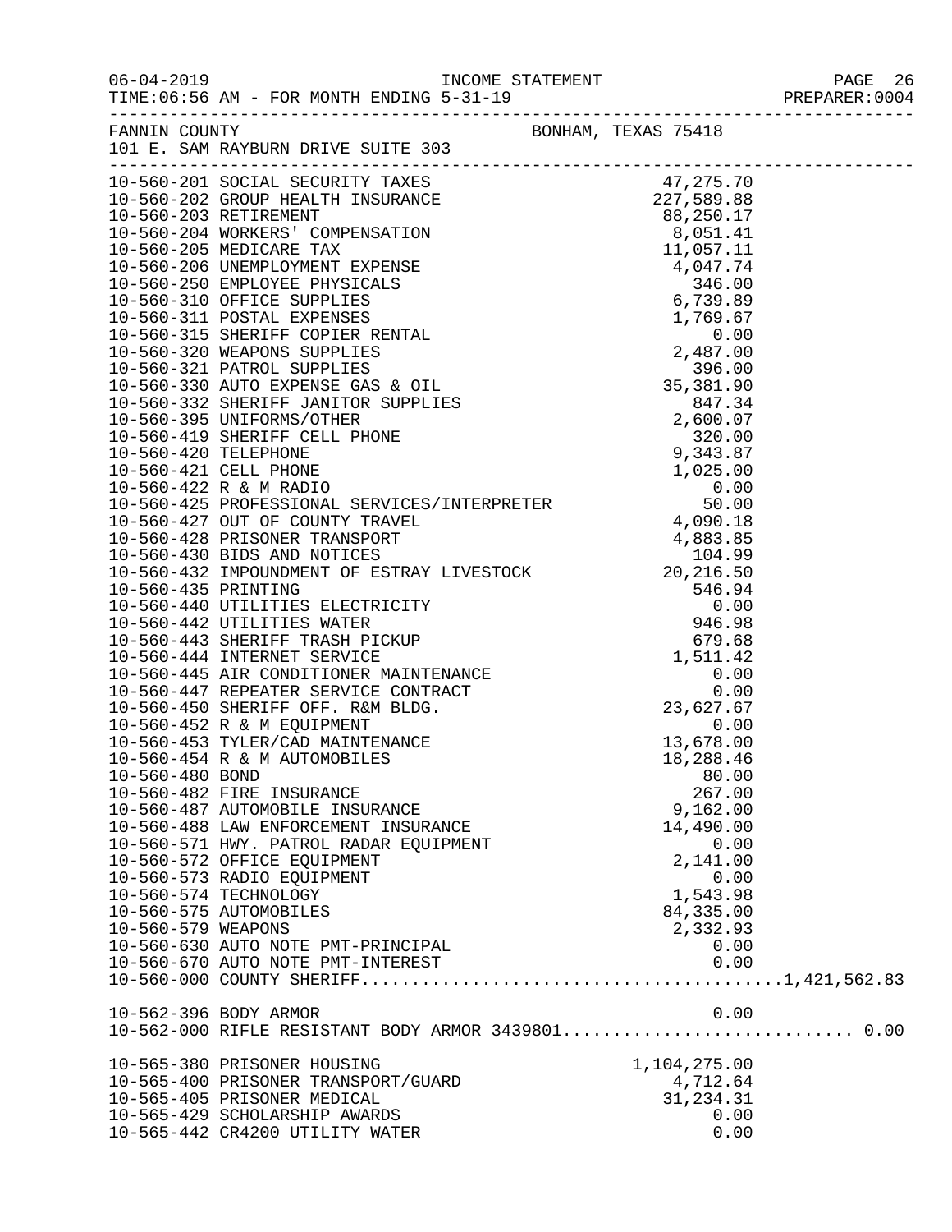FANNIN COUNTY BONHAM, TEXAS 75418
101 E. SAM RAYBURN DRIVE SUITE 303

INCOME STATEMENT
TIME:06:56 AM - FOR MONTH ENDING 5-31-19

| Account | Description | Amount | Total |
|---|---|---|---|
| 10-560-201 | SOCIAL SECURITY TAXES | 47,275.70 | |
| 10-560-202 | GROUP HEALTH INSURANCE | 227,589.88 | |
| 10-560-203 | RETIREMENT | 88,250.17 | |
| 10-560-204 | WORKERS' COMPENSATION | 8,051.41 | |
| 10-560-205 | MEDICARE TAX | 11,057.11 | |
| 10-560-206 | UNEMPLOYMENT EXPENSE | 4,047.74 | |
| 10-560-250 | EMPLOYEE PHYSICALS | 346.00 | |
| 10-560-310 | OFFICE SUPPLIES | 6,739.89 | |
| 10-560-311 | POSTAL EXPENSES | 1,769.67 | |
| 10-560-315 | SHERIFF COPIER RENTAL | 0.00 | |
| 10-560-320 | WEAPONS SUPPLIES | 2,487.00 | |
| 10-560-321 | PATROL SUPPLIES | 396.00 | |
| 10-560-330 | AUTO EXPENSE GAS & OIL | 35,381.90 | |
| 10-560-332 | SHERIFF JANITOR SUPPLIES | 847.34 | |
| 10-560-395 | UNIFORMS/OTHER | 2,600.07 | |
| 10-560-419 | SHERIFF CELL PHONE | 320.00 | |
| 10-560-420 | TELEPHONE | 9,343.87 | |
| 10-560-421 | CELL PHONE | 1,025.00 | |
| 10-560-422 | R & M RADIO | 0.00 | |
| 10-560-425 | PROFESSIONAL SERVICES/INTERPRETER | 50.00 | |
| 10-560-427 | OUT OF COUNTY TRAVEL | 4,090.18 | |
| 10-560-428 | PRISONER TRANSPORT | 4,883.85 | |
| 10-560-430 | BIDS AND NOTICES | 104.99 | |
| 10-560-432 | IMPOUNDMENT OF ESTRAY LIVESTOCK | 20,216.50 | |
| 10-560-435 | PRINTING | 546.94 | |
| 10-560-440 | UTILITIES ELECTRICITY | 0.00 | |
| 10-560-442 | UTILITIES WATER | 946.98 | |
| 10-560-443 | SHERIFF TRASH PICKUP | 679.68 | |
| 10-560-444 | INTERNET SERVICE | 1,511.42 | |
| 10-560-445 | AIR CONDITIONER MAINTENANCE | 0.00 | |
| 10-560-447 | REPEATER SERVICE CONTRACT | 0.00 | |
| 10-560-450 | SHERIFF OFF. R&M BLDG. | 23,627.67 | |
| 10-560-452 | R & M EQUIPMENT | 0.00 | |
| 10-560-453 | TYLER/CAD MAINTENANCE | 13,678.00 | |
| 10-560-454 | R & M AUTOMOBILES | 18,288.46 | |
| 10-560-480 | BOND | 80.00 | |
| 10-560-482 | FIRE INSURANCE | 267.00 | |
| 10-560-487 | AUTOMOBILE INSURANCE | 9,162.00 | |
| 10-560-488 | LAW ENFORCEMENT INSURANCE | 14,490.00 | |
| 10-560-571 | HWY. PATROL RADAR EQUIPMENT | 0.00 | |
| 10-560-572 | OFFICE EQUIPMENT | 2,141.00 | |
| 10-560-573 | RADIO EQUIPMENT | 0.00 | |
| 10-560-574 | TECHNOLOGY | 1,543.98 | |
| 10-560-575 | AUTOMOBILES | 84,335.00 | |
| 10-560-579 | WEAPONS | 2,332.93 | |
| 10-560-630 | AUTO NOTE PMT-PRINCIPAL | 0.00 | |
| 10-560-670 | AUTO NOTE PMT-INTEREST | 0.00 | |
| 10-560-000 | COUNTY SHERIFF | | 1,421,562.83 |
| | | | |
| 10-562-396 | BODY ARMOR | 0.00 | |
| 10-562-000 | RIFLE RESISTANT BODY ARMOR 3439801 | | 0.00 |
| | | | |
| 10-565-380 | PRISONER HOUSING | 1,104,275.00 | |
| 10-565-400 | PRISONER TRANSPORT/GUARD | 4,712.64 | |
| 10-565-405 | PRISONER MEDICAL | 31,234.31 | |
| 10-565-429 | SCHOLARSHIP AWARDS | 0.00 | |
| 10-565-442 | CR4200 UTILITY WATER | 0.00 | |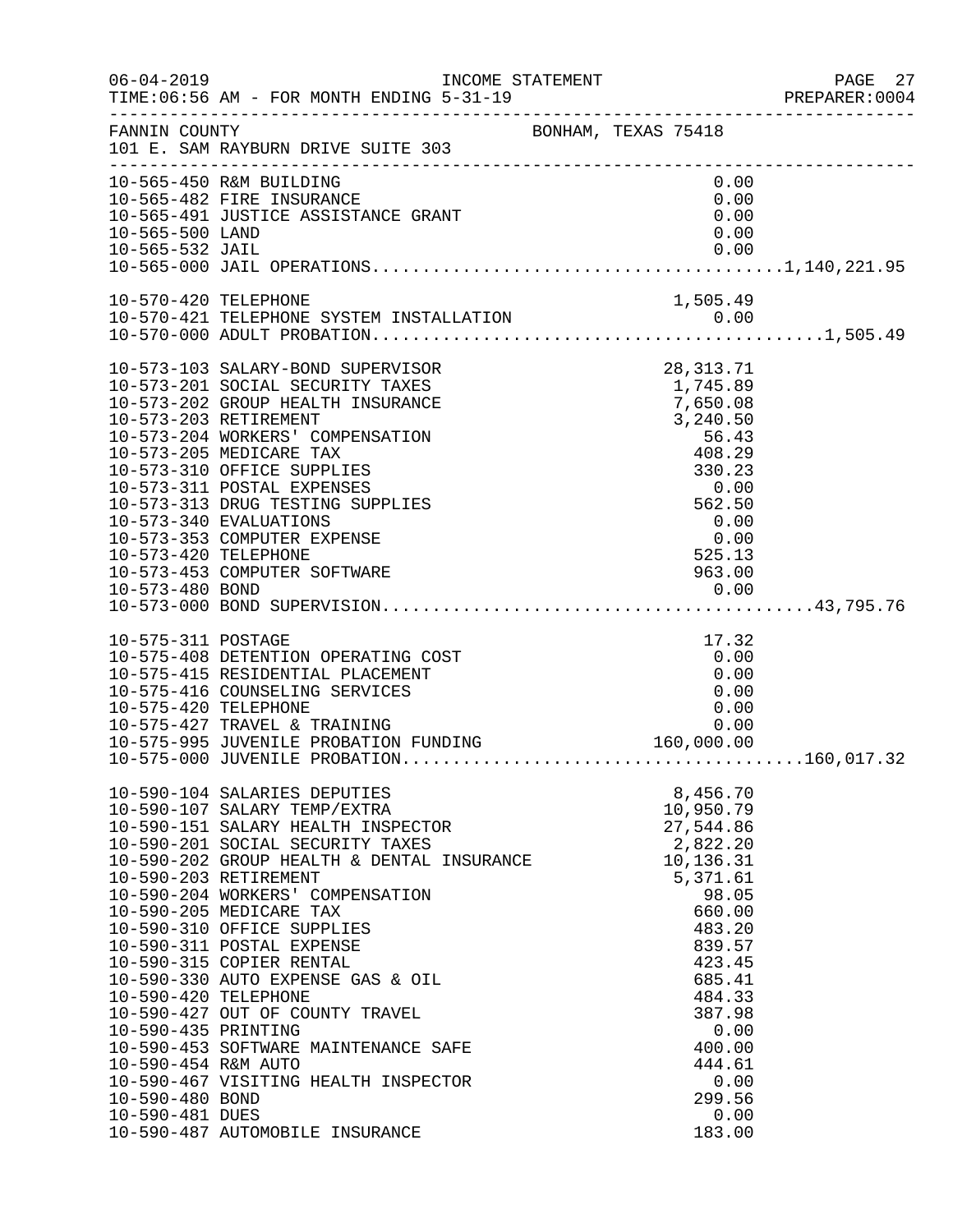FANNIN COUNTY  BONHAM, TEXAS 75418
101 E. SAM RAYBURN DRIVE SUITE 303

INCOME STATEMENT — TIME:06:56 AM - FOR MONTH ENDING 5-31-19

| Account | Description | Amount | Total |
|---|---|---|---|
| 10-565-450 | R&M BUILDING | 0.00 | |
| 10-565-482 | FIRE INSURANCE | 0.00 | |
| 10-565-491 | JUSTICE ASSISTANCE GRANT | 0.00 | |
| 10-565-500 | LAND | 0.00 | |
| 10-565-532 | JAIL | 0.00 | |
| 10-565-000 | JAIL OPERATIONS | | 1,140,221.95 |
| 10-570-420 | TELEPHONE | 1,505.49 | |
| 10-570-421 | TELEPHONE SYSTEM INSTALLATION | 0.00 | |
| 10-570-000 | ADULT PROBATION | | 1,505.49 |
| 10-573-103 | SALARY-BOND SUPERVISOR | 28,313.71 | |
| 10-573-201 | SOCIAL SECURITY TAXES | 1,745.89 | |
| 10-573-202 | GROUP HEALTH INSURANCE | 7,650.08 | |
| 10-573-203 | RETIREMENT | 3,240.50 | |
| 10-573-204 | WORKERS' COMPENSATION | 56.43 | |
| 10-573-205 | MEDICARE TAX | 408.29 | |
| 10-573-310 | OFFICE SUPPLIES | 330.23 | |
| 10-573-311 | POSTAL EXPENSES | 0.00 | |
| 10-573-313 | DRUG TESTING SUPPLIES | 562.50 | |
| 10-573-340 | EVALUATIONS | 0.00 | |
| 10-573-353 | COMPUTER EXPENSE | 0.00 | |
| 10-573-420 | TELEPHONE | 525.13 | |
| 10-573-453 | COMPUTER SOFTWARE | 963.00 | |
| 10-573-480 | BOND | 0.00 | |
| 10-573-000 | BOND SUPERVISION | | 43,795.76 |
| 10-575-311 | POSTAGE | 17.32 | |
| 10-575-408 | DETENTION OPERATING COST | 0.00 | |
| 10-575-415 | RESIDENTIAL PLACEMENT | 0.00 | |
| 10-575-416 | COUNSELING SERVICES | 0.00 | |
| 10-575-420 | TELEPHONE | 0.00 | |
| 10-575-427 | TRAVEL & TRAINING | 0.00 | |
| 10-575-995 | JUVENILE PROBATION FUNDING | 160,000.00 | |
| 10-575-000 | JUVENILE PROBATION | | 160,017.32 |
| 10-590-104 | SALARIES DEPUTIES | 8,456.70 | |
| 10-590-107 | SALARY TEMP/EXTRA | 10,950.79 | |
| 10-590-151 | SALARY HEALTH INSPECTOR | 27,544.86 | |
| 10-590-201 | SOCIAL SECURITY TAXES | 2,822.20 | |
| 10-590-202 | GROUP HEALTH & DENTAL INSURANCE | 10,136.31 | |
| 10-590-203 | RETIREMENT | 5,371.61 | |
| 10-590-204 | WORKERS' COMPENSATION | 98.05 | |
| 10-590-205 | MEDICARE TAX | 660.00 | |
| 10-590-310 | OFFICE SUPPLIES | 483.20 | |
| 10-590-311 | POSTAL EXPENSE | 839.57 | |
| 10-590-315 | COPIER RENTAL | 423.45 | |
| 10-590-330 | AUTO EXPENSE GAS & OIL | 685.41 | |
| 10-590-420 | TELEPHONE | 484.33 | |
| 10-590-427 | OUT OF COUNTY TRAVEL | 387.98 | |
| 10-590-435 | PRINTING | 0.00 | |
| 10-590-453 | SOFTWARE MAINTENANCE SAFE | 400.00 | |
| 10-590-454 | R&M AUTO | 444.61 | |
| 10-590-467 | VISITING HEALTH INSPECTOR | 0.00 | |
| 10-590-480 | BOND | 299.56 | |
| 10-590-481 | DUES | 0.00 | |
| 10-590-487 | AUTOMOBILE INSURANCE | 183.00 | |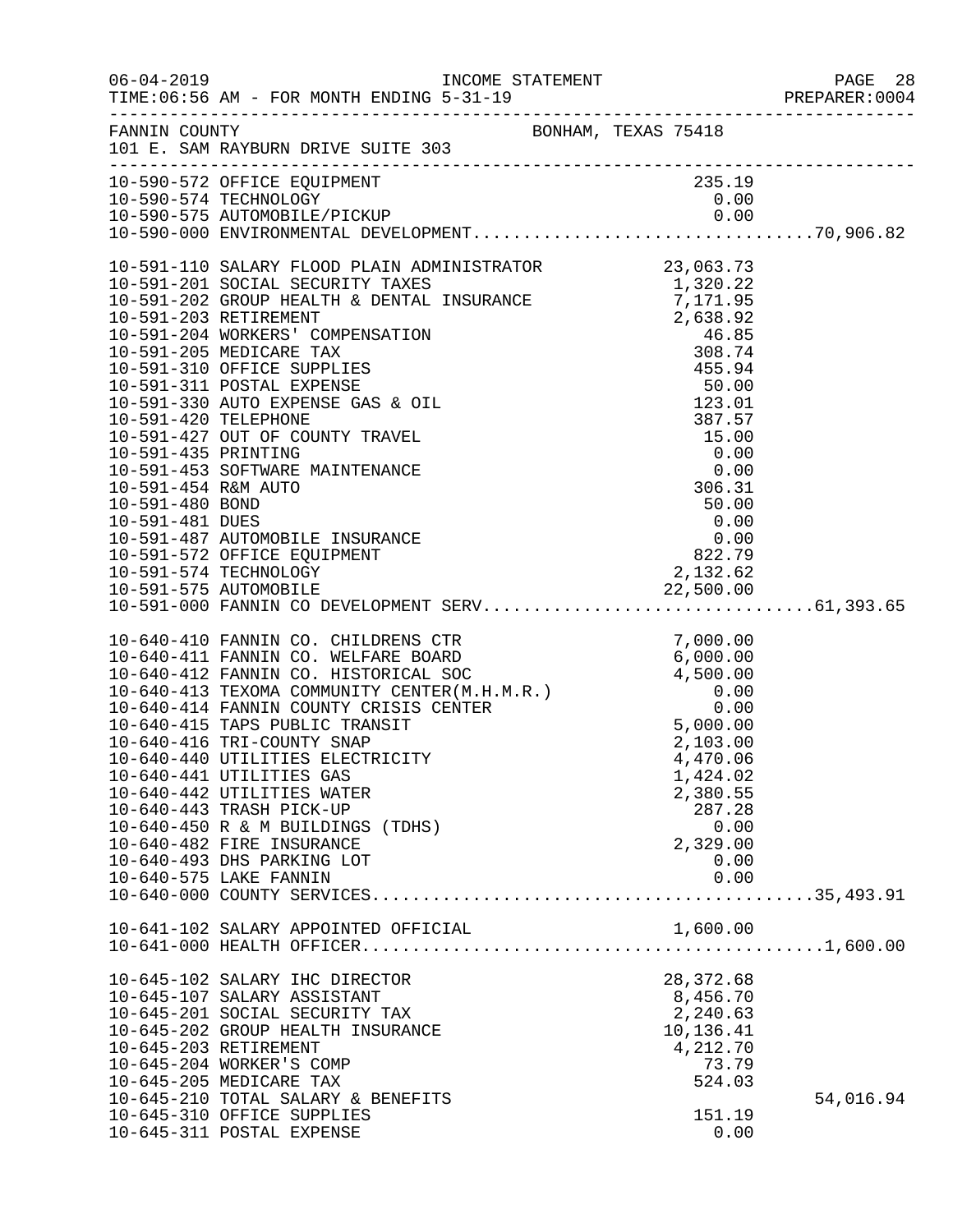FANNIN COUNTY — BONHAM, TEXAS 75418
101 E. SAM RAYBURN DRIVE SUITE 303

INCOME STATEMENT — FOR MONTH ENDING 5-31-19

| Account | Description | Amount | Total |
|---|---|---|---|
| 10-590-572 | OFFICE EQUIPMENT | 235.19 | |
| 10-590-574 | TECHNOLOGY | 0.00 | |
| 10-590-575 | AUTOMOBILE/PICKUP | 0.00 | |
| 10-590-000 | ENVIRONMENTAL DEVELOPMENT | | 70,906.82 |
| 10-591-110 | SALARY FLOOD PLAIN ADMINISTRATOR | 23,063.73 | |
| 10-591-201 | SOCIAL SECURITY TAXES | 1,320.22 | |
| 10-591-202 | GROUP HEALTH & DENTAL INSURANCE | 7,171.95 | |
| 10-591-203 | RETIREMENT | 2,638.92 | |
| 10-591-204 | WORKERS' COMPENSATION | 46.85 | |
| 10-591-205 | MEDICARE TAX | 308.74 | |
| 10-591-310 | OFFICE SUPPLIES | 455.94 | |
| 10-591-311 | POSTAL EXPENSE | 50.00 | |
| 10-591-330 | AUTO EXPENSE GAS & OIL | 123.01 | |
| 10-591-420 | TELEPHONE | 387.57 | |
| 10-591-427 | OUT OF COUNTY TRAVEL | 15.00 | |
| 10-591-435 | PRINTING | 0.00 | |
| 10-591-453 | SOFTWARE MAINTENANCE | 0.00 | |
| 10-591-454 | R&M AUTO | 306.31 | |
| 10-591-480 | BOND | 50.00 | |
| 10-591-481 | DUES | 0.00 | |
| 10-591-487 | AUTOMOBILE INSURANCE | 0.00 | |
| 10-591-572 | OFFICE EQUIPMENT | 822.79 | |
| 10-591-574 | TECHNOLOGY | 2,132.62 | |
| 10-591-575 | AUTOMOBILE | 22,500.00 | |
| 10-591-000 | FANNIN CO DEVELOPMENT SERV | | 61,393.65 |
| 10-640-410 | FANNIN CO. CHILDRENS CTR | 7,000.00 | |
| 10-640-411 | FANNIN CO. WELFARE BOARD | 6,000.00 | |
| 10-640-412 | FANNIN CO. HISTORICAL SOC | 4,500.00 | |
| 10-640-413 | TEXOMA COMMUNITY CENTER(M.H.M.R.) | 0.00 | |
| 10-640-414 | FANNIN COUNTY CRISIS CENTER | 0.00 | |
| 10-640-415 | TAPS PUBLIC TRANSIT | 5,000.00 | |
| 10-640-416 | TRI-COUNTY SNAP | 2,103.00 | |
| 10-640-440 | UTILITIES ELECTRICITY | 4,470.06 | |
| 10-640-441 | UTILITIES GAS | 1,424.02 | |
| 10-640-442 | UTILITIES WATER | 2,380.55 | |
| 10-640-443 | TRASH PICK-UP | 287.28 | |
| 10-640-450 | R & M BUILDINGS (TDHS) | 0.00 | |
| 10-640-482 | FIRE INSURANCE | 2,329.00 | |
| 10-640-493 | DHS PARKING LOT | 0.00 | |
| 10-640-575 | LAKE FANNIN | 0.00 | |
| 10-640-000 | COUNTY SERVICES | | 35,493.91 |
| 10-641-102 | SALARY APPOINTED OFFICIAL | 1,600.00 | |
| 10-641-000 | HEALTH OFFICER | | 1,600.00 |
| 10-645-102 | SALARY IHC DIRECTOR | 28,372.68 | |
| 10-645-107 | SALARY ASSISTANT | 8,456.70 | |
| 10-645-201 | SOCIAL SECURITY TAX | 2,240.63 | |
| 10-645-202 | GROUP HEALTH INSURANCE | 10,136.41 | |
| 10-645-203 | RETIREMENT | 4,212.70 | |
| 10-645-204 | WORKER'S COMP | 73.79 | |
| 10-645-205 | MEDICARE TAX | 524.03 | |
| 10-645-210 | TOTAL SALARY & BENEFITS | | 54,016.94 |
| 10-645-310 | OFFICE SUPPLIES | 151.19 | |
| 10-645-311 | POSTAL EXPENSE | 0.00 | |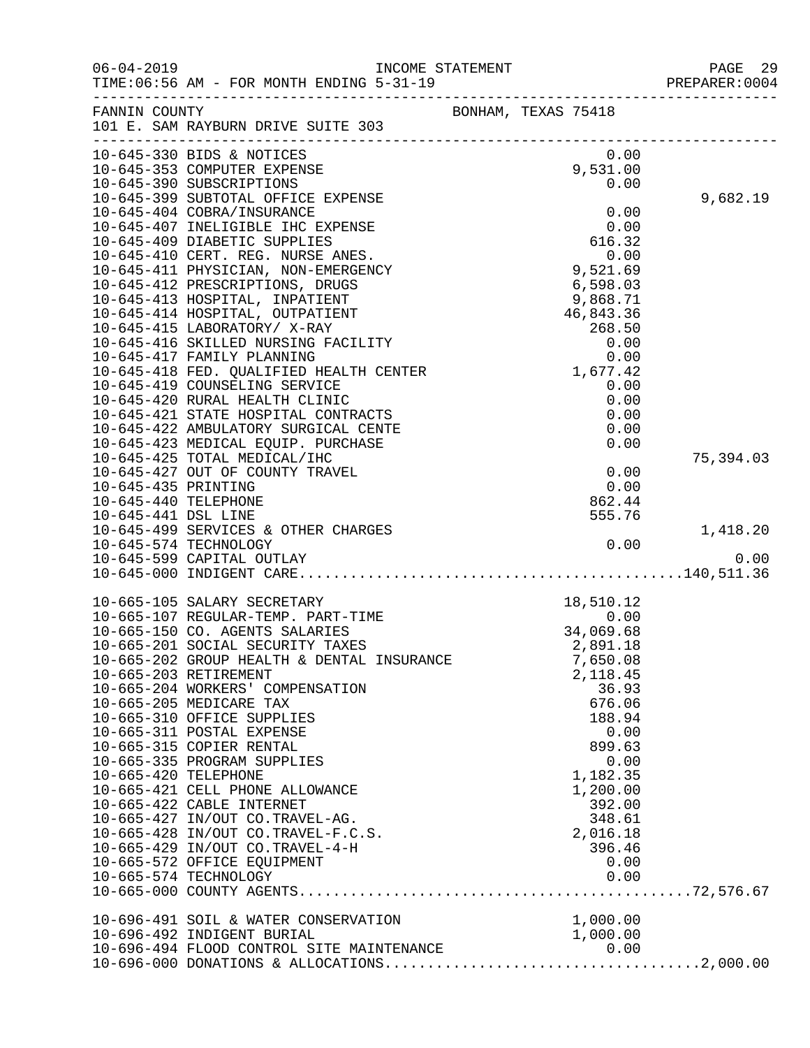INCOME STATEMENT

06-04-2019
TIME:06:56 AM - FOR MONTH ENDING 5-31-19

PREPARER:0004

FANNIN COUNTY — BONHAM, TEXAS 75418
101 E. SAM RAYBURN DRIVE SUITE 303

| Account | Description | Amount | Subtotal |
|---|---|---|---|
| 10-645-330 | BIDS & NOTICES | 0.00 | |
| 10-645-353 | COMPUTER EXPENSE | 9,531.00 | |
| 10-645-390 | SUBSCRIPTIONS | 0.00 | |
| 10-645-399 | SUBTOTAL OFFICE EXPENSE | | 9,682.19 |
| 10-645-404 | COBRA/INSURANCE | 0.00 | |
| 10-645-407 | INELIGIBLE IHC EXPENSE | 0.00 | |
| 10-645-409 | DIABETIC SUPPLIES | 616.32 | |
| 10-645-410 | CERT. REG. NURSE ANES. | 0.00 | |
| 10-645-411 | PHYSICIAN, NON-EMERGENCY | 9,521.69 | |
| 10-645-412 | PRESCRIPTIONS, DRUGS | 6,598.03 | |
| 10-645-413 | HOSPITAL, INPATIENT | 9,868.71 | |
| 10-645-414 | HOSPITAL, OUTPATIENT | 46,843.36 | |
| 10-645-415 | LABORATORY/ X-RAY | 268.50 | |
| 10-645-416 | SKILLED NURSING FACILITY | 0.00 | |
| 10-645-417 | FAMILY PLANNING | 0.00 | |
| 10-645-418 | FED. QUALIFIED HEALTH CENTER | 1,677.42 | |
| 10-645-419 | COUNSELING SERVICE | 0.00 | |
| 10-645-420 | RURAL HEALTH CLINIC | 0.00 | |
| 10-645-421 | STATE HOSPITAL CONTRACTS | 0.00 | |
| 10-645-422 | AMBULATORY SURGICAL CENTE | 0.00 | |
| 10-645-423 | MEDICAL EQUIP. PURCHASE | 0.00 | |
| 10-645-425 | TOTAL MEDICAL/IHC | | 75,394.03 |
| 10-645-427 | OUT OF COUNTY TRAVEL | 0.00 | |
| 10-645-435 | PRINTING | 0.00 | |
| 10-645-440 | TELEPHONE | 862.44 | |
| 10-645-441 | DSL LINE | 555.76 | |
| 10-645-499 | SERVICES & OTHER CHARGES | | 1,418.20 |
| 10-645-574 | TECHNOLOGY | 0.00 | |
| 10-645-599 | CAPITAL OUTLAY | | 0.00 |
| 10-645-000 | INDIGENT CARE | | 140,511.36 |
| 10-665-105 | SALARY SECRETARY | 18,510.12 | |
| 10-665-107 | REGULAR-TEMP. PART-TIME | 0.00 | |
| 10-665-150 | CO. AGENTS SALARIES | 34,069.68 | |
| 10-665-201 | SOCIAL SECURITY TAXES | 2,891.18 | |
| 10-665-202 | GROUP HEALTH & DENTAL INSURANCE | 7,650.08 | |
| 10-665-203 | RETIREMENT | 2,118.45 | |
| 10-665-204 | WORKERS' COMPENSATION | 36.93 | |
| 10-665-205 | MEDICARE TAX | 676.06 | |
| 10-665-310 | OFFICE SUPPLIES | 188.94 | |
| 10-665-311 | POSTAL EXPENSE | 0.00 | |
| 10-665-315 | COPIER RENTAL | 899.63 | |
| 10-665-335 | PROGRAM SUPPLIES | 0.00 | |
| 10-665-420 | TELEPHONE | 1,182.35 | |
| 10-665-421 | CELL PHONE ALLOWANCE | 1,200.00 | |
| 10-665-422 | CABLE INTERNET | 392.00 | |
| 10-665-427 | IN/OUT CO.TRAVEL-AG. | 348.61 | |
| 10-665-428 | IN/OUT CO.TRAVEL-F.C.S. | 2,016.18 | |
| 10-665-429 | IN/OUT CO.TRAVEL-4-H | 396.46 | |
| 10-665-572 | OFFICE EQUIPMENT | 0.00 | |
| 10-665-574 | TECHNOLOGY | 0.00 | |
| 10-665-000 | COUNTY AGENTS | | 72,576.67 |
| 10-696-491 | SOIL & WATER CONSERVATION | 1,000.00 | |
| 10-696-492 | INDIGENT BURIAL | 1,000.00 | |
| 10-696-494 | FLOOD CONTROL SITE MAINTENANCE | 0.00 | |
| 10-696-000 | DONATIONS & ALLOCATIONS | | 2,000.00 |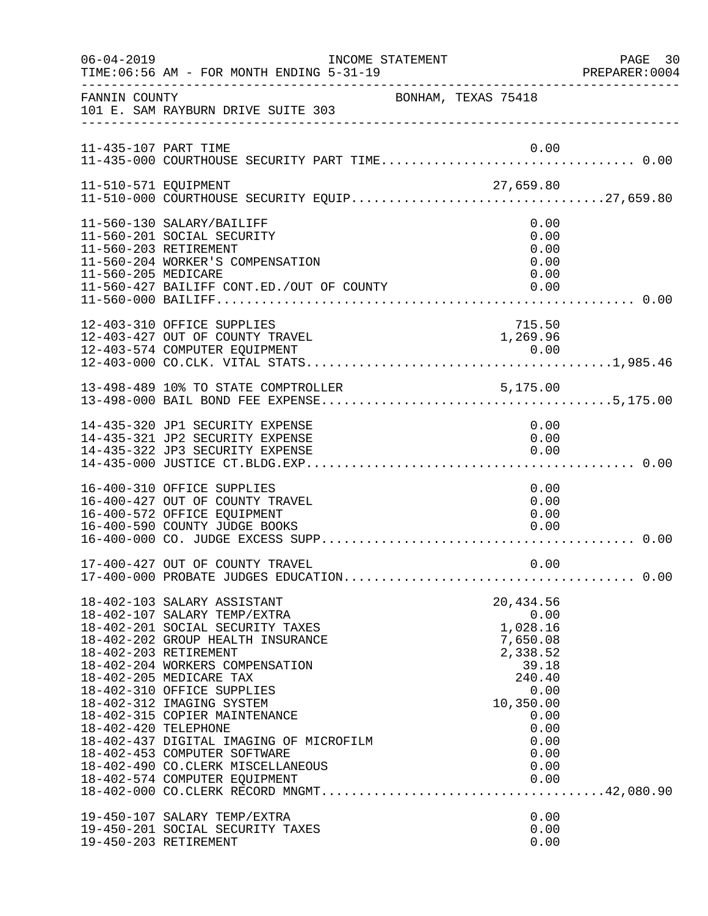06-04-2019 INCOME STATEMENT PAGE 30
TIME:06:56 AM - FOR MONTH ENDING 5-31-19 PREPARER:0004

FANNIN COUNTY BONHAM, TEXAS 75418
101 E. SAM RAYBURN DRIVE SUITE 303

| Account | Description | Amount | Total |
|---|---|---|---|
| 11-435-107 | PART TIME | 0.00 | |
| 11-435-000 | COURTHOUSE SECURITY PART TIME | | 0.00 |
| 11-510-571 | EQUIPMENT | 27,659.80 | |
| 11-510-000 | COURTHOUSE SECURITY EQUIP | | 27,659.80 |
| 11-560-130 | SALARY/BAILIFF | 0.00 | |
| 11-560-201 | SOCIAL SECURITY | 0.00 | |
| 11-560-203 | RETIREMENT | 0.00 | |
| 11-560-204 | WORKER'S COMPENSATION | 0.00 | |
| 11-560-205 | MEDICARE | 0.00 | |
| 11-560-427 | BAILIFF CONT.ED./OUT OF COUNTY | 0.00 | |
| 11-560-000 | BAILIFF | | 0.00 |
| 12-403-310 | OFFICE SUPPLIES | 715.50 | |
| 12-403-427 | OUT OF COUNTY TRAVEL | 1,269.96 | |
| 12-403-574 | COMPUTER EQUIPMENT | 0.00 | |
| 12-403-000 | CO.CLK. VITAL STATS | | 1,985.46 |
| 13-498-489 | 10% TO STATE COMPTROLLER | 5,175.00 | |
| 13-498-000 | BAIL BOND FEE EXPENSE | | 5,175.00 |
| 14-435-320 | JP1 SECURITY EXPENSE | 0.00 | |
| 14-435-321 | JP2 SECURITY EXPENSE | 0.00 | |
| 14-435-322 | JP3 SECURITY EXPENSE | 0.00 | |
| 14-435-000 | JUSTICE CT.BLDG.EXP | | 0.00 |
| 16-400-310 | OFFICE SUPPLIES | 0.00 | |
| 16-400-427 | OUT OF COUNTY TRAVEL | 0.00 | |
| 16-400-572 | OFFICE EQUIPMENT | 0.00 | |
| 16-400-590 | COUNTY JUDGE BOOKS | 0.00 | |
| 16-400-000 | CO. JUDGE EXCESS SUPP | | 0.00 |
| 17-400-427 | OUT OF COUNTY TRAVEL | 0.00 | |
| 17-400-000 | PROBATE JUDGES EDUCATION | | 0.00 |
| 18-402-103 | SALARY ASSISTANT | 20,434.56 | |
| 18-402-107 | SALARY TEMP/EXTRA | 0.00 | |
| 18-402-201 | SOCIAL SECURITY TAXES | 1,028.16 | |
| 18-402-202 | GROUP HEALTH INSURANCE | 7,650.08 | |
| 18-402-203 | RETIREMENT | 2,338.52 | |
| 18-402-204 | WORKERS COMPENSATION | 39.18 | |
| 18-402-205 | MEDICARE TAX | 240.40 | |
| 18-402-310 | OFFICE SUPPLIES | 0.00 | |
| 18-402-312 | IMAGING SYSTEM | 10,350.00 | |
| 18-402-315 | COPIER MAINTENANCE | 0.00 | |
| 18-402-420 | TELEPHONE | 0.00 | |
| 18-402-437 | DIGITAL IMAGING OF MICROFILM | 0.00 | |
| 18-402-453 | COMPUTER SOFTWARE | 0.00 | |
| 18-402-490 | CO.CLERK MISCELLANEOUS | 0.00 | |
| 18-402-574 | COMPUTER EQUIPMENT | 0.00 | |
| 18-402-000 | CO.CLERK RECORD MNGMT | | 42,080.90 |
| 19-450-107 | SALARY TEMP/EXTRA | 0.00 | |
| 19-450-201 | SOCIAL SECURITY TAXES | 0.00 | |
| 19-450-203 | RETIREMENT | 0.00 | |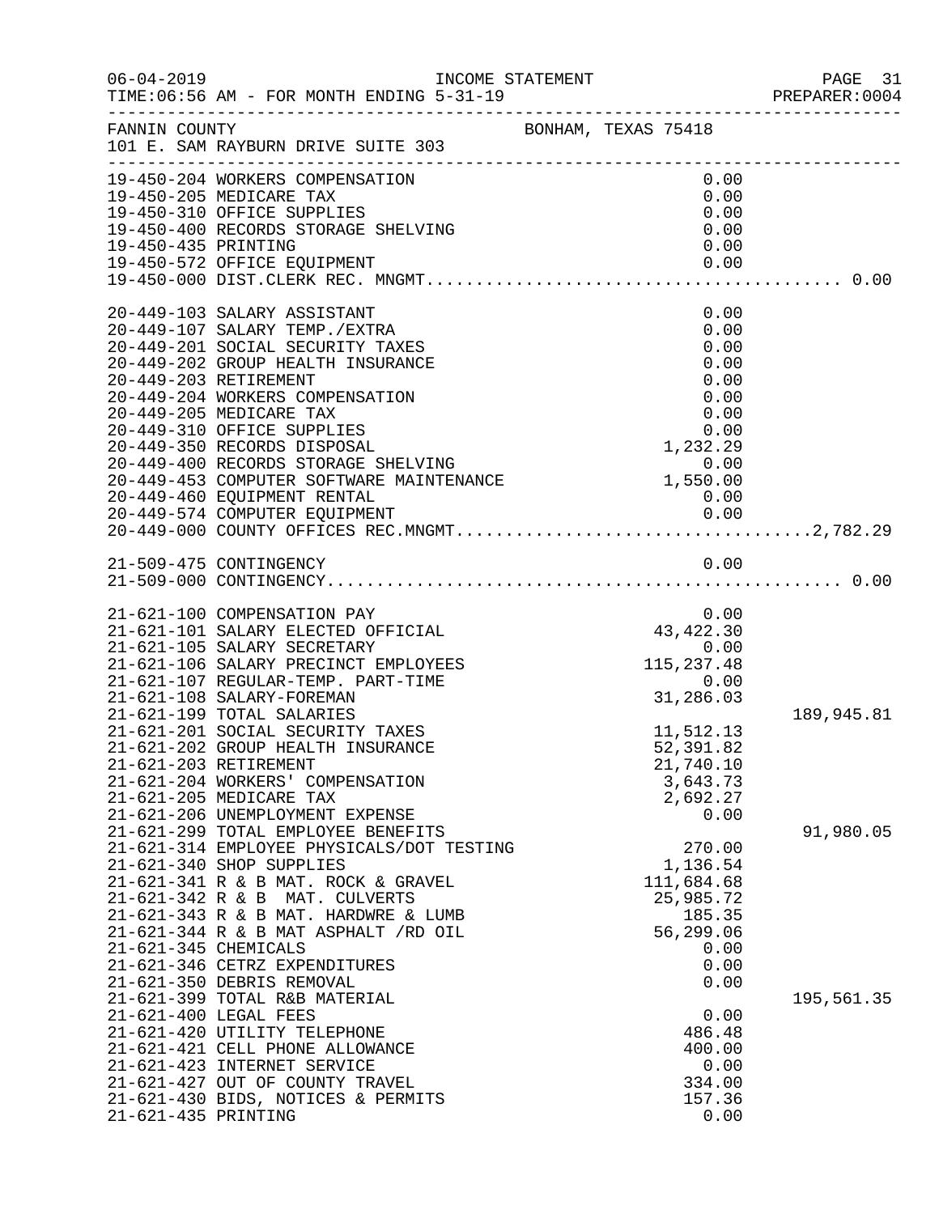06-04-2019 INCOME STATEMENT PAGE 31
TIME:06:56 AM - FOR MONTH ENDING 5-31-19 PREPARER:0004

FANNIN COUNTY BONHAM, TEXAS 75418
101 E. SAM RAYBURN DRIVE SUITE 303

| Account | Description | Amount | Total |
|---|---|---|---|
| 19-450-204 | WORKERS COMPENSATION | 0.00 | |
| 19-450-205 | MEDICARE TAX | 0.00 | |
| 19-450-310 | OFFICE SUPPLIES | 0.00 | |
| 19-450-400 | RECORDS STORAGE SHELVING | 0.00 | |
| 19-450-435 | PRINTING | 0.00 | |
| 19-450-572 | OFFICE EQUIPMENT | 0.00 | |
| 19-450-000 | DIST.CLERK REC. MNGMT. | | 0.00 |
| 20-449-103 | SALARY ASSISTANT | 0.00 | |
| 20-449-107 | SALARY TEMP./EXTRA | 0.00 | |
| 20-449-201 | SOCIAL SECURITY TAXES | 0.00 | |
| 20-449-202 | GROUP HEALTH INSURANCE | 0.00 | |
| 20-449-203 | RETIREMENT | 0.00 | |
| 20-449-204 | WORKERS COMPENSATION | 0.00 | |
| 20-449-205 | MEDICARE TAX | 0.00 | |
| 20-449-310 | OFFICE SUPPLIES | 0.00 | |
| 20-449-350 | RECORDS DISPOSAL | 1,232.29 | |
| 20-449-400 | RECORDS STORAGE SHELVING | 0.00 | |
| 20-449-453 | COMPUTER SOFTWARE MAINTENANCE | 1,550.00 | |
| 20-449-460 | EQUIPMENT RENTAL | 0.00 | |
| 20-449-574 | COMPUTER EQUIPMENT | 0.00 | |
| 20-449-000 | COUNTY OFFICES REC.MNGMT. | | 2,782.29 |
| 21-509-475 | CONTINGENCY | 0.00 | |
| 21-509-000 | CONTINGENCY | | 0.00 |
| 21-621-100 | COMPENSATION PAY | 0.00 | |
| 21-621-101 | SALARY ELECTED OFFICIAL | 43,422.30 | |
| 21-621-105 | SALARY SECRETARY | 0.00 | |
| 21-621-106 | SALARY PRECINCT EMPLOYEES | 115,237.48 | |
| 21-621-107 | REGULAR-TEMP. PART-TIME | 0.00 | |
| 21-621-108 | SALARY-FOREMAN | 31,286.03 | |
| 21-621-199 | TOTAL SALARIES | | 189,945.81 |
| 21-621-201 | SOCIAL SECURITY TAXES | 11,512.13 | |
| 21-621-202 | GROUP HEALTH INSURANCE | 52,391.82 | |
| 21-621-203 | RETIREMENT | 21,740.10 | |
| 21-621-204 | WORKERS' COMPENSATION | 3,643.73 | |
| 21-621-205 | MEDICARE TAX | 2,692.27 | |
| 21-621-206 | UNEMPLOYMENT EXPENSE | 0.00 | |
| 21-621-299 | TOTAL EMPLOYEE BENEFITS | | 91,980.05 |
| 21-621-314 | EMPLOYEE PHYSICALS/DOT TESTING | 270.00 | |
| 21-621-340 | SHOP SUPPLIES | 1,136.54 | |
| 21-621-341 | R & B MAT. ROCK & GRAVEL | 111,684.68 | |
| 21-621-342 | R & B MAT. CULVERTS | 25,985.72 | |
| 21-621-343 | R & B MAT. HARDWRE & LUMB | 185.35 | |
| 21-621-344 | R & B MAT ASPHALT /RD OIL | 56,299.06 | |
| 21-621-345 | CHEMICALS | 0.00 | |
| 21-621-346 | CETRZ EXPENDITURES | 0.00 | |
| 21-621-350 | DEBRIS REMOVAL | 0.00 | |
| 21-621-399 | TOTAL R&B MATERIAL | | 195,561.35 |
| 21-621-400 | LEGAL FEES | 0.00 | |
| 21-621-420 | UTILITY TELEPHONE | 486.48 | |
| 21-621-421 | CELL PHONE ALLOWANCE | 400.00 | |
| 21-621-423 | INTERNET SERVICE | 0.00 | |
| 21-621-427 | OUT OF COUNTY TRAVEL | 334.00 | |
| 21-621-430 | BIDS, NOTICES & PERMITS | 157.36 | |
| 21-621-435 | PRINTING | 0.00 | |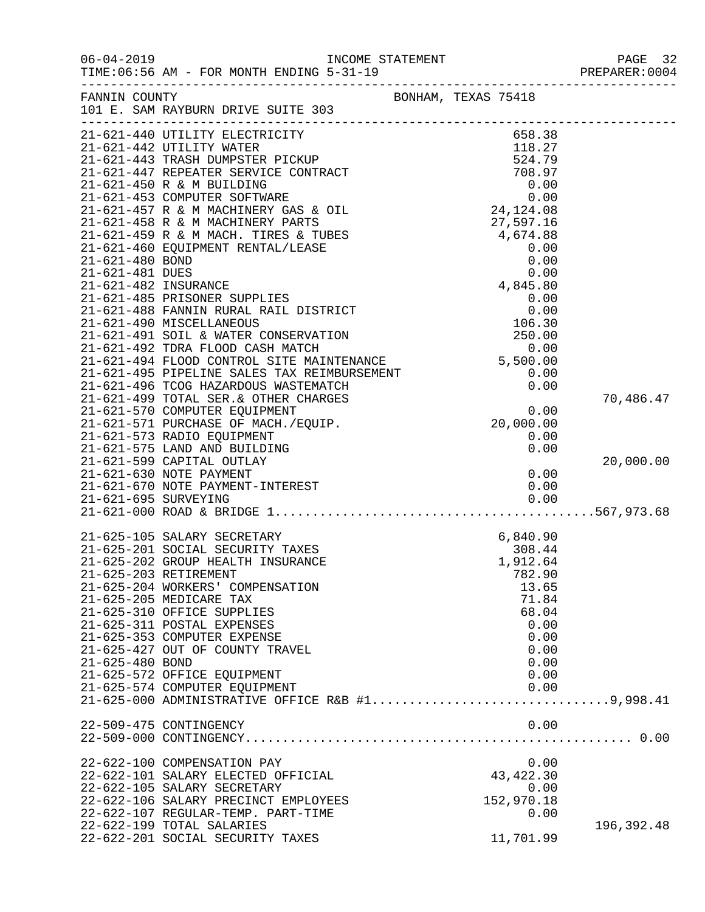FANNIN COUNTY BONHAM, TEXAS 75418
101 E. SAM RAYBURN DRIVE SUITE 303

| Account | Description | Amount | Total |
|---|---|---|---|
| 21-621-440 | UTILITY ELECTRICITY | 658.38 | |
| 21-621-442 | UTILITY WATER | 118.27 | |
| 21-621-443 | TRASH DUMPSTER PICKUP | 524.79 | |
| 21-621-447 | REPEATER SERVICE CONTRACT | 708.97 | |
| 21-621-450 | R & M BUILDING | 0.00 | |
| 21-621-453 | COMPUTER SOFTWARE | 0.00 | |
| 21-621-457 | R & M MACHINERY GAS & OIL | 24,124.08 | |
| 21-621-458 | R & M MACHINERY PARTS | 27,597.16 | |
| 21-621-459 | R & M MACH. TIRES & TUBES | 4,674.88 | |
| 21-621-460 | EQUIPMENT RENTAL/LEASE | 0.00 | |
| 21-621-480 | BOND | 0.00 | |
| 21-621-481 | DUES | 0.00 | |
| 21-621-482 | INSURANCE | 4,845.80 | |
| 21-621-485 | PRISONER SUPPLIES | 0.00 | |
| 21-621-488 | FANNIN RURAL RAIL DISTRICT | 0.00 | |
| 21-621-490 | MISCELLANEOUS | 106.30 | |
| 21-621-491 | SOIL & WATER CONSERVATION | 250.00 | |
| 21-621-492 | TDRA FLOOD CASH MATCH | 0.00 | |
| 21-621-494 | FLOOD CONTROL SITE MAINTENANCE | 5,500.00 | |
| 21-621-495 | PIPELINE SALES TAX REIMBURSEMENT | 0.00 | |
| 21-621-496 | TCOG HAZARDOUS WASTEMATCH | 0.00 | |
| 21-621-499 | TOTAL SER.& OTHER CHARGES | | 70,486.47 |
| 21-621-570 | COMPUTER EQUIPMENT | 0.00 | |
| 21-621-571 | PURCHASE OF MACH./EQUIP. | 20,000.00 | |
| 21-621-573 | RADIO EQUIPMENT | 0.00 | |
| 21-621-575 | LAND AND BUILDING | 0.00 | |
| 21-621-599 | CAPITAL OUTLAY | | 20,000.00 |
| 21-621-630 | NOTE PAYMENT | 0.00 | |
| 21-621-670 | NOTE PAYMENT-INTEREST | 0.00 | |
| 21-621-695 | SURVEYING | 0.00 | |
| 21-621-000 | ROAD & BRIDGE 1 | | 567,973.68 |
| 21-625-105 | SALARY SECRETARY | 6,840.90 | |
| 21-625-201 | SOCIAL SECURITY TAXES | 308.44 | |
| 21-625-202 | GROUP HEALTH INSURANCE | 1,912.64 | |
| 21-625-203 | RETIREMENT | 782.90 | |
| 21-625-204 | WORKERS' COMPENSATION | 13.65 | |
| 21-625-205 | MEDICARE TAX | 71.84 | |
| 21-625-310 | OFFICE SUPPLIES | 68.04 | |
| 21-625-311 | POSTAL EXPENSES | 0.00 | |
| 21-625-353 | COMPUTER EXPENSE | 0.00 | |
| 21-625-427 | OUT OF COUNTY TRAVEL | 0.00 | |
| 21-625-480 | BOND | 0.00 | |
| 21-625-572 | OFFICE EQUIPMENT | 0.00 | |
| 21-625-574 | COMPUTER EQUIPMENT | 0.00 | |
| 21-625-000 | ADMINISTRATIVE OFFICE R&B #1 | | 9,998.41 |
| 22-509-475 | CONTINGENCY | 0.00 | |
| 22-509-000 | CONTINGENCY | | 0.00 |
| 22-622-100 | COMPENSATION PAY | 0.00 | |
| 22-622-101 | SALARY ELECTED OFFICIAL | 43,422.30 | |
| 22-622-105 | SALARY SECRETARY | 0.00 | |
| 22-622-106 | SALARY PRECINCT EMPLOYEES | 152,970.18 | |
| 22-622-107 | REGULAR-TEMP. PART-TIME | 0.00 | |
| 22-622-199 | TOTAL SALARIES | | 196,392.48 |
| 22-622-201 | SOCIAL SECURITY TAXES | 11,701.99 | |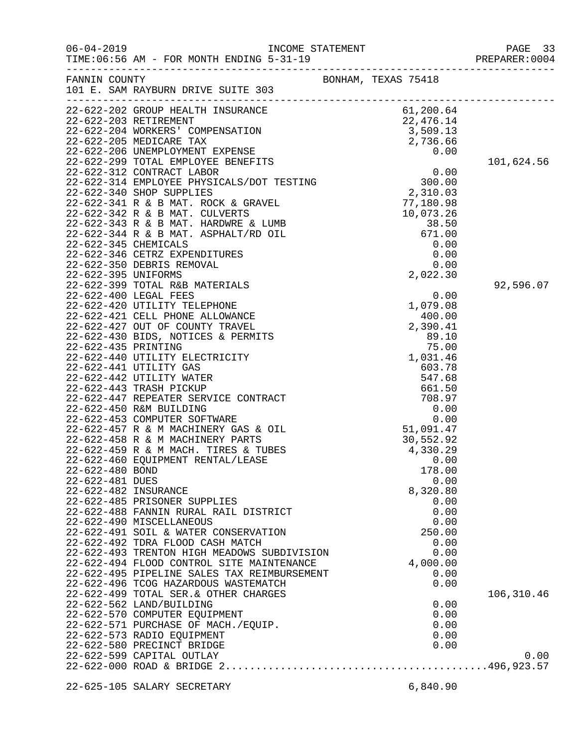FANNIN COUNTY BONHAM, TEXAS 75418
101 E. SAM RAYBURN DRIVE SUITE 303

| Account | Description | Amount | Total |
|---|---|---|---|
| 22-622-202 | GROUP HEALTH INSURANCE | 61,200.64 | |
| 22-622-203 | RETIREMENT | 22,476.14 | |
| 22-622-204 | WORKERS' COMPENSATION | 3,509.13 | |
| 22-622-205 | MEDICARE TAX | 2,736.66 | |
| 22-622-206 | UNEMPLOYMENT EXPENSE | 0.00 | |
| 22-622-299 | TOTAL EMPLOYEE BENEFITS | | 101,624.56 |
| 22-622-312 | CONTRACT LABOR | 0.00 | |
| 22-622-314 | EMPLOYEE PHYSICALS/DOT TESTING | 300.00 | |
| 22-622-340 | SHOP SUPPLIES | 2,310.03 | |
| 22-622-341 | R & B MAT. ROCK & GRAVEL | 77,180.98 | |
| 22-622-342 | R & B MAT. CULVERTS | 10,073.26 | |
| 22-622-343 | R & B MAT. HARDWRE & LUMB | 38.50 | |
| 22-622-344 | R & B MAT. ASPHALT/RD OIL | 671.00 | |
| 22-622-345 | CHEMICALS | 0.00 | |
| 22-622-346 | CETRZ EXPENDITURES | 0.00 | |
| 22-622-350 | DEBRIS REMOVAL | 0.00 | |
| 22-622-395 | UNIFORMS | 2,022.30 | |
| 22-622-399 | TOTAL R&B MATERIALS | | 92,596.07 |
| 22-622-400 | LEGAL FEES | 0.00 | |
| 22-622-420 | UTILITY TELEPHONE | 1,079.08 | |
| 22-622-421 | CELL PHONE ALLOWANCE | 400.00 | |
| 22-622-427 | OUT OF COUNTY TRAVEL | 2,390.41 | |
| 22-622-430 | BIDS, NOTICES & PERMITS | 89.10 | |
| 22-622-435 | PRINTING | 75.00 | |
| 22-622-440 | UTILITY ELECTRICITY | 1,031.46 | |
| 22-622-441 | UTILITY GAS | 603.78 | |
| 22-622-442 | UTILITY WATER | 547.68 | |
| 22-622-443 | TRASH PICKUP | 661.50 | |
| 22-622-447 | REPEATER SERVICE CONTRACT | 708.97 | |
| 22-622-450 | R&M BUILDING | 0.00 | |
| 22-622-453 | COMPUTER SOFTWARE | 0.00 | |
| 22-622-457 | R & M MACHINERY GAS & OIL | 51,091.47 | |
| 22-622-458 | R & M MACHINERY PARTS | 30,552.92 | |
| 22-622-459 | R & M MACH. TIRES & TUBES | 4,330.29 | |
| 22-622-460 | EQUIPMENT RENTAL/LEASE | 0.00 | |
| 22-622-480 | BOND | 178.00 | |
| 22-622-481 | DUES | 0.00 | |
| 22-622-482 | INSURANCE | 8,320.80 | |
| 22-622-485 | PRISONER SUPPLIES | 0.00 | |
| 22-622-488 | FANNIN RURAL RAIL DISTRICT | 0.00 | |
| 22-622-490 | MISCELLANEOUS | 0.00 | |
| 22-622-491 | SOIL & WATER CONSERVATION | 250.00 | |
| 22-622-492 | TDRA FLOOD CASH MATCH | 0.00 | |
| 22-622-493 | TRENTON HIGH MEADOWS SUBDIVISION | 0.00 | |
| 22-622-494 | FLOOD CONTROL SITE MAINTENANCE | 4,000.00 | |
| 22-622-495 | PIPELINE SALES TAX REIMBURSEMENT | 0.00 | |
| 22-622-496 | TCOG HAZARDOUS WASTEMATCH | 0.00 | |
| 22-622-499 | TOTAL SER.& OTHER CHARGES | | 106,310.46 |
| 22-622-562 | LAND/BUILDING | 0.00 | |
| 22-622-570 | COMPUTER EQUIPMENT | 0.00 | |
| 22-622-571 | PURCHASE OF MACH./EQUIP. | 0.00 | |
| 22-622-573 | RADIO EQUIPMENT | 0.00 | |
| 22-622-580 | PRECINCT BRIDGE | 0.00 | |
| 22-622-599 | CAPITAL OUTLAY | | 0.00 |
| 22-622-000 | ROAD & BRIDGE 2 | | 496,923.57 |
| 22-625-105 | SALARY SECRETARY | 6,840.90 | |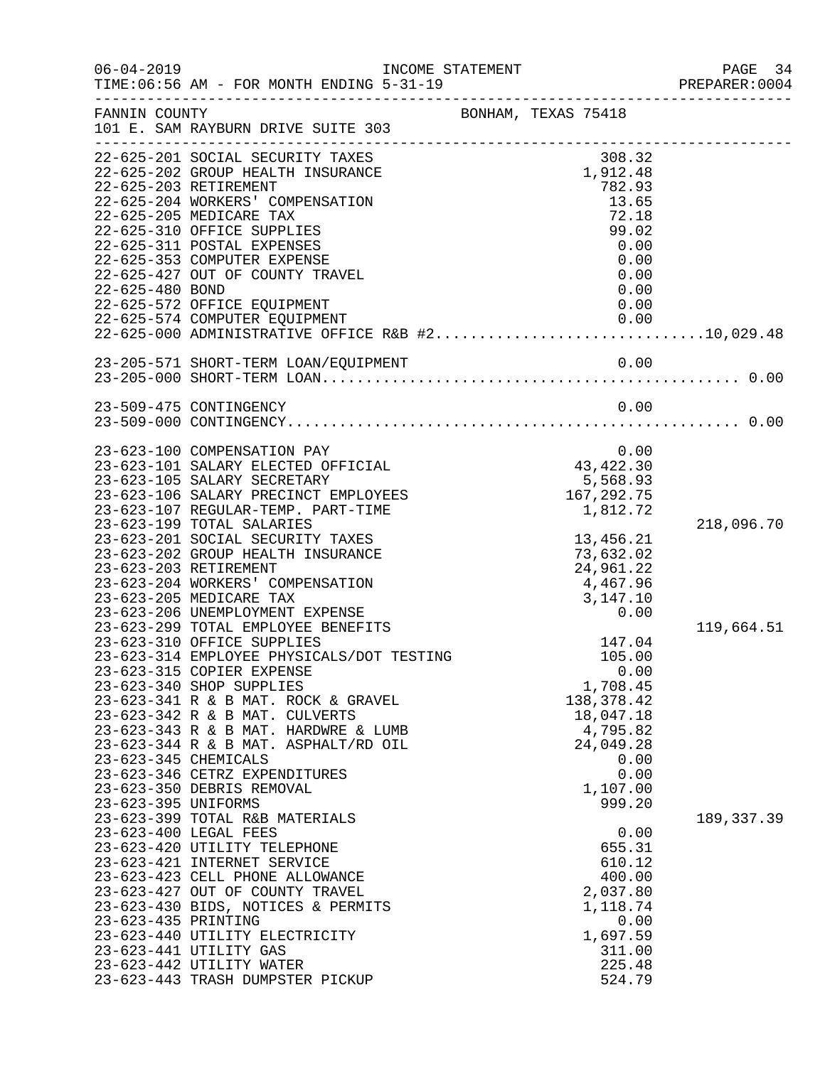06-04-2019 INCOME STATEMENT
TIME:06:56 AM - FOR MONTH ENDING 5-31-19 PREPARER:0004

FANNIN COUNTY BONHAM, TEXAS 75418
101 E. SAM RAYBURN DRIVE SUITE 303

| Account | Description | Amount | Total |
|---|---|---|---|
| 22-625-201 | SOCIAL SECURITY TAXES | 308.32 | |
| 22-625-202 | GROUP HEALTH INSURANCE | 1,912.48 | |
| 22-625-203 | RETIREMENT | 782.93 | |
| 22-625-204 | WORKERS' COMPENSATION | 13.65 | |
| 22-625-205 | MEDICARE TAX | 72.18 | |
| 22-625-310 | OFFICE SUPPLIES | 99.02 | |
| 22-625-311 | POSTAL EXPENSES | 0.00 | |
| 22-625-353 | COMPUTER EXPENSE | 0.00 | |
| 22-625-427 | OUT OF COUNTY TRAVEL | 0.00 | |
| 22-625-480 | BOND | 0.00 | |
| 22-625-572 | OFFICE EQUIPMENT | 0.00 | |
| 22-625-574 | COMPUTER EQUIPMENT | 0.00 | |
| 22-625-000 | ADMINISTRATIVE OFFICE R&B #2 | | 10,029.48 |
| 23-205-571 | SHORT-TERM LOAN/EQUIPMENT | 0.00 | |
| 23-205-000 | SHORT-TERM LOAN | | 0.00 |
| 23-509-475 | CONTINGENCY | 0.00 | |
| 23-509-000 | CONTINGENCY | | 0.00 |
| 23-623-100 | COMPENSATION PAY | 0.00 | |
| 23-623-101 | SALARY ELECTED OFFICIAL | 43,422.30 | |
| 23-623-105 | SALARY SECRETARY | 5,568.93 | |
| 23-623-106 | SALARY PRECINCT EMPLOYEES | 167,292.75 | |
| 23-623-107 | REGULAR-TEMP. PART-TIME | 1,812.72 | |
| 23-623-199 | TOTAL SALARIES | | 218,096.70 |
| 23-623-201 | SOCIAL SECURITY TAXES | 13,456.21 | |
| 23-623-202 | GROUP HEALTH INSURANCE | 73,632.02 | |
| 23-623-203 | RETIREMENT | 24,961.22 | |
| 23-623-204 | WORKERS' COMPENSATION | 4,467.96 | |
| 23-623-205 | MEDICARE TAX | 3,147.10 | |
| 23-623-206 | UNEMPLOYMENT EXPENSE | 0.00 | |
| 23-623-299 | TOTAL EMPLOYEE BENEFITS | | 119,664.51 |
| 23-623-310 | OFFICE SUPPLIES | 147.04 | |
| 23-623-314 | EMPLOYEE PHYSICALS/DOT TESTING | 105.00 | |
| 23-623-315 | COPIER EXPENSE | 0.00 | |
| 23-623-340 | SHOP SUPPLIES | 1,708.45 | |
| 23-623-341 | R & B MAT. ROCK & GRAVEL | 138,378.42 | |
| 23-623-342 | R & B MAT. CULVERTS | 18,047.18 | |
| 23-623-343 | R & B MAT. HARDWRE & LUMB | 4,795.82 | |
| 23-623-344 | R & B MAT. ASPHALT/RD OIL | 24,049.28 | |
| 23-623-345 | CHEMICALS | 0.00 | |
| 23-623-346 | CETRZ EXPENDITURES | 0.00 | |
| 23-623-350 | DEBRIS REMOVAL | 1,107.00 | |
| 23-623-395 | UNIFORMS | 999.20 | |
| 23-623-399 | TOTAL R&B MATERIALS | | 189,337.39 |
| 23-623-400 | LEGAL FEES | 0.00 | |
| 23-623-420 | UTILITY TELEPHONE | 655.31 | |
| 23-623-421 | INTERNET SERVICE | 610.12 | |
| 23-623-423 | CELL PHONE ALLOWANCE | 400.00 | |
| 23-623-427 | OUT OF COUNTY TRAVEL | 2,037.80 | |
| 23-623-430 | BIDS, NOTICES & PERMITS | 1,118.74 | |
| 23-623-435 | PRINTING | 0.00 | |
| 23-623-440 | UTILITY ELECTRICITY | 1,697.59 | |
| 23-623-441 | UTILITY GAS | 311.00 | |
| 23-623-442 | UTILITY WATER | 225.48 | |
| 23-623-443 | TRASH DUMPSTER PICKUP | 524.79 | |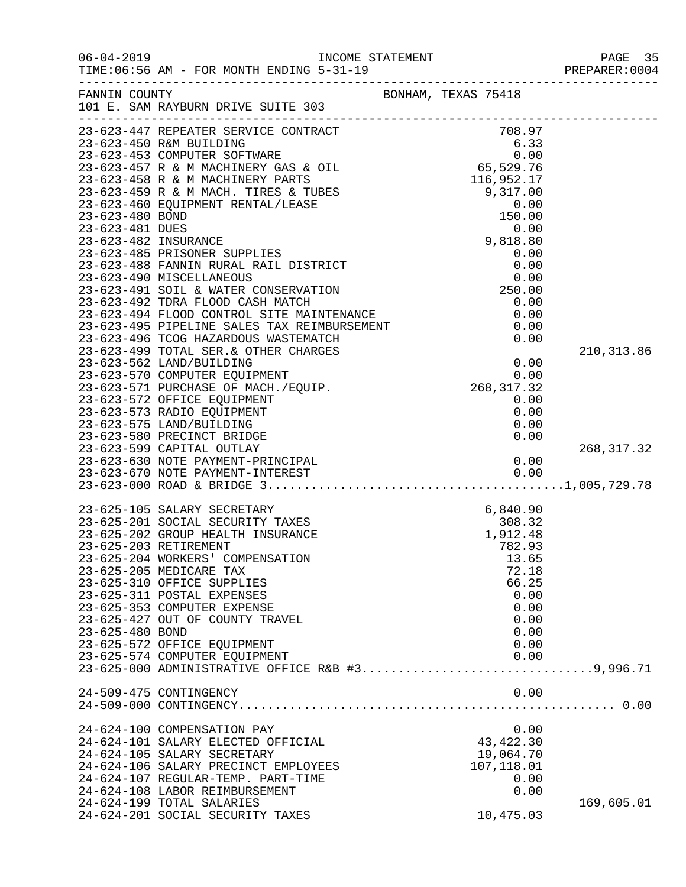FANNIN COUNTY BONHAM, TEXAS 75418
101 E. SAM RAYBURN DRIVE SUITE 303

| Account | Description | Amount | Total |
|---|---|---|---|
| 23-623-447 | REPEATER SERVICE CONTRACT | 708.97 | |
| 23-623-450 | R&M BUILDING | 6.33 | |
| 23-623-453 | COMPUTER SOFTWARE | 0.00 | |
| 23-623-457 | R & M MACHINERY GAS & OIL | 65,529.76 | |
| 23-623-458 | R & M MACHINERY PARTS | 116,952.17 | |
| 23-623-459 | R & M MACH. TIRES & TUBES | 9,317.00 | |
| 23-623-460 | EQUIPMENT RENTAL/LEASE | 0.00 | |
| 23-623-480 | BOND | 150.00 | |
| 23-623-481 | DUES | 0.00 | |
| 23-623-482 | INSURANCE | 9,818.80 | |
| 23-623-485 | PRISONER SUPPLIES | 0.00 | |
| 23-623-488 | FANNIN RURAL RAIL DISTRICT | 0.00 | |
| 23-623-490 | MISCELLANEOUS | 0.00 | |
| 23-623-491 | SOIL & WATER CONSERVATION | 250.00 | |
| 23-623-492 | TDRA FLOOD CASH MATCH | 0.00 | |
| 23-623-494 | FLOOD CONTROL SITE MAINTENANCE | 0.00 | |
| 23-623-495 | PIPELINE SALES TAX REIMBURSEMENT | 0.00 | |
| 23-623-496 | TCOG HAZARDOUS WASTEMATCH | 0.00 | |
| 23-623-499 | TOTAL SER.& OTHER CHARGES | | 210,313.86 |
| 23-623-562 | LAND/BUILDING | 0.00 | |
| 23-623-570 | COMPUTER EQUIPMENT | 0.00 | |
| 23-623-571 | PURCHASE OF MACH./EQUIP. | 268,317.32 | |
| 23-623-572 | OFFICE EQUIPMENT | 0.00 | |
| 23-623-573 | RADIO EQUIPMENT | 0.00 | |
| 23-623-575 | LAND/BUILDING | 0.00 | |
| 23-623-580 | PRECINCT BRIDGE | 0.00 | |
| 23-623-599 | CAPITAL OUTLAY | | 268,317.32 |
| 23-623-630 | NOTE PAYMENT-PRINCIPAL | 0.00 | |
| 23-623-670 | NOTE PAYMENT-INTEREST | 0.00 | |
| 23-623-000 | ROAD & BRIDGE 3 | | 1,005,729.78 |
| 23-625-105 | SALARY SECRETARY | 6,840.90 | |
| 23-625-201 | SOCIAL SECURITY TAXES | 308.32 | |
| 23-625-202 | GROUP HEALTH INSURANCE | 1,912.48 | |
| 23-625-203 | RETIREMENT | 782.93 | |
| 23-625-204 | WORKERS' COMPENSATION | 13.65 | |
| 23-625-205 | MEDICARE TAX | 72.18 | |
| 23-625-310 | OFFICE SUPPLIES | 66.25 | |
| 23-625-311 | POSTAL EXPENSES | 0.00 | |
| 23-625-353 | COMPUTER EXPENSE | 0.00 | |
| 23-625-427 | OUT OF COUNTY TRAVEL | 0.00 | |
| 23-625-480 | BOND | 0.00 | |
| 23-625-572 | OFFICE EQUIPMENT | 0.00 | |
| 23-625-574 | COMPUTER EQUIPMENT | 0.00 | |
| 23-625-000 | ADMINISTRATIVE OFFICE R&B #3 | | 9,996.71 |
| 24-509-475 | CONTINGENCY | 0.00 | |
| 24-509-000 | CONTINGENCY | | 0.00 |
| 24-624-100 | COMPENSATION PAY | 0.00 | |
| 24-624-101 | SALARY ELECTED OFFICIAL | 43,422.30 | |
| 24-624-105 | SALARY SECRETARY | 19,064.70 | |
| 24-624-106 | SALARY PRECINCT EMPLOYEES | 107,118.01 | |
| 24-624-107 | REGULAR-TEMP. PART-TIME | 0.00 | |
| 24-624-108 | LABOR REIMBURSEMENT | 0.00 | |
| 24-624-199 | TOTAL SALARIES | | 169,605.01 |
| 24-624-201 | SOCIAL SECURITY TAXES | 10,475.03 | |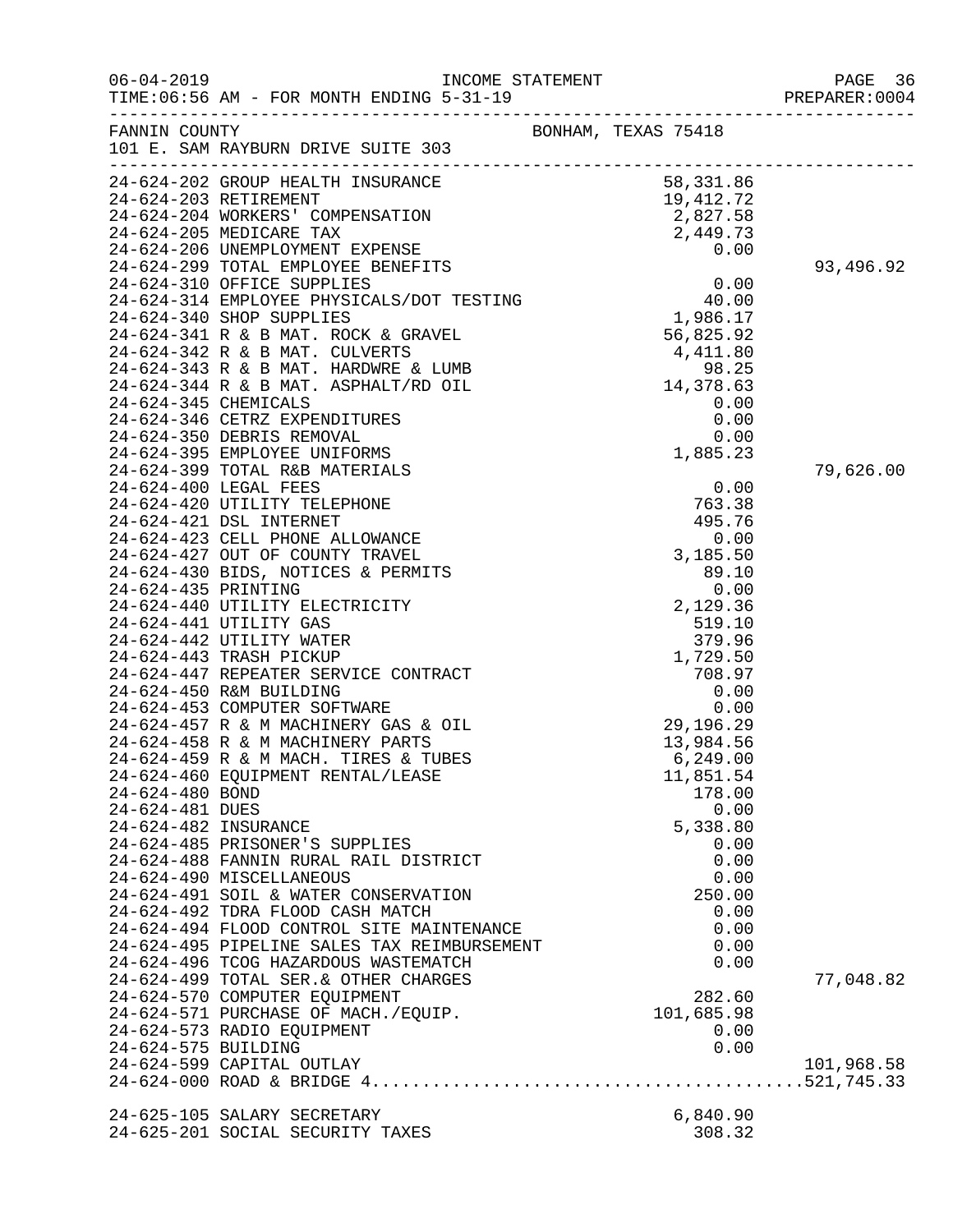06-04-2019 INCOME STATEMENT
TIME:06:56 AM - FOR MONTH ENDING 5-31-19 PREPARER:0004

FANNIN COUNTY BONHAM, TEXAS 75418
101 E. SAM RAYBURN DRIVE SUITE 303

| Account | Description | Amount | Total |
|---|---|---|---|
| 24-624-202 | GROUP HEALTH INSURANCE | 58,331.86 | |
| 24-624-203 | RETIREMENT | 19,412.72 | |
| 24-624-204 | WORKERS' COMPENSATION | 2,827.58 | |
| 24-624-205 | MEDICARE TAX | 2,449.73 | |
| 24-624-206 | UNEMPLOYMENT EXPENSE | 0.00 | |
| 24-624-299 | TOTAL EMPLOYEE BENEFITS | | 93,496.92 |
| 24-624-310 | OFFICE SUPPLIES | 0.00 | |
| 24-624-314 | EMPLOYEE PHYSICALS/DOT TESTING | 40.00 | |
| 24-624-340 | SHOP SUPPLIES | 1,986.17 | |
| 24-624-341 | R & B MAT. ROCK & GRAVEL | 56,825.92 | |
| 24-624-342 | R & B MAT. CULVERTS | 4,411.80 | |
| 24-624-343 | R & B MAT. HARDWRE & LUMB | 98.25 | |
| 24-624-344 | R & B MAT. ASPHALT/RD OIL | 14,378.63 | |
| 24-624-345 | CHEMICALS | 0.00 | |
| 24-624-346 | CETRZ EXPENDITURES | 0.00 | |
| 24-624-350 | DEBRIS REMOVAL | 0.00 | |
| 24-624-395 | EMPLOYEE UNIFORMS | 1,885.23 | |
| 24-624-399 | TOTAL R&B MATERIALS | | 79,626.00 |
| 24-624-400 | LEGAL FEES | 0.00 | |
| 24-624-420 | UTILITY TELEPHONE | 763.38 | |
| 24-624-421 | DSL INTERNET | 495.76 | |
| 24-624-423 | CELL PHONE ALLOWANCE | 0.00 | |
| 24-624-427 | OUT OF COUNTY TRAVEL | 3,185.50 | |
| 24-624-430 | BIDS, NOTICES & PERMITS | 89.10 | |
| 24-624-435 | PRINTING | 0.00 | |
| 24-624-440 | UTILITY ELECTRICITY | 2,129.36 | |
| 24-624-441 | UTILITY GAS | 519.10 | |
| 24-624-442 | UTILITY WATER | 379.96 | |
| 24-624-443 | TRASH PICKUP | 1,729.50 | |
| 24-624-447 | REPEATER SERVICE CONTRACT | 708.97 | |
| 24-624-450 | R&M BUILDING | 0.00 | |
| 24-624-453 | COMPUTER SOFTWARE | 0.00 | |
| 24-624-457 | R & M MACHINERY GAS & OIL | 29,196.29 | |
| 24-624-458 | R & M MACHINERY PARTS | 13,984.56 | |
| 24-624-459 | R & M MACH. TIRES & TUBES | 6,249.00 | |
| 24-624-460 | EQUIPMENT RENTAL/LEASE | 11,851.54 | |
| 24-624-480 | BOND | 178.00 | |
| 24-624-481 | DUES | 0.00 | |
| 24-624-482 | INSURANCE | 5,338.80 | |
| 24-624-485 | PRISONER'S SUPPLIES | 0.00 | |
| 24-624-488 | FANNIN RURAL RAIL DISTRICT | 0.00 | |
| 24-624-490 | MISCELLANEOUS | 0.00 | |
| 24-624-491 | SOIL & WATER CONSERVATION | 250.00 | |
| 24-624-492 | TDRA FLOOD CASH MATCH | 0.00 | |
| 24-624-494 | FLOOD CONTROL SITE MAINTENANCE | 0.00 | |
| 24-624-495 | PIPELINE SALES TAX REIMBURSEMENT | 0.00 | |
| 24-624-496 | TCOG HAZARDOUS WASTEMATCH | 0.00 | |
| 24-624-499 | TOTAL SER.& OTHER CHARGES | | 77,048.82 |
| 24-624-570 | COMPUTER EQUIPMENT | 282.60 | |
| 24-624-571 | PURCHASE OF MACH./EQUIP. | 101,685.98 | |
| 24-624-573 | RADIO EQUIPMENT | 0.00 | |
| 24-624-575 | BUILDING | 0.00 | |
| 24-624-599 | CAPITAL OUTLAY | | 101,968.58 |
| 24-624-000 | ROAD & BRIDGE 4 | | 521,745.33 |
| | | | |
| 24-625-105 | SALARY SECRETARY | 6,840.90 | |
| 24-625-201 | SOCIAL SECURITY TAXES | 308.32 | |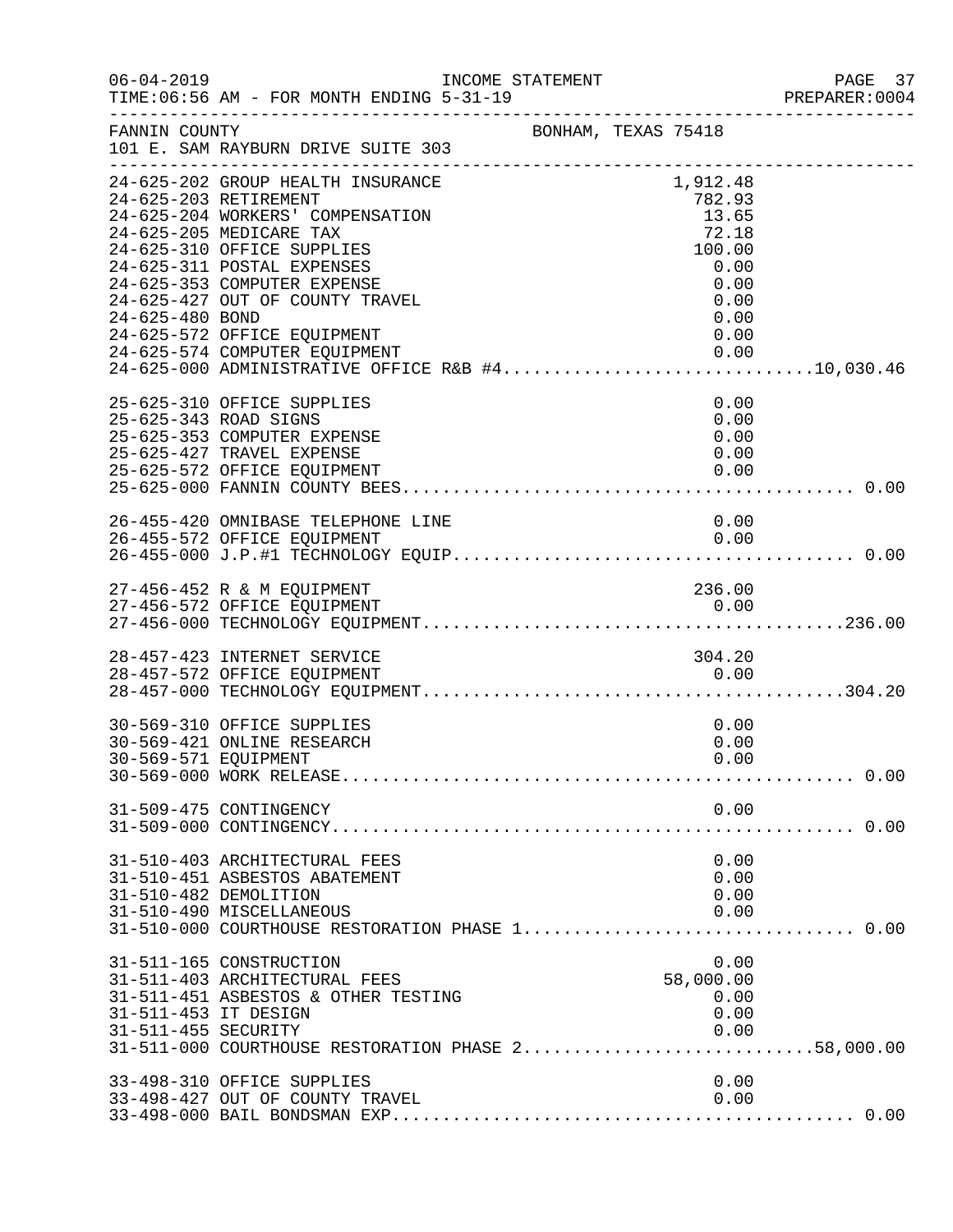FANNIN COUNTY — BONHAM, TEXAS 75418
101 E. SAM RAYBURN DRIVE SUITE 303

INCOME STATEMENT
TIME:06:56 AM - FOR MONTH ENDING 5-31-19

| Account | Description | Amount | Total |
|---|---|---|---|
| 24-625-202 | GROUP HEALTH INSURANCE | 1,912.48 | |
| 24-625-203 | RETIREMENT | 782.93 | |
| 24-625-204 | WORKERS' COMPENSATION | 13.65 | |
| 24-625-205 | MEDICARE TAX | 72.18 | |
| 24-625-310 | OFFICE SUPPLIES | 100.00 | |
| 24-625-311 | POSTAL EXPENSES | 0.00 | |
| 24-625-353 | COMPUTER EXPENSE | 0.00 | |
| 24-625-427 | OUT OF COUNTY TRAVEL | 0.00 | |
| 24-625-480 | BOND | 0.00 | |
| 24-625-572 | OFFICE EQUIPMENT | 0.00 | |
| 24-625-574 | COMPUTER EQUIPMENT | 0.00 | |
| 24-625-000 | ADMINISTRATIVE OFFICE R&B #4 | | 10,030.46 |
| 25-625-310 | OFFICE SUPPLIES | 0.00 | |
| 25-625-343 | ROAD SIGNS | 0.00 | |
| 25-625-353 | COMPUTER EXPENSE | 0.00 | |
| 25-625-427 | TRAVEL EXPENSE | 0.00 | |
| 25-625-572 | OFFICE EQUIPMENT | 0.00 | |
| 25-625-000 | FANNIN COUNTY BEES | | 0.00 |
| 26-455-420 | OMNIBASE TELEPHONE LINE | 0.00 | |
| 26-455-572 | OFFICE EQUIPMENT | 0.00 | |
| 26-455-000 | J.P.#1 TECHNOLOGY EQUIP | | 0.00 |
| 27-456-452 | R & M EQUIPMENT | 236.00 | |
| 27-456-572 | OFFICE EQUIPMENT | 0.00 | |
| 27-456-000 | TECHNOLOGY EQUIPMENT | | 236.00 |
| 28-457-423 | INTERNET SERVICE | 304.20 | |
| 28-457-572 | OFFICE EQUIPMENT | 0.00 | |
| 28-457-000 | TECHNOLOGY EQUIPMENT | | 304.20 |
| 30-569-310 | OFFICE SUPPLIES | 0.00 | |
| 30-569-421 | ONLINE RESEARCH | 0.00 | |
| 30-569-571 | EQUIPMENT | 0.00 | |
| 30-569-000 | WORK RELEASE | | 0.00 |
| 31-509-475 | CONTINGENCY | 0.00 | |
| 31-509-000 | CONTINGENCY | | 0.00 |
| 31-510-403 | ARCHITECTURAL FEES | 0.00 | |
| 31-510-451 | ASBESTOS ABATEMENT | 0.00 | |
| 31-510-482 | DEMOLITION | 0.00 | |
| 31-510-490 | MISCELLANEOUS | 0.00 | |
| 31-510-000 | COURTHOUSE RESTORATION PHASE 1 | | 0.00 |
| 31-511-165 | CONSTRUCTION | 0.00 | |
| 31-511-403 | ARCHITECTURAL FEES | 58,000.00 | |
| 31-511-451 | ASBESTOS & OTHER TESTING | 0.00 | |
| 31-511-453 | IT DESIGN | 0.00 | |
| 31-511-455 | SECURITY | 0.00 | |
| 31-511-000 | COURTHOUSE RESTORATION PHASE 2 | | 58,000.00 |
| 33-498-310 | OFFICE SUPPLIES | 0.00 | |
| 33-498-427 | OUT OF COUNTY TRAVEL | 0.00 | |
| 33-498-000 | BAIL BONDSMAN EXP | | 0.00 |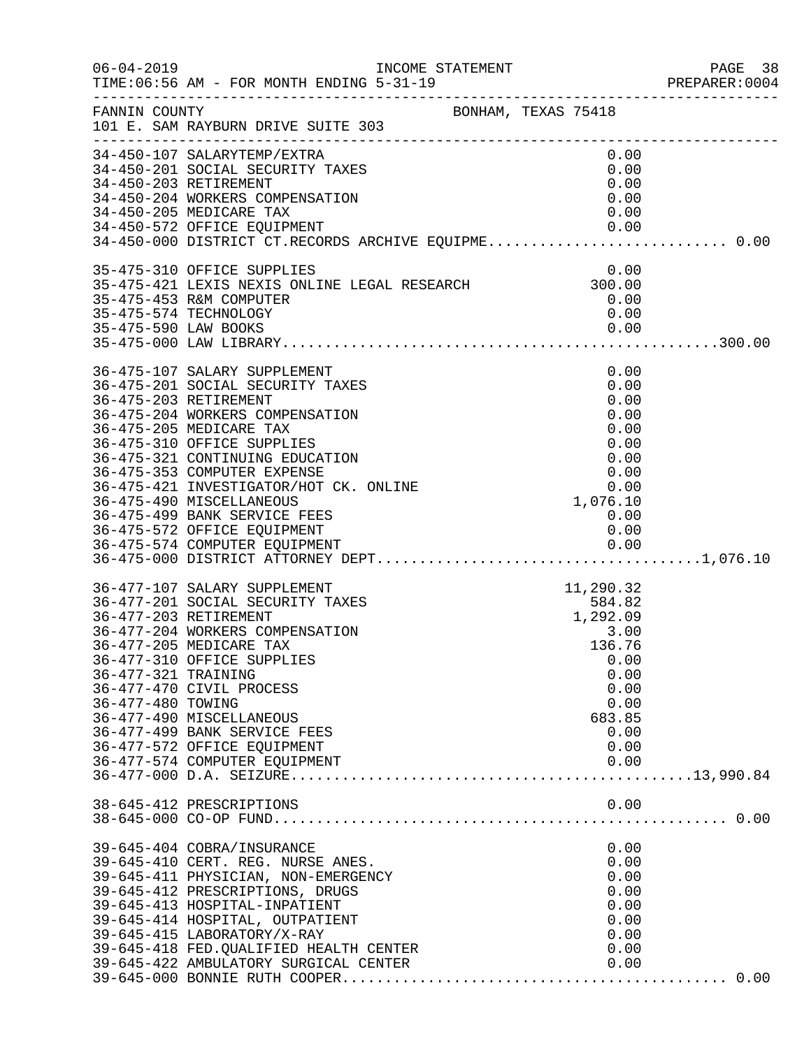FANNIN COUNTY — BONHAM, TEXAS 75418
101 E. SAM RAYBURN DRIVE SUITE 303

| Account | Description | Amount | Total |
|---|---|---|---|
| 34-450-107 | SALARYTEMP/EXTRA | 0.00 | |
| 34-450-201 | SOCIAL SECURITY TAXES | 0.00 | |
| 34-450-203 | RETIREMENT | 0.00 | |
| 34-450-204 | WORKERS COMPENSATION | 0.00 | |
| 34-450-205 | MEDICARE TAX | 0.00 | |
| 34-450-572 | OFFICE EQUIPMENT | 0.00 | |
| 34-450-000 | DISTRICT CT.RECORDS ARCHIVE EQUIPME | | 0.00 |
| 35-475-310 | OFFICE SUPPLIES | 0.00 | |
| 35-475-421 | LEXIS NEXIS ONLINE LEGAL RESEARCH | 300.00 | |
| 35-475-453 | R&M COMPUTER | 0.00 | |
| 35-475-574 | TECHNOLOGY | 0.00 | |
| 35-475-590 | LAW BOOKS | 0.00 | |
| 35-475-000 | LAW LIBRARY | | 300.00 |
| 36-475-107 | SALARY SUPPLEMENT | 0.00 | |
| 36-475-201 | SOCIAL SECURITY TAXES | 0.00 | |
| 36-475-203 | RETIREMENT | 0.00 | |
| 36-475-204 | WORKERS COMPENSATION | 0.00 | |
| 36-475-205 | MEDICARE TAX | 0.00 | |
| 36-475-310 | OFFICE SUPPLIES | 0.00 | |
| 36-475-321 | CONTINUING EDUCATION | 0.00 | |
| 36-475-353 | COMPUTER EXPENSE | 0.00 | |
| 36-475-421 | INVESTIGATOR/HOT CK. ONLINE | 0.00 | |
| 36-475-490 | MISCELLANEOUS | 1,076.10 | |
| 36-475-499 | BANK SERVICE FEES | 0.00 | |
| 36-475-572 | OFFICE EQUIPMENT | 0.00 | |
| 36-475-574 | COMPUTER EQUIPMENT | 0.00 | |
| 36-475-000 | DISTRICT ATTORNEY DEPT | | 1,076.10 |
| 36-477-107 | SALARY SUPPLEMENT | 11,290.32 | |
| 36-477-201 | SOCIAL SECURITY TAXES | 584.82 | |
| 36-477-203 | RETIREMENT | 1,292.09 | |
| 36-477-204 | WORKERS COMPENSATION | 3.00 | |
| 36-477-205 | MEDICARE TAX | 136.76 | |
| 36-477-310 | OFFICE SUPPLIES | 0.00 | |
| 36-477-321 | TRAINING | 0.00 | |
| 36-477-470 | CIVIL PROCESS | 0.00 | |
| 36-477-480 | TOWING | 0.00 | |
| 36-477-490 | MISCELLANEOUS | 683.85 | |
| 36-477-499 | BANK SERVICE FEES | 0.00 | |
| 36-477-572 | OFFICE EQUIPMENT | 0.00 | |
| 36-477-574 | COMPUTER EQUIPMENT | 0.00 | |
| 36-477-000 | D.A. SEIZURE | | 13,990.84 |
| 38-645-412 | PRESCRIPTIONS | 0.00 | |
| 38-645-000 | CO-OP FUND | | 0.00 |
| 39-645-404 | COBRA/INSURANCE | 0.00 | |
| 39-645-410 | CERT. REG. NURSE ANES. | 0.00 | |
| 39-645-411 | PHYSICIAN, NON-EMERGENCY | 0.00 | |
| 39-645-412 | PRESCRIPTIONS, DRUGS | 0.00 | |
| 39-645-413 | HOSPITAL-INPATIENT | 0.00 | |
| 39-645-414 | HOSPITAL, OUTPATIENT | 0.00 | |
| 39-645-415 | LABORATORY/X-RAY | 0.00 | |
| 39-645-418 | FED.QUALIFIED HEALTH CENTER | 0.00 | |
| 39-645-422 | AMBULATORY SURGICAL CENTER | 0.00 | |
| 39-645-000 | BONNIE RUTH COOPER | | 0.00 |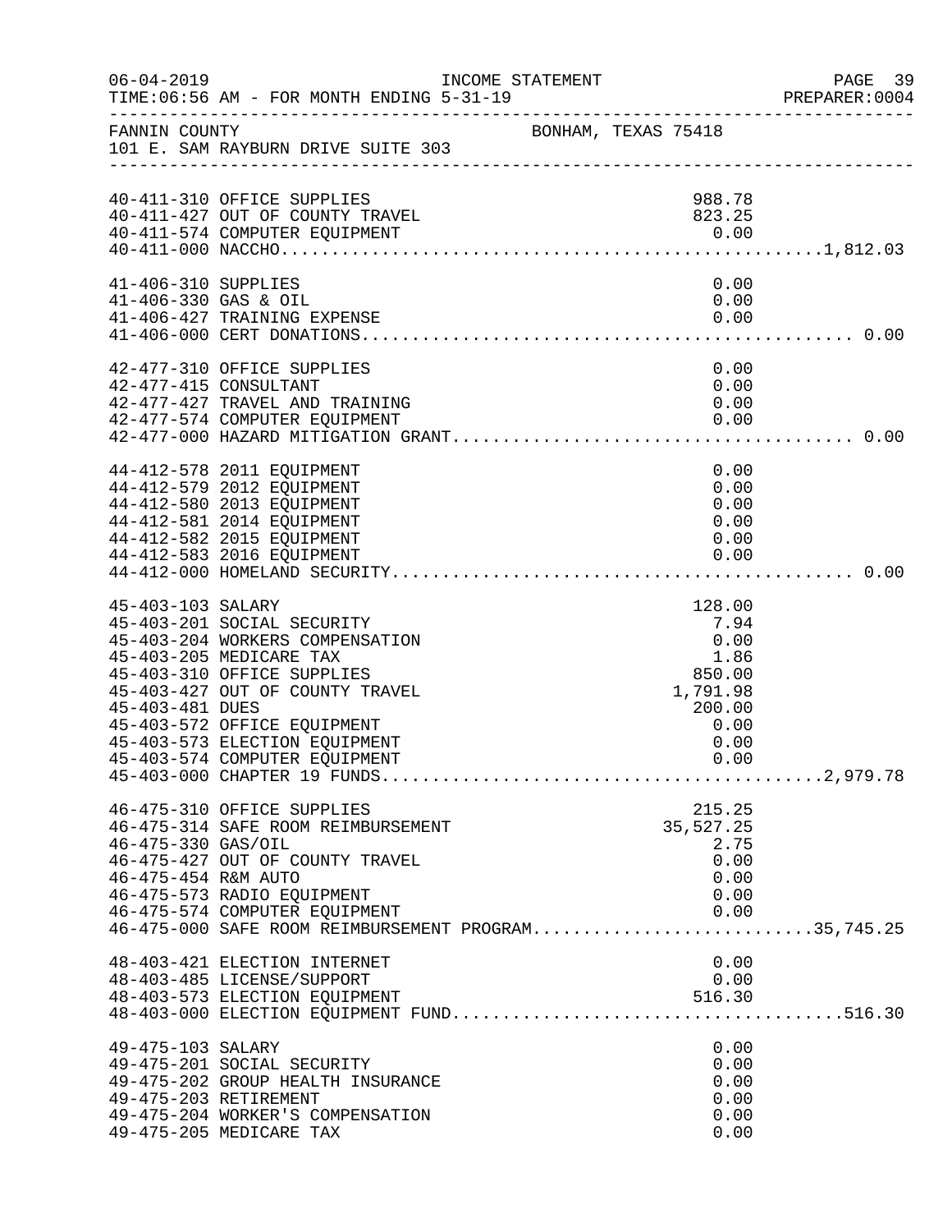FANNIN COUNTY BONHAM, TEXAS 75418
101 E. SAM RAYBURN DRIVE SUITE 303

INCOME STATEMENT
06-04-2019 TIME:06:56 AM - FOR MONTH ENDING 5-31-19
PREPARER:0004

| Account | Description | Amount | Total |
|---|---|---|---|
| 40-411-310 | OFFICE SUPPLIES | 988.78 | |
| 40-411-427 | OUT OF COUNTY TRAVEL | 823.25 | |
| 40-411-574 | COMPUTER EQUIPMENT | 0.00 | |
| 40-411-000 | NACCHO | | 1,812.03 |
| 41-406-310 | SUPPLIES | 0.00 | |
| 41-406-330 | GAS & OIL | 0.00 | |
| 41-406-427 | TRAINING EXPENSE | 0.00 | |
| 41-406-000 | CERT DONATIONS | | 0.00 |
| 42-477-310 | OFFICE SUPPLIES | 0.00 | |
| 42-477-415 | CONSULTANT | 0.00 | |
| 42-477-427 | TRAVEL AND TRAINING | 0.00 | |
| 42-477-574 | COMPUTER EQUIPMENT | 0.00 | |
| 42-477-000 | HAZARD MITIGATION GRANT | | 0.00 |
| 44-412-578 | 2011 EQUIPMENT | 0.00 | |
| 44-412-579 | 2012 EQUIPMENT | 0.00 | |
| 44-412-580 | 2013 EQUIPMENT | 0.00 | |
| 44-412-581 | 2014 EQUIPMENT | 0.00 | |
| 44-412-582 | 2015 EQUIPMENT | 0.00 | |
| 44-412-583 | 2016 EQUIPMENT | 0.00 | |
| 44-412-000 | HOMELAND SECURITY | | 0.00 |
| 45-403-103 | SALARY | 128.00 | |
| 45-403-201 | SOCIAL SECURITY | 7.94 | |
| 45-403-204 | WORKERS COMPENSATION | 0.00 | |
| 45-403-205 | MEDICARE TAX | 1.86 | |
| 45-403-310 | OFFICE SUPPLIES | 850.00 | |
| 45-403-427 | OUT OF COUNTY TRAVEL | 1,791.98 | |
| 45-403-481 | DUES | 200.00 | |
| 45-403-572 | OFFICE EQUIPMENT | 0.00 | |
| 45-403-573 | ELECTION EQUIPMENT | 0.00 | |
| 45-403-574 | COMPUTER EQUIPMENT | 0.00 | |
| 45-403-000 | CHAPTER 19 FUNDS | | 2,979.78 |
| 46-475-310 | OFFICE SUPPLIES | 215.25 | |
| 46-475-314 | SAFE ROOM REIMBURSEMENT | 35,527.25 | |
| 46-475-330 | GAS/OIL | 2.75 | |
| 46-475-427 | OUT OF COUNTY TRAVEL | 0.00 | |
| 46-475-454 | R&M AUTO | 0.00 | |
| 46-475-573 | RADIO EQUIPMENT | 0.00 | |
| 46-475-574 | COMPUTER EQUIPMENT | 0.00 | |
| 46-475-000 | SAFE ROOM REIMBURSEMENT PROGRAM | | 35,745.25 |
| 48-403-421 | ELECTION INTERNET | 0.00 | |
| 48-403-485 | LICENSE/SUPPORT | 0.00 | |
| 48-403-573 | ELECTION EQUIPMENT | 516.30 | |
| 48-403-000 | ELECTION EQUIPMENT FUND | | 516.30 |
| 49-475-103 | SALARY | 0.00 | |
| 49-475-201 | SOCIAL SECURITY | 0.00 | |
| 49-475-202 | GROUP HEALTH INSURANCE | 0.00 | |
| 49-475-203 | RETIREMENT | 0.00 | |
| 49-475-204 | WORKER'S COMPENSATION | 0.00 | |
| 49-475-205 | MEDICARE TAX | 0.00 | |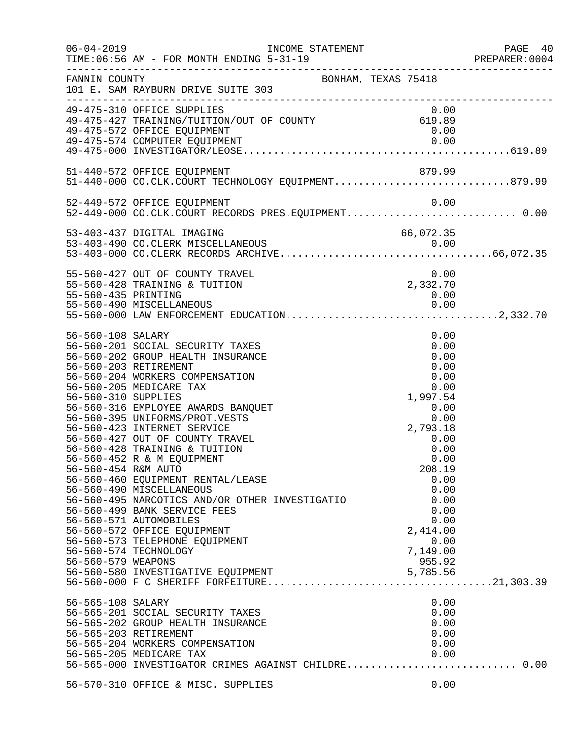06-04-2019 INCOME STATEMENT
TIME:06:56 AM - FOR MONTH ENDING 5-31-19 PREPARER:0004

FANNIN COUNTY BONHAM, TEXAS 75418
101 E. SAM RAYBURN DRIVE SUITE 303

| Account | Description | Amount | Total |
|---|---|---|---|
| 49-475-310 | OFFICE SUPPLIES | 0.00 | |
| 49-475-427 | TRAINING/TUITION/OUT OF COUNTY | 619.89 | |
| 49-475-572 | OFFICE EQUIPMENT | 0.00 | |
| 49-475-574 | COMPUTER EQUIPMENT | 0.00 | |
| 49-475-000 | INVESTIGATOR/LEOSE | | 619.89 |
| 51-440-572 | OFFICE EQUIPMENT | 879.99 | |
| 51-440-000 | CO.CLK.COURT TECHNOLOGY EQUIPMENT | | 879.99 |
| 52-449-572 | OFFICE EQUIPMENT | 0.00 | |
| 52-449-000 | CO.CLK.COURT RECORDS PRES.EQUIPMENT | | 0.00 |
| 53-403-437 | DIGITAL IMAGING | 66,072.35 | |
| 53-403-490 | CO.CLERK MISCELLANEOUS | 0.00 | |
| 53-403-000 | CO.CLERK RECORDS ARCHIVE | | 66,072.35 |
| 55-560-427 | OUT OF COUNTY TRAVEL | 0.00 | |
| 55-560-428 | TRAINING & TUITION | 2,332.70 | |
| 55-560-435 | PRINTING | 0.00 | |
| 55-560-490 | MISCELLANEOUS | 0.00 | |
| 55-560-000 | LAW ENFORCEMENT EDUCATION | | 2,332.70 |
| 56-560-108 | SALARY | 0.00 | |
| 56-560-201 | SOCIAL SECURITY TAXES | 0.00 | |
| 56-560-202 | GROUP HEALTH INSURANCE | 0.00 | |
| 56-560-203 | RETIREMENT | 0.00 | |
| 56-560-204 | WORKERS COMPENSATION | 0.00 | |
| 56-560-205 | MEDICARE TAX | 0.00 | |
| 56-560-310 | SUPPLIES | 1,997.54 | |
| 56-560-316 | EMPLOYEE AWARDS BANQUET | 0.00 | |
| 56-560-395 | UNIFORMS/PROT.VESTS | 0.00 | |
| 56-560-423 | INTERNET SERVICE | 2,793.18 | |
| 56-560-427 | OUT OF COUNTY TRAVEL | 0.00 | |
| 56-560-428 | TRAINING & TUITION | 0.00 | |
| 56-560-452 | R & M EQUIPMENT | 0.00 | |
| 56-560-454 | R&M AUTO | 208.19 | |
| 56-560-460 | EQUIPMENT RENTAL/LEASE | 0.00 | |
| 56-560-490 | MISCELLANEOUS | 0.00 | |
| 56-560-495 | NARCOTICS AND/OR OTHER INVESTIGATIO | 0.00 | |
| 56-560-499 | BANK SERVICE FEES | 0.00 | |
| 56-560-571 | AUTOMOBILES | 0.00 | |
| 56-560-572 | OFFICE EQUIPMENT | 2,414.00 | |
| 56-560-573 | TELEPHONE EQUIPMENT | 0.00 | |
| 56-560-574 | TECHNOLOGY | 7,149.00 | |
| 56-560-579 | WEAPONS | 955.92 | |
| 56-560-580 | INVESTIGATIVE EQUIPMENT | 5,785.56 | |
| 56-560-000 | F C SHERIFF FORFEITURE | | 21,303.39 |
| 56-565-108 | SALARY | 0.00 | |
| 56-565-201 | SOCIAL SECURITY TAXES | 0.00 | |
| 56-565-202 | GROUP HEALTH INSURANCE | 0.00 | |
| 56-565-203 | RETIREMENT | 0.00 | |
| 56-565-204 | WORKERS COMPENSATION | 0.00 | |
| 56-565-205 | MEDICARE TAX | 0.00 | |
| 56-565-000 | INVESTIGATOR CRIMES AGAINST CHILDRE | | 0.00 |
| 56-570-310 | OFFICE & MISC. SUPPLIES | 0.00 | |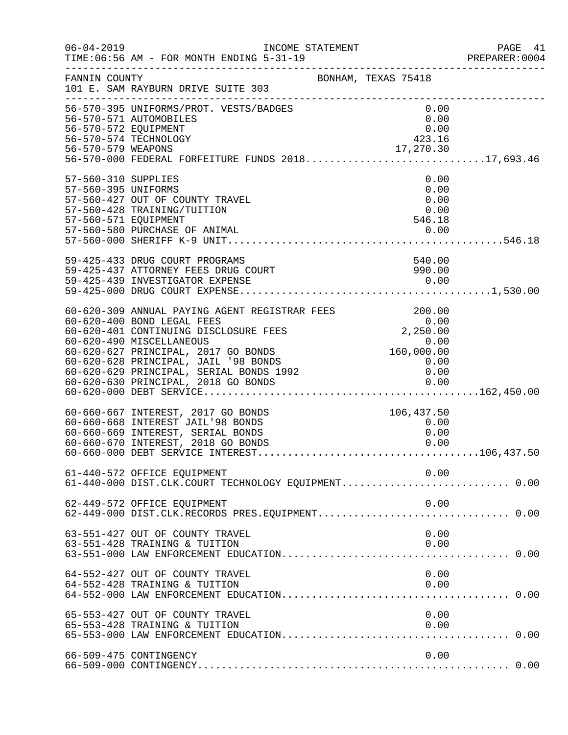06-04-2019 INCOME STATEMENT
TIME:06:56 AM - FOR MONTH ENDING 5-31-19

FANNIN COUNTY BONHAM, TEXAS 75418
101 E. SAM RAYBURN DRIVE SUITE 303

| Account | Description | Amount | Total |
|---|---|---|---|
| 56-570-395 | UNIFORMS/PROT. VESTS/BADGES | 0.00 | |
| 56-570-571 | AUTOMOBILES | 0.00 | |
| 56-570-572 | EQUIPMENT | 0.00 | |
| 56-570-574 | TECHNOLOGY | 423.16 | |
| 56-570-579 | WEAPONS | 17,270.30 | |
| 56-570-000 | FEDERAL FORFEITURE FUNDS 2018 | | 17,693.46 |
| 57-560-310 | SUPPLIES | 0.00 | |
| 57-560-395 | UNIFORMS | 0.00 | |
| 57-560-427 | OUT OF COUNTY TRAVEL | 0.00 | |
| 57-560-428 | TRAINING/TUITION | 0.00 | |
| 57-560-571 | EQUIPMENT | 546.18 | |
| 57-560-580 | PURCHASE OF ANIMAL | 0.00 | |
| 57-560-000 | SHERIFF K-9 UNIT | | 546.18 |
| 59-425-433 | DRUG COURT PROGRAMS | 540.00 | |
| 59-425-437 | ATTORNEY FEES DRUG COURT | 990.00 | |
| 59-425-439 | INVESTIGATOR EXPENSE | 0.00 | |
| 59-425-000 | DRUG COURT EXPENSE | | 1,530.00 |
| 60-620-309 | ANNUAL PAYING AGENT REGISTRAR FEES | 200.00 | |
| 60-620-400 | BOND LEGAL FEES | 0.00 | |
| 60-620-401 | CONTINUING DISCLOSURE FEES | 2,250.00 | |
| 60-620-490 | MISCELLANEOUS | 0.00 | |
| 60-620-627 | PRINCIPAL, 2017 GO BONDS | 160,000.00 | |
| 60-620-628 | PRINCIPAL, JAIL '98 BONDS | 0.00 | |
| 60-620-629 | PRINCIPAL, SERIAL BONDS 1992 | 0.00 | |
| 60-620-630 | PRINCIPAL, 2018 GO BONDS | 0.00 | |
| 60-620-000 | DEBT SERVICE | | 162,450.00 |
| 60-660-667 | INTEREST, 2017 GO BONDS | 106,437.50 | |
| 60-660-668 | INTEREST JAIL'98 BONDS | 0.00 | |
| 60-660-669 | INTEREST, SERIAL BONDS | 0.00 | |
| 60-660-670 | INTEREST, 2018 GO BONDS | 0.00 | |
| 60-660-000 | DEBT SERVICE INTEREST | | 106,437.50 |
| 61-440-572 | OFFICE EQUIPMENT | 0.00 | |
| 61-440-000 | DIST.CLK.COURT TECHNOLOGY EQUIPMENT | | 0.00 |
| 62-449-572 | OFFICE EQUIPMENT | 0.00 | |
| 62-449-000 | DIST.CLK.RECORDS PRES.EQUIPMENT | | 0.00 |
| 63-551-427 | OUT OF COUNTY TRAVEL | 0.00 | |
| 63-551-428 | TRAINING & TUITION | 0.00 | |
| 63-551-000 | LAW ENFORCEMENT EDUCATION | | 0.00 |
| 64-552-427 | OUT OF COUNTY TRAVEL | 0.00 | |
| 64-552-428 | TRAINING & TUITION | 0.00 | |
| 64-552-000 | LAW ENFORCEMENT EDUCATION | | 0.00 |
| 65-553-427 | OUT OF COUNTY TRAVEL | 0.00 | |
| 65-553-428 | TRAINING & TUITION | 0.00 | |
| 65-553-000 | LAW ENFORCEMENT EDUCATION | | 0.00 |
| 66-509-475 | CONTINGENCY | 0.00 | |
| 66-509-000 | CONTINGENCY | | 0.00 |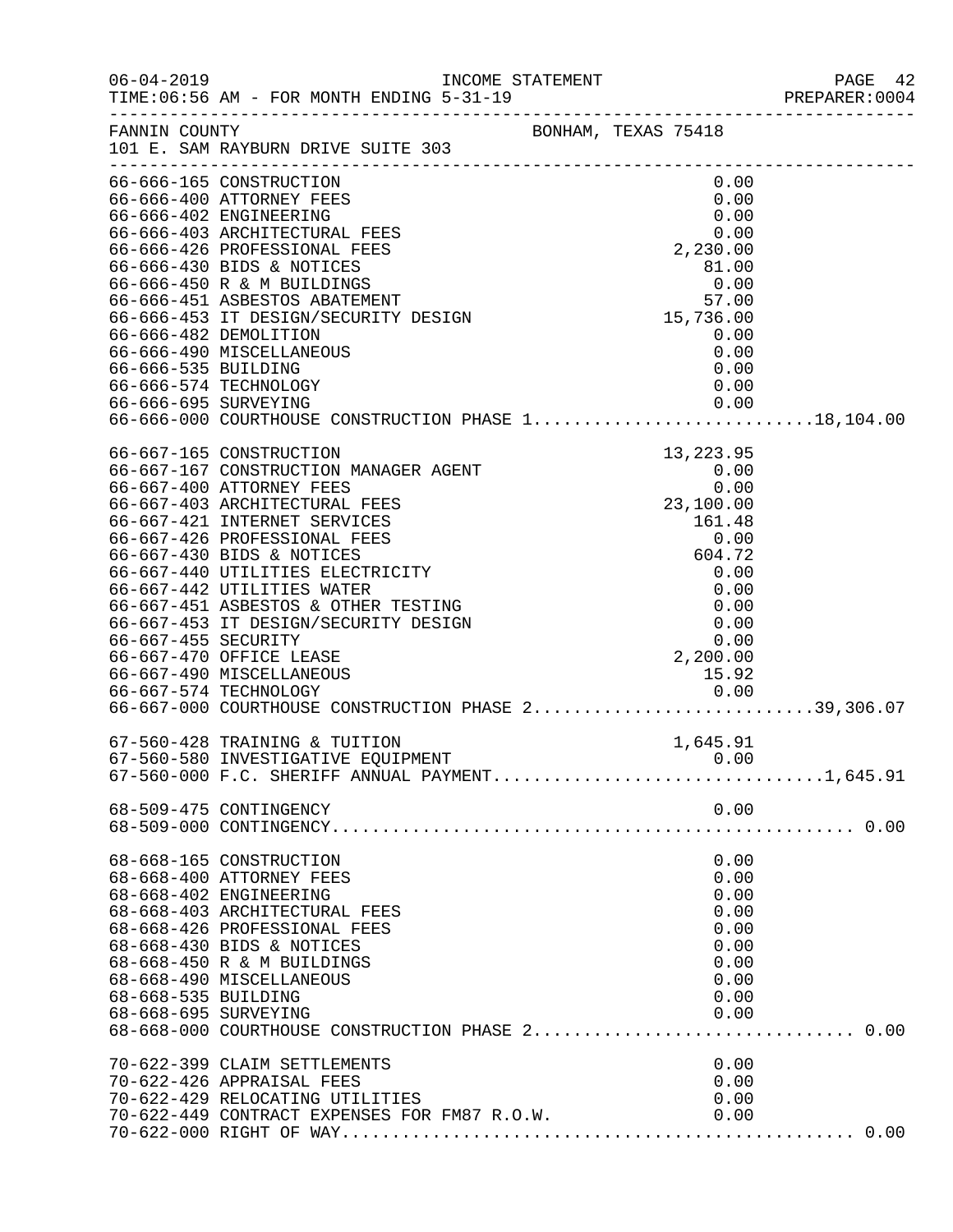FANNIN COUNTY BONHAM, TEXAS 75418
101 E. SAM RAYBURN DRIVE SUITE 303

INCOME STATEMENT
FOR MONTH ENDING 5-31-19

| Account | Description | Amount | Total |
|---|---|---|---|
| 66-666-165 | CONSTRUCTION | 0.00 | |
| 66-666-400 | ATTORNEY FEES | 0.00 | |
| 66-666-402 | ENGINEERING | 0.00 | |
| 66-666-403 | ARCHITECTURAL FEES | 0.00 | |
| 66-666-426 | PROFESSIONAL FEES | 2,230.00 | |
| 66-666-430 | BIDS & NOTICES | 81.00 | |
| 66-666-450 | R & M BUILDINGS | 0.00 | |
| 66-666-451 | ASBESTOS ABATEMENT | 57.00 | |
| 66-666-453 | IT DESIGN/SECURITY DESIGN | 15,736.00 | |
| 66-666-482 | DEMOLITION | 0.00 | |
| 66-666-490 | MISCELLANEOUS | 0.00 | |
| 66-666-535 | BUILDING | 0.00 | |
| 66-666-574 | TECHNOLOGY | 0.00 | |
| 66-666-695 | SURVEYING | 0.00 | |
| 66-666-000 | COURTHOUSE CONSTRUCTION PHASE 1 | | 18,104.00 |
| 66-667-165 | CONSTRUCTION | 13,223.95 | |
| 66-667-167 | CONSTRUCTION MANAGER AGENT | 0.00 | |
| 66-667-400 | ATTORNEY FEES | 0.00 | |
| 66-667-403 | ARCHITECTURAL FEES | 23,100.00 | |
| 66-667-421 | INTERNET SERVICES | 161.48 | |
| 66-667-426 | PROFESSIONAL FEES | 0.00 | |
| 66-667-430 | BIDS & NOTICES | 604.72 | |
| 66-667-440 | UTILITIES ELECTRICITY | 0.00 | |
| 66-667-442 | UTILITIES WATER | 0.00 | |
| 66-667-451 | ASBESTOS & OTHER TESTING | 0.00 | |
| 66-667-453 | IT DESIGN/SECURITY DESIGN | 0.00 | |
| 66-667-455 | SECURITY | 0.00 | |
| 66-667-470 | OFFICE LEASE | 2,200.00 | |
| 66-667-490 | MISCELLANEOUS | 15.92 | |
| 66-667-574 | TECHNOLOGY | 0.00 | |
| 66-667-000 | COURTHOUSE CONSTRUCTION PHASE 2 | | 39,306.07 |
| 67-560-428 | TRAINING & TUITION | 1,645.91 | |
| 67-560-580 | INVESTIGATIVE EQUIPMENT | 0.00 | |
| 67-560-000 | F.C. SHERIFF ANNUAL PAYMENT | | 1,645.91 |
| 68-509-475 | CONTINGENCY | 0.00 | |
| 68-509-000 | CONTINGENCY | | 0.00 |
| 68-668-165 | CONSTRUCTION | 0.00 | |
| 68-668-400 | ATTORNEY FEES | 0.00 | |
| 68-668-402 | ENGINEERING | 0.00 | |
| 68-668-403 | ARCHITECTURAL FEES | 0.00 | |
| 68-668-426 | PROFESSIONAL FEES | 0.00 | |
| 68-668-430 | BIDS & NOTICES | 0.00 | |
| 68-668-450 | R & M BUILDINGS | 0.00 | |
| 68-668-490 | MISCELLANEOUS | 0.00 | |
| 68-668-535 | BUILDING | 0.00 | |
| 68-668-695 | SURVEYING | 0.00 | |
| 68-668-000 | COURTHOUSE CONSTRUCTION PHASE 2 | | 0.00 |
| 70-622-399 | CLAIM SETTLEMENTS | 0.00 | |
| 70-622-426 | APPRAISAL FEES | 0.00 | |
| 70-622-429 | RELOCATING UTILITIES | 0.00 | |
| 70-622-449 | CONTRACT EXPENSES FOR FM87 R.O.W. | 0.00 | |
| 70-622-000 | RIGHT OF WAY | | 0.00 |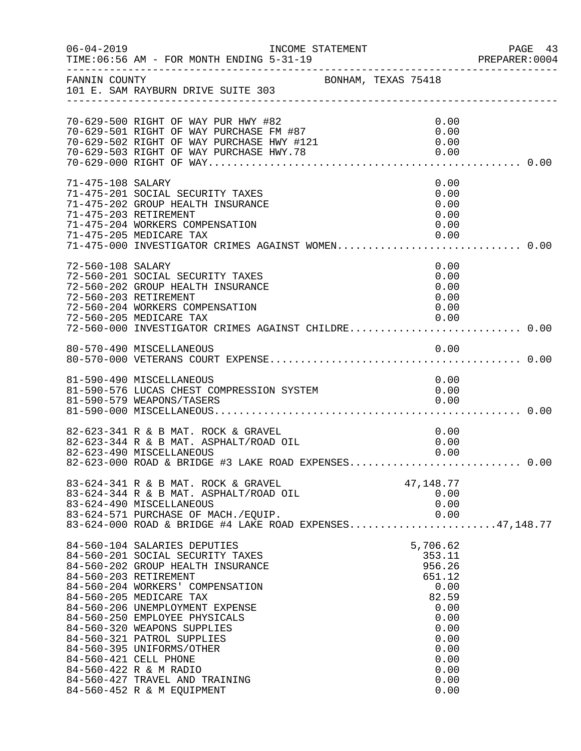FANNIN COUNTY BONHAM, TEXAS 75418
101 E. SAM RAYBURN DRIVE SUITE 303

INCOME STATEMENT
TIME:06:56 AM - FOR MONTH ENDING 5-31-19

| Account | Description | Amount | Total |
|---|---|---|---|
| 70-629-500 | RIGHT OF WAY PUR HWY #82 | 0.00 | |
| 70-629-501 | RIGHT OF WAY PURCHASE FM #87 | 0.00 | |
| 70-629-502 | RIGHT OF WAY PURCHASE HWY #121 | 0.00 | |
| 70-629-503 | RIGHT OF WAY PURCHASE HWY.78 | 0.00 | |
| 70-629-000 | RIGHT OF WAY | | 0.00 |
| 71-475-108 | SALARY | 0.00 | |
| 71-475-201 | SOCIAL SECURITY TAXES | 0.00 | |
| 71-475-202 | GROUP HEALTH INSURANCE | 0.00 | |
| 71-475-203 | RETIREMENT | 0.00 | |
| 71-475-204 | WORKERS COMPENSATION | 0.00 | |
| 71-475-205 | MEDICARE TAX | 0.00 | |
| 71-475-000 | INVESTIGATOR CRIMES AGAINST WOMEN | | 0.00 |
| 72-560-108 | SALARY | 0.00 | |
| 72-560-201 | SOCIAL SECURITY TAXES | 0.00 | |
| 72-560-202 | GROUP HEALTH INSURANCE | 0.00 | |
| 72-560-203 | RETIREMENT | 0.00 | |
| 72-560-204 | WORKERS COMPENSATION | 0.00 | |
| 72-560-205 | MEDICARE TAX | 0.00 | |
| 72-560-000 | INVESTIGATOR CRIMES AGAINST CHILDRE | | 0.00 |
| 80-570-490 | MISCELLANEOUS | 0.00 | |
| 80-570-000 | VETERANS COURT EXPENSE | | 0.00 |
| 81-590-490 | MISCELLANEOUS | 0.00 | |
| 81-590-576 | LUCAS CHEST COMPRESSION SYSTEM | 0.00 | |
| 81-590-579 | WEAPONS/TASERS | 0.00 | |
| 81-590-000 | MISCELLANEOUS | | 0.00 |
| 82-623-341 | R & B MAT. ROCK & GRAVEL | 0.00 | |
| 82-623-344 | R & B MAT. ASPHALT/ROAD OIL | 0.00 | |
| 82-623-490 | MISCELLANEOUS | 0.00 | |
| 82-623-000 | ROAD & BRIDGE #3 LAKE ROAD EXPENSES | | 0.00 |
| 83-624-341 | R & B MAT. ROCK & GRAVEL | 47,148.77 | |
| 83-624-344 | R & B MAT. ASPHALT/ROAD OIL | 0.00 | |
| 83-624-490 | MISCELLANEOUS | 0.00 | |
| 83-624-571 | PURCHASE OF MACH./EQUIP. | 0.00 | |
| 83-624-000 | ROAD & BRIDGE #4 LAKE ROAD EXPENSES | | 47,148.77 |
| 84-560-104 | SALARIES DEPUTIES | 5,706.62 | |
| 84-560-201 | SOCIAL SECURITY TAXES | 353.11 | |
| 84-560-202 | GROUP HEALTH INSURANCE | 956.26 | |
| 84-560-203 | RETIREMENT | 651.12 | |
| 84-560-204 | WORKERS' COMPENSATION | 0.00 | |
| 84-560-205 | MEDICARE TAX | 82.59 | |
| 84-560-206 | UNEMPLOYMENT EXPENSE | 0.00 | |
| 84-560-250 | EMPLOYEE PHYSICALS | 0.00 | |
| 84-560-320 | WEAPONS SUPPLIES | 0.00 | |
| 84-560-321 | PATROL SUPPLIES | 0.00 | |
| 84-560-395 | UNIFORMS/OTHER | 0.00 | |
| 84-560-421 | CELL PHONE | 0.00 | |
| 84-560-422 | R & M RADIO | 0.00 | |
| 84-560-427 | TRAVEL AND TRAINING | 0.00 | |
| 84-560-452 | R & M EQUIPMENT | 0.00 | |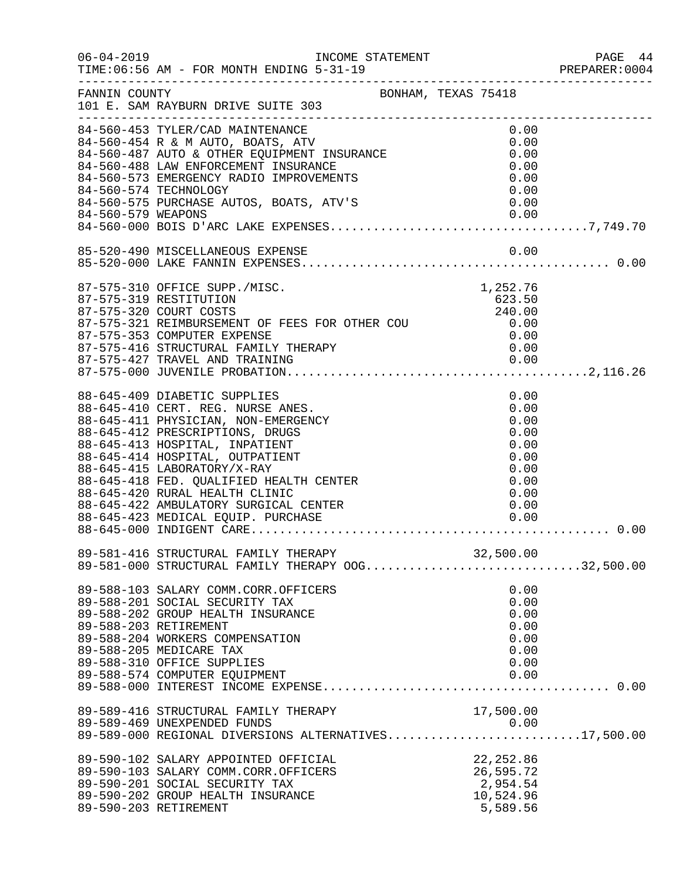FANNIN COUNTY BONHAM, TEXAS 75418
101 E. SAM RAYBURN DRIVE SUITE 303

INCOME STATEMENT
TIME:06:56 AM - FOR MONTH ENDING 5-31-19

| Account | Description | Amount | Total |
|---|---|---|---|
| 84-560-453 | TYLER/CAD MAINTENANCE | 0.00 | |
| 84-560-454 | R & M AUTO, BOATS, ATV | 0.00 | |
| 84-560-487 | AUTO & OTHER EQUIPMENT INSURANCE | 0.00 | |
| 84-560-488 | LAW ENFORCEMENT INSURANCE | 0.00 | |
| 84-560-573 | EMERGENCY RADIO IMPROVEMENTS | 0.00 | |
| 84-560-574 | TECHNOLOGY | 0.00 | |
| 84-560-575 | PURCHASE AUTOS, BOATS, ATV'S | 0.00 | |
| 84-560-579 | WEAPONS | 0.00 | |
| 84-560-000 | BOIS D'ARC LAKE EXPENSES | | 7,749.70 |
| 85-520-490 | MISCELLANEOUS EXPENSE | 0.00 | |
| 85-520-000 | LAKE FANNIN EXPENSES | | 0.00 |
| 87-575-310 | OFFICE SUPP./MISC. | 1,252.76 | |
| 87-575-319 | RESTITUTION | 623.50 | |
| 87-575-320 | COURT COSTS | 240.00 | |
| 87-575-321 | REIMBURSEMENT OF FEES FOR OTHER COU | 0.00 | |
| 87-575-353 | COMPUTER EXPENSE | 0.00 | |
| 87-575-416 | STRUCTURAL FAMILY THERAPY | 0.00 | |
| 87-575-427 | TRAVEL AND TRAINING | 0.00 | |
| 87-575-000 | JUVENILE PROBATION | | 2,116.26 |
| 88-645-409 | DIABETIC SUPPLIES | 0.00 | |
| 88-645-410 | CERT. REG. NURSE ANES. | 0.00 | |
| 88-645-411 | PHYSICIAN, NON-EMERGENCY | 0.00 | |
| 88-645-412 | PRESCRIPTIONS, DRUGS | 0.00 | |
| 88-645-413 | HOSPITAL, INPATIENT | 0.00 | |
| 88-645-414 | HOSPITAL, OUTPATIENT | 0.00 | |
| 88-645-415 | LABORATORY/X-RAY | 0.00 | |
| 88-645-418 | FED. QUALIFIED HEALTH CENTER | 0.00 | |
| 88-645-420 | RURAL HEALTH CLINIC | 0.00 | |
| 88-645-422 | AMBULATORY SURGICAL CENTER | 0.00 | |
| 88-645-423 | MEDICAL EQUIP. PURCHASE | 0.00 | |
| 88-645-000 | INDIGENT CARE | | 0.00 |
| 89-581-416 | STRUCTURAL FAMILY THERAPY | 32,500.00 | |
| 89-581-000 | STRUCTURAL FAMILY THERAPY OOG | | 32,500.00 |
| 89-588-103 | SALARY COMM.CORR.OFFICERS | 0.00 | |
| 89-588-201 | SOCIAL SECURITY TAX | 0.00 | |
| 89-588-202 | GROUP HEALTH INSURANCE | 0.00 | |
| 89-588-203 | RETIREMENT | 0.00 | |
| 89-588-204 | WORKERS COMPENSATION | 0.00 | |
| 89-588-205 | MEDICARE TAX | 0.00 | |
| 89-588-310 | OFFICE SUPPLIES | 0.00 | |
| 89-588-574 | COMPUTER EQUIPMENT | 0.00 | |
| 89-588-000 | INTEREST INCOME EXPENSE | | 0.00 |
| 89-589-416 | STRUCTURAL FAMILY THERAPY | 17,500.00 | |
| 89-589-469 | UNEXPENDED FUNDS | 0.00 | |
| 89-589-000 | REGIONAL DIVERSIONS ALTERNATIVES | | 17,500.00 |
| 89-590-102 | SALARY APPOINTED OFFICIAL | 22,252.86 | |
| 89-590-103 | SALARY COMM.CORR.OFFICERS | 26,595.72 | |
| 89-590-201 | SOCIAL SECURITY TAX | 2,954.54 | |
| 89-590-202 | GROUP HEALTH INSURANCE | 10,524.96 | |
| 89-590-203 | RETIREMENT | 5,589.56 | |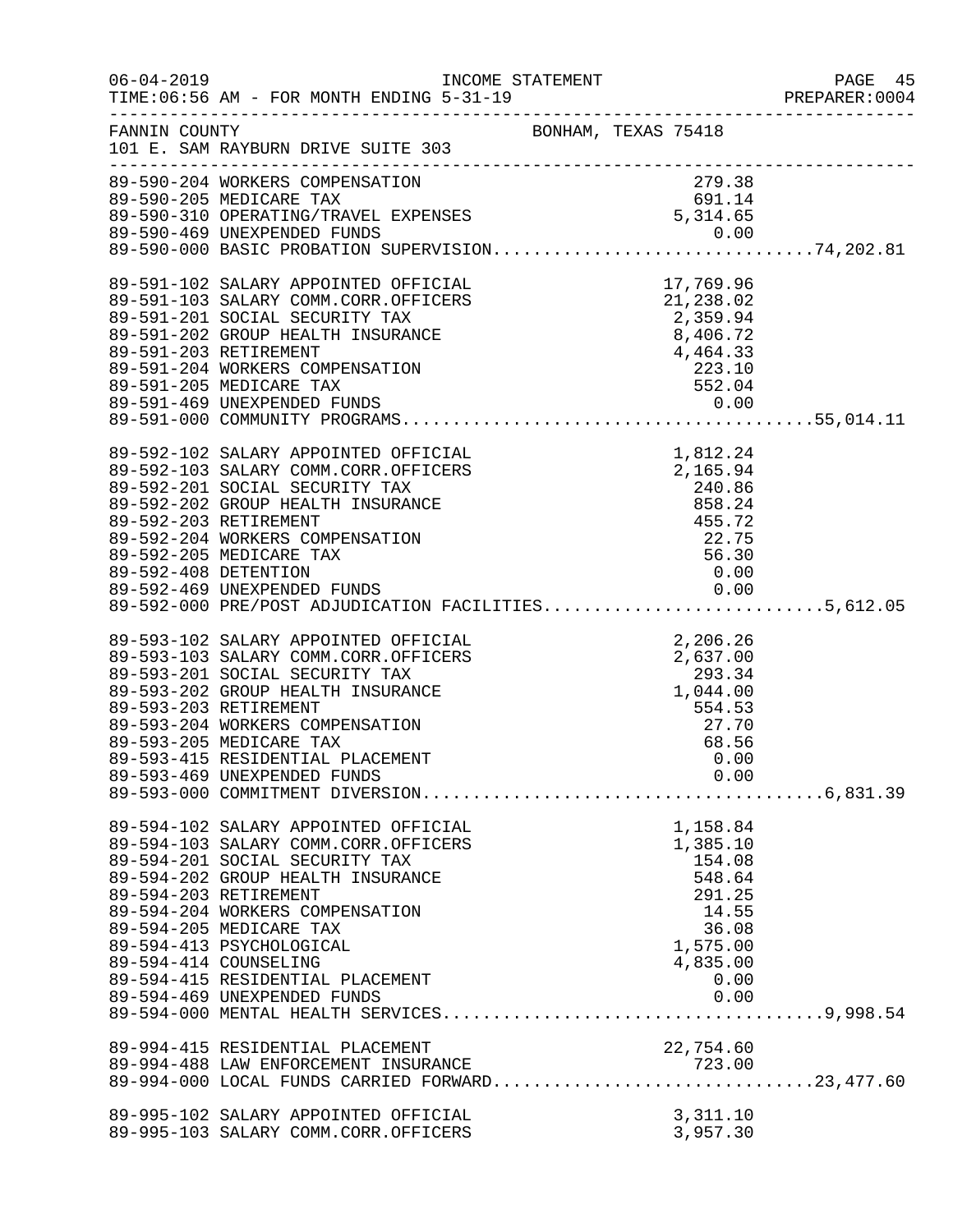FANNIN COUNTY BONHAM, TEXAS 75418
101 E. SAM RAYBURN DRIVE SUITE 303

| Account | Description | Amount | Total |
|---|---|---|---|
| 89-590-204 | WORKERS COMPENSATION | 279.38 | |
| 89-590-205 | MEDICARE TAX | 691.14 | |
| 89-590-310 | OPERATING/TRAVEL EXPENSES | 5,314.65 | |
| 89-590-469 | UNEXPENDED FUNDS | 0.00 | |
| 89-590-000 | BASIC PROBATION SUPERVISION | | 74,202.81 |
| 89-591-102 | SALARY APPOINTED OFFICIAL | 17,769.96 | |
| 89-591-103 | SALARY COMM.CORR.OFFICERS | 21,238.02 | |
| 89-591-201 | SOCIAL SECURITY TAX | 2,359.94 | |
| 89-591-202 | GROUP HEALTH INSURANCE | 8,406.72 | |
| 89-591-203 | RETIREMENT | 4,464.33 | |
| 89-591-204 | WORKERS COMPENSATION | 223.10 | |
| 89-591-205 | MEDICARE TAX | 552.04 | |
| 89-591-469 | UNEXPENDED FUNDS | 0.00 | |
| 89-591-000 | COMMUNITY PROGRAMS | | 55,014.11 |
| 89-592-102 | SALARY APPOINTED OFFICIAL | 1,812.24 | |
| 89-592-103 | SALARY COMM.CORR.OFFICERS | 2,165.94 | |
| 89-592-201 | SOCIAL SECURITY TAX | 240.86 | |
| 89-592-202 | GROUP HEALTH INSURANCE | 858.24 | |
| 89-592-203 | RETIREMENT | 455.72 | |
| 89-592-204 | WORKERS COMPENSATION | 22.75 | |
| 89-592-205 | MEDICARE TAX | 56.30 | |
| 89-592-408 | DETENTION | 0.00 | |
| 89-592-469 | UNEXPENDED FUNDS | 0.00 | |
| 89-592-000 | PRE/POST ADJUDICATION FACILITIES | | 5,612.05 |
| 89-593-102 | SALARY APPOINTED OFFICIAL | 2,206.26 | |
| 89-593-103 | SALARY COMM.CORR.OFFICERS | 2,637.00 | |
| 89-593-201 | SOCIAL SECURITY TAX | 293.34 | |
| 89-593-202 | GROUP HEALTH INSURANCE | 1,044.00 | |
| 89-593-203 | RETIREMENT | 554.53 | |
| 89-593-204 | WORKERS COMPENSATION | 27.70 | |
| 89-593-205 | MEDICARE TAX | 68.56 | |
| 89-593-415 | RESIDENTIAL PLACEMENT | 0.00 | |
| 89-593-469 | UNEXPENDED FUNDS | 0.00 | |
| 89-593-000 | COMMITMENT DIVERSION | | 6,831.39 |
| 89-594-102 | SALARY APPOINTED OFFICIAL | 1,158.84 | |
| 89-594-103 | SALARY COMM.CORR.OFFICERS | 1,385.10 | |
| 89-594-201 | SOCIAL SECURITY TAX | 154.08 | |
| 89-594-202 | GROUP HEALTH INSURANCE | 548.64 | |
| 89-594-203 | RETIREMENT | 291.25 | |
| 89-594-204 | WORKERS COMPENSATION | 14.55 | |
| 89-594-205 | MEDICARE TAX | 36.08 | |
| 89-594-413 | PSYCHOLOGICAL | 1,575.00 | |
| 89-594-414 | COUNSELING | 4,835.00 | |
| 89-594-415 | RESIDENTIAL PLACEMENT | 0.00 | |
| 89-594-469 | UNEXPENDED FUNDS | 0.00 | |
| 89-594-000 | MENTAL HEALTH SERVICES | | 9,998.54 |
| 89-994-415 | RESIDENTIAL PLACEMENT | 22,754.60 | |
| 89-994-488 | LAW ENFORCEMENT INSURANCE | 723.00 | |
| 89-994-000 | LOCAL FUNDS CARRIED FORWARD | | 23,477.60 |
| 89-995-102 | SALARY APPOINTED OFFICIAL | 3,311.10 | |
| 89-995-103 | SALARY COMM.CORR.OFFICERS | 3,957.30 | |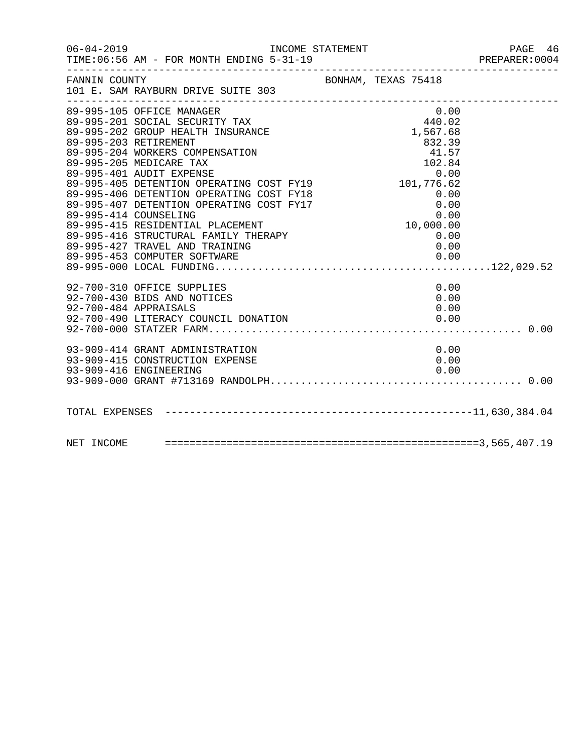06-04-2019 INCOME STATEMENT
TIME:06:56 AM - FOR MONTH ENDING 5-31-19

FANNIN COUNTY BONHAM, TEXAS 75418
101 E. SAM RAYBURN DRIVE SUITE 303

| Account | Amount | Total |
|---|---|---|
| 89-995-105 OFFICE MANAGER | 0.00 | |
| 89-995-201 SOCIAL SECURITY TAX | 440.02 | |
| 89-995-202 GROUP HEALTH INSURANCE | 1,567.68 | |
| 89-995-203 RETIREMENT | 832.39 | |
| 89-995-204 WORKERS COMPENSATION | 41.57 | |
| 89-995-205 MEDICARE TAX | 102.84 | |
| 89-995-401 AUDIT EXPENSE | 0.00 | |
| 89-995-405 DETENTION OPERATING COST FY19 | 101,776.62 | |
| 89-995-406 DETENTION OPERATING COST FY18 | 0.00 | |
| 89-995-407 DETENTION OPERATING COST FY17 | 0.00 | |
| 89-995-414 COUNSELING | 0.00 | |
| 89-995-415 RESIDENTIAL PLACEMENT | 10,000.00 | |
| 89-995-416 STRUCTURAL FAMILY THERAPY | 0.00 | |
| 89-995-427 TRAVEL AND TRAINING | 0.00 | |
| 89-995-453 COMPUTER SOFTWARE | 0.00 | |
| 89-995-000 LOCAL FUNDING | | 122,029.52 |
| 92-700-310 OFFICE SUPPLIES | 0.00 | |
| 92-700-430 BIDS AND NOTICES | 0.00 | |
| 92-700-484 APPRAISALS | 0.00 | |
| 92-700-490 LITERACY COUNCIL DONATION | 0.00 | |
| 92-700-000 STATZER FARM | | 0.00 |
| 93-909-414 GRANT ADMINISTRATION | 0.00 | |
| 93-909-415 CONSTRUCTION EXPENSE | 0.00 | |
| 93-909-416 ENGINEERING | 0.00 | |
| 93-909-000 GRANT #713169 RANDOLPH | | 0.00 |
| TOTAL EXPENSES | | 11,630,384.04 |
| NET INCOME | | 3,565,407.19 |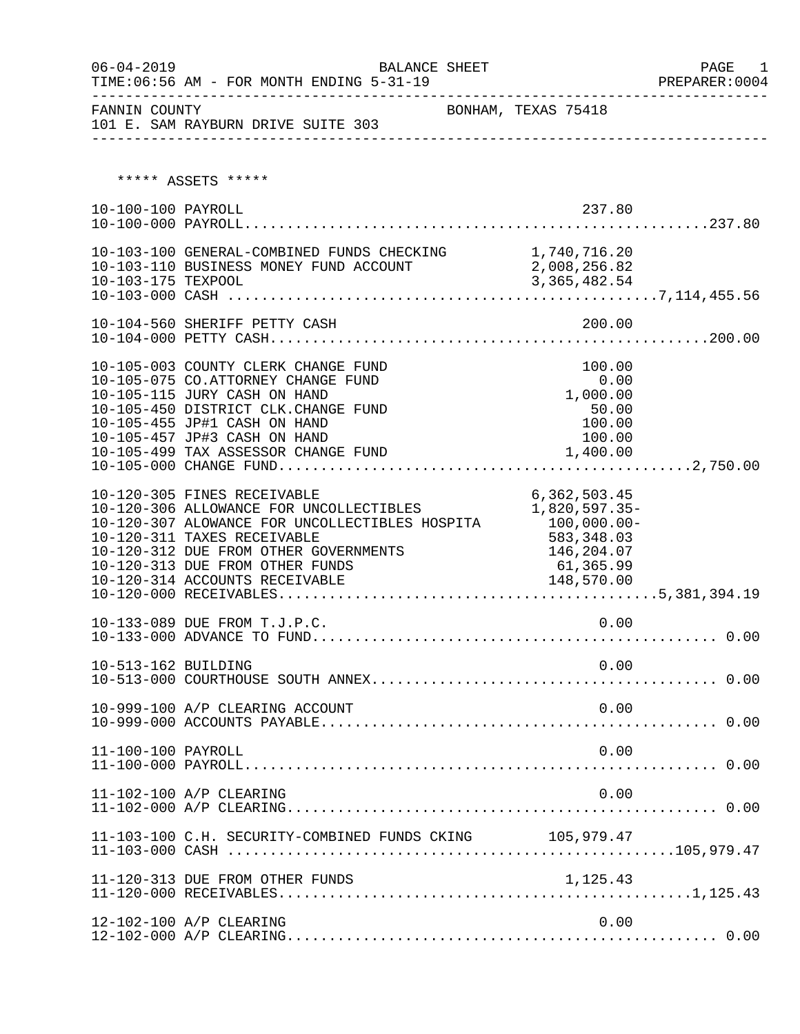BALANCE SHEET

06-04-2019
TIME:06:56 AM - FOR MONTH ENDING 5-31-19

FANNIN COUNTY — BONHAM, TEXAS 75418
101 E. SAM RAYBURN DRIVE SUITE 303

***** ASSETS *****

| Account | Description | Amount | Total |
|---|---|---|---|
| 10-100-100 | PAYROLL | 237.80 | |
| 10-100-000 | PAYROLL | | 237.80 |
| 10-103-100 | GENERAL-COMBINED FUNDS CHECKING | 1,740,716.20 | |
| 10-103-110 | BUSINESS MONEY FUND ACCOUNT | 2,008,256.82 | |
| 10-103-175 | TEXPOOL | 3,365,482.54 | |
| 10-103-000 | CASH | | 7,114,455.56 |
| 10-104-560 | SHERIFF PETTY CASH | 200.00 | |
| 10-104-000 | PETTY CASH | | 200.00 |
| 10-105-003 | COUNTY CLERK CHANGE FUND | 100.00 | |
| 10-105-075 | CO.ATTORNEY CHANGE FUND | 0.00 | |
| 10-105-115 | JURY CASH ON HAND | 1,000.00 | |
| 10-105-450 | DISTRICT CLK.CHANGE FUND | 50.00 | |
| 10-105-455 | JP#1 CASH ON HAND | 100.00 | |
| 10-105-457 | JP#3 CASH ON HAND | 100.00 | |
| 10-105-499 | TAX ASSESSOR CHANGE FUND | 1,400.00 | |
| 10-105-000 | CHANGE FUND | | 2,750.00 |
| 10-120-305 | FINES RECEIVABLE | 6,362,503.45 | |
| 10-120-306 | ALLOWANCE FOR UNCOLLECTIBLES | 1,820,597.35- | |
| 10-120-307 | ALOWANCE FOR UNCOLLECTIBLES HOSPITA | 100,000.00- | |
| 10-120-311 | TAXES RECEIVABLE | 583,348.03 | |
| 10-120-312 | DUE FROM OTHER GOVERNMENTS | 146,204.07 | |
| 10-120-313 | DUE FROM OTHER FUNDS | 61,365.99 | |
| 10-120-314 | ACCOUNTS RECEIVABLE | 148,570.00 | |
| 10-120-000 | RECEIVABLES | | 5,381,394.19 |
| 10-133-089 | DUE FROM T.J.P.C. | 0.00 | |
| 10-133-000 | ADVANCE TO FUND | | 0.00 |
| 10-513-162 | BUILDING | 0.00 | |
| 10-513-000 | COURTHOUSE SOUTH ANNEX | | 0.00 |
| 10-999-100 | A/P CLEARING ACCOUNT | 0.00 | |
| 10-999-000 | ACCOUNTS PAYABLE | | 0.00 |
| 11-100-100 | PAYROLL | 0.00 | |
| 11-100-000 | PAYROLL | | 0.00 |
| 11-102-100 | A/P CLEARING | 0.00 | |
| 11-102-000 | A/P CLEARING | | 0.00 |
| 11-103-100 | C.H. SECURITY-COMBINED FUNDS CKING | 105,979.47 | |
| 11-103-000 | CASH | | 105,979.47 |
| 11-120-313 | DUE FROM OTHER FUNDS | 1,125.43 | |
| 11-120-000 | RECEIVABLES | | 1,125.43 |
| 12-102-100 | A/P CLEARING | 0.00 | |
| 12-102-000 | A/P CLEARING | | 0.00 |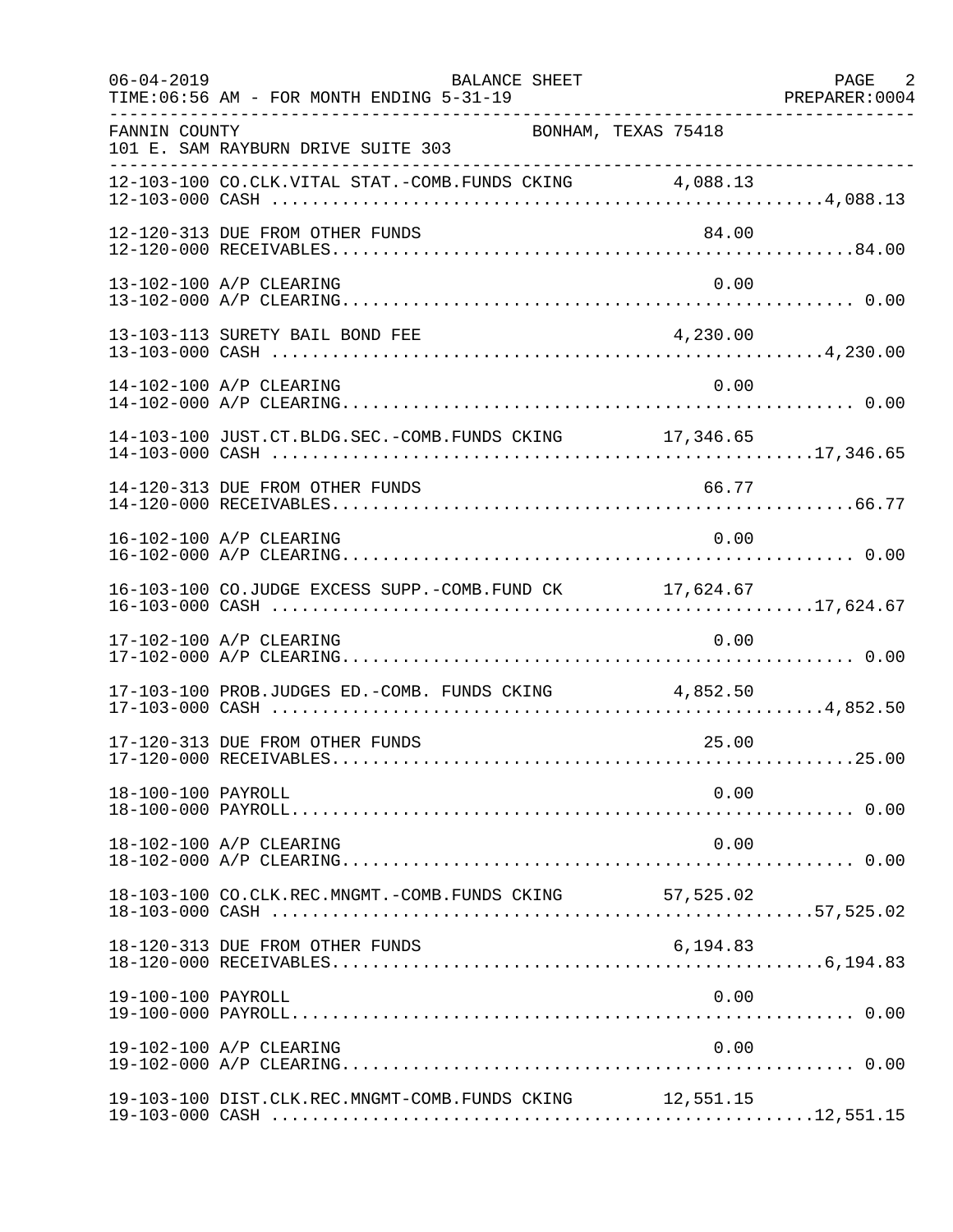FANNIN COUNTY — BONHAM, TEXAS 75418
101 E. SAM RAYBURN DRIVE SUITE 303

BALANCE SHEET — FOR MONTH ENDING 5-31-19

| Account | Description | Detail | Total |
|---|---|---|---|
| 12-103-100 | CO.CLK.VITAL STAT.-COMB.FUNDS CKING | 4,088.13 | |
| 12-103-000 | CASH | | 4,088.13 |
| 12-120-313 | DUE FROM OTHER FUNDS | 84.00 | |
| 12-120-000 | RECEIVABLES | | 84.00 |
| 13-102-100 | A/P CLEARING | 0.00 | |
| 13-102-000 | A/P CLEARING | | 0.00 |
| 13-103-113 | SURETY BAIL BOND FEE | 4,230.00 | |
| 13-103-000 | CASH | | 4,230.00 |
| 14-102-100 | A/P CLEARING | 0.00 | |
| 14-102-000 | A/P CLEARING | | 0.00 |
| 14-103-100 | JUST.CT.BLDG.SEC.-COMB.FUNDS CKING | 17,346.65 | |
| 14-103-000 | CASH | | 17,346.65 |
| 14-120-313 | DUE FROM OTHER FUNDS | 66.77 | |
| 14-120-000 | RECEIVABLES | | 66.77 |
| 16-102-100 | A/P CLEARING | 0.00 | |
| 16-102-000 | A/P CLEARING | | 0.00 |
| 16-103-100 | CO.JUDGE EXCESS SUPP.-COMB.FUND CK | 17,624.67 | |
| 16-103-000 | CASH | | 17,624.67 |
| 17-102-100 | A/P CLEARING | 0.00 | |
| 17-102-000 | A/P CLEARING | | 0.00 |
| 17-103-100 | PROB.JUDGES ED.-COMB. FUNDS CKING | 4,852.50 | |
| 17-103-000 | CASH | | 4,852.50 |
| 17-120-313 | DUE FROM OTHER FUNDS | 25.00 | |
| 17-120-000 | RECEIVABLES | | 25.00 |
| 18-100-100 | PAYROLL | 0.00 | |
| 18-100-000 | PAYROLL | | 0.00 |
| 18-102-100 | A/P CLEARING | 0.00 | |
| 18-102-000 | A/P CLEARING | | 0.00 |
| 18-103-100 | CO.CLK.REC.MNGMT.-COMB.FUNDS CKING | 57,525.02 | |
| 18-103-000 | CASH | | 57,525.02 |
| 18-120-313 | DUE FROM OTHER FUNDS | 6,194.83 | |
| 18-120-000 | RECEIVABLES | | 6,194.83 |
| 19-100-100 | PAYROLL | 0.00 | |
| 19-100-000 | PAYROLL | | 0.00 |
| 19-102-100 | A/P CLEARING | 0.00 | |
| 19-102-000 | A/P CLEARING | | 0.00 |
| 19-103-100 | DIST.CLK.REC.MNGMT-COMB.FUNDS CKING | 12,551.15 | |
| 19-103-000 | CASH | | 12,551.15 |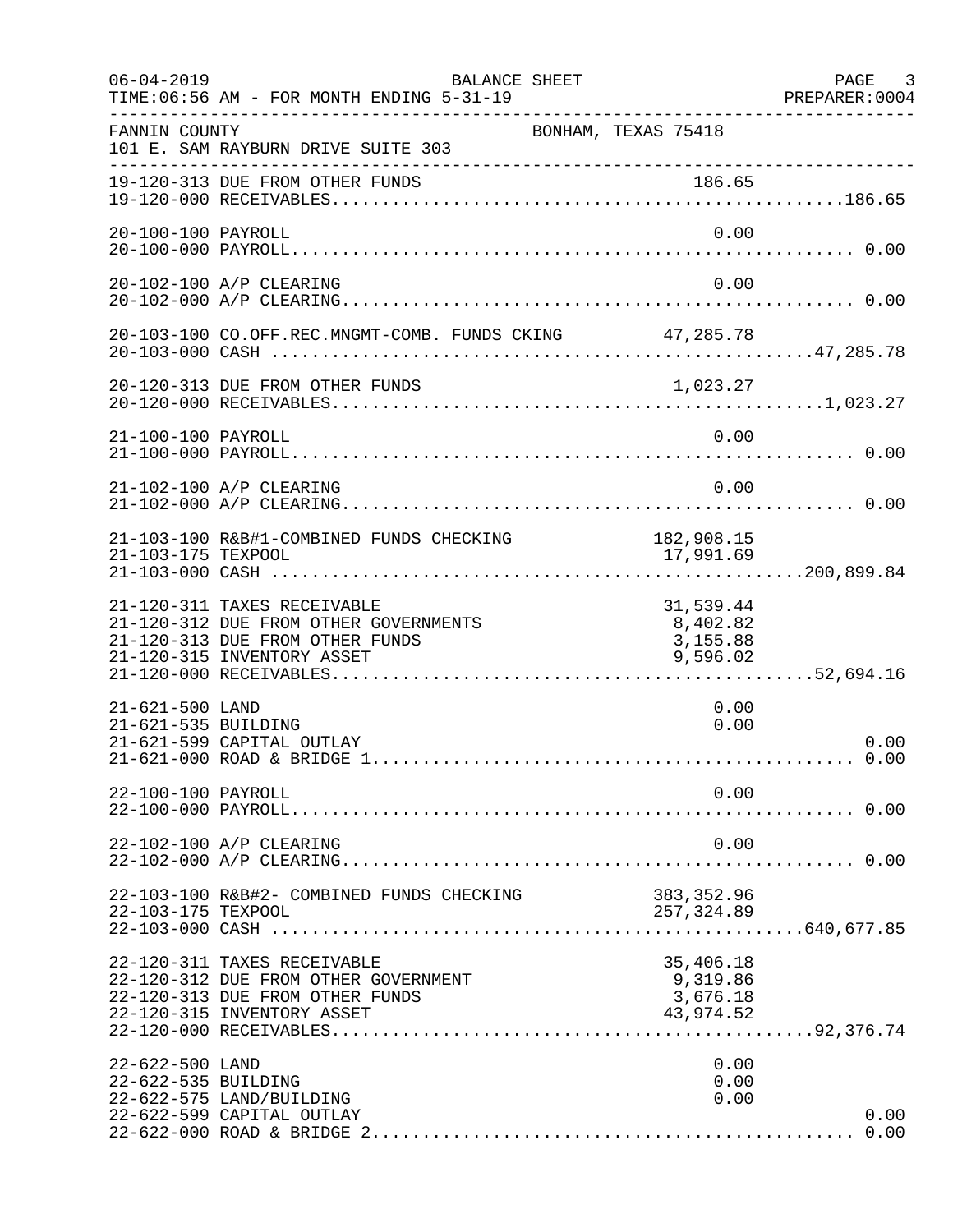FANNIN COUNTY — BONHAM, TEXAS 75418
101 E. SAM RAYBURN DRIVE SUITE 303

BALANCE SHEET — FOR MONTH ENDING 5-31-19

| Account | Description | Detail | Total |
|---|---|---|---|
| 19-120-313 | DUE FROM OTHER FUNDS | 186.65 | |
| 19-120-000 | RECEIVABLES | | 186.65 |
| 20-100-100 | PAYROLL | 0.00 | |
| 20-100-000 | PAYROLL | | 0.00 |
| 20-102-100 | A/P CLEARING | 0.00 | |
| 20-102-000 | A/P CLEARING | | 0.00 |
| 20-103-100 | CO.OFF.REC.MNGMT-COMB. FUNDS CKING | 47,285.78 | |
| 20-103-000 | CASH | | 47,285.78 |
| 20-120-313 | DUE FROM OTHER FUNDS | 1,023.27 | |
| 20-120-000 | RECEIVABLES | | 1,023.27 |
| 21-100-100 | PAYROLL | 0.00 | |
| 21-100-000 | PAYROLL | | 0.00 |
| 21-102-100 | A/P CLEARING | 0.00 | |
| 21-102-000 | A/P CLEARING | | 0.00 |
| 21-103-100 | R&B#1-COMBINED FUNDS CHECKING | 182,908.15 | |
| 21-103-175 | TEXPOOL | 17,991.69 | |
| 21-103-000 | CASH | | 200,899.84 |
| 21-120-311 | TAXES RECEIVABLE | 31,539.44 | |
| 21-120-312 | DUE FROM OTHER GOVERNMENTS | 8,402.82 | |
| 21-120-313 | DUE FROM OTHER FUNDS | 3,155.88 | |
| 21-120-315 | INVENTORY ASSET | 9,596.02 | |
| 21-120-000 | RECEIVABLES | | 52,694.16 |
| 21-621-500 | LAND | 0.00 | |
| 21-621-535 | BUILDING | 0.00 | |
| 21-621-599 | CAPITAL OUTLAY | | 0.00 |
| 21-621-000 | ROAD & BRIDGE 1 | | 0.00 |
| 22-100-100 | PAYROLL | 0.00 | |
| 22-100-000 | PAYROLL | | 0.00 |
| 22-102-100 | A/P CLEARING | 0.00 | |
| 22-102-000 | A/P CLEARING | | 0.00 |
| 22-103-100 | R&B#2- COMBINED FUNDS CHECKING | 383,352.96 | |
| 22-103-175 | TEXPOOL | 257,324.89 | |
| 22-103-000 | CASH | | 640,677.85 |
| 22-120-311 | TAXES RECEIVABLE | 35,406.18 | |
| 22-120-312 | DUE FROM OTHER GOVERNMENT | 9,319.86 | |
| 22-120-313 | DUE FROM OTHER FUNDS | 3,676.18 | |
| 22-120-315 | INVENTORY ASSET | 43,974.52 | |
| 22-120-000 | RECEIVABLES | | 92,376.74 |
| 22-622-500 | LAND | 0.00 | |
| 22-622-535 | BUILDING | 0.00 | |
| 22-622-575 | LAND/BUILDING | 0.00 | |
| 22-622-599 | CAPITAL OUTLAY | | 0.00 |
| 22-622-000 | ROAD & BRIDGE 2 | | 0.00 |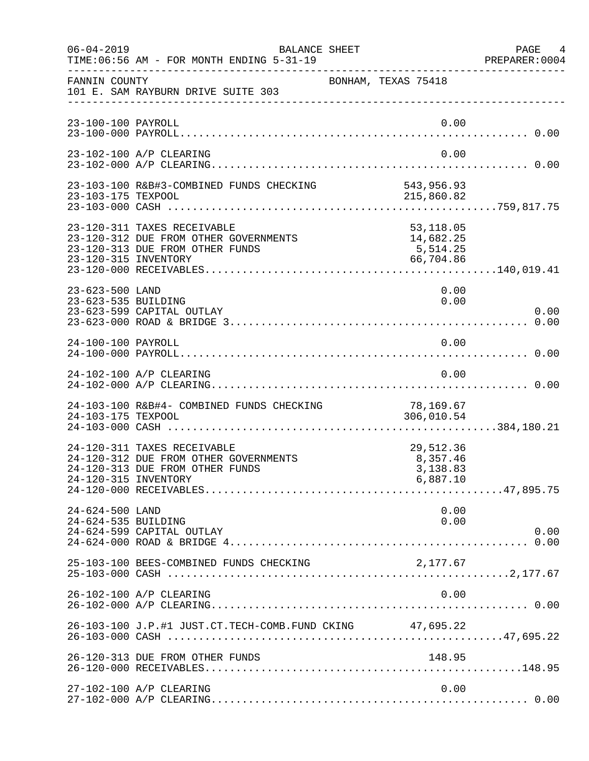BALANCE SHEET

TIME:06:56 AM - FOR MONTH ENDING 5-31-19

FANNIN COUNTY — BONHAM, TEXAS 75418

101 E. SAM RAYBURN DRIVE SUITE 303

| Account | Description | Detail | Total |
|---|---|---|---|
| 23-100-100 | PAYROLL | 0.00 | |
| 23-100-000 | PAYROLL | | 0.00 |
| 23-102-100 | A/P CLEARING | 0.00 | |
| 23-102-000 | A/P CLEARING | | 0.00 |
| 23-103-100 | R&B#3-COMBINED FUNDS CHECKING | 543,956.93 | |
| 23-103-175 | TEXPOOL | 215,860.82 | |
| 23-103-000 | CASH | | 759,817.75 |
| 23-120-311 | TAXES RECEIVABLE | 53,118.05 | |
| 23-120-312 | DUE FROM OTHER GOVERNMENTS | 14,682.25 | |
| 23-120-313 | DUE FROM OTHER FUNDS | 5,514.25 | |
| 23-120-315 | INVENTORY | 66,704.86 | |
| 23-120-000 | RECEIVABLES | | 140,019.41 |
| 23-623-500 | LAND | 0.00 | |
| 23-623-535 | BUILDING | 0.00 | |
| 23-623-599 | CAPITAL OUTLAY | | 0.00 |
| 23-623-000 | ROAD & BRIDGE 3 | | 0.00 |
| 24-100-100 | PAYROLL | 0.00 | |
| 24-100-000 | PAYROLL | | 0.00 |
| 24-102-100 | A/P CLEARING | 0.00 | |
| 24-102-000 | A/P CLEARING | | 0.00 |
| 24-103-100 | R&B#4- COMBINED FUNDS CHECKING | 78,169.67 | |
| 24-103-175 | TEXPOOL | 306,010.54 | |
| 24-103-000 | CASH | | 384,180.21 |
| 24-120-311 | TAXES RECEIVABLE | 29,512.36 | |
| 24-120-312 | DUE FROM OTHER GOVERNMENTS | 8,357.46 | |
| 24-120-313 | DUE FROM OTHER FUNDS | 3,138.83 | |
| 24-120-315 | INVENTORY | 6,887.10 | |
| 24-120-000 | RECEIVABLES | | 47,895.75 |
| 24-624-500 | LAND | 0.00 | |
| 24-624-535 | BUILDING | 0.00 | |
| 24-624-599 | CAPITAL OUTLAY | | 0.00 |
| 24-624-000 | ROAD & BRIDGE 4 | | 0.00 |
| 25-103-100 | BEES-COMBINED FUNDS CHECKING | 2,177.67 | |
| 25-103-000 | CASH | | 2,177.67 |
| 26-102-100 | A/P CLEARING | 0.00 | |
| 26-102-000 | A/P CLEARING | | 0.00 |
| 26-103-100 | J.P.#1 JUST.CT.TECH-COMB.FUND CKING | 47,695.22 | |
| 26-103-000 | CASH | | 47,695.22 |
| 26-120-313 | DUE FROM OTHER FUNDS | 148.95 | |
| 26-120-000 | RECEIVABLES | | 148.95 |
| 27-102-100 | A/P CLEARING | 0.00 | |
| 27-102-000 | A/P CLEARING | | 0.00 |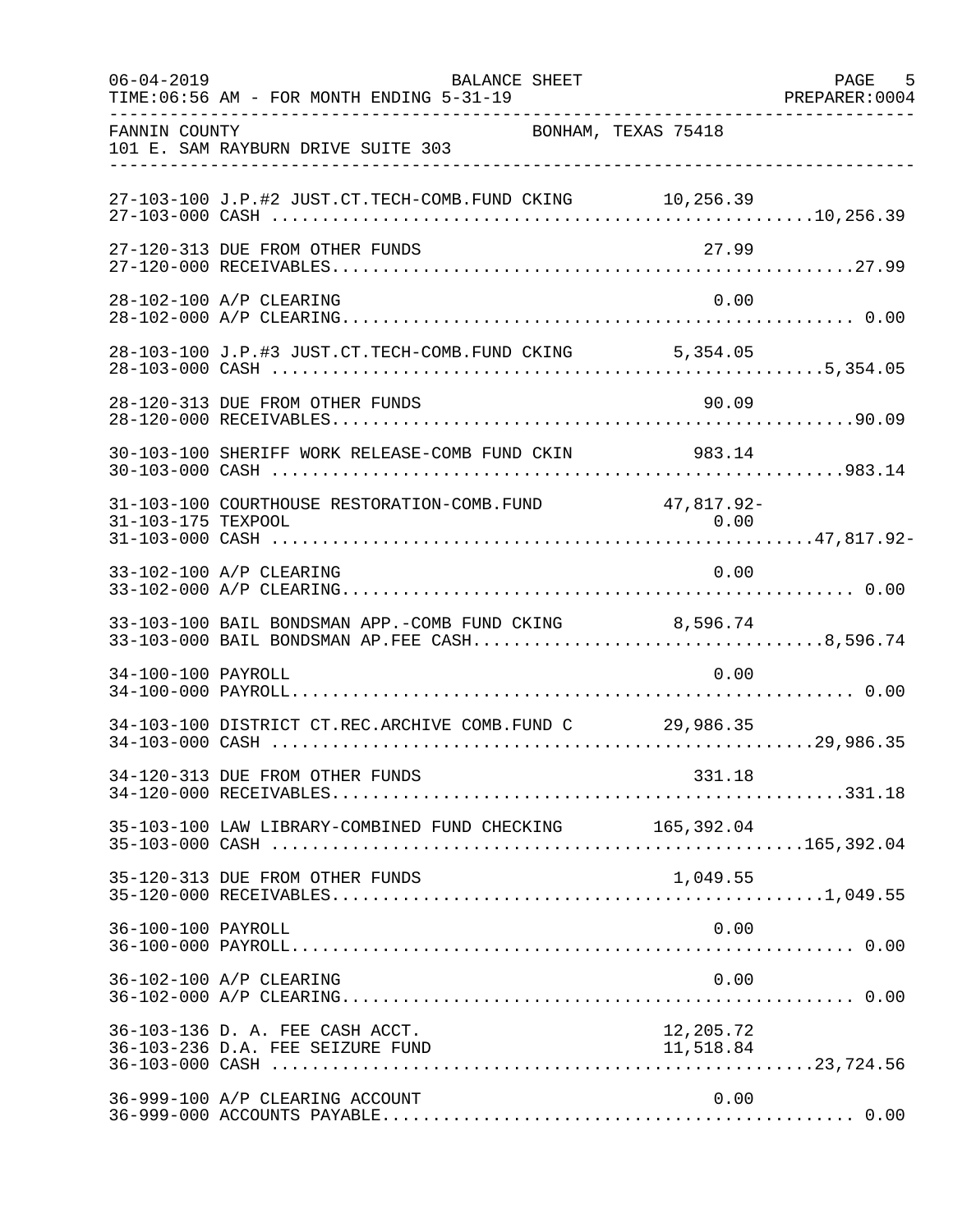FANNIN COUNTY — BONHAM, TEXAS 75418
101 E. SAM RAYBURN DRIVE SUITE 303

BALANCE SHEET — FOR MONTH ENDING 5-31-19

| Account | Description | Detail | Total |
|---|---|---|---|
| 27-103-100 | J.P.#2 JUST.CT.TECH-COMB.FUND CKING | 10,256.39 | |
| 27-103-000 | CASH | | 10,256.39 |
| 27-120-313 | DUE FROM OTHER FUNDS | 27.99 | |
| 27-120-000 | RECEIVABLES | | 27.99 |
| 28-102-100 | A/P CLEARING | 0.00 | |
| 28-102-000 | A/P CLEARING | | 0.00 |
| 28-103-100 | J.P.#3 JUST.CT.TECH-COMB.FUND CKING | 5,354.05 | |
| 28-103-000 | CASH | | 5,354.05 |
| 28-120-313 | DUE FROM OTHER FUNDS | 90.09 | |
| 28-120-000 | RECEIVABLES | | 90.09 |
| 30-103-100 | SHERIFF WORK RELEASE-COMB FUND CKIN | 983.14 | |
| 30-103-000 | CASH | | 983.14 |
| 31-103-100 | COURTHOUSE RESTORATION-COMB.FUND | 47,817.92- | |
| 31-103-175 | TEXPOOL | 0.00 | |
| 31-103-000 | CASH | | 47,817.92- |
| 33-102-100 | A/P CLEARING | 0.00 | |
| 33-102-000 | A/P CLEARING | | 0.00 |
| 33-103-100 | BAIL BONDSMAN APP.-COMB FUND CKING | 8,596.74 | |
| 33-103-000 | BAIL BONDSMAN AP.FEE CASH | | 8,596.74 |
| 34-100-100 | PAYROLL | 0.00 | |
| 34-100-000 | PAYROLL | | 0.00 |
| 34-103-100 | DISTRICT CT.REC.ARCHIVE COMB.FUND C | 29,986.35 | |
| 34-103-000 | CASH | | 29,986.35 |
| 34-120-313 | DUE FROM OTHER FUNDS | 331.18 | |
| 34-120-000 | RECEIVABLES | | 331.18 |
| 35-103-100 | LAW LIBRARY-COMBINED FUND CHECKING | 165,392.04 | |
| 35-103-000 | CASH | | 165,392.04 |
| 35-120-313 | DUE FROM OTHER FUNDS | 1,049.55 | |
| 35-120-000 | RECEIVABLES | | 1,049.55 |
| 36-100-100 | PAYROLL | 0.00 | |
| 36-100-000 | PAYROLL | | 0.00 |
| 36-102-100 | A/P CLEARING | 0.00 | |
| 36-102-000 | A/P CLEARING | | 0.00 |
| 36-103-136 | D. A. FEE CASH ACCT. | 12,205.72 | |
| 36-103-236 | D.A. FEE SEIZURE FUND | 11,518.84 | |
| 36-103-000 | CASH | | 23,724.56 |
| 36-999-100 | A/P CLEARING ACCOUNT | 0.00 | |
| 36-999-000 | ACCOUNTS PAYABLE | | 0.00 |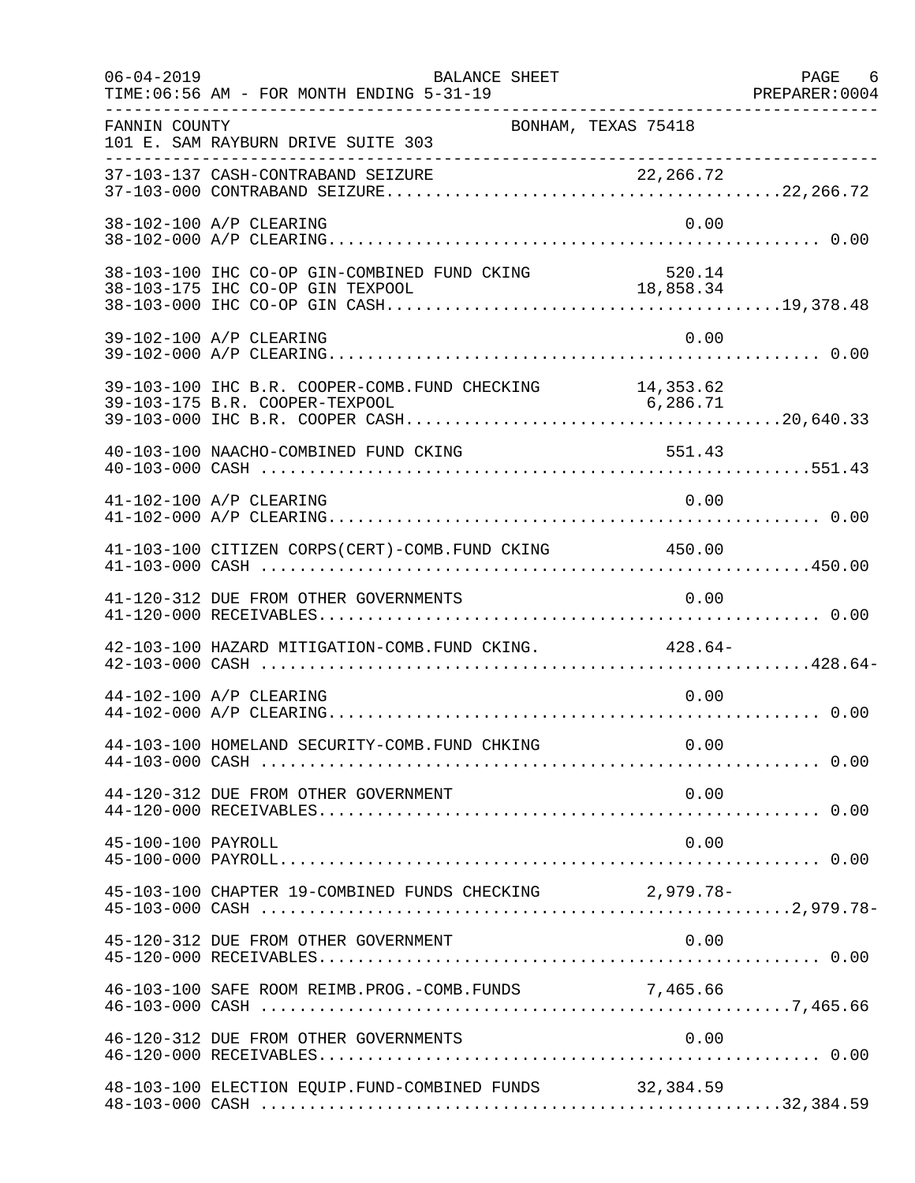FANNIN COUNTY BONHAM, TEXAS 75418
101 E. SAM RAYBURN DRIVE SUITE 303

BALANCE SHEET
FOR MONTH ENDING 5-31-19

| Account | Description | Detail | Total |
|---|---|---|---|
| 37-103-137 | CASH-CONTRABAND SEIZURE | 22,266.72 | |
| 37-103-000 | CONTRABAND SEIZURE | | 22,266.72 |
| 38-102-100 | A/P CLEARING | 0.00 | |
| 38-102-000 | A/P CLEARING | | 0.00 |
| 38-103-100 | IHC CO-OP GIN-COMBINED FUND CKING | 520.14 | |
| 38-103-175 | IHC CO-OP GIN TEXPOOL | 18,858.34 | |
| 38-103-000 | IHC CO-OP GIN CASH | | 19,378.48 |
| 39-102-100 | A/P CLEARING | 0.00 | |
| 39-102-000 | A/P CLEARING | | 0.00 |
| 39-103-100 | IHC B.R. COOPER-COMB.FUND CHECKING | 14,353.62 | |
| 39-103-175 | B.R. COOPER-TEXPOOL | 6,286.71 | |
| 39-103-000 | IHC B.R. COOPER CASH | | 20,640.33 |
| 40-103-100 | NAACHO-COMBINED FUND CKING | 551.43 | |
| 40-103-000 | CASH | | 551.43 |
| 41-102-100 | A/P CLEARING | 0.00 | |
| 41-102-000 | A/P CLEARING | | 0.00 |
| 41-103-100 | CITIZEN CORPS(CERT)-COMB.FUND CKING | 450.00 | |
| 41-103-000 | CASH | | 450.00 |
| 41-120-312 | DUE FROM OTHER GOVERNMENTS | 0.00 | |
| 41-120-000 | RECEIVABLES | | 0.00 |
| 42-103-100 | HAZARD MITIGATION-COMB.FUND CKING. | 428.64- | |
| 42-103-000 | CASH | | 428.64- |
| 44-102-100 | A/P CLEARING | 0.00 | |
| 44-102-000 | A/P CLEARING | | 0.00 |
| 44-103-100 | HOMELAND SECURITY-COMB.FUND CHKING | 0.00 | |
| 44-103-000 | CASH | | 0.00 |
| 44-120-312 | DUE FROM OTHER GOVERNMENT | 0.00 | |
| 44-120-000 | RECEIVABLES | | 0.00 |
| 45-100-100 | PAYROLL | 0.00 | |
| 45-100-000 | PAYROLL | | 0.00 |
| 45-103-100 | CHAPTER 19-COMBINED FUNDS CHECKING | 2,979.78- | |
| 45-103-000 | CASH | | 2,979.78- |
| 45-120-312 | DUE FROM OTHER GOVERNMENT | 0.00 | |
| 45-120-000 | RECEIVABLES | | 0.00 |
| 46-103-100 | SAFE ROOM REIMB.PROG.-COMB.FUNDS | 7,465.66 | |
| 46-103-000 | CASH | | 7,465.66 |
| 46-120-312 | DUE FROM OTHER GOVERNMENTS | 0.00 | |
| 46-120-000 | RECEIVABLES | | 0.00 |
| 48-103-100 | ELECTION EQUIP.FUND-COMBINED FUNDS | 32,384.59 | |
| 48-103-000 | CASH | | 32,384.59 |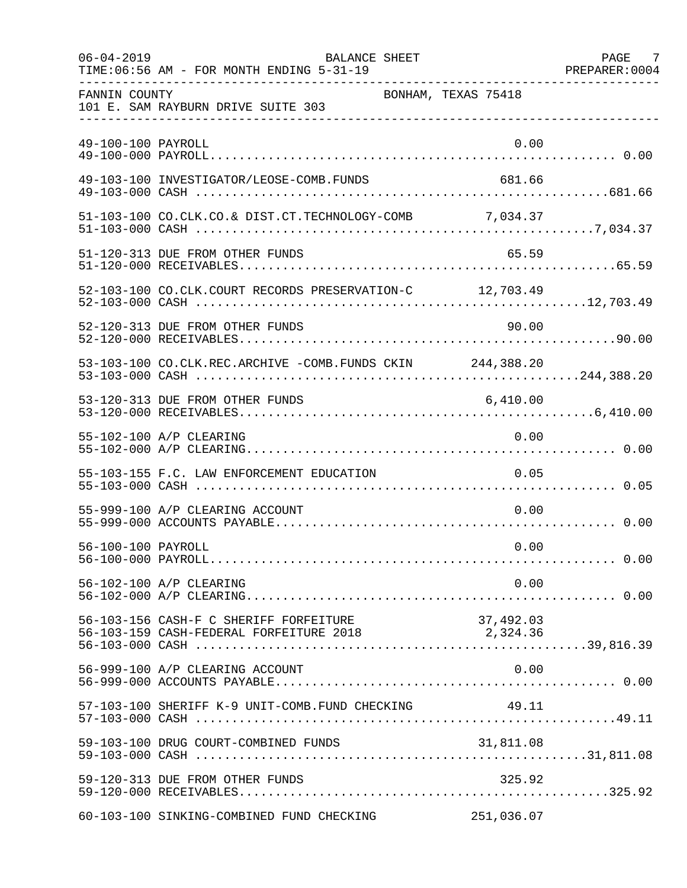BALANCE SHEET

TIME:06:56 AM - FOR MONTH ENDING 5-31-19

PREPARER:0004

FANNIN COUNTY BONHAM, TEXAS 75418

101 E. SAM RAYBURN DRIVE SUITE 303

| Account | Description | Detail | Total |
|---|---|---|---|
| 49-100-100 | PAYROLL | 0.00 | |
| 49-100-000 | PAYROLL | | 0.00 |
| 49-103-100 | INVESTIGATOR/LEOSE-COMB.FUNDS | 681.66 | |
| 49-103-000 | CASH | | 681.66 |
| 51-103-100 | CO.CLK.CO.& DIST.CT.TECHNOLOGY-COMB | 7,034.37 | |
| 51-103-000 | CASH | | 7,034.37 |
| 51-120-313 | DUE FROM OTHER FUNDS | 65.59 | |
| 51-120-000 | RECEIVABLES | | 65.59 |
| 52-103-100 | CO.CLK.COURT RECORDS PRESERVATION-C | 12,703.49 | |
| 52-103-000 | CASH | | 12,703.49 |
| 52-120-313 | DUE FROM OTHER FUNDS | 90.00 | |
| 52-120-000 | RECEIVABLES | | 90.00 |
| 53-103-100 | CO.CLK.REC.ARCHIVE -COMB.FUNDS CKIN | 244,388.20 | |
| 53-103-000 | CASH | | 244,388.20 |
| 53-120-313 | DUE FROM OTHER FUNDS | 6,410.00 | |
| 53-120-000 | RECEIVABLES | | 6,410.00 |
| 55-102-100 | A/P CLEARING | 0.00 | |
| 55-102-000 | A/P CLEARING | | 0.00 |
| 55-103-155 | F.C. LAW ENFORCEMENT EDUCATION | 0.05 | |
| 55-103-000 | CASH | | 0.05 |
| 55-999-100 | A/P CLEARING ACCOUNT | 0.00 | |
| 55-999-000 | ACCOUNTS PAYABLE | | 0.00 |
| 56-100-100 | PAYROLL | 0.00 | |
| 56-100-000 | PAYROLL | | 0.00 |
| 56-102-100 | A/P CLEARING | 0.00 | |
| 56-102-000 | A/P CLEARING | | 0.00 |
| 56-103-156 | CASH-F C SHERIFF FORFEITURE | 37,492.03 | |
| 56-103-159 | CASH-FEDERAL FORFEITURE 2018 | 2,324.36 | |
| 56-103-000 | CASH | | 39,816.39 |
| 56-999-100 | A/P CLEARING ACCOUNT | 0.00 | |
| 56-999-000 | ACCOUNTS PAYABLE | | 0.00 |
| 57-103-100 | SHERIFF K-9 UNIT-COMB.FUND CHECKING | 49.11 | |
| 57-103-000 | CASH | | 49.11 |
| 59-103-100 | DRUG COURT-COMBINED FUNDS | 31,811.08 | |
| 59-103-000 | CASH | | 31,811.08 |
| 59-120-313 | DUE FROM OTHER FUNDS | 325.92 | |
| 59-120-000 | RECEIVABLES | | 325.92 |
| 60-103-100 | SINKING-COMBINED FUND CHECKING | 251,036.07 | |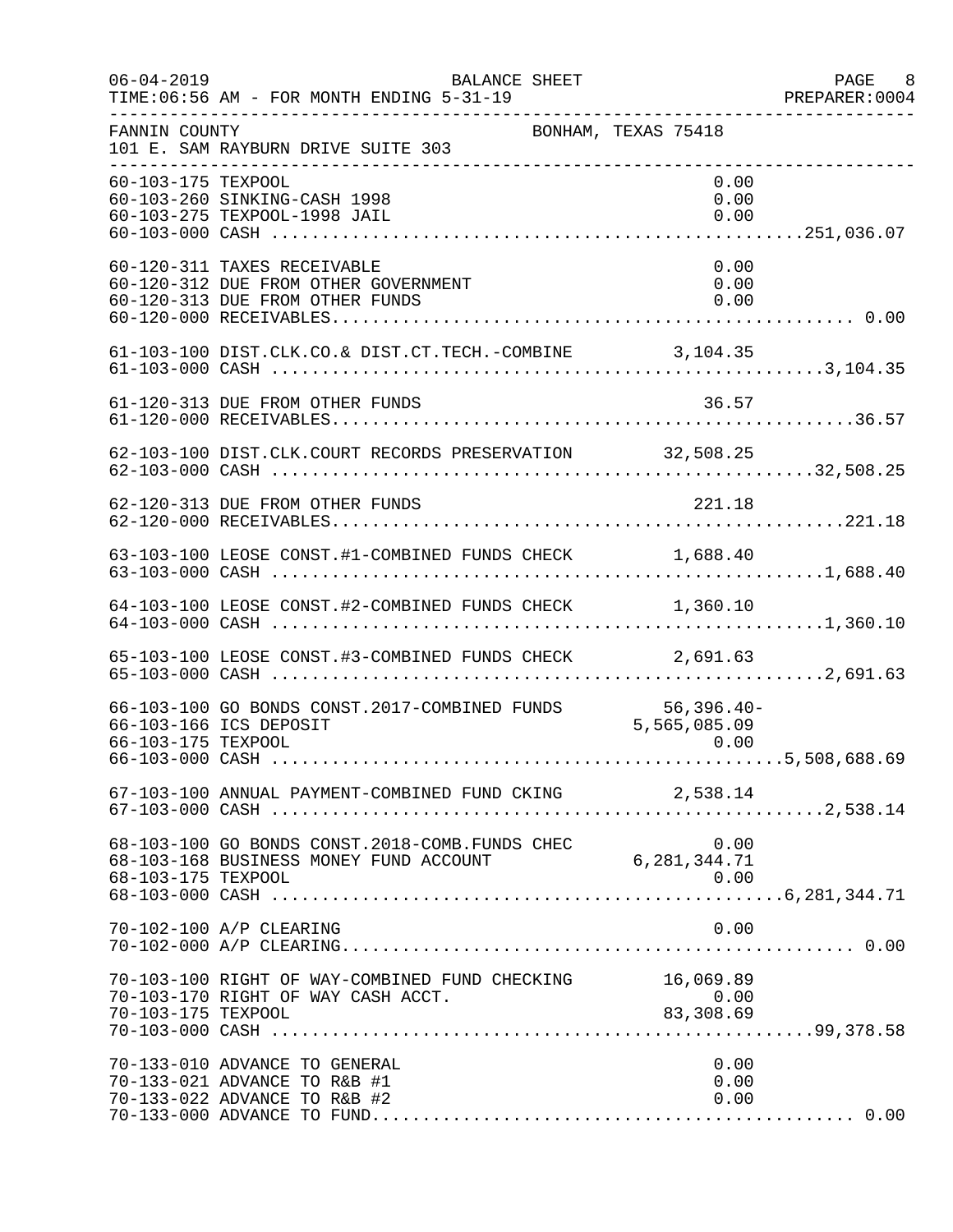FANNIN COUNTY  
101 E. SAM RAYBURN DRIVE SUITE 303  
BONHAM, TEXAS 75418

BALANCE SHEET  
TIME:06:56 AM - FOR MONTH ENDING 5-31-19

| Account | Description | Amount | Total |
|---|---|---|---|
| 60-103-175 | TEXPOOL | 0.00 | |
| 60-103-260 | SINKING-CASH 1998 | 0.00 | |
| 60-103-275 | TEXPOOL-1998 JAIL | 0.00 | |
| 60-103-000 | CASH | | 251,036.07 |
| 60-120-311 | TAXES RECEIVABLE | 0.00 | |
| 60-120-312 | DUE FROM OTHER GOVERNMENT | 0.00 | |
| 60-120-313 | DUE FROM OTHER FUNDS | 0.00 | |
| 60-120-000 | RECEIVABLES | | 0.00 |
| 61-103-100 | DIST.CLK.CO.& DIST.CT.TECH.-COMBINE | 3,104.35 | |
| 61-103-000 | CASH | | 3,104.35 |
| 61-120-313 | DUE FROM OTHER FUNDS | 36.57 | |
| 61-120-000 | RECEIVABLES | | 36.57 |
| 62-103-100 | DIST.CLK.COURT RECORDS PRESERVATION | 32,508.25 | |
| 62-103-000 | CASH | | 32,508.25 |
| 62-120-313 | DUE FROM OTHER FUNDS | 221.18 | |
| 62-120-000 | RECEIVABLES | | 221.18 |
| 63-103-100 | LEOSE CONST.#1-COMBINED FUNDS CHECK | 1,688.40 | |
| 63-103-000 | CASH | | 1,688.40 |
| 64-103-100 | LEOSE CONST.#2-COMBINED FUNDS CHECK | 1,360.10 | |
| 64-103-000 | CASH | | 1,360.10 |
| 65-103-100 | LEOSE CONST.#3-COMBINED FUNDS CHECK | 2,691.63 | |
| 65-103-000 | CASH | | 2,691.63 |
| 66-103-100 | GO BONDS CONST.2017-COMBINED FUNDS | 56,396.40- | |
| 66-103-166 | ICS DEPOSIT | 5,565,085.09 | |
| 66-103-175 | TEXPOOL | 0.00 | |
| 66-103-000 | CASH | | 5,508,688.69 |
| 67-103-100 | ANNUAL PAYMENT-COMBINED FUND CKING | 2,538.14 | |
| 67-103-000 | CASH | | 2,538.14 |
| 68-103-100 | GO BONDS CONST.2018-COMB.FUNDS CHEC | 0.00 | |
| 68-103-168 | BUSINESS MONEY FUND ACCOUNT | 6,281,344.71 | |
| 68-103-175 | TEXPOOL | 0.00 | |
| 68-103-000 | CASH | | 6,281,344.71 |
| 70-102-100 | A/P CLEARING | 0.00 | |
| 70-102-000 | A/P CLEARING | | 0.00 |
| 70-103-100 | RIGHT OF WAY-COMBINED FUND CHECKING | 16,069.89 | |
| 70-103-170 | RIGHT OF WAY CASH ACCT. | 0.00 | |
| 70-103-175 | TEXPOOL | 83,308.69 | |
| 70-103-000 | CASH | | 99,378.58 |
| 70-133-010 | ADVANCE TO GENERAL | 0.00 | |
| 70-133-021 | ADVANCE TO R&B #1 | 0.00 | |
| 70-133-022 | ADVANCE TO R&B #2 | 0.00 | |
| 70-133-000 | ADVANCE TO FUND | | 0.00 |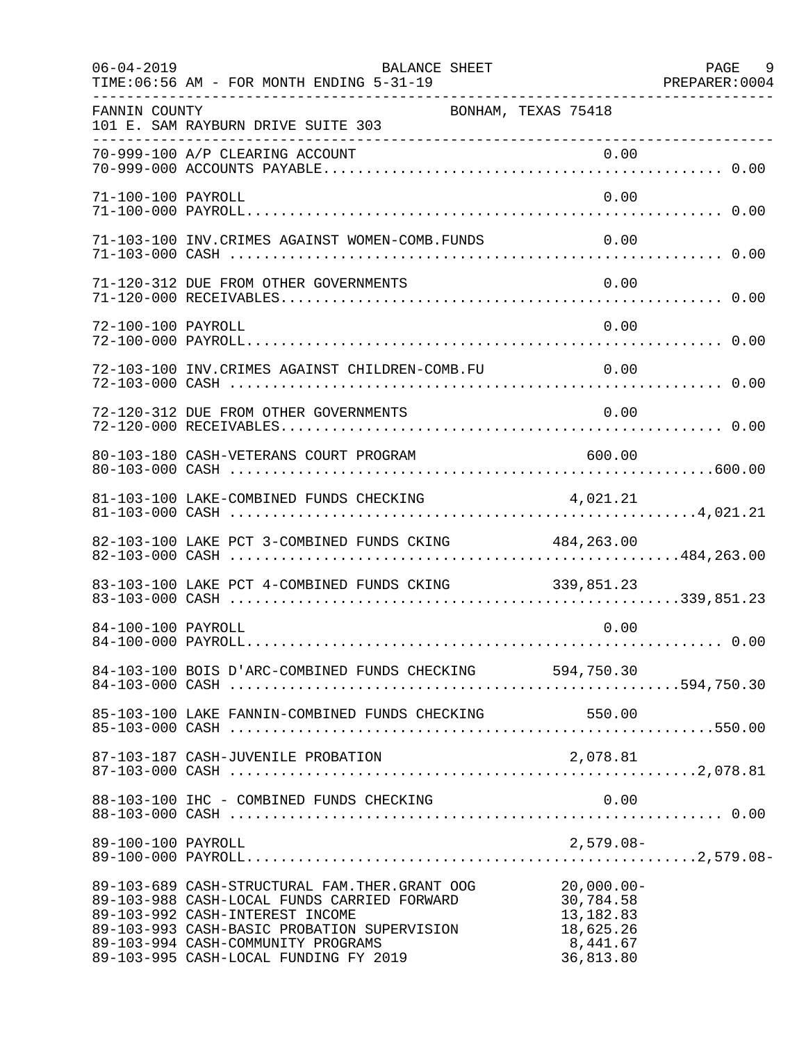FANNIN COUNTY BONHAM, TEXAS 75418
101 E. SAM RAYBURN DRIVE SUITE 303

BALANCE SHEET
FOR MONTH ENDING 5-31-19

| Account | Description | Detail | Total |
|---|---|---|---|
| 70-999-100 | A/P CLEARING ACCOUNT | 0.00 | |
| 70-999-000 | ACCOUNTS PAYABLE | | 0.00 |
| 71-100-100 | PAYROLL | 0.00 | |
| 71-100-000 | PAYROLL | | 0.00 |
| 71-103-100 | INV.CRIMES AGAINST WOMEN-COMB.FUNDS | 0.00 | |
| 71-103-000 | CASH | | 0.00 |
| 71-120-312 | DUE FROM OTHER GOVERNMENTS | 0.00 | |
| 71-120-000 | RECEIVABLES | | 0.00 |
| 72-100-100 | PAYROLL | 0.00 | |
| 72-100-000 | PAYROLL | | 0.00 |
| 72-103-100 | INV.CRIMES AGAINST CHILDREN-COMB.FU | 0.00 | |
| 72-103-000 | CASH | | 0.00 |
| 72-120-312 | DUE FROM OTHER GOVERNMENTS | 0.00 | |
| 72-120-000 | RECEIVABLES | | 0.00 |
| 80-103-180 | CASH-VETERANS COURT PROGRAM | 600.00 | |
| 80-103-000 | CASH | | 600.00 |
| 81-103-100 | LAKE-COMBINED FUNDS CHECKING | 4,021.21 | |
| 81-103-000 | CASH | | 4,021.21 |
| 82-103-100 | LAKE PCT 3-COMBINED FUNDS CKING | 484,263.00 | |
| 82-103-000 | CASH | | 484,263.00 |
| 83-103-100 | LAKE PCT 4-COMBINED FUNDS CKING | 339,851.23 | |
| 83-103-000 | CASH | | 339,851.23 |
| 84-100-100 | PAYROLL | 0.00 | |
| 84-100-000 | PAYROLL | | 0.00 |
| 84-103-100 | BOIS D'ARC-COMBINED FUNDS CHECKING | 594,750.30 | |
| 84-103-000 | CASH | | 594,750.30 |
| 85-103-100 | LAKE FANNIN-COMBINED FUNDS CHECKING | 550.00 | |
| 85-103-000 | CASH | | 550.00 |
| 87-103-187 | CASH-JUVENILE PROBATION | 2,078.81 | |
| 87-103-000 | CASH | | 2,078.81 |
| 88-103-100 | IHC - COMBINED FUNDS CHECKING | 0.00 | |
| 88-103-000 | CASH | | 0.00 |
| 89-100-100 | PAYROLL | 2,579.08- | |
| 89-100-000 | PAYROLL | | 2,579.08- |
| 89-103-689 | CASH-STRUCTURAL FAM.THER.GRANT OOG | 20,000.00- | |
| 89-103-988 | CASH-LOCAL FUNDS CARRIED FORWARD | 30,784.58 | |
| 89-103-992 | CASH-INTEREST INCOME | 13,182.83 | |
| 89-103-993 | CASH-BASIC PROBATION SUPERVISION | 18,625.26 | |
| 89-103-994 | CASH-COMMUNITY PROGRAMS | 8,441.67 | |
| 89-103-995 | CASH-LOCAL FUNDING FY 2019 | 36,813.80 | |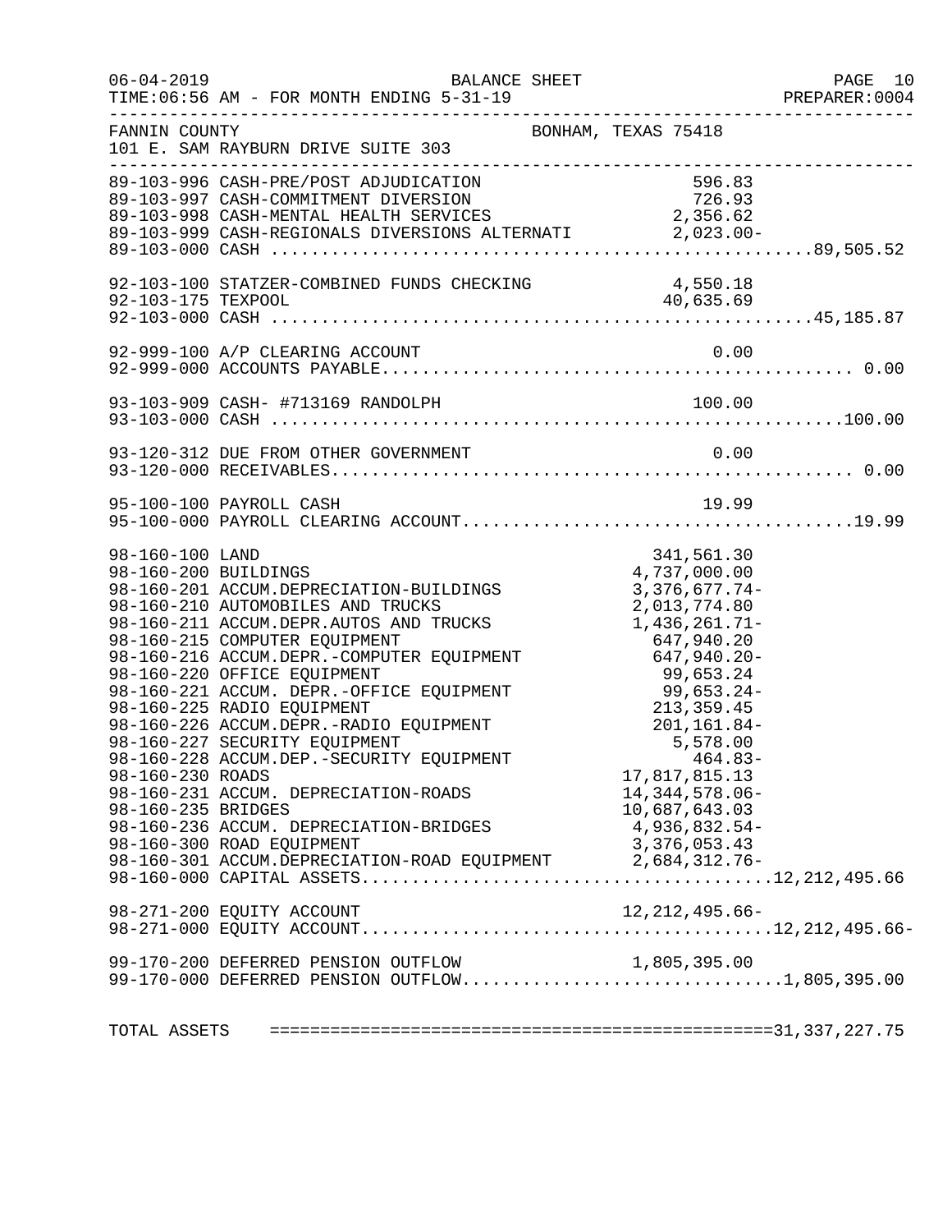BALANCE SHEET

TIME:06:56 AM - FOR MONTH ENDING 5-31-19

FANNIN COUNTY — BONHAM, TEXAS 75418
101 E. SAM RAYBURN DRIVE SUITE 303

| Account | Description | Amount | Total |
|---|---|---|---|
| 89-103-996 | CASH-PRE/POST ADJUDICATION | 596.83 | |
| 89-103-997 | CASH-COMMITMENT DIVERSION | 726.93 | |
| 89-103-998 | CASH-MENTAL HEALTH SERVICES | 2,356.62 | |
| 89-103-999 | CASH-REGIONALS DIVERSIONS ALTERNATI | 2,023.00- | |
| 89-103-000 | CASH | | 89,505.52 |
| 92-103-100 | STATZER-COMBINED FUNDS CHECKING | 4,550.18 | |
| 92-103-175 | TEXPOOL | 40,635.69 | |
| 92-103-000 | CASH | | 45,185.87 |
| 92-999-100 | A/P CLEARING ACCOUNT | 0.00 | |
| 92-999-000 | ACCOUNTS PAYABLE | | 0.00 |
| 93-103-909 | CASH- #713169 RANDOLPH | 100.00 | |
| 93-103-000 | CASH | | 100.00 |
| 93-120-312 | DUE FROM OTHER GOVERNMENT | 0.00 | |
| 93-120-000 | RECEIVABLES | | 0.00 |
| 95-100-100 | PAYROLL CASH | 19.99 | |
| 95-100-000 | PAYROLL CLEARING ACCOUNT | | 19.99 |
| 98-160-100 | LAND | 341,561.30 | |
| 98-160-200 | BUILDINGS | 4,737,000.00 | |
| 98-160-201 | ACCUM.DEPRECIATION-BUILDINGS | 3,376,677.74- | |
| 98-160-210 | AUTOMOBILES AND TRUCKS | 2,013,774.80 | |
| 98-160-211 | ACCUM.DEPR.AUTOS AND TRUCKS | 1,436,261.71- | |
| 98-160-215 | COMPUTER EQUIPMENT | 647,940.20 | |
| 98-160-216 | ACCUM.DEPR.-COMPUTER EQUIPMENT | 647,940.20- | |
| 98-160-220 | OFFICE EQUIPMENT | 99,653.24 | |
| 98-160-221 | ACCUM. DEPR.-OFFICE EQUIPMENT | 99,653.24- | |
| 98-160-225 | RADIO EQUIPMENT | 213,359.45 | |
| 98-160-226 | ACCUM.DEPR.-RADIO EQUIPMENT | 201,161.84- | |
| 98-160-227 | SECURITY EQUIPMENT | 5,578.00 | |
| 98-160-228 | ACCUM.DEP.-SECURITY EQUIPMENT | 464.83- | |
| 98-160-230 | ROADS | 17,817,815.13 | |
| 98-160-231 | ACCUM. DEPRECIATION-ROADS | 14,344,578.06- | |
| 98-160-235 | BRIDGES | 10,687,643.03 | |
| 98-160-236 | ACCUM. DEPRECIATION-BRIDGES | 4,936,832.54- | |
| 98-160-300 | ROAD EQUIPMENT | 3,376,053.43 | |
| 98-160-301 | ACCUM.DEPRECIATION-ROAD EQUIPMENT | 2,684,312.76- | |
| 98-160-000 | CAPITAL ASSETS | | 12,212,495.66 |
| 98-271-200 | EQUITY ACCOUNT | 12,212,495.66- | |
| 98-271-000 | EQUITY ACCOUNT | | 12,212,495.66- |
| 99-170-200 | DEFERRED PENSION OUTFLOW | 1,805,395.00 | |
| 99-170-000 | DEFERRED PENSION OUTFLOW | | 1,805,395.00 |
| TOTAL ASSETS | | | 31,337,227.75 |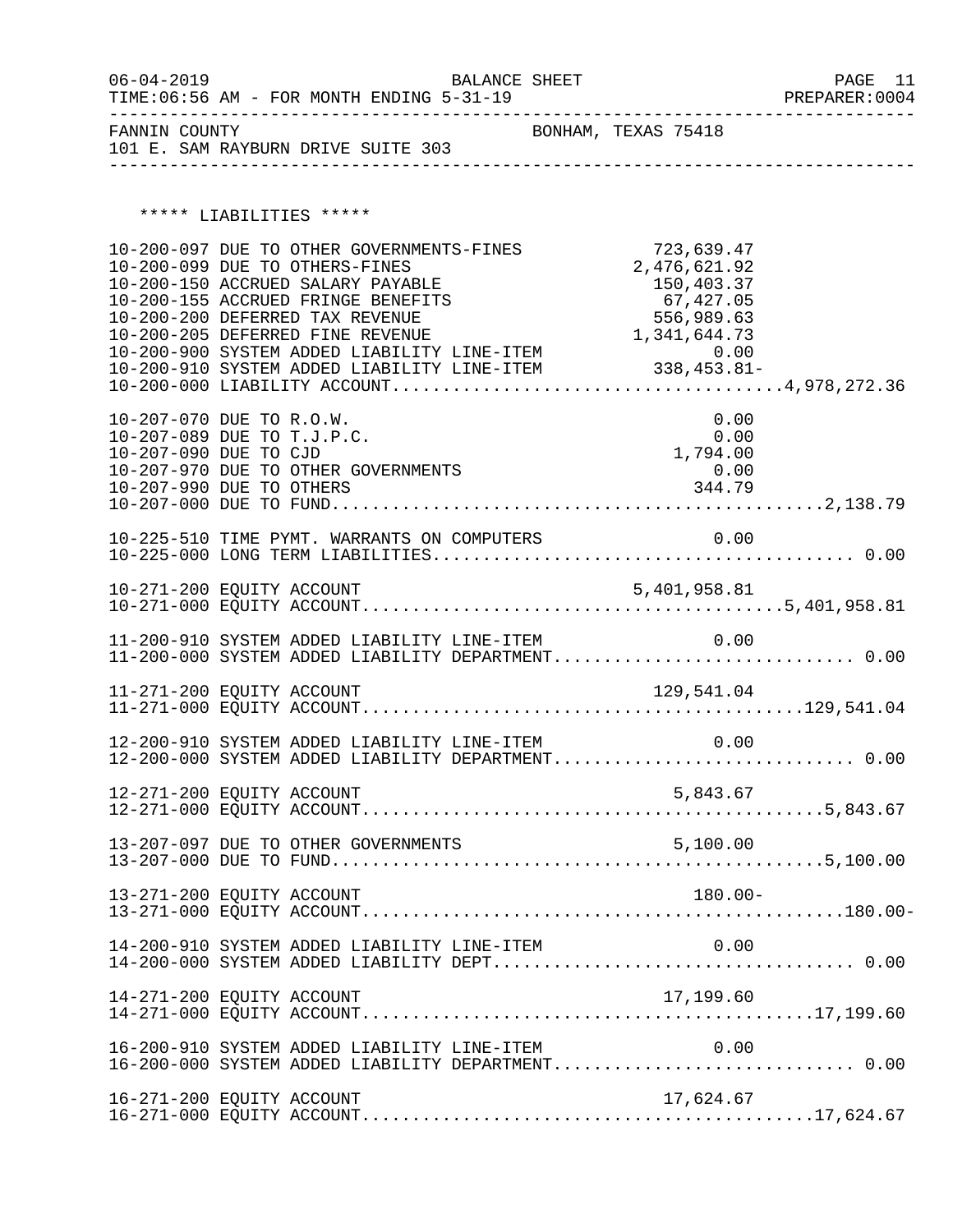FANNIN COUNTY BONHAM, TEXAS 75418
101 E. SAM RAYBURN DRIVE SUITE 303

BALANCE SHEET
FOR MONTH ENDING 5-31-19

***** LIABILITIES *****

| Account | Description | Amount | Total |
|---|---|---|---|
| 10-200-097 | DUE TO OTHER GOVERNMENTS-FINES | 723,639.47 | |
| 10-200-099 | DUE TO OTHERS-FINES | 2,476,621.92 | |
| 10-200-150 | ACCRUED SALARY PAYABLE | 150,403.37 | |
| 10-200-155 | ACCRUED FRINGE BENEFITS | 67,427.05 | |
| 10-200-200 | DEFERRED TAX REVENUE | 556,989.63 | |
| 10-200-205 | DEFERRED FINE REVENUE | 1,341,644.73 | |
| 10-200-900 | SYSTEM ADDED LIABILITY LINE-ITEM | 0.00 | |
| 10-200-910 | SYSTEM ADDED LIABILITY LINE-ITEM | 338,453.81- | |
| 10-200-000 | LIABILITY ACCOUNT | | 4,978,272.36 |
| 10-207-070 | DUE TO R.O.W. | 0.00 | |
| 10-207-089 | DUE TO T.J.P.C. | 0.00 | |
| 10-207-090 | DUE TO CJD | 1,794.00 | |
| 10-207-970 | DUE TO OTHER GOVERNMENTS | 0.00 | |
| 10-207-990 | DUE TO OTHERS | 344.79 | |
| 10-207-000 | DUE TO FUND | | 2,138.79 |
| 10-225-510 | TIME PYMT. WARRANTS ON COMPUTERS | 0.00 | |
| 10-225-000 | LONG TERM LIABILITIES | | 0.00 |
| 10-271-200 | EQUITY ACCOUNT | 5,401,958.81 | |
| 10-271-000 | EQUITY ACCOUNT | | 5,401,958.81 |
| 11-200-910 | SYSTEM ADDED LIABILITY LINE-ITEM | 0.00 | |
| 11-200-000 | SYSTEM ADDED LIABILITY DEPARTMENT | | 0.00 |
| 11-271-200 | EQUITY ACCOUNT | 129,541.04 | |
| 11-271-000 | EQUITY ACCOUNT | | 129,541.04 |
| 12-200-910 | SYSTEM ADDED LIABILITY LINE-ITEM | 0.00 | |
| 12-200-000 | SYSTEM ADDED LIABILITY DEPARTMENT | | 0.00 |
| 12-271-200 | EQUITY ACCOUNT | 5,843.67 | |
| 12-271-000 | EQUITY ACCOUNT | | 5,843.67 |
| 13-207-097 | DUE TO OTHER GOVERNMENTS | 5,100.00 | |
| 13-207-000 | DUE TO FUND | | 5,100.00 |
| 13-271-200 | EQUITY ACCOUNT | 180.00- | |
| 13-271-000 | EQUITY ACCOUNT | | 180.00- |
| 14-200-910 | SYSTEM ADDED LIABILITY LINE-ITEM | 0.00 | |
| 14-200-000 | SYSTEM ADDED LIABILITY DEPT | | 0.00 |
| 14-271-200 | EQUITY ACCOUNT | 17,199.60 | |
| 14-271-000 | EQUITY ACCOUNT | | 17,199.60 |
| 16-200-910 | SYSTEM ADDED LIABILITY LINE-ITEM | 0.00 | |
| 16-200-000 | SYSTEM ADDED LIABILITY DEPARTMENT | | 0.00 |
| 16-271-200 | EQUITY ACCOUNT | 17,624.67 | |
| 16-271-000 | EQUITY ACCOUNT | | 17,624.67 |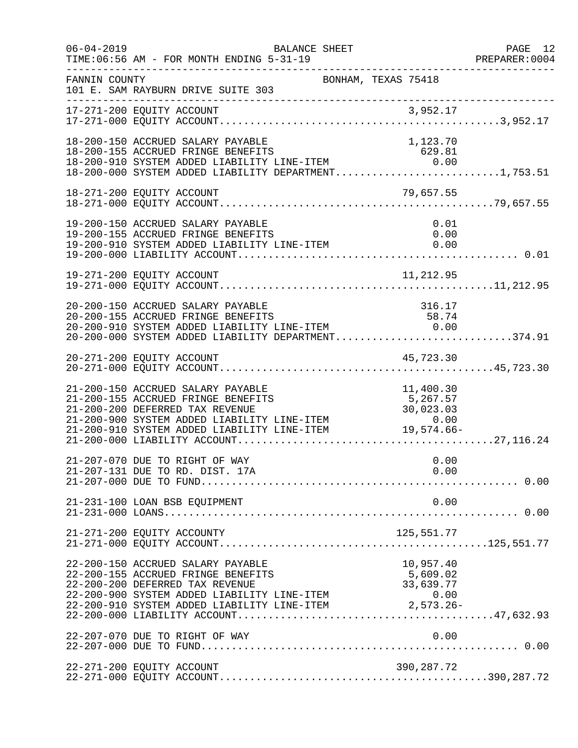FANNIN COUNTY — BONHAM, TEXAS 75418
101 E. SAM RAYBURN DRIVE SUITE 303

BALANCE SHEET
TIME:06:56 AM - FOR MONTH ENDING 5-31-19

| Account | Description | Amount | Total |
|---|---|---|---|
| 17-271-200 | EQUITY ACCOUNT | 3,952.17 | |
| 17-271-000 | EQUITY ACCOUNT | | 3,952.17 |
| 18-200-150 | ACCRUED SALARY PAYABLE | 1,123.70 | |
| 18-200-155 | ACCRUED FRINGE BENEFITS | 629.81 | |
| 18-200-910 | SYSTEM ADDED LIABILITY LINE-ITEM | 0.00 | |
| 18-200-000 | SYSTEM ADDED LIABILITY DEPARTMENT | | 1,753.51 |
| 18-271-200 | EQUITY ACCOUNT | 79,657.55 | |
| 18-271-000 | EQUITY ACCOUNT | | 79,657.55 |
| 19-200-150 | ACCRUED SALARY PAYABLE | 0.01 | |
| 19-200-155 | ACCRUED FRINGE BENEFITS | 0.00 | |
| 19-200-910 | SYSTEM ADDED LIABILITY LINE-ITEM | 0.00 | |
| 19-200-000 | LIABILITY ACCOUNT | | 0.01 |
| 19-271-200 | EQUITY ACCOUNT | 11,212.95 | |
| 19-271-000 | EQUITY ACCOUNT | | 11,212.95 |
| 20-200-150 | ACCRUED SALARY PAYABLE | 316.17 | |
| 20-200-155 | ACCRUED FRINGE BENEFITS | 58.74 | |
| 20-200-910 | SYSTEM ADDED LIABILITY LINE-ITEM | 0.00 | |
| 20-200-000 | SYSTEM ADDED LIABILITY DEPARTMENT | | 374.91 |
| 20-271-200 | EQUITY ACCOUNT | 45,723.30 | |
| 20-271-000 | EQUITY ACCOUNT | | 45,723.30 |
| 21-200-150 | ACCRUED SALARY PAYABLE | 11,400.30 | |
| 21-200-155 | ACCRUED FRINGE BENEFITS | 5,267.57 | |
| 21-200-200 | DEFERRED TAX REVENUE | 30,023.03 | |
| 21-200-900 | SYSTEM ADDED LIABILITY LINE-ITEM | 0.00 | |
| 21-200-910 | SYSTEM ADDED LIABILITY LINE-ITEM | 19,574.66- | |
| 21-200-000 | LIABILITY ACCOUNT | | 27,116.24 |
| 21-207-070 | DUE TO RIGHT OF WAY | 0.00 | |
| 21-207-131 | DUE TO RD. DIST. 17A | 0.00 | |
| 21-207-000 | DUE TO FUND | | 0.00 |
| 21-231-100 | LOAN BSB EQUIPMENT | 0.00 | |
| 21-231-000 | LOANS | | 0.00 |
| 21-271-200 | EQUITY ACCOUNTY | 125,551.77 | |
| 21-271-000 | EQUITY ACCOUNT | | 125,551.77 |
| 22-200-150 | ACCRUED SALARY PAYABLE | 10,957.40 | |
| 22-200-155 | ACCRUED FRINGE BENEFITS | 5,609.02 | |
| 22-200-200 | DEFERRED TAX REVENUE | 33,639.77 | |
| 22-200-900 | SYSTEM ADDED LIABILITY LINE-ITEM | 0.00 | |
| 22-200-910 | SYSTEM ADDED LIABILITY LINE-ITEM | 2,573.26- | |
| 22-200-000 | LIABILITY ACCOUNT | | 47,632.93 |
| 22-207-070 | DUE TO RIGHT OF WAY | 0.00 | |
| 22-207-000 | DUE TO FUND | | 0.00 |
| 22-271-200 | EQUITY ACCOUNT | 390,287.72 | |
| 22-271-000 | EQUITY ACCOUNT | | 390,287.72 |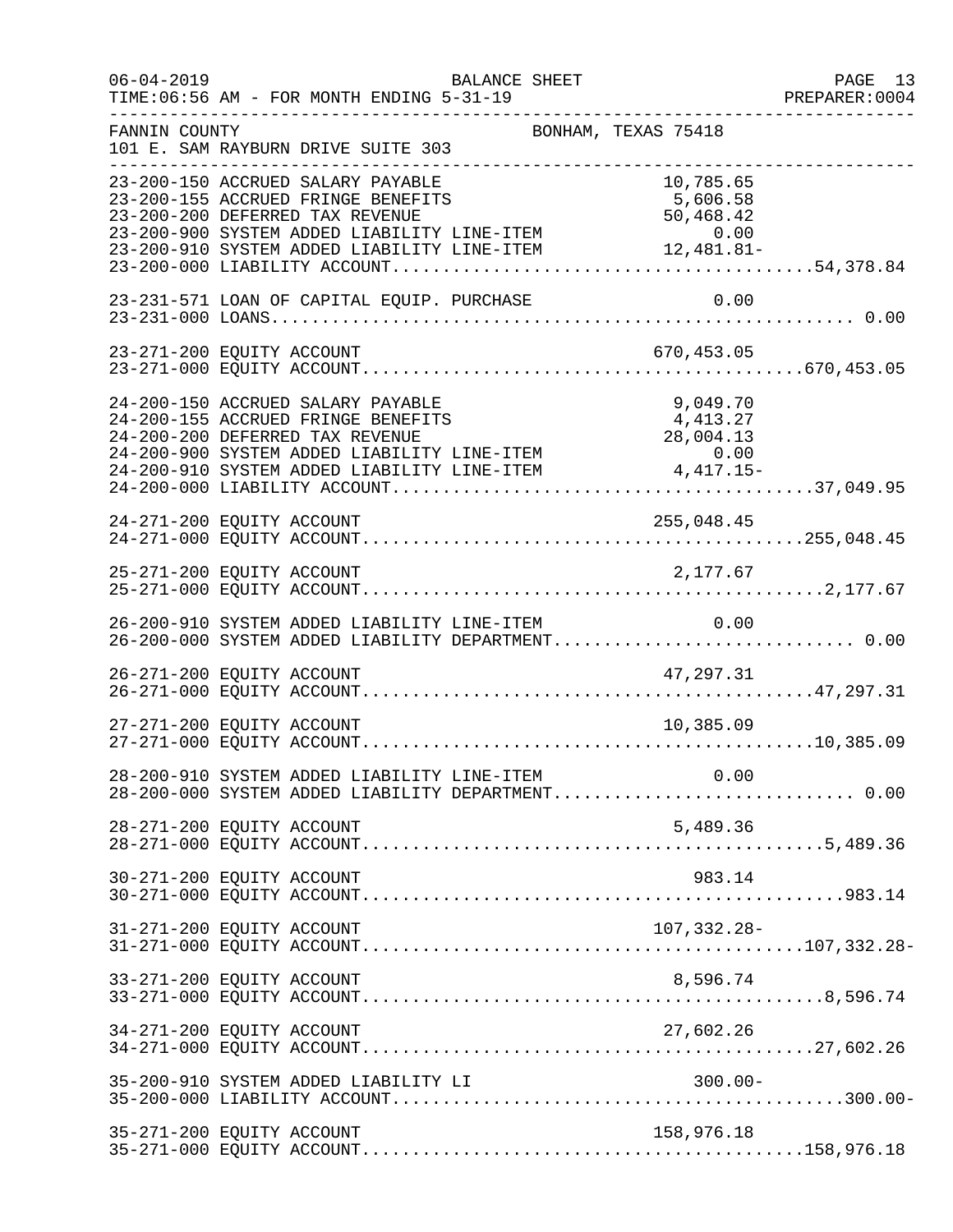FANNIN COUNTY — BONHAM, TEXAS 75418
101 E. SAM RAYBURN DRIVE SUITE 303

BALANCE SHEET
TIME:06:56 AM - FOR MONTH ENDING 5-31-19

| Account | Description | Amount | Total |
|---|---|---|---|
| 23-200-150 | ACCRUED SALARY PAYABLE | 10,785.65 | |
| 23-200-155 | ACCRUED FRINGE BENEFITS | 5,606.58 | |
| 23-200-200 | DEFERRED TAX REVENUE | 50,468.42 | |
| 23-200-900 | SYSTEM ADDED LIABILITY LINE-ITEM | 0.00 | |
| 23-200-910 | SYSTEM ADDED LIABILITY LINE-ITEM | 12,481.81- | |
| 23-200-000 | LIABILITY ACCOUNT | | 54,378.84 |
| 23-231-571 | LOAN OF CAPITAL EQUIP. PURCHASE | 0.00 | |
| 23-231-000 | LOANS | | 0.00 |
| 23-271-200 | EQUITY ACCOUNT | 670,453.05 | |
| 23-271-000 | EQUITY ACCOUNT | | 670,453.05 |
| 24-200-150 | ACCRUED SALARY PAYABLE | 9,049.70 | |
| 24-200-155 | ACCRUED FRINGE BENEFITS | 4,413.27 | |
| 24-200-200 | DEFERRED TAX REVENUE | 28,004.13 | |
| 24-200-900 | SYSTEM ADDED LIABILITY LINE-ITEM | 0.00 | |
| 24-200-910 | SYSTEM ADDED LIABILITY LINE-ITEM | 4,417.15- | |
| 24-200-000 | LIABILITY ACCOUNT | | 37,049.95 |
| 24-271-200 | EQUITY ACCOUNT | 255,048.45 | |
| 24-271-000 | EQUITY ACCOUNT | | 255,048.45 |
| 25-271-200 | EQUITY ACCOUNT | 2,177.67 | |
| 25-271-000 | EQUITY ACCOUNT | | 2,177.67 |
| 26-200-910 | SYSTEM ADDED LIABILITY LINE-ITEM | 0.00 | |
| 26-200-000 | SYSTEM ADDED LIABILITY DEPARTMENT | | 0.00 |
| 26-271-200 | EQUITY ACCOUNT | 47,297.31 | |
| 26-271-000 | EQUITY ACCOUNT | | 47,297.31 |
| 27-271-200 | EQUITY ACCOUNT | 10,385.09 | |
| 27-271-000 | EQUITY ACCOUNT | | 10,385.09 |
| 28-200-910 | SYSTEM ADDED LIABILITY LINE-ITEM | 0.00 | |
| 28-200-000 | SYSTEM ADDED LIABILITY DEPARTMENT | | 0.00 |
| 28-271-200 | EQUITY ACCOUNT | 5,489.36 | |
| 28-271-000 | EQUITY ACCOUNT | | 5,489.36 |
| 30-271-200 | EQUITY ACCOUNT | 983.14 | |
| 30-271-000 | EQUITY ACCOUNT | | 983.14 |
| 31-271-200 | EQUITY ACCOUNT | 107,332.28- | |
| 31-271-000 | EQUITY ACCOUNT | | 107,332.28- |
| 33-271-200 | EQUITY ACCOUNT | 8,596.74 | |
| 33-271-000 | EQUITY ACCOUNT | | 8,596.74 |
| 34-271-200 | EQUITY ACCOUNT | 27,602.26 | |
| 34-271-000 | EQUITY ACCOUNT | | 27,602.26 |
| 35-200-910 | SYSTEM ADDED LIABILITY LI | 300.00- | |
| 35-200-000 | LIABILITY ACCOUNT | | 300.00- |
| 35-271-200 | EQUITY ACCOUNT | 158,976.18 | |
| 35-271-000 | EQUITY ACCOUNT | | 158,976.18 |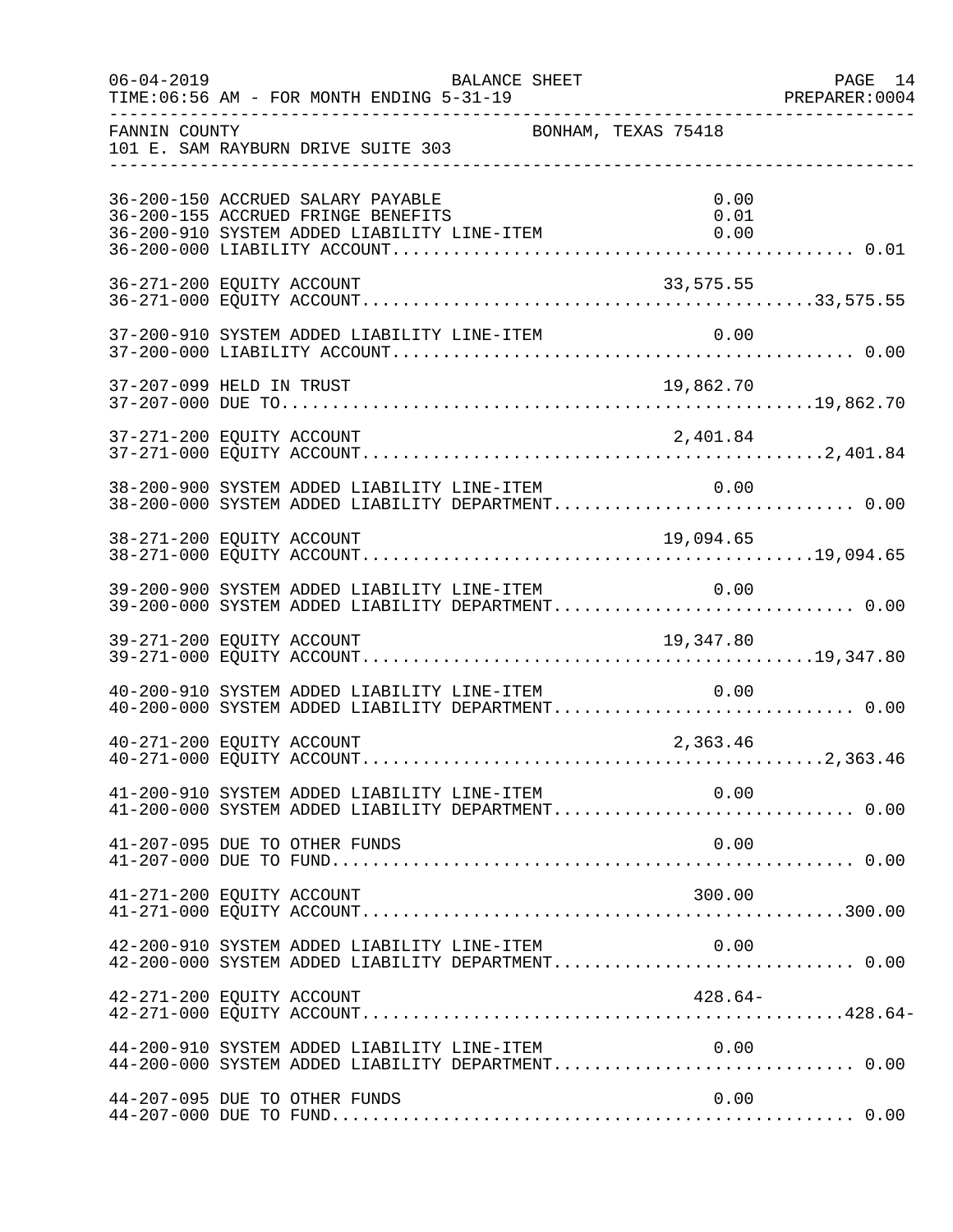FANNIN COUNTY BONHAM, TEXAS 75418
101 E. SAM RAYBURN DRIVE SUITE 303

| Account | Description | Amount | Total |
|---|---|---|---|
| 36-200-150 | ACCRUED SALARY PAYABLE | 0.00 | |
| 36-200-155 | ACCRUED FRINGE BENEFITS | 0.01 | |
| 36-200-910 | SYSTEM ADDED LIABILITY LINE-ITEM | 0.00 | |
| 36-200-000 | LIABILITY ACCOUNT | | 0.01 |
| 36-271-200 | EQUITY ACCOUNT | 33,575.55 | |
| 36-271-000 | EQUITY ACCOUNT | | 33,575.55 |
| 37-200-910 | SYSTEM ADDED LIABILITY LINE-ITEM | 0.00 | |
| 37-200-000 | LIABILITY ACCOUNT | | 0.00 |
| 37-207-099 | HELD IN TRUST | 19,862.70 | |
| 37-207-000 | DUE TO | | 19,862.70 |
| 37-271-200 | EQUITY ACCOUNT | 2,401.84 | |
| 37-271-000 | EQUITY ACCOUNT | | 2,401.84 |
| 38-200-900 | SYSTEM ADDED LIABILITY LINE-ITEM | 0.00 | |
| 38-200-000 | SYSTEM ADDED LIABILITY DEPARTMENT | | 0.00 |
| 38-271-200 | EQUITY ACCOUNT | 19,094.65 | |
| 38-271-000 | EQUITY ACCOUNT | | 19,094.65 |
| 39-200-900 | SYSTEM ADDED LIABILITY LINE-ITEM | 0.00 | |
| 39-200-000 | SYSTEM ADDED LIABILITY DEPARTMENT | | 0.00 |
| 39-271-200 | EQUITY ACCOUNT | 19,347.80 | |
| 39-271-000 | EQUITY ACCOUNT | | 19,347.80 |
| 40-200-910 | SYSTEM ADDED LIABILITY LINE-ITEM | 0.00 | |
| 40-200-000 | SYSTEM ADDED LIABILITY DEPARTMENT | | 0.00 |
| 40-271-200 | EQUITY ACCOUNT | 2,363.46 | |
| 40-271-000 | EQUITY ACCOUNT | | 2,363.46 |
| 41-200-910 | SYSTEM ADDED LIABILITY LINE-ITEM | 0.00 | |
| 41-200-000 | SYSTEM ADDED LIABILITY DEPARTMENT | | 0.00 |
| 41-207-095 | DUE TO OTHER FUNDS | 0.00 | |
| 41-207-000 | DUE TO FUND | | 0.00 |
| 41-271-200 | EQUITY ACCOUNT | 300.00 | |
| 41-271-000 | EQUITY ACCOUNT | | 300.00 |
| 42-200-910 | SYSTEM ADDED LIABILITY LINE-ITEM | 0.00 | |
| 42-200-000 | SYSTEM ADDED LIABILITY DEPARTMENT | | 0.00 |
| 42-271-200 | EQUITY ACCOUNT | 428.64- | |
| 42-271-000 | EQUITY ACCOUNT | | 428.64- |
| 44-200-910 | SYSTEM ADDED LIABILITY LINE-ITEM | 0.00 | |
| 44-200-000 | SYSTEM ADDED LIABILITY DEPARTMENT | | 0.00 |
| 44-207-095 | DUE TO OTHER FUNDS | 0.00 | |
| 44-207-000 | DUE TO FUND | | 0.00 |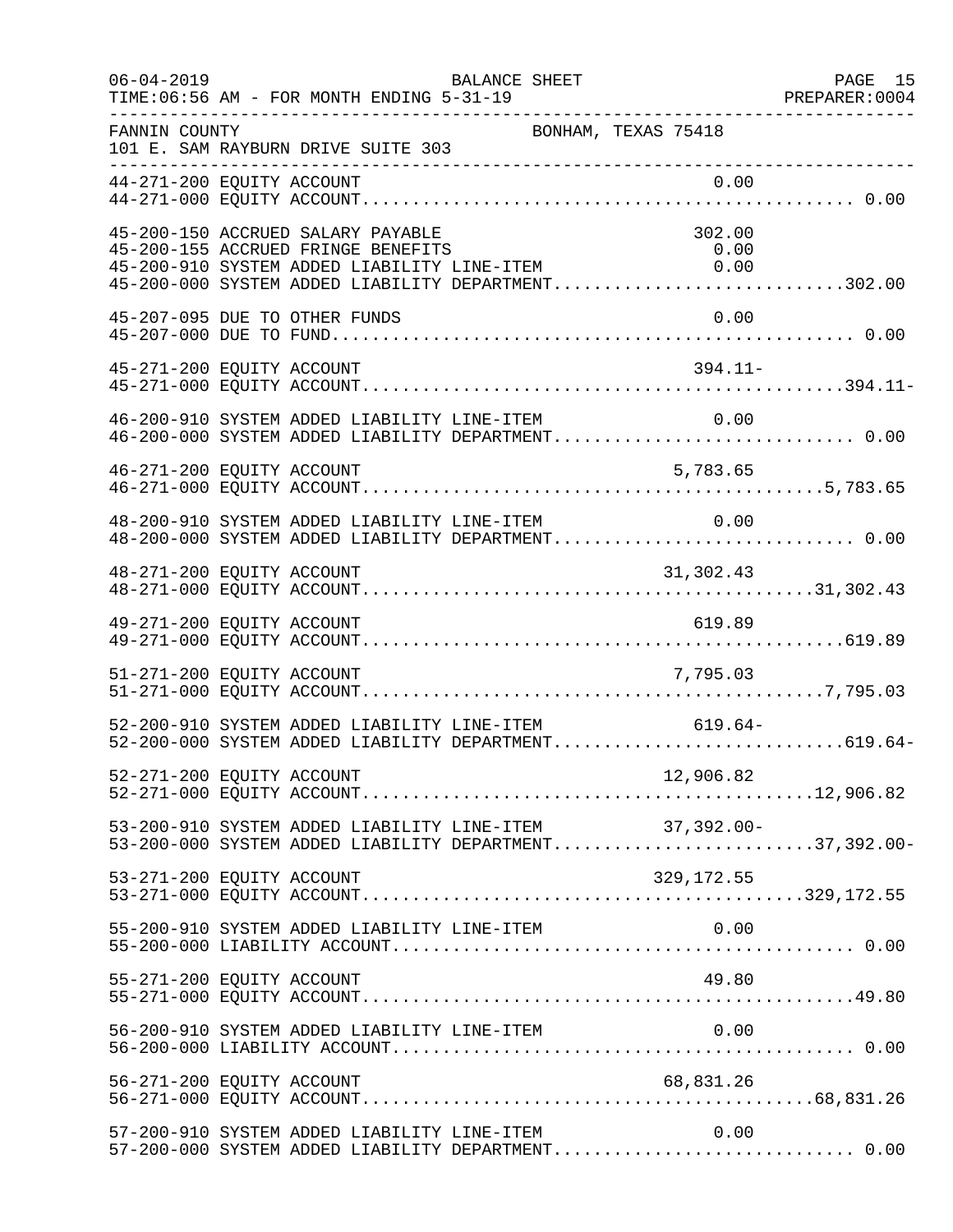FANNIN COUNTY BONHAM, TEXAS 75418
101 E. SAM RAYBURN DRIVE SUITE 303

| Account | Description | Line Amount | Total |
|---|---|---|---|
| 44-271-200 | EQUITY ACCOUNT | 0.00 | |
| 44-271-000 | EQUITY ACCOUNT | | 0.00 |
| 45-200-150 | ACCRUED SALARY PAYABLE | 302.00 | |
| 45-200-155 | ACCRUED FRINGE BENEFITS | 0.00 | |
| 45-200-910 | SYSTEM ADDED LIABILITY LINE-ITEM | 0.00 | |
| 45-200-000 | SYSTEM ADDED LIABILITY DEPARTMENT | | 302.00 |
| 45-207-095 | DUE TO OTHER FUNDS | 0.00 | |
| 45-207-000 | DUE TO FUND | | 0.00 |
| 45-271-200 | EQUITY ACCOUNT | 394.11- | |
| 45-271-000 | EQUITY ACCOUNT | | 394.11- |
| 46-200-910 | SYSTEM ADDED LIABILITY LINE-ITEM | 0.00 | |
| 46-200-000 | SYSTEM ADDED LIABILITY DEPARTMENT | | 0.00 |
| 46-271-200 | EQUITY ACCOUNT | 5,783.65 | |
| 46-271-000 | EQUITY ACCOUNT | | 5,783.65 |
| 48-200-910 | SYSTEM ADDED LIABILITY LINE-ITEM | 0.00 | |
| 48-200-000 | SYSTEM ADDED LIABILITY DEPARTMENT | | 0.00 |
| 48-271-200 | EQUITY ACCOUNT | 31,302.43 | |
| 48-271-000 | EQUITY ACCOUNT | | 31,302.43 |
| 49-271-200 | EQUITY ACCOUNT | 619.89 | |
| 49-271-000 | EQUITY ACCOUNT | | 619.89 |
| 51-271-200 | EQUITY ACCOUNT | 7,795.03 | |
| 51-271-000 | EQUITY ACCOUNT | | 7,795.03 |
| 52-200-910 | SYSTEM ADDED LIABILITY LINE-ITEM | 619.64- | |
| 52-200-000 | SYSTEM ADDED LIABILITY DEPARTMENT | | 619.64- |
| 52-271-200 | EQUITY ACCOUNT | 12,906.82 | |
| 52-271-000 | EQUITY ACCOUNT | | 12,906.82 |
| 53-200-910 | SYSTEM ADDED LIABILITY LINE-ITEM | 37,392.00- | |
| 53-200-000 | SYSTEM ADDED LIABILITY DEPARTMENT | | 37,392.00- |
| 53-271-200 | EQUITY ACCOUNT | 329,172.55 | |
| 53-271-000 | EQUITY ACCOUNT | | 329,172.55 |
| 55-200-910 | SYSTEM ADDED LIABILITY LINE-ITEM | 0.00 | |
| 55-200-000 | LIABILITY ACCOUNT | | 0.00 |
| 55-271-200 | EQUITY ACCOUNT | 49.80 | |
| 55-271-000 | EQUITY ACCOUNT | | 49.80 |
| 56-200-910 | SYSTEM ADDED LIABILITY LINE-ITEM | 0.00 | |
| 56-200-000 | LIABILITY ACCOUNT | | 0.00 |
| 56-271-200 | EQUITY ACCOUNT | 68,831.26 | |
| 56-271-000 | EQUITY ACCOUNT | | 68,831.26 |
| 57-200-910 | SYSTEM ADDED LIABILITY LINE-ITEM | 0.00 | |
| 57-200-000 | SYSTEM ADDED LIABILITY DEPARTMENT | | 0.00 |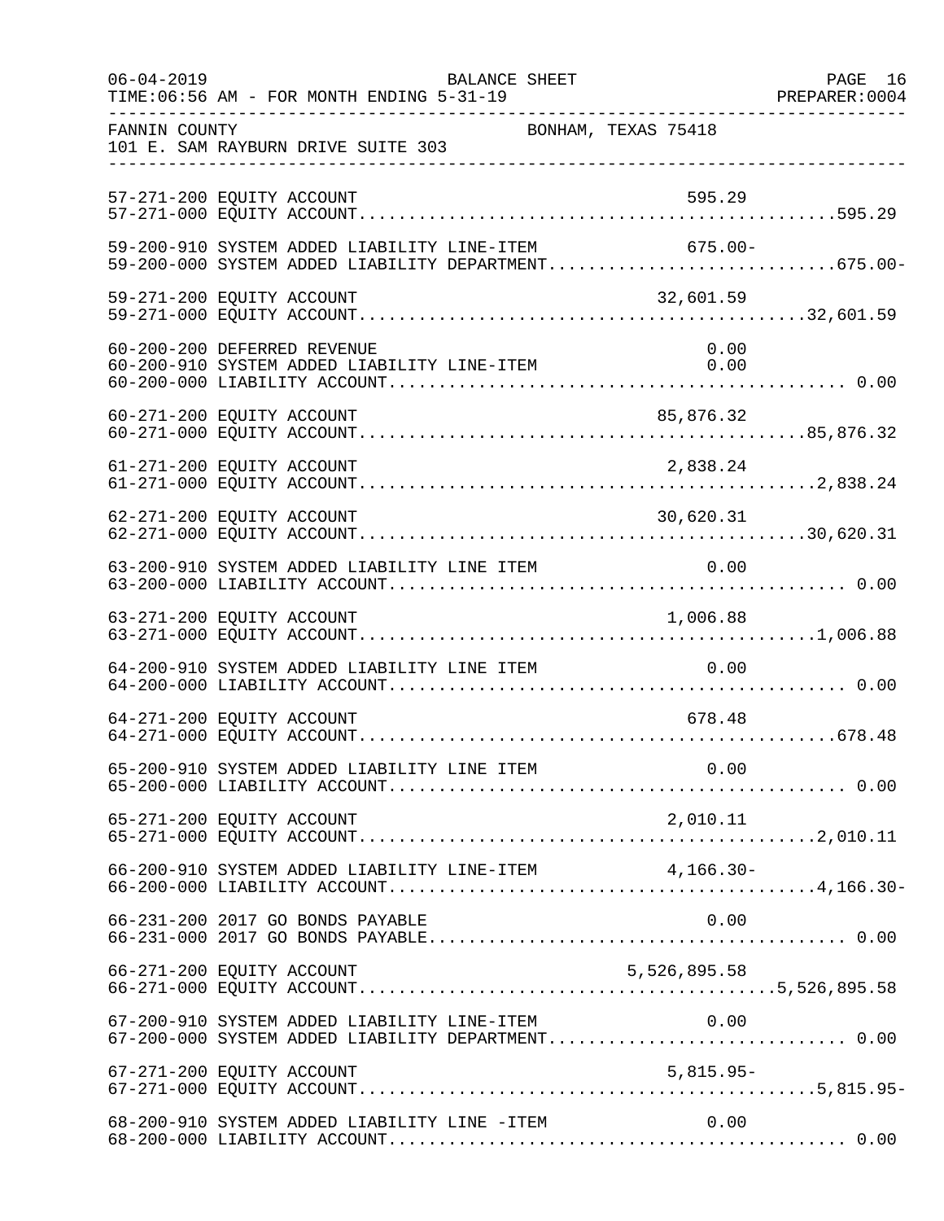FANNIN COUNTY BONHAM, TEXAS 75418
101 E. SAM RAYBURN DRIVE SUITE 303

BALANCE SHEET
TIME:06:56 AM - FOR MONTH ENDING 5-31-19

| Account | Description | Line Amount | Total |
|---|---|---|---|
| 57-271-200 | EQUITY ACCOUNT | 595.29 | |
| 57-271-000 | EQUITY ACCOUNT | | 595.29 |
| 59-200-910 | SYSTEM ADDED LIABILITY LINE-ITEM | 675.00- | |
| 59-200-000 | SYSTEM ADDED LIABILITY DEPARTMENT | | 675.00- |
| 59-271-200 | EQUITY ACCOUNT | 32,601.59 | |
| 59-271-000 | EQUITY ACCOUNT | | 32,601.59 |
| 60-200-200 | DEFERRED REVENUE | 0.00 | |
| 60-200-910 | SYSTEM ADDED LIABILITY LINE-ITEM | 0.00 | |
| 60-200-000 | LIABILITY ACCOUNT | | 0.00 |
| 60-271-200 | EQUITY ACCOUNT | 85,876.32 | |
| 60-271-000 | EQUITY ACCOUNT | | 85,876.32 |
| 61-271-200 | EQUITY ACCOUNT | 2,838.24 | |
| 61-271-000 | EQUITY ACCOUNT | | 2,838.24 |
| 62-271-200 | EQUITY ACCOUNT | 30,620.31 | |
| 62-271-000 | EQUITY ACCOUNT | | 30,620.31 |
| 63-200-910 | SYSTEM ADDED LIABILITY LINE ITEM | 0.00 | |
| 63-200-000 | LIABILITY ACCOUNT | | 0.00 |
| 63-271-200 | EQUITY ACCOUNT | 1,006.88 | |
| 63-271-000 | EQUITY ACCOUNT | | 1,006.88 |
| 64-200-910 | SYSTEM ADDED LIABILITY LINE ITEM | 0.00 | |
| 64-200-000 | LIABILITY ACCOUNT | | 0.00 |
| 64-271-200 | EQUITY ACCOUNT | 678.48 | |
| 64-271-000 | EQUITY ACCOUNT | | 678.48 |
| 65-200-910 | SYSTEM ADDED LIABILITY LINE ITEM | 0.00 | |
| 65-200-000 | LIABILITY ACCOUNT | | 0.00 |
| 65-271-200 | EQUITY ACCOUNT | 2,010.11 | |
| 65-271-000 | EQUITY ACCOUNT | | 2,010.11 |
| 66-200-910 | SYSTEM ADDED LIABILITY LINE-ITEM | 4,166.30- | |
| 66-200-000 | LIABILITY ACCOUNT | | 4,166.30- |
| 66-231-200 | 2017 GO BONDS PAYABLE | 0.00 | |
| 66-231-000 | 2017 GO BONDS PAYABLE | | 0.00 |
| 66-271-200 | EQUITY ACCOUNT | 5,526,895.58 | |
| 66-271-000 | EQUITY ACCOUNT | | 5,526,895.58 |
| 67-200-910 | SYSTEM ADDED LIABILITY LINE-ITEM | 0.00 | |
| 67-200-000 | SYSTEM ADDED LIABILITY DEPARTMENT | | 0.00 |
| 67-271-200 | EQUITY ACCOUNT | 5,815.95- | |
| 67-271-000 | EQUITY ACCOUNT | | 5,815.95- |
| 68-200-910 | SYSTEM ADDED LIABILITY LINE -ITEM | 0.00 | |
| 68-200-000 | LIABILITY ACCOUNT | | 0.00 |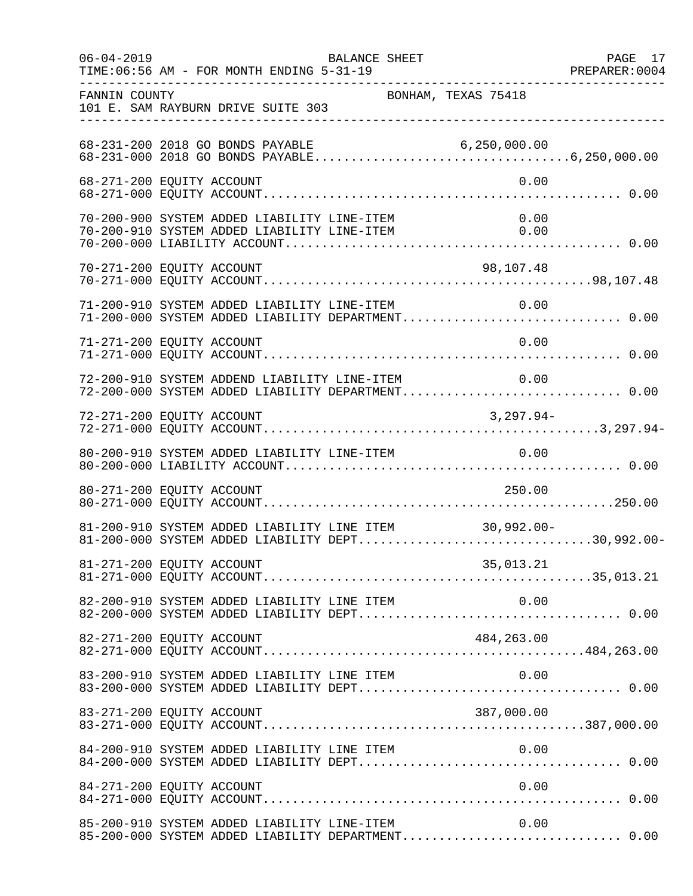FANNIN COUNTY — BONHAM, TEXAS 75418
101 E. SAM RAYBURN DRIVE SUITE 303

BALANCE SHEET
TIME:06:56 AM - FOR MONTH ENDING 5-31-19

| Account | Description | Amount | Total |
|---|---|---|---|
| 68-231-200 | 2018 GO BONDS PAYABLE | 6,250,000.00 | |
| 68-231-000 | 2018 GO BONDS PAYABLE | | 6,250,000.00 |
| 68-271-200 | EQUITY ACCOUNT | 0.00 | |
| 68-271-000 | EQUITY ACCOUNT | | 0.00 |
| 70-200-900 | SYSTEM ADDED LIABILITY LINE-ITEM | 0.00 | |
| 70-200-910 | SYSTEM ADDED LIABILITY LINE-ITEM | 0.00 | |
| 70-200-000 | LIABILITY ACCOUNT | | 0.00 |
| 70-271-200 | EQUITY ACCOUNT | 98,107.48 | |
| 70-271-000 | EQUITY ACCOUNT | | 98,107.48 |
| 71-200-910 | SYSTEM ADDED LIABILITY LINE-ITEM | 0.00 | |
| 71-200-000 | SYSTEM ADDED LIABILITY DEPARTMENT | | 0.00 |
| 71-271-200 | EQUITY ACCOUNT | 0.00 | |
| 71-271-000 | EQUITY ACCOUNT | | 0.00 |
| 72-200-910 | SYSTEM ADDEND LIABILITY LINE-ITEM | 0.00 | |
| 72-200-000 | SYSTEM ADDED LIABILITY DEPARTMENT | | 0.00 |
| 72-271-200 | EQUITY ACCOUNT | 3,297.94- | |
| 72-271-000 | EQUITY ACCOUNT | | 3,297.94- |
| 80-200-910 | SYSTEM ADDED LIABILITY LINE-ITEM | 0.00 | |
| 80-200-000 | LIABILITY ACCOUNT | | 0.00 |
| 80-271-200 | EQUITY ACCOUNT | 250.00 | |
| 80-271-000 | EQUITY ACCOUNT | | 250.00 |
| 81-200-910 | SYSTEM ADDED LIABILITY LINE ITEM | 30,992.00- | |
| 81-200-000 | SYSTEM ADDED LIABILITY DEPT | | 30,992.00- |
| 81-271-200 | EQUITY ACCOUNT | 35,013.21 | |
| 81-271-000 | EQUITY ACCOUNT | | 35,013.21 |
| 82-200-910 | SYSTEM ADDED LIABILITY LINE ITEM | 0.00 | |
| 82-200-000 | SYSTEM ADDED LIABILITY DEPT | | 0.00 |
| 82-271-200 | EQUITY ACCOUNT | 484,263.00 | |
| 82-271-000 | EQUITY ACCOUNT | | 484,263.00 |
| 83-200-910 | SYSTEM ADDED LIABILITY LINE ITEM | 0.00 | |
| 83-200-000 | SYSTEM ADDED LIABILITY DEPT | | 0.00 |
| 83-271-200 | EQUITY ACCOUNT | 387,000.00 | |
| 83-271-000 | EQUITY ACCOUNT | | 387,000.00 |
| 84-200-910 | SYSTEM ADDED LIABILITY LINE ITEM | 0.00 | |
| 84-200-000 | SYSTEM ADDED LIABILITY DEPT | | 0.00 |
| 84-271-200 | EQUITY ACCOUNT | 0.00 | |
| 84-271-000 | EQUITY ACCOUNT | | 0.00 |
| 85-200-910 | SYSTEM ADDED LIABILITY LINE-ITEM | 0.00 | |
| 85-200-000 | SYSTEM ADDED LIABILITY DEPARTMENT | | 0.00 |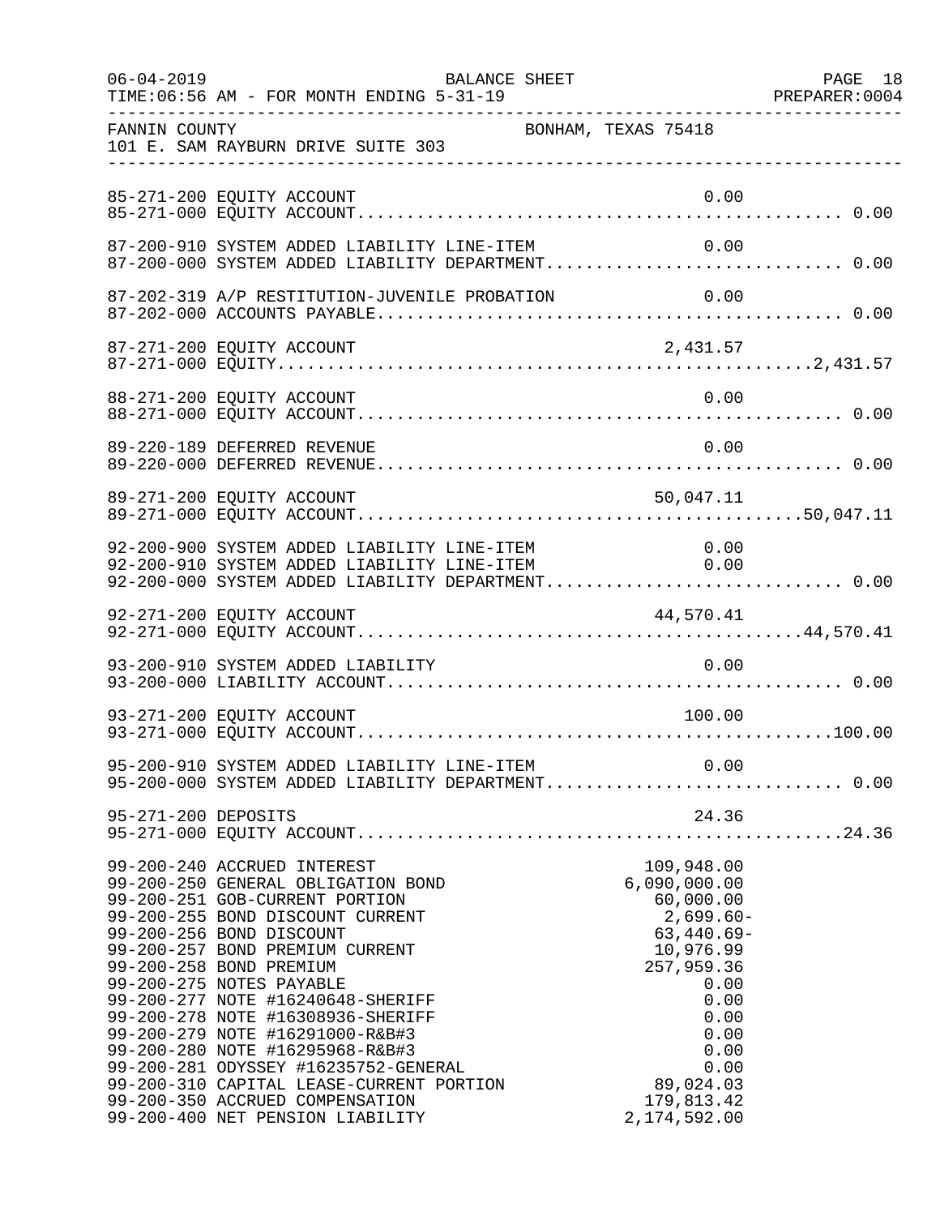06-04-2019 BALANCE SHEET PAGE 18
TIME:06:56 AM - FOR MONTH ENDING 5-31-19 PREPARER:0004

FANNIN COUNTY BONHAM, TEXAS 75418
101 E. SAM RAYBURN DRIVE SUITE 303

| Account | Description | Line Amount | Total |
|---|---|---|---|
| 85-271-200 | EQUITY ACCOUNT | 0.00 | |
| 85-271-000 | EQUITY ACCOUNT | | 0.00 |
| 87-200-910 | SYSTEM ADDED LIABILITY LINE-ITEM | 0.00 | |
| 87-200-000 | SYSTEM ADDED LIABILITY DEPARTMENT | | 0.00 |
| 87-202-319 | A/P RESTITUTION-JUVENILE PROBATION | 0.00 | |
| 87-202-000 | ACCOUNTS PAYABLE | | 0.00 |
| 87-271-200 | EQUITY ACCOUNT | 2,431.57 | |
| 87-271-000 | EQUITY | | 2,431.57 |
| 88-271-200 | EQUITY ACCOUNT | 0.00 | |
| 88-271-000 | EQUITY ACCOUNT | | 0.00 |
| 89-220-189 | DEFERRED REVENUE | 0.00 | |
| 89-220-000 | DEFERRED REVENUE | | 0.00 |
| 89-271-200 | EQUITY ACCOUNT | 50,047.11 | |
| 89-271-000 | EQUITY ACCOUNT | | 50,047.11 |
| 92-200-900 | SYSTEM ADDED LIABILITY LINE-ITEM | 0.00 | |
| 92-200-910 | SYSTEM ADDED LIABILITY LINE-ITEM | 0.00 | |
| 92-200-000 | SYSTEM ADDED LIABILITY DEPARTMENT | | 0.00 |
| 92-271-200 | EQUITY ACCOUNT | 44,570.41 | |
| 92-271-000 | EQUITY ACCOUNT | | 44,570.41 |
| 93-200-910 | SYSTEM ADDED LIABILITY | 0.00 | |
| 93-200-000 | LIABILITY ACCOUNT | | 0.00 |
| 93-271-200 | EQUITY ACCOUNT | 100.00 | |
| 93-271-000 | EQUITY ACCOUNT | | 100.00 |
| 95-200-910 | SYSTEM ADDED LIABILITY LINE-ITEM | 0.00 | |
| 95-200-000 | SYSTEM ADDED LIABILITY DEPARTMENT | | 0.00 |
| 95-271-200 | DEPOSITS | 24.36 | |
| 95-271-000 | EQUITY ACCOUNT | | 24.36 |
| 99-200-240 | ACCRUED INTEREST | 109,948.00 | |
| 99-200-250 | GENERAL OBLIGATION BOND | 6,090,000.00 | |
| 99-200-251 | GOB-CURRENT PORTION | 60,000.00 | |
| 99-200-255 | BOND DISCOUNT CURRENT | 2,699.60- | |
| 99-200-256 | BOND DISCOUNT | 63,440.69- | |
| 99-200-257 | BOND PREMIUM CURRENT | 10,976.99 | |
| 99-200-258 | BOND PREMIUM | 257,959.36 | |
| 99-200-275 | NOTES PAYABLE | 0.00 | |
| 99-200-277 | NOTE #16240648-SHERIFF | 0.00 | |
| 99-200-278 | NOTE #16308936-SHERIFF | 0.00 | |
| 99-200-279 | NOTE #16291000-R&B#3 | 0.00 | |
| 99-200-280 | NOTE #16295968-R&B#3 | 0.00 | |
| 99-200-281 | ODYSSEY #16235752-GENERAL | 0.00 | |
| 99-200-310 | CAPITAL LEASE-CURRENT PORTION | 89,024.03 | |
| 99-200-350 | ACCRUED COMPENSATION | 179,813.42 | |
| 99-200-400 | NET PENSION LIABILITY | 2,174,592.00 | |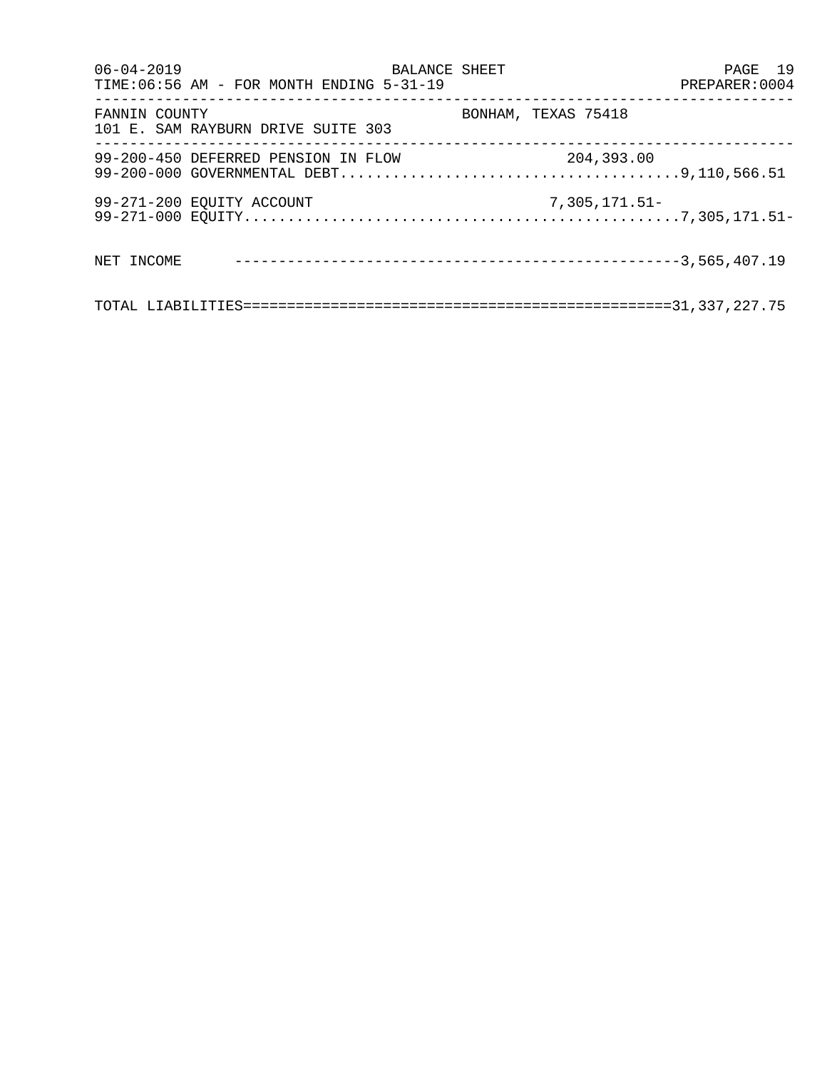06-04-2019 BALANCE SHEET PAGE 19
TIME:06:56 AM - FOR MONTH ENDING 5-31-19 PREPARER:0004

FANNIN COUNTY BONHAM, TEXAS 75418
101 E. SAM RAYBURN DRIVE SUITE 303

| | | |
|---|---|---|
| 99-200-450 DEFERRED PENSION IN FLOW | 204,393.00 | |
| 99-200-000 GOVERNMENTAL DEBT | | 9,110,566.51 |
| 99-271-200 EQUITY ACCOUNT | 7,305,171.51- | |
| 99-271-000 EQUITY | | 7,305,171.51- |
| NET INCOME | | 3,565,407.19 |
| TOTAL LIABILITIES | | 31,337,227.75 |